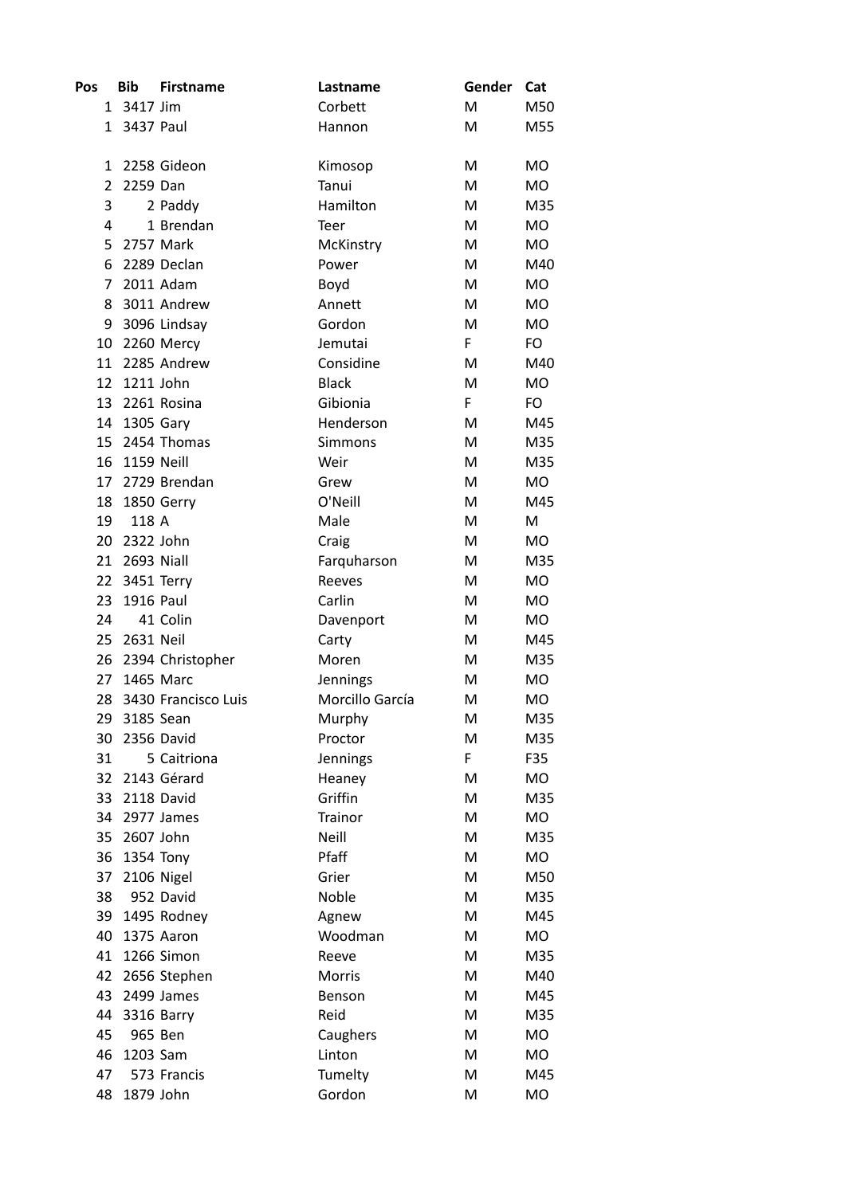| Pos | Bib | Firstname | Lastname | Gender | Cat |
|---|---|---|---|---|---|
| 1 | 3417 | Jim | Corbett | M | M50 |
| 1 | 3437 | Paul | Hannon | M | M55 |
| | | | | | |
| 1 | 2258 | Gideon | Kimosop | M | MO |
| 2 | 2259 | Dan | Tanui | M | MO |
| 3 | 2 | Paddy | Hamilton | M | M35 |
| 4 | 1 | Brendan | Teer | M | MO |
| 5 | 2757 | Mark | McKinstry | M | MO |
| 6 | 2289 | Declan | Power | M | M40 |
| 7 | 2011 | Adam | Boyd | M | MO |
| 8 | 3011 | Andrew | Annett | M | MO |
| 9 | 3096 | Lindsay | Gordon | M | MO |
| 10 | 2260 | Mercy | Jemutai | F | FO |
| 11 | 2285 | Andrew | Considine | M | M40 |
| 12 | 1211 | John | Black | M | MO |
| 13 | 2261 | Rosina | Gibionia | F | FO |
| 14 | 1305 | Gary | Henderson | M | M45 |
| 15 | 2454 | Thomas | Simmons | M | M35 |
| 16 | 1159 | Neill | Weir | M | M35 |
| 17 | 2729 | Brendan | Grew | M | MO |
| 18 | 1850 | Gerry | O'Neill | M | M45 |
| 19 | 118 | A | Male | M | M |
| 20 | 2322 | John | Craig | M | MO |
| 21 | 2693 | Niall | Farquharson | M | M35 |
| 22 | 3451 | Terry | Reeves | M | MO |
| 23 | 1916 | Paul | Carlin | M | MO |
| 24 | 41 | Colin | Davenport | M | MO |
| 25 | 2631 | Neil | Carty | M | M45 |
| 26 | 2394 | Christopher | Moren | M | M35 |
| 27 | 1465 | Marc | Jennings | M | MO |
| 28 | 3430 | Francisco Luis | Morcillo García | M | MO |
| 29 | 3185 | Sean | Murphy | M | M35 |
| 30 | 2356 | David | Proctor | M | M35 |
| 31 | 5 | Caitriona | Jennings | F | F35 |
| 32 | 2143 | Gérard | Heaney | M | MO |
| 33 | 2118 | David | Griffin | M | M35 |
| 34 | 2977 | James | Trainor | M | MO |
| 35 | 2607 | John | Neill | M | M35 |
| 36 | 1354 | Tony | Pfaff | M | MO |
| 37 | 2106 | Nigel | Grier | M | M50 |
| 38 | 952 | David | Noble | M | M35 |
| 39 | 1495 | Rodney | Agnew | M | M45 |
| 40 | 1375 | Aaron | Woodman | M | MO |
| 41 | 1266 | Simon | Reeve | M | M35 |
| 42 | 2656 | Stephen | Morris | M | M40 |
| 43 | 2499 | James | Benson | M | M45 |
| 44 | 3316 | Barry | Reid | M | M35 |
| 45 | 965 | Ben | Caughers | M | MO |
| 46 | 1203 | Sam | Linton | M | MO |
| 47 | 573 | Francis | Tumelty | M | M45 |
| 48 | 1879 | John | Gordon | M | MO |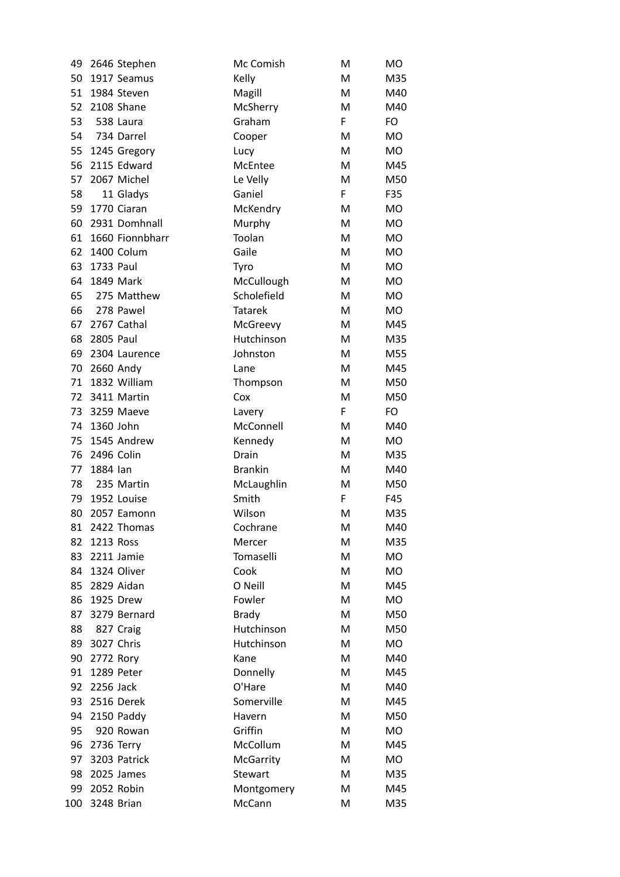| | | | | | |
|---|---|---|---|---|---|
| 49 | 2646 | Stephen | Mc Comish | M | MO |
| 50 | 1917 | Seamus | Kelly | M | M35 |
| 51 | 1984 | Steven | Magill | M | M40 |
| 52 | 2108 | Shane | McSherry | M | M40 |
| 53 | 538 | Laura | Graham | F | FO |
| 54 | 734 | Darrel | Cooper | M | MO |
| 55 | 1245 | Gregory | Lucy | M | MO |
| 56 | 2115 | Edward | McEntee | M | M45 |
| 57 | 2067 | Michel | Le Velly | M | M50 |
| 58 | 11 | Gladys | Ganiel | F | F35 |
| 59 | 1770 | Ciaran | McKendry | M | MO |
| 60 | 2931 | Domhnall | Murphy | M | MO |
| 61 | 1660 | Fionnbharr | Toolan | M | MO |
| 62 | 1400 | Colum | Gaile | M | MO |
| 63 | 1733 | Paul | Tyro | M | MO |
| 64 | 1849 | Mark | McCullough | M | MO |
| 65 | 275 | Matthew | Scholefield | M | MO |
| 66 | 278 | Pawel | Tatarek | M | MO |
| 67 | 2767 | Cathal | McGreevy | M | M45 |
| 68 | 2805 | Paul | Hutchinson | M | M35 |
| 69 | 2304 | Laurence | Johnston | M | M55 |
| 70 | 2660 | Andy | Lane | M | M45 |
| 71 | 1832 | William | Thompson | M | M50 |
| 72 | 3411 | Martin | Cox | M | M50 |
| 73 | 3259 | Maeve | Lavery | F | FO |
| 74 | 1360 | John | McConnell | M | M40 |
| 75 | 1545 | Andrew | Kennedy | M | MO |
| 76 | 2496 | Colin | Drain | M | M35 |
| 77 | 1884 | Ian | Brankin | M | M40 |
| 78 | 235 | Martin | McLaughlin | M | M50 |
| 79 | 1952 | Louise | Smith | F | F45 |
| 80 | 2057 | Eamonn | Wilson | M | M35 |
| 81 | 2422 | Thomas | Cochrane | M | M40 |
| 82 | 1213 | Ross | Mercer | M | M35 |
| 83 | 2211 | Jamie | Tomaselli | M | MO |
| 84 | 1324 | Oliver | Cook | M | MO |
| 85 | 2829 | Aidan | O Neill | M | M45 |
| 86 | 1925 | Drew | Fowler | M | MO |
| 87 | 3279 | Bernard | Brady | M | M50 |
| 88 | 827 | Craig | Hutchinson | M | M50 |
| 89 | 3027 | Chris | Hutchinson | M | MO |
| 90 | 2772 | Rory | Kane | M | M40 |
| 91 | 1289 | Peter | Donnelly | M | M45 |
| 92 | 2256 | Jack | O'Hare | M | M40 |
| 93 | 2516 | Derek | Somerville | M | M45 |
| 94 | 2150 | Paddy | Havern | M | M50 |
| 95 | 920 | Rowan | Griffin | M | MO |
| 96 | 2736 | Terry | McCollum | M | M45 |
| 97 | 3203 | Patrick | McGarrity | M | MO |
| 98 | 2025 | James | Stewart | M | M35 |
| 99 | 2052 | Robin | Montgomery | M | M45 |
| 100 | 3248 | Brian | McCann | M | M35 |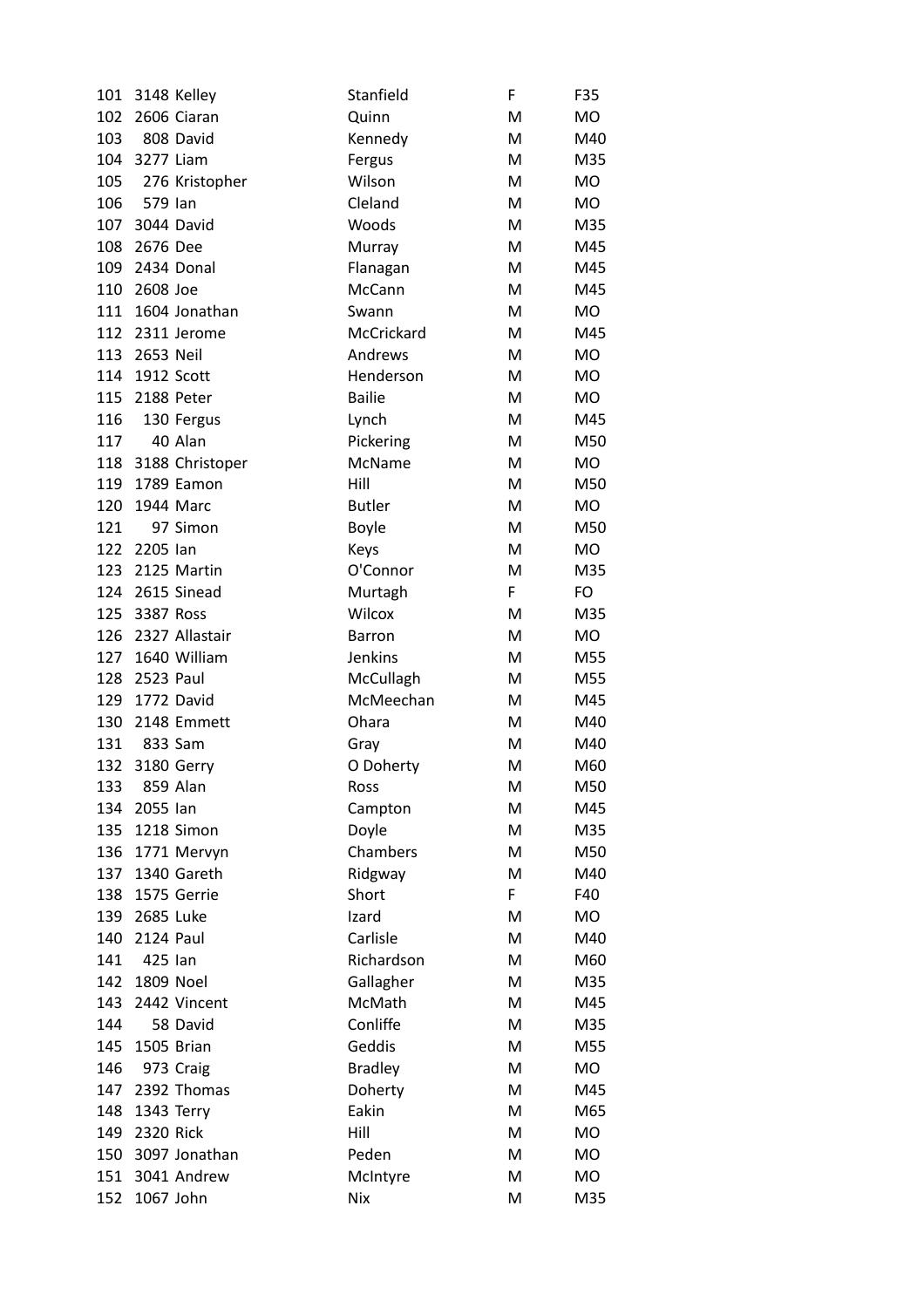| | | | | | |
|---|---|---|---|---|---|
| 101 | 3148 | Kelley | Stanfield | F | F35 |
| 102 | 2606 | Ciaran | Quinn | M | MO |
| 103 | 808 | David | Kennedy | M | M40 |
| 104 | 3277 | Liam | Fergus | M | M35 |
| 105 | 276 | Kristopher | Wilson | M | MO |
| 106 | 579 | Ian | Cleland | M | MO |
| 107 | 3044 | David | Woods | M | M35 |
| 108 | 2676 | Dee | Murray | M | M45 |
| 109 | 2434 | Donal | Flanagan | M | M45 |
| 110 | 2608 | Joe | McCann | M | M45 |
| 111 | 1604 | Jonathan | Swann | M | MO |
| 112 | 2311 | Jerome | McCrickard | M | M45 |
| 113 | 2653 | Neil | Andrews | M | MO |
| 114 | 1912 | Scott | Henderson | M | MO |
| 115 | 2188 | Peter | Bailie | M | MO |
| 116 | 130 | Fergus | Lynch | M | M45 |
| 117 | 40 | Alan | Pickering | M | M50 |
| 118 | 3188 | Christoper | McName | M | MO |
| 119 | 1789 | Eamon | Hill | M | M50 |
| 120 | 1944 | Marc | Butler | M | MO |
| 121 | 97 | Simon | Boyle | M | M50 |
| 122 | 2205 | Ian | Keys | M | MO |
| 123 | 2125 | Martin | O'Connor | M | M35 |
| 124 | 2615 | Sinead | Murtagh | F | FO |
| 125 | 3387 | Ross | Wilcox | M | M35 |
| 126 | 2327 | Allastair | Barron | M | MO |
| 127 | 1640 | William | Jenkins | M | M55 |
| 128 | 2523 | Paul | McCullagh | M | M55 |
| 129 | 1772 | David | McMeechan | M | M45 |
| 130 | 2148 | Emmett | Ohara | M | M40 |
| 131 | 833 | Sam | Gray | M | M40 |
| 132 | 3180 | Gerry | O Doherty | M | M60 |
| 133 | 859 | Alan | Ross | M | M50 |
| 134 | 2055 | Ian | Campton | M | M45 |
| 135 | 1218 | Simon | Doyle | M | M35 |
| 136 | 1771 | Mervyn | Chambers | M | M50 |
| 137 | 1340 | Gareth | Ridgway | M | M40 |
| 138 | 1575 | Gerrie | Short | F | F40 |
| 139 | 2685 | Luke | Izard | M | MO |
| 140 | 2124 | Paul | Carlisle | M | M40 |
| 141 | 425 | Ian | Richardson | M | M60 |
| 142 | 1809 | Noel | Gallagher | M | M35 |
| 143 | 2442 | Vincent | McMath | M | M45 |
| 144 | 58 | David | Conliffe | M | M35 |
| 145 | 1505 | Brian | Geddis | M | M55 |
| 146 | 973 | Craig | Bradley | M | MO |
| 147 | 2392 | Thomas | Doherty | M | M45 |
| 148 | 1343 | Terry | Eakin | M | M65 |
| 149 | 2320 | Rick | Hill | M | MO |
| 150 | 3097 | Jonathan | Peden | M | MO |
| 151 | 3041 | Andrew | McIntyre | M | MO |
| 152 | 1067 | John | Nix | M | M35 |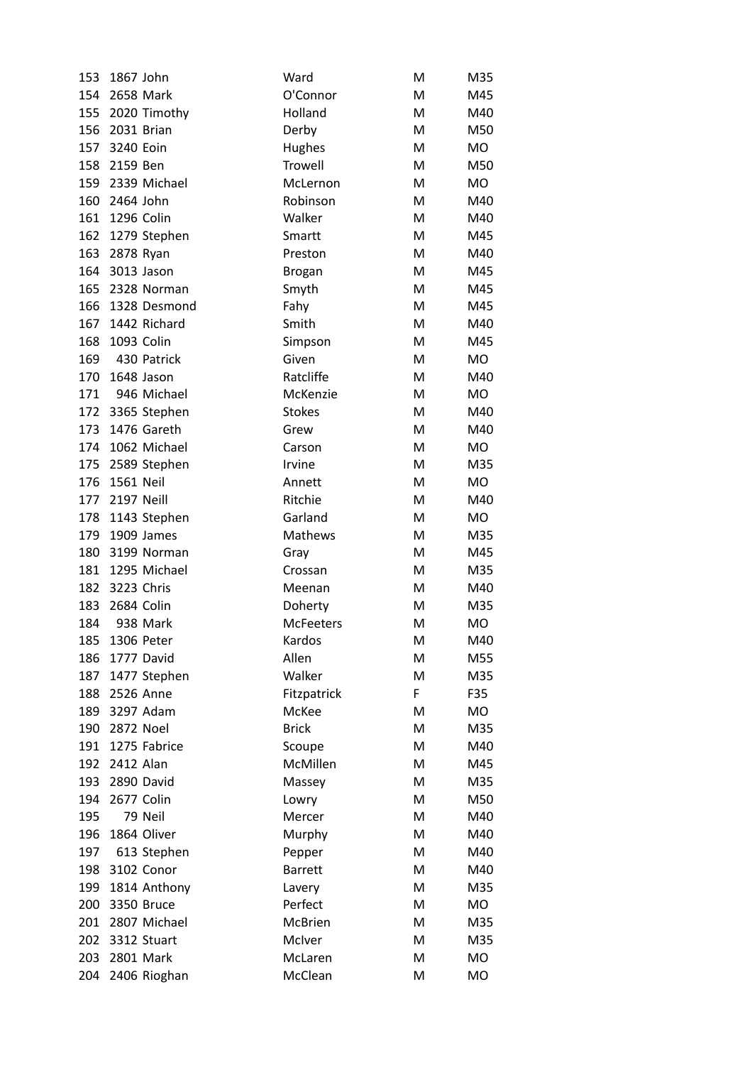| | | | | | |
|---|---|---|---|---|---|
| 153 | 1867 | John | Ward | M | M35 |
| 154 | 2658 | Mark | O'Connor | M | M45 |
| 155 | 2020 | Timothy | Holland | M | M40 |
| 156 | 2031 | Brian | Derby | M | M50 |
| 157 | 3240 | Eoin | Hughes | M | MO |
| 158 | 2159 | Ben | Trowell | M | M50 |
| 159 | 2339 | Michael | McLernon | M | MO |
| 160 | 2464 | John | Robinson | M | M40 |
| 161 | 1296 | Colin | Walker | M | M40 |
| 162 | 1279 | Stephen | Smartt | M | M45 |
| 163 | 2878 | Ryan | Preston | M | M40 |
| 164 | 3013 | Jason | Brogan | M | M45 |
| 165 | 2328 | Norman | Smyth | M | M45 |
| 166 | 1328 | Desmond | Fahy | M | M45 |
| 167 | 1442 | Richard | Smith | M | M40 |
| 168 | 1093 | Colin | Simpson | M | M45 |
| 169 | 430 | Patrick | Given | M | MO |
| 170 | 1648 | Jason | Ratcliffe | M | M40 |
| 171 | 946 | Michael | McKenzie | M | MO |
| 172 | 3365 | Stephen | Stokes | M | M40 |
| 173 | 1476 | Gareth | Grew | M | M40 |
| 174 | 1062 | Michael | Carson | M | MO |
| 175 | 2589 | Stephen | Irvine | M | M35 |
| 176 | 1561 | Neil | Annett | M | MO |
| 177 | 2197 | Neill | Ritchie | M | M40 |
| 178 | 1143 | Stephen | Garland | M | MO |
| 179 | 1909 | James | Mathews | M | M35 |
| 180 | 3199 | Norman | Gray | M | M45 |
| 181 | 1295 | Michael | Crossan | M | M35 |
| 182 | 3223 | Chris | Meenan | M | M40 |
| 183 | 2684 | Colin | Doherty | M | M35 |
| 184 | 938 | Mark | McFeeters | M | MO |
| 185 | 1306 | Peter | Kardos | M | M40 |
| 186 | 1777 | David | Allen | M | M55 |
| 187 | 1477 | Stephen | Walker | M | M35 |
| 188 | 2526 | Anne | Fitzpatrick | F | F35 |
| 189 | 3297 | Adam | McKee | M | MO |
| 190 | 2872 | Noel | Brick | M | M35 |
| 191 | 1275 | Fabrice | Scoupe | M | M40 |
| 192 | 2412 | Alan | McMillen | M | M45 |
| 193 | 2890 | David | Massey | M | M35 |
| 194 | 2677 | Colin | Lowry | M | M50 |
| 195 | 79 | Neil | Mercer | M | M40 |
| 196 | 1864 | Oliver | Murphy | M | M40 |
| 197 | 613 | Stephen | Pepper | M | M40 |
| 198 | 3102 | Conor | Barrett | M | M40 |
| 199 | 1814 | Anthony | Lavery | M | M35 |
| 200 | 3350 | Bruce | Perfect | M | MO |
| 201 | 2807 | Michael | McBrien | M | M35 |
| 202 | 3312 | Stuart | McIver | M | M35 |
| 203 | 2801 | Mark | McLaren | M | MO |
| 204 | 2406 | Rioghan | McClean | M | MO |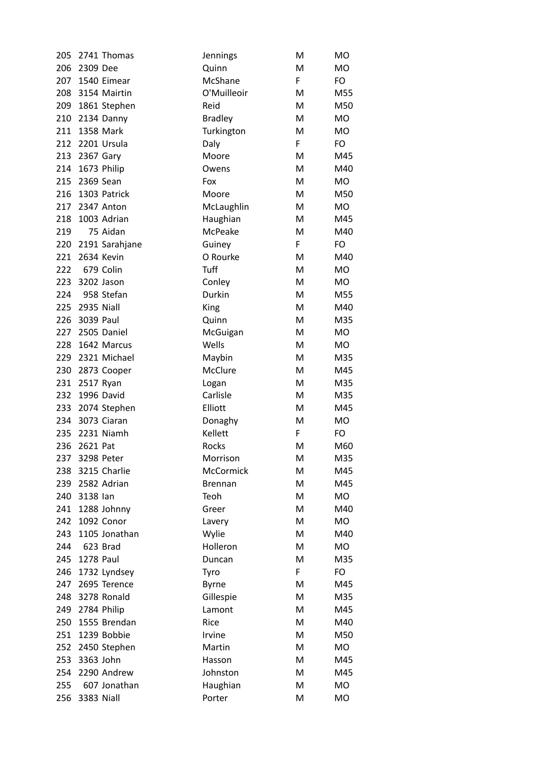| | | | | | |
|---|---|---|---|---|---|
| 205 | 2741 | Thomas | Jennings | M | MO |
| 206 | 2309 | Dee | Quinn | M | MO |
| 207 | 1540 | Eimear | McShane | F | FO |
| 208 | 3154 | Mairtin | O'Muilleoir | M | M55 |
| 209 | 1861 | Stephen | Reid | M | M50 |
| 210 | 2134 | Danny | Bradley | M | MO |
| 211 | 1358 | Mark | Turkington | M | MO |
| 212 | 2201 | Ursula | Daly | F | FO |
| 213 | 2367 | Gary | Moore | M | M45 |
| 214 | 1673 | Philip | Owens | M | M40 |
| 215 | 2369 | Sean | Fox | M | MO |
| 216 | 1303 | Patrick | Moore | M | M50 |
| 217 | 2347 | Anton | McLaughlin | M | MO |
| 218 | 1003 | Adrian | Haughian | M | M45 |
| 219 | 75 | Aidan | McPeake | M | M40 |
| 220 | 2191 | Sarahjane | Guiney | F | FO |
| 221 | 2634 | Kevin | O Rourke | M | M40 |
| 222 | 679 | Colin | Tuff | M | MO |
| 223 | 3202 | Jason | Conley | M | MO |
| 224 | 958 | Stefan | Durkin | M | M55 |
| 225 | 2935 | Niall | King | M | M40 |
| 226 | 3039 | Paul | Quinn | M | M35 |
| 227 | 2505 | Daniel | McGuigan | M | MO |
| 228 | 1642 | Marcus | Wells | M | MO |
| 229 | 2321 | Michael | Maybin | M | M35 |
| 230 | 2873 | Cooper | McClure | M | M45 |
| 231 | 2517 | Ryan | Logan | M | M35 |
| 232 | 1996 | David | Carlisle | M | M35 |
| 233 | 2074 | Stephen | Elliott | M | M45 |
| 234 | 3073 | Ciaran | Donaghy | M | MO |
| 235 | 2231 | Niamh | Kellett | F | FO |
| 236 | 2621 | Pat | Rocks | M | M60 |
| 237 | 3298 | Peter | Morrison | M | M35 |
| 238 | 3215 | Charlie | McCormick | M | M45 |
| 239 | 2582 | Adrian | Brennan | M | M45 |
| 240 | 3138 | Ian | Teoh | M | MO |
| 241 | 1288 | Johnny | Greer | M | M40 |
| 242 | 1092 | Conor | Lavery | M | MO |
| 243 | 1105 | Jonathan | Wylie | M | M40 |
| 244 | 623 | Brad | Holleron | M | MO |
| 245 | 1278 | Paul | Duncan | M | M35 |
| 246 | 1732 | Lyndsey | Tyro | F | FO |
| 247 | 2695 | Terence | Byrne | M | M45 |
| 248 | 3278 | Ronald | Gillespie | M | M35 |
| 249 | 2784 | Philip | Lamont | M | M45 |
| 250 | 1555 | Brendan | Rice | M | M40 |
| 251 | 1239 | Bobbie | Irvine | M | M50 |
| 252 | 2450 | Stephen | Martin | M | MO |
| 253 | 3363 | John | Hasson | M | M45 |
| 254 | 2290 | Andrew | Johnston | M | M45 |
| 255 | 607 | Jonathan | Haughian | M | MO |
| 256 | 3383 | Niall | Porter | M | MO |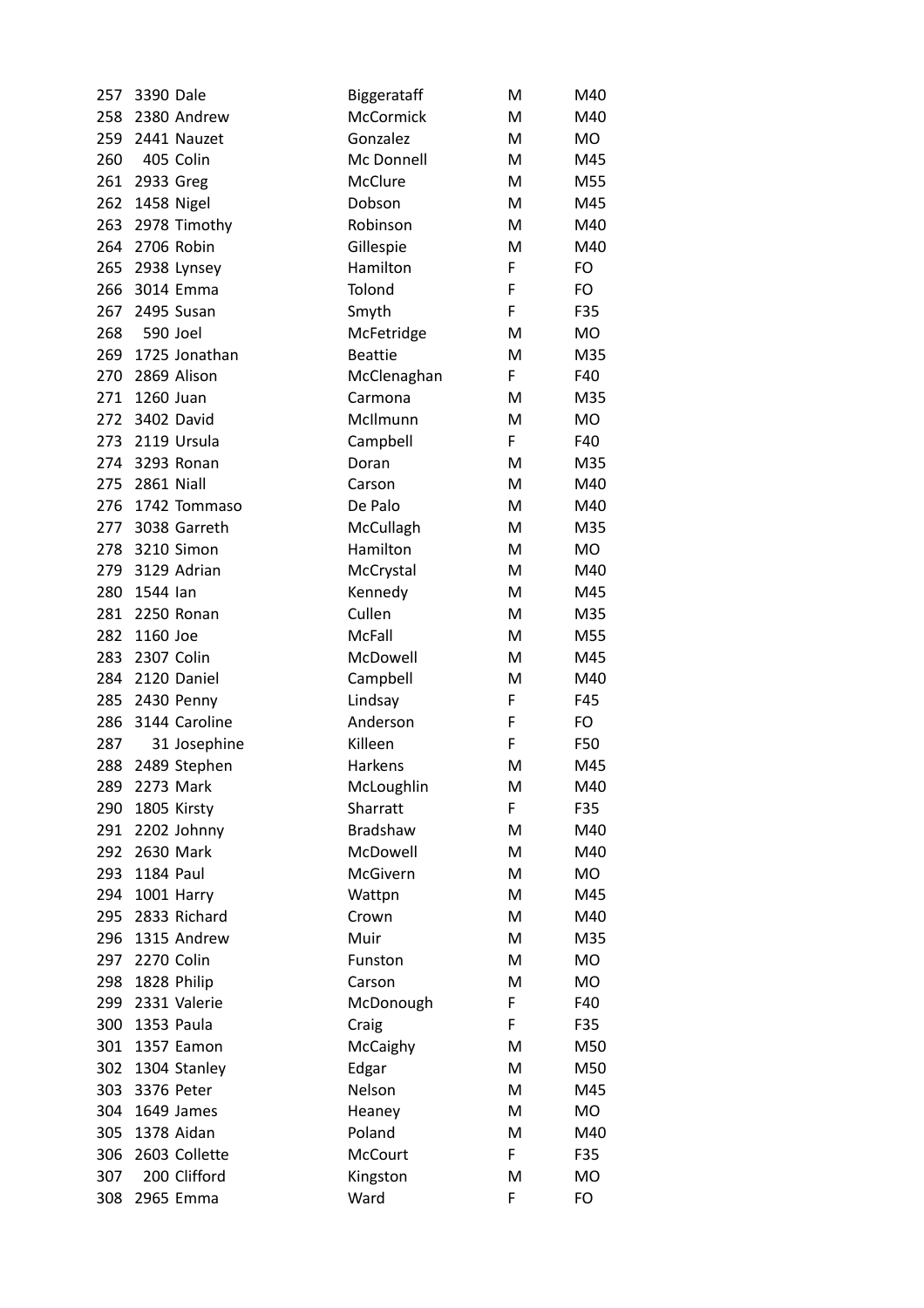| | | | | | |
|---|---|---|---|---|---|
| 257 | 3390 | Dale | Biggerataff | M | M40 |
| 258 | 2380 | Andrew | McCormick | M | M40 |
| 259 | 2441 | Nauzet | Gonzalez | M | MO |
| 260 | 405 | Colin | Mc Donnell | M | M45 |
| 261 | 2933 | Greg | McClure | M | M55 |
| 262 | 1458 | Nigel | Dobson | M | M45 |
| 263 | 2978 | Timothy | Robinson | M | M40 |
| 264 | 2706 | Robin | Gillespie | M | M40 |
| 265 | 2938 | Lynsey | Hamilton | F | FO |
| 266 | 3014 | Emma | Tolond | F | FO |
| 267 | 2495 | Susan | Smyth | F | F35 |
| 268 | 590 | Joel | McFetridge | M | MO |
| 269 | 1725 | Jonathan | Beattie | M | M35 |
| 270 | 2869 | Alison | McClenaghan | F | F40 |
| 271 | 1260 | Juan | Carmona | M | M35 |
| 272 | 3402 | David | McIlmunn | M | MO |
| 273 | 2119 | Ursula | Campbell | F | F40 |
| 274 | 3293 | Ronan | Doran | M | M35 |
| 275 | 2861 | Niall | Carson | M | M40 |
| 276 | 1742 | Tommaso | De Palo | M | M40 |
| 277 | 3038 | Garreth | McCullagh | M | M35 |
| 278 | 3210 | Simon | Hamilton | M | MO |
| 279 | 3129 | Adrian | McCrystal | M | M40 |
| 280 | 1544 | Ian | Kennedy | M | M45 |
| 281 | 2250 | Ronan | Cullen | M | M35 |
| 282 | 1160 | Joe | McFall | M | M55 |
| 283 | 2307 | Colin | McDowell | M | M45 |
| 284 | 2120 | Daniel | Campbell | M | M40 |
| 285 | 2430 | Penny | Lindsay | F | F45 |
| 286 | 3144 | Caroline | Anderson | F | FO |
| 287 | 31 | Josephine | Killeen | F | F50 |
| 288 | 2489 | Stephen | Harkens | M | M45 |
| 289 | 2273 | Mark | McLoughlin | M | M40 |
| 290 | 1805 | Kirsty | Sharratt | F | F35 |
| 291 | 2202 | Johnny | Bradshaw | M | M40 |
| 292 | 2630 | Mark | McDowell | M | M40 |
| 293 | 1184 | Paul | McGivern | M | MO |
| 294 | 1001 | Harry | Wattpn | M | M45 |
| 295 | 2833 | Richard | Crown | M | M40 |
| 296 | 1315 | Andrew | Muir | M | M35 |
| 297 | 2270 | Colin | Funston | M | MO |
| 298 | 1828 | Philip | Carson | M | MO |
| 299 | 2331 | Valerie | McDonough | F | F40 |
| 300 | 1353 | Paula | Craig | F | F35 |
| 301 | 1357 | Eamon | McCaighy | M | M50 |
| 302 | 1304 | Stanley | Edgar | M | M50 |
| 303 | 3376 | Peter | Nelson | M | M45 |
| 304 | 1649 | James | Heaney | M | MO |
| 305 | 1378 | Aidan | Poland | M | M40 |
| 306 | 2603 | Collette | McCourt | F | F35 |
| 307 | 200 | Clifford | Kingston | M | MO |
| 308 | 2965 | Emma | Ward | F | FO |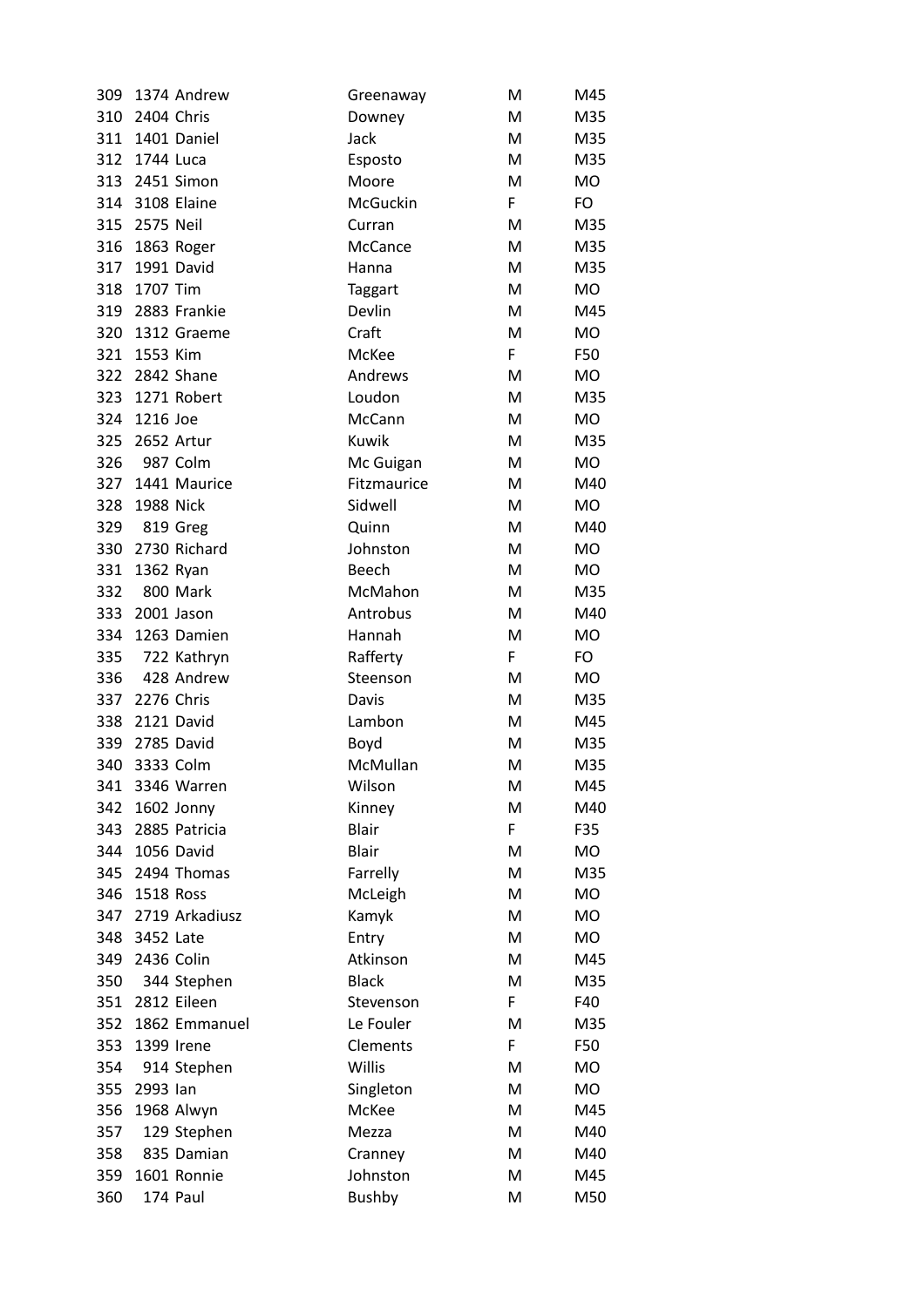| | | | | | |
|---|---|---|---|---|---|
| 309 | 1374 | Andrew | Greenaway | M | M45 |
| 310 | 2404 | Chris | Downey | M | M35 |
| 311 | 1401 | Daniel | Jack | M | M35 |
| 312 | 1744 | Luca | Esposto | M | M35 |
| 313 | 2451 | Simon | Moore | M | MO |
| 314 | 3108 | Elaine | McGuckin | F | FO |
| 315 | 2575 | Neil | Curran | M | M35 |
| 316 | 1863 | Roger | McCance | M | M35 |
| 317 | 1991 | David | Hanna | M | M35 |
| 318 | 1707 | Tim | Taggart | M | MO |
| 319 | 2883 | Frankie | Devlin | M | M45 |
| 320 | 1312 | Graeme | Craft | M | MO |
| 321 | 1553 | Kim | McKee | F | F50 |
| 322 | 2842 | Shane | Andrews | M | MO |
| 323 | 1271 | Robert | Loudon | M | M35 |
| 324 | 1216 | Joe | McCann | M | MO |
| 325 | 2652 | Artur | Kuwik | M | M35 |
| 326 | 987 | Colm | Mc Guigan | M | MO |
| 327 | 1441 | Maurice | Fitzmaurice | M | M40 |
| 328 | 1988 | Nick | Sidwell | M | MO |
| 329 | 819 | Greg | Quinn | M | M40 |
| 330 | 2730 | Richard | Johnston | M | MO |
| 331 | 1362 | Ryan | Beech | M | MO |
| 332 | 800 | Mark | McMahon | M | M35 |
| 333 | 2001 | Jason | Antrobus | M | M40 |
| 334 | 1263 | Damien | Hannah | M | MO |
| 335 | 722 | Kathryn | Rafferty | F | FO |
| 336 | 428 | Andrew | Steenson | M | MO |
| 337 | 2276 | Chris | Davis | M | M35 |
| 338 | 2121 | David | Lambon | M | M45 |
| 339 | 2785 | David | Boyd | M | M35 |
| 340 | 3333 | Colm | McMullan | M | M35 |
| 341 | 3346 | Warren | Wilson | M | M45 |
| 342 | 1602 | Jonny | Kinney | M | M40 |
| 343 | 2885 | Patricia | Blair | F | F35 |
| 344 | 1056 | David | Blair | M | MO |
| 345 | 2494 | Thomas | Farrelly | M | M35 |
| 346 | 1518 | Ross | McLeigh | M | MO |
| 347 | 2719 | Arkadiusz | Kamyk | M | MO |
| 348 | 3452 | Late | Entry | M | MO |
| 349 | 2436 | Colin | Atkinson | M | M45 |
| 350 | 344 | Stephen | Black | M | M35 |
| 351 | 2812 | Eileen | Stevenson | F | F40 |
| 352 | 1862 | Emmanuel | Le Fouler | M | M35 |
| 353 | 1399 | Irene | Clements | F | F50 |
| 354 | 914 | Stephen | Willis | M | MO |
| 355 | 2993 | Ian | Singleton | M | MO |
| 356 | 1968 | Alwyn | McKee | M | M45 |
| 357 | 129 | Stephen | Mezza | M | M40 |
| 358 | 835 | Damian | Cranney | M | M40 |
| 359 | 1601 | Ronnie | Johnston | M | M45 |
| 360 | 174 | Paul | Bushby | M | M50 |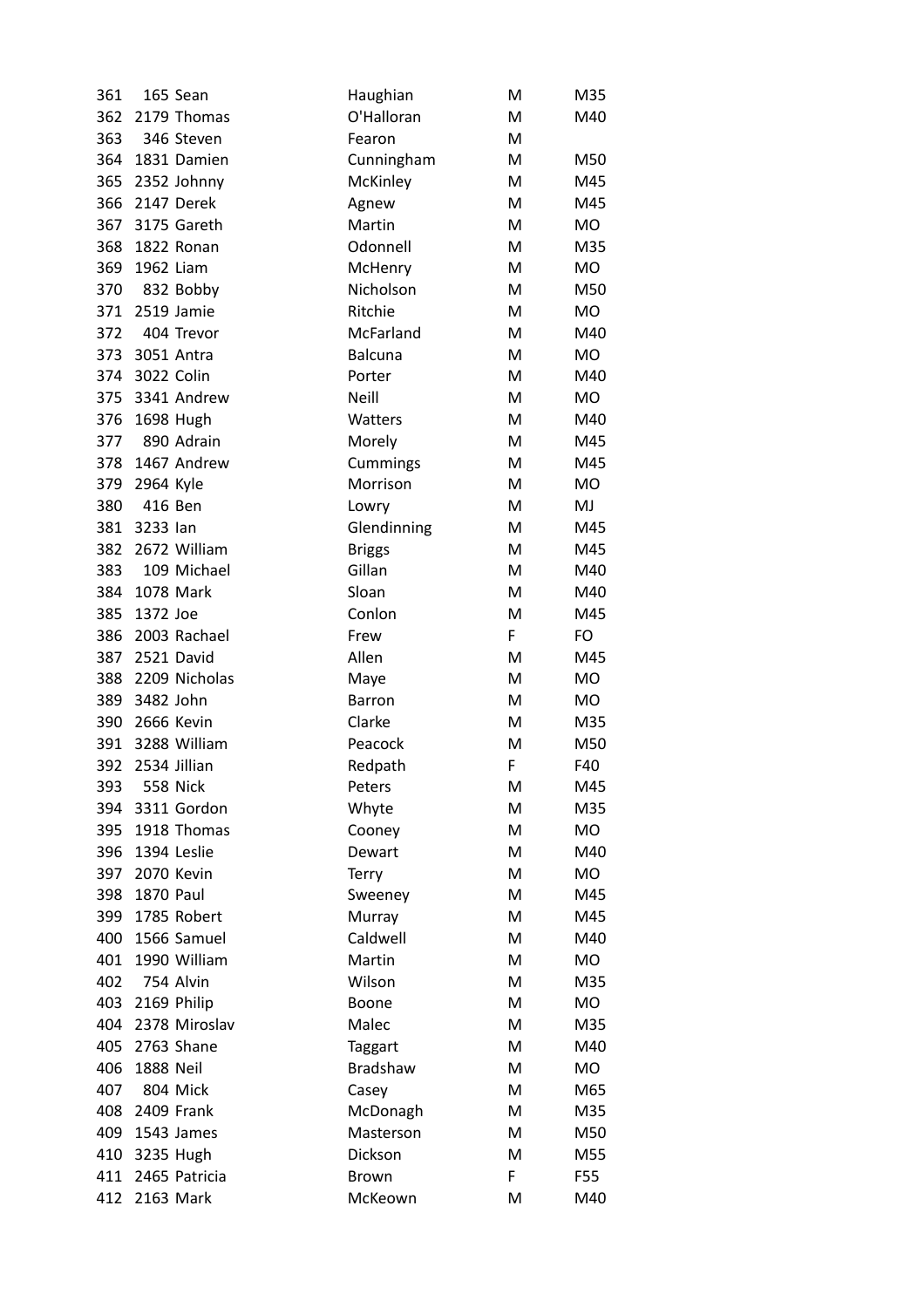| | | | | | |
|---|---|---|---|---|---|
| 361 | 165 | Sean | Haughian | M | M35 |
| 362 | 2179 | Thomas | O'Halloran | M | M40 |
| 363 | 346 | Steven | Fearon | M | |
| 364 | 1831 | Damien | Cunningham | M | M50 |
| 365 | 2352 | Johnny | McKinley | M | M45 |
| 366 | 2147 | Derek | Agnew | M | M45 |
| 367 | 3175 | Gareth | Martin | M | MO |
| 368 | 1822 | Ronan | Odonnell | M | M35 |
| 369 | 1962 | Liam | McHenry | M | MO |
| 370 | 832 | Bobby | Nicholson | M | M50 |
| 371 | 2519 | Jamie | Ritchie | M | MO |
| 372 | 404 | Trevor | McFarland | M | M40 |
| 373 | 3051 | Antra | Balcuna | M | MO |
| 374 | 3022 | Colin | Porter | M | M40 |
| 375 | 3341 | Andrew | Neill | M | MO |
| 376 | 1698 | Hugh | Watters | M | M40 |
| 377 | 890 | Adrain | Morely | M | M45 |
| 378 | 1467 | Andrew | Cummings | M | M45 |
| 379 | 2964 | Kyle | Morrison | M | MO |
| 380 | 416 | Ben | Lowry | M | MJ |
| 381 | 3233 | Ian | Glendinning | M | M45 |
| 382 | 2672 | William | Briggs | M | M45 |
| 383 | 109 | Michael | Gillan | M | M40 |
| 384 | 1078 | Mark | Sloan | M | M40 |
| 385 | 1372 | Joe | Conlon | M | M45 |
| 386 | 2003 | Rachael | Frew | F | FO |
| 387 | 2521 | David | Allen | M | M45 |
| 388 | 2209 | Nicholas | Maye | M | MO |
| 389 | 3482 | John | Barron | M | MO |
| 390 | 2666 | Kevin | Clarke | M | M35 |
| 391 | 3288 | William | Peacock | M | M50 |
| 392 | 2534 | Jillian | Redpath | F | F40 |
| 393 | 558 | Nick | Peters | M | M45 |
| 394 | 3311 | Gordon | Whyte | M | M35 |
| 395 | 1918 | Thomas | Cooney | M | MO |
| 396 | 1394 | Leslie | Dewart | M | M40 |
| 397 | 2070 | Kevin | Terry | M | MO |
| 398 | 1870 | Paul | Sweeney | M | M45 |
| 399 | 1785 | Robert | Murray | M | M45 |
| 400 | 1566 | Samuel | Caldwell | M | M40 |
| 401 | 1990 | William | Martin | M | MO |
| 402 | 754 | Alvin | Wilson | M | M35 |
| 403 | 2169 | Philip | Boone | M | MO |
| 404 | 2378 | Miroslav | Malec | M | M35 |
| 405 | 2763 | Shane | Taggart | M | M40 |
| 406 | 1888 | Neil | Bradshaw | M | MO |
| 407 | 804 | Mick | Casey | M | M65 |
| 408 | 2409 | Frank | McDonagh | M | M35 |
| 409 | 1543 | James | Masterson | M | M50 |
| 410 | 3235 | Hugh | Dickson | M | M55 |
| 411 | 2465 | Patricia | Brown | F | F55 |
| 412 | 2163 | Mark | McKeown | M | M40 |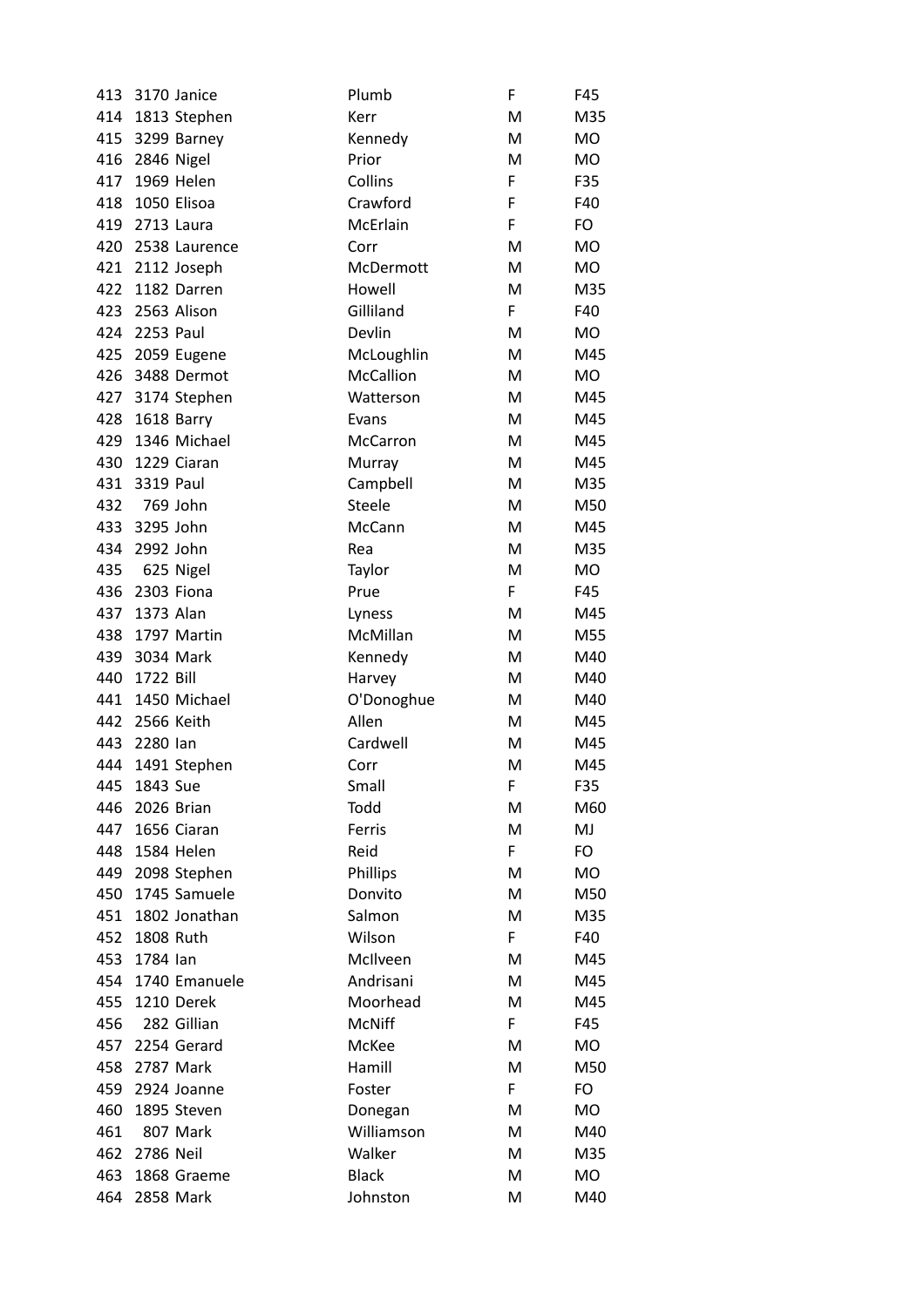| | | | | | |
|---|---|---|---|---|---|
| 413 | 3170 | Janice | Plumb | F | F45 |
| 414 | 1813 | Stephen | Kerr | M | M35 |
| 415 | 3299 | Barney | Kennedy | M | MO |
| 416 | 2846 | Nigel | Prior | M | MO |
| 417 | 1969 | Helen | Collins | F | F35 |
| 418 | 1050 | Elisoa | Crawford | F | F40 |
| 419 | 2713 | Laura | McErlain | F | FO |
| 420 | 2538 | Laurence | Corr | M | MO |
| 421 | 2112 | Joseph | McDermott | M | MO |
| 422 | 1182 | Darren | Howell | M | M35 |
| 423 | 2563 | Alison | Gilliland | F | F40 |
| 424 | 2253 | Paul | Devlin | M | MO |
| 425 | 2059 | Eugene | McLoughlin | M | M45 |
| 426 | 3488 | Dermot | McCallion | M | MO |
| 427 | 3174 | Stephen | Watterson | M | M45 |
| 428 | 1618 | Barry | Evans | M | M45 |
| 429 | 1346 | Michael | McCarron | M | M45 |
| 430 | 1229 | Ciaran | Murray | M | M45 |
| 431 | 3319 | Paul | Campbell | M | M35 |
| 432 | 769 | John | Steele | M | M50 |
| 433 | 3295 | John | McCann | M | M45 |
| 434 | 2992 | John | Rea | M | M35 |
| 435 | 625 | Nigel | Taylor | M | MO |
| 436 | 2303 | Fiona | Prue | F | F45 |
| 437 | 1373 | Alan | Lyness | M | M45 |
| 438 | 1797 | Martin | McMillan | M | M55 |
| 439 | 3034 | Mark | Kennedy | M | M40 |
| 440 | 1722 | Bill | Harvey | M | M40 |
| 441 | 1450 | Michael | O'Donoghue | M | M40 |
| 442 | 2566 | Keith | Allen | M | M45 |
| 443 | 2280 | Ian | Cardwell | M | M45 |
| 444 | 1491 | Stephen | Corr | M | M45 |
| 445 | 1843 | Sue | Small | F | F35 |
| 446 | 2026 | Brian | Todd | M | M60 |
| 447 | 1656 | Ciaran | Ferris | M | MJ |
| 448 | 1584 | Helen | Reid | F | FO |
| 449 | 2098 | Stephen | Phillips | M | MO |
| 450 | 1745 | Samuele | Donvito | M | M50 |
| 451 | 1802 | Jonathan | Salmon | M | M35 |
| 452 | 1808 | Ruth | Wilson | F | F40 |
| 453 | 1784 | Ian | McIlveen | M | M45 |
| 454 | 1740 | Emanuele | Andrisani | M | M45 |
| 455 | 1210 | Derek | Moorhead | M | M45 |
| 456 | 282 | Gillian | McNiff | F | F45 |
| 457 | 2254 | Gerard | McKee | M | MO |
| 458 | 2787 | Mark | Hamill | M | M50 |
| 459 | 2924 | Joanne | Foster | F | FO |
| 460 | 1895 | Steven | Donegan | M | MO |
| 461 | 807 | Mark | Williamson | M | M40 |
| 462 | 2786 | Neil | Walker | M | M35 |
| 463 | 1868 | Graeme | Black | M | MO |
| 464 | 2858 | Mark | Johnston | M | M40 |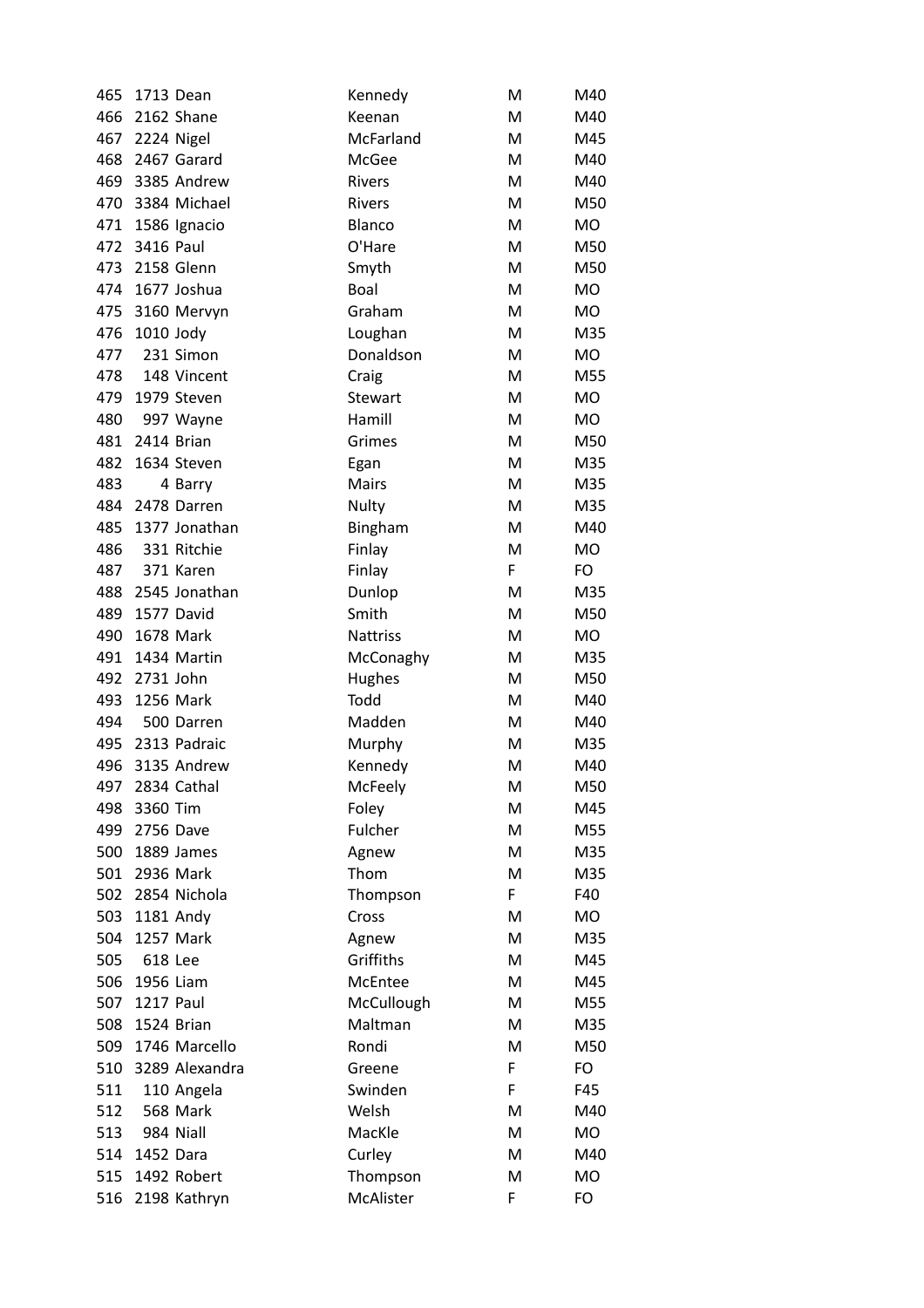| | | | | | |
|---|---|---|---|---|---|
| 465 | 1713 | Dean | Kennedy | M | M40 |
| 466 | 2162 | Shane | Keenan | M | M40 |
| 467 | 2224 | Nigel | McFarland | M | M45 |
| 468 | 2467 | Garard | McGee | M | M40 |
| 469 | 3385 | Andrew | Rivers | M | M40 |
| 470 | 3384 | Michael | Rivers | M | M50 |
| 471 | 1586 | Ignacio | Blanco | M | MO |
| 472 | 3416 | Paul | O'Hare | M | M50 |
| 473 | 2158 | Glenn | Smyth | M | M50 |
| 474 | 1677 | Joshua | Boal | M | MO |
| 475 | 3160 | Mervyn | Graham | M | MO |
| 476 | 1010 | Jody | Loughan | M | M35 |
| 477 | 231 | Simon | Donaldson | M | MO |
| 478 | 148 | Vincent | Craig | M | M55 |
| 479 | 1979 | Steven | Stewart | M | MO |
| 480 | 997 | Wayne | Hamill | M | MO |
| 481 | 2414 | Brian | Grimes | M | M50 |
| 482 | 1634 | Steven | Egan | M | M35 |
| 483 | 4 | Barry | Mairs | M | M35 |
| 484 | 2478 | Darren | Nulty | M | M35 |
| 485 | 1377 | Jonathan | Bingham | M | M40 |
| 486 | 331 | Ritchie | Finlay | M | MO |
| 487 | 371 | Karen | Finlay | F | FO |
| 488 | 2545 | Jonathan | Dunlop | M | M35 |
| 489 | 1577 | David | Smith | M | M50 |
| 490 | 1678 | Mark | Nattriss | M | MO |
| 491 | 1434 | Martin | McConaghy | M | M35 |
| 492 | 2731 | John | Hughes | M | M50 |
| 493 | 1256 | Mark | Todd | M | M40 |
| 494 | 500 | Darren | Madden | M | M40 |
| 495 | 2313 | Padraic | Murphy | M | M35 |
| 496 | 3135 | Andrew | Kennedy | M | M40 |
| 497 | 2834 | Cathal | McFeely | M | M50 |
| 498 | 3360 | Tim | Foley | M | M45 |
| 499 | 2756 | Dave | Fulcher | M | M55 |
| 500 | 1889 | James | Agnew | M | M35 |
| 501 | 2936 | Mark | Thom | M | M35 |
| 502 | 2854 | Nichola | Thompson | F | F40 |
| 503 | 1181 | Andy | Cross | M | MO |
| 504 | 1257 | Mark | Agnew | M | M35 |
| 505 | 618 | Lee | Griffiths | M | M45 |
| 506 | 1956 | Liam | McEntee | M | M45 |
| 507 | 1217 | Paul | McCullough | M | M55 |
| 508 | 1524 | Brian | Maltman | M | M35 |
| 509 | 1746 | Marcello | Rondi | M | M50 |
| 510 | 3289 | Alexandra | Greene | F | FO |
| 511 | 110 | Angela | Swinden | F | F45 |
| 512 | 568 | Mark | Welsh | M | M40 |
| 513 | 984 | Niall | MacKle | M | MO |
| 514 | 1452 | Dara | Curley | M | M40 |
| 515 | 1492 | Robert | Thompson | M | MO |
| 516 | 2198 | Kathryn | McAlister | F | FO |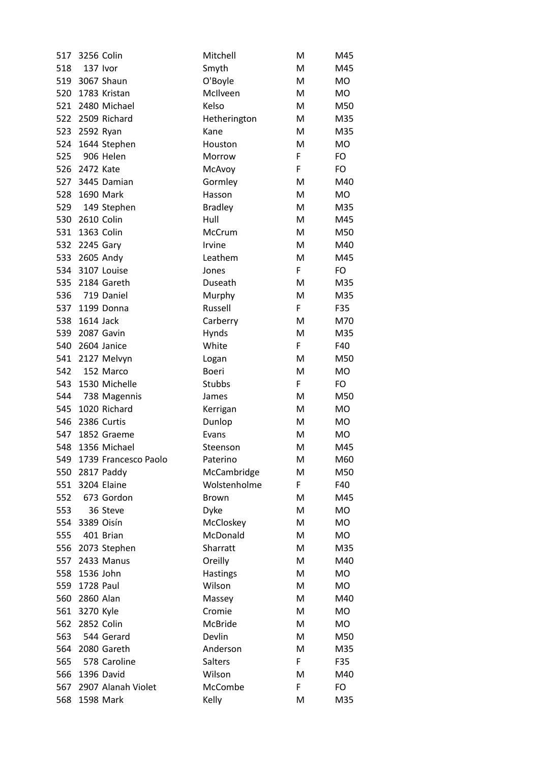| | | | | | |
|---|---|---|---|---|---|
| 517 | 3256 | Colin | Mitchell | M | M45 |
| 518 | 137 | Ivor | Smyth | M | M45 |
| 519 | 3067 | Shaun | O'Boyle | M | MO |
| 520 | 1783 | Kristan | McIlveen | M | MO |
| 521 | 2480 | Michael | Kelso | M | M50 |
| 522 | 2509 | Richard | Hetherington | M | M35 |
| 523 | 2592 | Ryan | Kane | M | M35 |
| 524 | 1644 | Stephen | Houston | M | MO |
| 525 | 906 | Helen | Morrow | F | FO |
| 526 | 2472 | Kate | McAvoy | F | FO |
| 527 | 3445 | Damian | Gormley | M | M40 |
| 528 | 1690 | Mark | Hasson | M | MO |
| 529 | 149 | Stephen | Bradley | M | M35 |
| 530 | 2610 | Colin | Hull | M | M45 |
| 531 | 1363 | Colin | McCrum | M | M50 |
| 532 | 2245 | Gary | Irvine | M | M40 |
| 533 | 2605 | Andy | Leathem | M | M45 |
| 534 | 3107 | Louise | Jones | F | FO |
| 535 | 2184 | Gareth | Duseath | M | M35 |
| 536 | 719 | Daniel | Murphy | M | M35 |
| 537 | 1199 | Donna | Russell | F | F35 |
| 538 | 1614 | Jack | Carberry | M | M70 |
| 539 | 2087 | Gavin | Hynds | M | M35 |
| 540 | 2604 | Janice | White | F | F40 |
| 541 | 2127 | Melvyn | Logan | M | M50 |
| 542 | 152 | Marco | Boeri | M | MO |
| 543 | 1530 | Michelle | Stubbs | F | FO |
| 544 | 738 | Magennis | James | M | M50 |
| 545 | 1020 | Richard | Kerrigan | M | MO |
| 546 | 2386 | Curtis | Dunlop | M | MO |
| 547 | 1852 | Graeme | Evans | M | MO |
| 548 | 1356 | Michael | Steenson | M | M45 |
| 549 | 1739 | Francesco Paolo | Paterino | M | M60 |
| 550 | 2817 | Paddy | McCambridge | M | M50 |
| 551 | 3204 | Elaine | Wolstenholme | F | F40 |
| 552 | 673 | Gordon | Brown | M | M45 |
| 553 | 36 | Steve | Dyke | M | MO |
| 554 | 3389 | Oisín | McCloskey | M | MO |
| 555 | 401 | Brian | McDonald | M | MO |
| 556 | 2073 | Stephen | Sharratt | M | M35 |
| 557 | 2433 | Manus | Oreilly | M | M40 |
| 558 | 1536 | John | Hastings | M | MO |
| 559 | 1728 | Paul | Wilson | M | MO |
| 560 | 2860 | Alan | Massey | M | M40 |
| 561 | 3270 | Kyle | Cromie | M | MO |
| 562 | 2852 | Colin | McBride | M | MO |
| 563 | 544 | Gerard | Devlin | M | M50 |
| 564 | 2080 | Gareth | Anderson | M | M35 |
| 565 | 578 | Caroline | Salters | F | F35 |
| 566 | 1396 | David | Wilson | M | M40 |
| 567 | 2907 | Alanah Violet | McCombe | F | FO |
| 568 | 1598 | Mark | Kelly | M | M35 |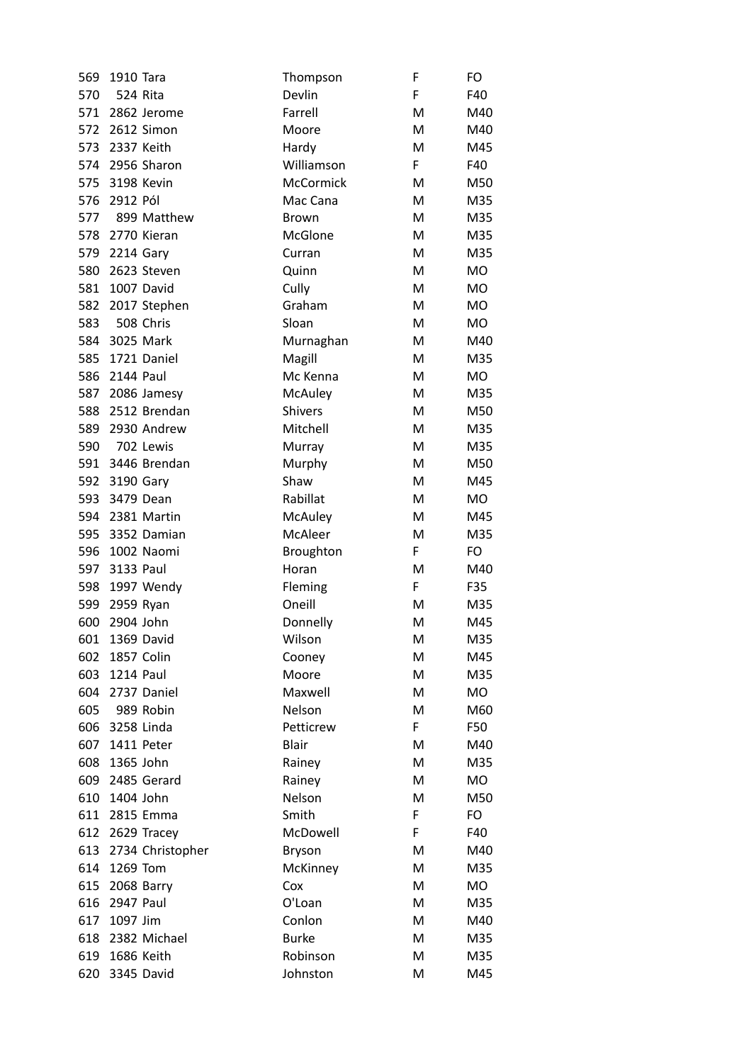| | | | | | |
|---|---|---|---|---|---|
| 569 | 1910 | Tara | Thompson | F | FO |
| 570 | 524 | Rita | Devlin | F | F40 |
| 571 | 2862 | Jerome | Farrell | M | M40 |
| 572 | 2612 | Simon | Moore | M | M40 |
| 573 | 2337 | Keith | Hardy | M | M45 |
| 574 | 2956 | Sharon | Williamson | F | F40 |
| 575 | 3198 | Kevin | McCormick | M | M50 |
| 576 | 2912 | Pól | Mac Cana | M | M35 |
| 577 | 899 | Matthew | Brown | M | M35 |
| 578 | 2770 | Kieran | McGlone | M | M35 |
| 579 | 2214 | Gary | Curran | M | M35 |
| 580 | 2623 | Steven | Quinn | M | MO |
| 581 | 1007 | David | Cully | M | MO |
| 582 | 2017 | Stephen | Graham | M | MO |
| 583 | 508 | Chris | Sloan | M | MO |
| 584 | 3025 | Mark | Murnaghan | M | M40 |
| 585 | 1721 | Daniel | Magill | M | M35 |
| 586 | 2144 | Paul | Mc Kenna | M | MO |
| 587 | 2086 | Jamesy | McAuley | M | M35 |
| 588 | 2512 | Brendan | Shivers | M | M50 |
| 589 | 2930 | Andrew | Mitchell | M | M35 |
| 590 | 702 | Lewis | Murray | M | M35 |
| 591 | 3446 | Brendan | Murphy | M | M50 |
| 592 | 3190 | Gary | Shaw | M | M45 |
| 593 | 3479 | Dean | Rabillat | M | MO |
| 594 | 2381 | Martin | McAuley | M | M45 |
| 595 | 3352 | Damian | McAleer | M | M35 |
| 596 | 1002 | Naomi | Broughton | F | FO |
| 597 | 3133 | Paul | Horan | M | M40 |
| 598 | 1997 | Wendy | Fleming | F | F35 |
| 599 | 2959 | Ryan | Oneill | M | M35 |
| 600 | 2904 | John | Donnelly | M | M45 |
| 601 | 1369 | David | Wilson | M | M35 |
| 602 | 1857 | Colin | Cooney | M | M45 |
| 603 | 1214 | Paul | Moore | M | M35 |
| 604 | 2737 | Daniel | Maxwell | M | MO |
| 605 | 989 | Robin | Nelson | M | M60 |
| 606 | 3258 | Linda | Petticrew | F | F50 |
| 607 | 1411 | Peter | Blair | M | M40 |
| 608 | 1365 | John | Rainey | M | M35 |
| 609 | 2485 | Gerard | Rainey | M | MO |
| 610 | 1404 | John | Nelson | M | M50 |
| 611 | 2815 | Emma | Smith | F | FO |
| 612 | 2629 | Tracey | McDowell | F | F40 |
| 613 | 2734 | Christopher | Bryson | M | M40 |
| 614 | 1269 | Tom | McKinney | M | M35 |
| 615 | 2068 | Barry | Cox | M | MO |
| 616 | 2947 | Paul | O'Loan | M | M35 |
| 617 | 1097 | Jim | Conlon | M | M40 |
| 618 | 2382 | Michael | Burke | M | M35 |
| 619 | 1686 | Keith | Robinson | M | M35 |
| 620 | 3345 | David | Johnston | M | M45 |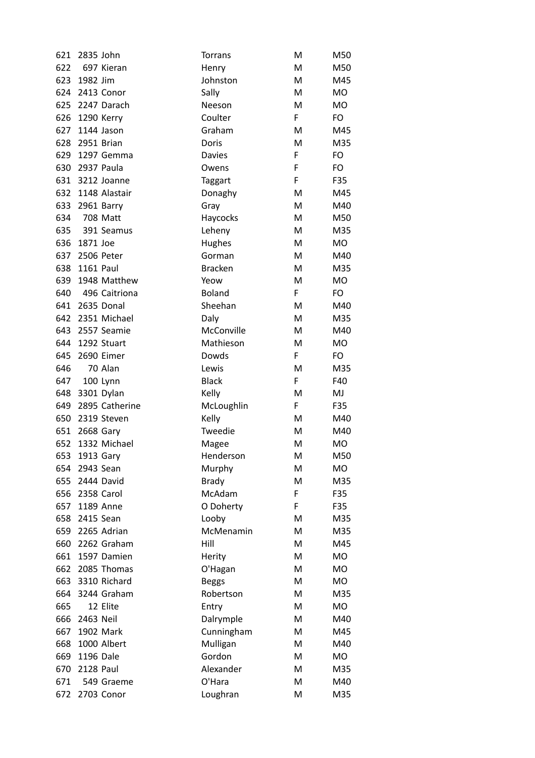| | | | | | |
|---|---|---|---|---|---|
| 621 | 2835 | John | Torrans | M | M50 |
| 622 | 697 | Kieran | Henry | M | M50 |
| 623 | 1982 | Jim | Johnston | M | M45 |
| 624 | 2413 | Conor | Sally | M | MO |
| 625 | 2247 | Darach | Neeson | M | MO |
| 626 | 1290 | Kerry | Coulter | F | FO |
| 627 | 1144 | Jason | Graham | M | M45 |
| 628 | 2951 | Brian | Doris | M | M35 |
| 629 | 1297 | Gemma | Davies | F | FO |
| 630 | 2937 | Paula | Owens | F | FO |
| 631 | 3212 | Joanne | Taggart | F | F35 |
| 632 | 1148 | Alastair | Donaghy | M | M45 |
| 633 | 2961 | Barry | Gray | M | M40 |
| 634 | 708 | Matt | Haycocks | M | M50 |
| 635 | 391 | Seamus | Leheny | M | M35 |
| 636 | 1871 | Joe | Hughes | M | MO |
| 637 | 2506 | Peter | Gorman | M | M40 |
| 638 | 1161 | Paul | Bracken | M | M35 |
| 639 | 1948 | Matthew | Yeow | M | MO |
| 640 | 496 | Caitriona | Boland | F | FO |
| 641 | 2635 | Donal | Sheehan | M | M40 |
| 642 | 2351 | Michael | Daly | M | M35 |
| 643 | 2557 | Seamie | McConville | M | M40 |
| 644 | 1292 | Stuart | Mathieson | M | MO |
| 645 | 2690 | Eimer | Dowds | F | FO |
| 646 | 70 | Alan | Lewis | M | M35 |
| 647 | 100 | Lynn | Black | F | F40 |
| 648 | 3301 | Dylan | Kelly | M | MJ |
| 649 | 2895 | Catherine | McLoughlin | F | F35 |
| 650 | 2319 | Steven | Kelly | M | M40 |
| 651 | 2668 | Gary | Tweedie | M | M40 |
| 652 | 1332 | Michael | Magee | M | MO |
| 653 | 1913 | Gary | Henderson | M | M50 |
| 654 | 2943 | Sean | Murphy | M | MO |
| 655 | 2444 | David | Brady | M | M35 |
| 656 | 2358 | Carol | McAdam | F | F35 |
| 657 | 1189 | Anne | O Doherty | F | F35 |
| 658 | 2415 | Sean | Looby | M | M35 |
| 659 | 2265 | Adrian | McMenamin | M | M35 |
| 660 | 2262 | Graham | Hill | M | M45 |
| 661 | 1597 | Damien | Herity | M | MO |
| 662 | 2085 | Thomas | O'Hagan | M | MO |
| 663 | 3310 | Richard | Beggs | M | MO |
| 664 | 3244 | Graham | Robertson | M | M35 |
| 665 | 12 | Elite | Entry | M | MO |
| 666 | 2463 | Neil | Dalrymple | M | M40 |
| 667 | 1902 | Mark | Cunningham | M | M45 |
| 668 | 1000 | Albert | Mulligan | M | M40 |
| 669 | 1196 | Dale | Gordon | M | MO |
| 670 | 2128 | Paul | Alexander | M | M35 |
| 671 | 549 | Graeme | O'Hara | M | M40 |
| 672 | 2703 | Conor | Loughran | M | M35 |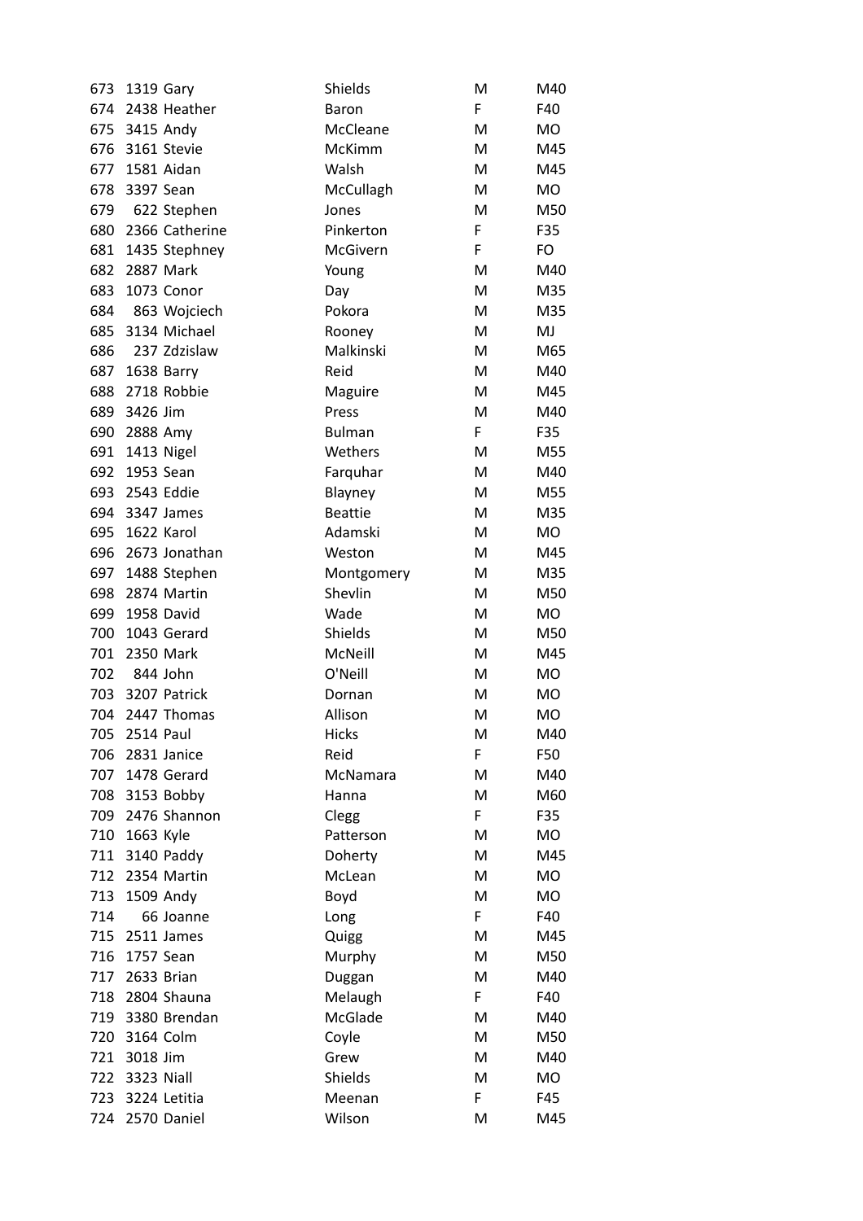| | | | | | |
|---|---|---|---|---|---|
| 673 | 1319 | Gary | Shields | M | M40 |
| 674 | 2438 | Heather | Baron | F | F40 |
| 675 | 3415 | Andy | McCleane | M | MO |
| 676 | 3161 | Stevie | McKimm | M | M45 |
| 677 | 1581 | Aidan | Walsh | M | M45 |
| 678 | 3397 | Sean | McCullagh | M | MO |
| 679 | 622 | Stephen | Jones | M | M50 |
| 680 | 2366 | Catherine | Pinkerton | F | F35 |
| 681 | 1435 | Stephney | McGivern | F | FO |
| 682 | 2887 | Mark | Young | M | M40 |
| 683 | 1073 | Conor | Day | M | M35 |
| 684 | 863 | Wojciech | Pokora | M | M35 |
| 685 | 3134 | Michael | Rooney | M | MJ |
| 686 | 237 | Zdzislaw | Malkinski | M | M65 |
| 687 | 1638 | Barry | Reid | M | M40 |
| 688 | 2718 | Robbie | Maguire | M | M45 |
| 689 | 3426 | Jim | Press | M | M40 |
| 690 | 2888 | Amy | Bulman | F | F35 |
| 691 | 1413 | Nigel | Wethers | M | M55 |
| 692 | 1953 | Sean | Farquhar | M | M40 |
| 693 | 2543 | Eddie | Blayney | M | M55 |
| 694 | 3347 | James | Beattie | M | M35 |
| 695 | 1622 | Karol | Adamski | M | MO |
| 696 | 2673 | Jonathan | Weston | M | M45 |
| 697 | 1488 | Stephen | Montgomery | M | M35 |
| 698 | 2874 | Martin | Shevlin | M | M50 |
| 699 | 1958 | David | Wade | M | MO |
| 700 | 1043 | Gerard | Shields | M | M50 |
| 701 | 2350 | Mark | McNeill | M | M45 |
| 702 | 844 | John | O'Neill | M | MO |
| 703 | 3207 | Patrick | Dornan | M | MO |
| 704 | 2447 | Thomas | Allison | M | MO |
| 705 | 2514 | Paul | Hicks | M | M40 |
| 706 | 2831 | Janice | Reid | F | F50 |
| 707 | 1478 | Gerard | McNamara | M | M40 |
| 708 | 3153 | Bobby | Hanna | M | M60 |
| 709 | 2476 | Shannon | Clegg | F | F35 |
| 710 | 1663 | Kyle | Patterson | M | MO |
| 711 | 3140 | Paddy | Doherty | M | M45 |
| 712 | 2354 | Martin | McLean | M | MO |
| 713 | 1509 | Andy | Boyd | M | MO |
| 714 | 66 | Joanne | Long | F | F40 |
| 715 | 2511 | James | Quigg | M | M45 |
| 716 | 1757 | Sean | Murphy | M | M50 |
| 717 | 2633 | Brian | Duggan | M | M40 |
| 718 | 2804 | Shauna | Melaugh | F | F40 |
| 719 | 3380 | Brendan | McGlade | M | M40 |
| 720 | 3164 | Colm | Coyle | M | M50 |
| 721 | 3018 | Jim | Grew | M | M40 |
| 722 | 3323 | Niall | Shields | M | MO |
| 723 | 3224 | Letitia | Meenan | F | F45 |
| 724 | 2570 | Daniel | Wilson | M | M45 |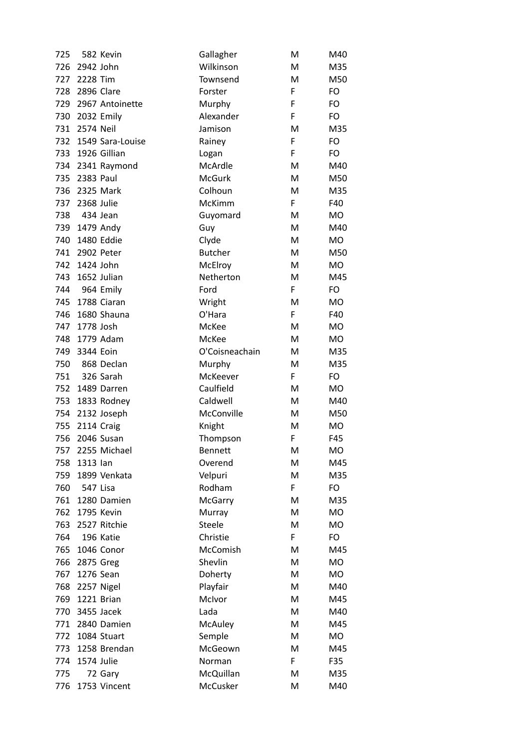| | | | | | |
|---|---|---|---|---|---|
| 725 | 582 | Kevin | Gallagher | M | M40 |
| 726 | 2942 | John | Wilkinson | M | M35 |
| 727 | 2228 | Tim | Townsend | M | M50 |
| 728 | 2896 | Clare | Forster | F | FO |
| 729 | 2967 | Antoinette | Murphy | F | FO |
| 730 | 2032 | Emily | Alexander | F | FO |
| 731 | 2574 | Neil | Jamison | M | M35 |
| 732 | 1549 | Sara-Louise | Rainey | F | FO |
| 733 | 1926 | Gillian | Logan | F | FO |
| 734 | 2341 | Raymond | McArdle | M | M40 |
| 735 | 2383 | Paul | McGurk | M | M50 |
| 736 | 2325 | Mark | Colhoun | M | M35 |
| 737 | 2368 | Julie | McKimm | F | F40 |
| 738 | 434 | Jean | Guyomard | M | MO |
| 739 | 1479 | Andy | Guy | M | M40 |
| 740 | 1480 | Eddie | Clyde | M | MO |
| 741 | 2902 | Peter | Butcher | M | M50 |
| 742 | 1424 | John | McElroy | M | MO |
| 743 | 1652 | Julian | Netherton | M | M45 |
| 744 | 964 | Emily | Ford | F | FO |
| 745 | 1788 | Ciaran | Wright | M | MO |
| 746 | 1680 | Shauna | O'Hara | F | F40 |
| 747 | 1778 | Josh | McKee | M | MO |
| 748 | 1779 | Adam | McKee | M | MO |
| 749 | 3344 | Eoin | O'Coisneachain | M | M35 |
| 750 | 868 | Declan | Murphy | M | M35 |
| 751 | 326 | Sarah | McKeever | F | FO |
| 752 | 1489 | Darren | Caulfield | M | MO |
| 753 | 1833 | Rodney | Caldwell | M | M40 |
| 754 | 2132 | Joseph | McConville | M | M50 |
| 755 | 2114 | Craig | Knight | M | MO |
| 756 | 2046 | Susan | Thompson | F | F45 |
| 757 | 2255 | Michael | Bennett | M | MO |
| 758 | 1313 | Ian | Overend | M | M45 |
| 759 | 1899 | Venkata | Velpuri | M | M35 |
| 760 | 547 | Lisa | Rodham | F | FO |
| 761 | 1280 | Damien | McGarry | M | M35 |
| 762 | 1795 | Kevin | Murray | M | MO |
| 763 | 2527 | Ritchie | Steele | M | MO |
| 764 | 196 | Katie | Christie | F | FO |
| 765 | 1046 | Conor | McComish | M | M45 |
| 766 | 2875 | Greg | Shevlin | M | MO |
| 767 | 1276 | Sean | Doherty | M | MO |
| 768 | 2257 | Nigel | Playfair | M | M40 |
| 769 | 1221 | Brian | McIvor | M | M45 |
| 770 | 3455 | Jacek | Lada | M | M40 |
| 771 | 2840 | Damien | McAuley | M | M45 |
| 772 | 1084 | Stuart | Semple | M | MO |
| 773 | 1258 | Brendan | McGeown | M | M45 |
| 774 | 1574 | Julie | Norman | F | F35 |
| 775 | 72 | Gary | McQuillan | M | M35 |
| 776 | 1753 | Vincent | McCusker | M | M40 |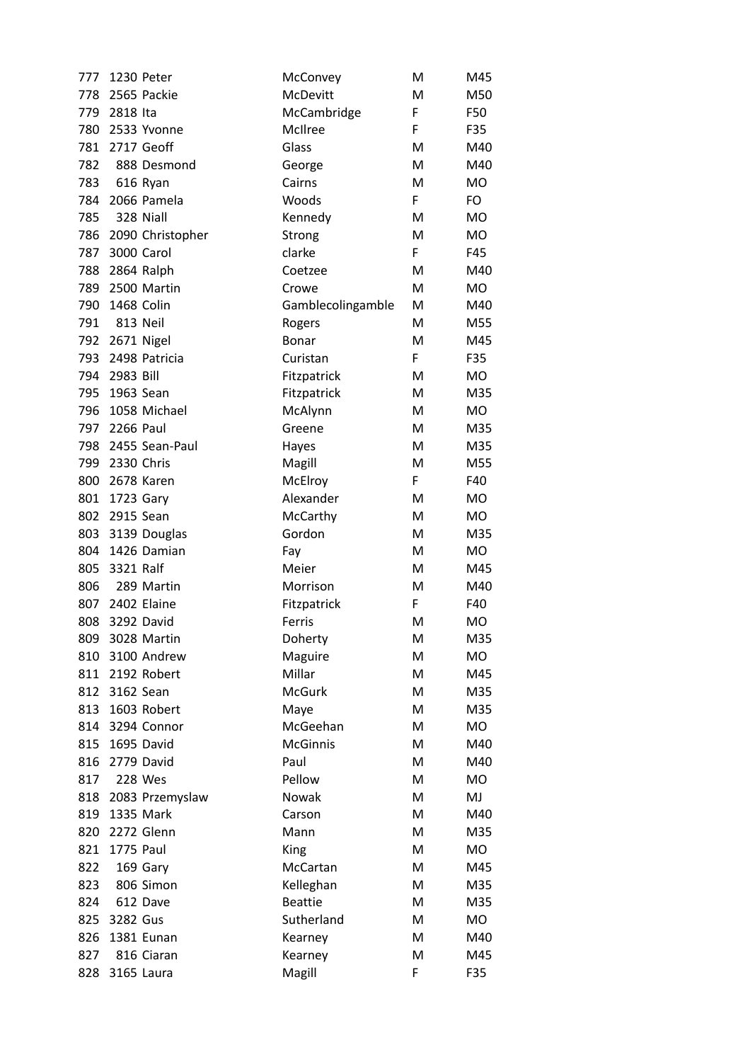| | | | | | |
|---|---|---|---|---|---|
| 777 | 1230 | Peter | McConvey | M | M45 |
| 778 | 2565 | Packie | McDevitt | M | M50 |
| 779 | 2818 | Ita | McCambridge | F | F50 |
| 780 | 2533 | Yvonne | McIlree | F | F35 |
| 781 | 2717 | Geoff | Glass | M | M40 |
| 782 | 888 | Desmond | George | M | M40 |
| 783 | 616 | Ryan | Cairns | M | MO |
| 784 | 2066 | Pamela | Woods | F | FO |
| 785 | 328 | Niall | Kennedy | M | MO |
| 786 | 2090 | Christopher | Strong | M | MO |
| 787 | 3000 | Carol | clarke | F | F45 |
| 788 | 2864 | Ralph | Coetzee | M | M40 |
| 789 | 2500 | Martin | Crowe | M | MO |
| 790 | 1468 | Colin | Gamblecolingamble | M | M40 |
| 791 | 813 | Neil | Rogers | M | M55 |
| 792 | 2671 | Nigel | Bonar | M | M45 |
| 793 | 2498 | Patricia | Curistan | F | F35 |
| 794 | 2983 | Bill | Fitzpatrick | M | MO |
| 795 | 1963 | Sean | Fitzpatrick | M | M35 |
| 796 | 1058 | Michael | McAlynn | M | MO |
| 797 | 2266 | Paul | Greene | M | M35 |
| 798 | 2455 | Sean-Paul | Hayes | M | M35 |
| 799 | 2330 | Chris | Magill | M | M55 |
| 800 | 2678 | Karen | McElroy | F | F40 |
| 801 | 1723 | Gary | Alexander | M | MO |
| 802 | 2915 | Sean | McCarthy | M | MO |
| 803 | 3139 | Douglas | Gordon | M | M35 |
| 804 | 1426 | Damian | Fay | M | MO |
| 805 | 3321 | Ralf | Meier | M | M45 |
| 806 | 289 | Martin | Morrison | M | M40 |
| 807 | 2402 | Elaine | Fitzpatrick | F | F40 |
| 808 | 3292 | David | Ferris | M | MO |
| 809 | 3028 | Martin | Doherty | M | M35 |
| 810 | 3100 | Andrew | Maguire | M | MO |
| 811 | 2192 | Robert | Millar | M | M45 |
| 812 | 3162 | Sean | McGurk | M | M35 |
| 813 | 1603 | Robert | Maye | M | M35 |
| 814 | 3294 | Connor | McGeehan | M | MO |
| 815 | 1695 | David | McGinnis | M | M40 |
| 816 | 2779 | David | Paul | M | M40 |
| 817 | 228 | Wes | Pellow | M | MO |
| 818 | 2083 | Przemyslaw | Nowak | M | MJ |
| 819 | 1335 | Mark | Carson | M | M40 |
| 820 | 2272 | Glenn | Mann | M | M35 |
| 821 | 1775 | Paul | King | M | MO |
| 822 | 169 | Gary | McCartan | M | M45 |
| 823 | 806 | Simon | Kelleghan | M | M35 |
| 824 | 612 | Dave | Beattie | M | M35 |
| 825 | 3282 | Gus | Sutherland | M | MO |
| 826 | 1381 | Eunan | Kearney | M | M40 |
| 827 | 816 | Ciaran | Kearney | M | M45 |
| 828 | 3165 | Laura | Magill | F | F35 |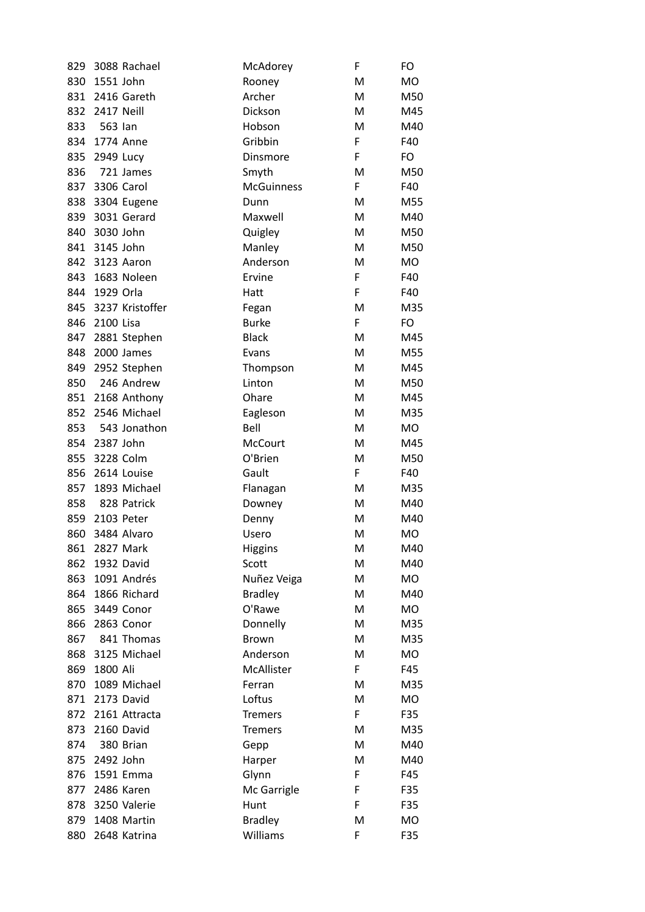| | | | | | |
|---|---|---|---|---|---|
| 829 | 3088 | Rachael | McAdorey | F | FO |
| 830 | 1551 | John | Rooney | M | MO |
| 831 | 2416 | Gareth | Archer | M | M50 |
| 832 | 2417 | Neill | Dickson | M | M45 |
| 833 | 563 | Ian | Hobson | M | M40 |
| 834 | 1774 | Anne | Gribbin | F | F40 |
| 835 | 2949 | Lucy | Dinsmore | F | FO |
| 836 | 721 | James | Smyth | M | M50 |
| 837 | 3306 | Carol | McGuinness | F | F40 |
| 838 | 3304 | Eugene | Dunn | M | M55 |
| 839 | 3031 | Gerard | Maxwell | M | M40 |
| 840 | 3030 | John | Quigley | M | M50 |
| 841 | 3145 | John | Manley | M | M50 |
| 842 | 3123 | Aaron | Anderson | M | MO |
| 843 | 1683 | Noleen | Ervine | F | F40 |
| 844 | 1929 | Orla | Hatt | F | F40 |
| 845 | 3237 | Kristoffer | Fegan | M | M35 |
| 846 | 2100 | Lisa | Burke | F | FO |
| 847 | 2881 | Stephen | Black | M | M45 |
| 848 | 2000 | James | Evans | M | M55 |
| 849 | 2952 | Stephen | Thompson | M | M45 |
| 850 | 246 | Andrew | Linton | M | M50 |
| 851 | 2168 | Anthony | Ohare | M | M45 |
| 852 | 2546 | Michael | Eagleson | M | M35 |
| 853 | 543 | Jonathon | Bell | M | MO |
| 854 | 2387 | John | McCourt | M | M45 |
| 855 | 3228 | Colm | O'Brien | M | M50 |
| 856 | 2614 | Louise | Gault | F | F40 |
| 857 | 1893 | Michael | Flanagan | M | M35 |
| 858 | 828 | Patrick | Downey | M | M40 |
| 859 | 2103 | Peter | Denny | M | M40 |
| 860 | 3484 | Alvaro | Usero | M | MO |
| 861 | 2827 | Mark | Higgins | M | M40 |
| 862 | 1932 | David | Scott | M | M40 |
| 863 | 1091 | Andrés | Nuñez Veiga | M | MO |
| 864 | 1866 | Richard | Bradley | M | M40 |
| 865 | 3449 | Conor | O'Rawe | M | MO |
| 866 | 2863 | Conor | Donnelly | M | M35 |
| 867 | 841 | Thomas | Brown | M | M35 |
| 868 | 3125 | Michael | Anderson | M | MO |
| 869 | 1800 | Ali | McAllister | F | F45 |
| 870 | 1089 | Michael | Ferran | M | M35 |
| 871 | 2173 | David | Loftus | M | MO |
| 872 | 2161 | Attracta | Tremers | F | F35 |
| 873 | 2160 | David | Tremers | M | M35 |
| 874 | 380 | Brian | Gepp | M | M40 |
| 875 | 2492 | John | Harper | M | M40 |
| 876 | 1591 | Emma | Glynn | F | F45 |
| 877 | 2486 | Karen | Mc Garrigle | F | F35 |
| 878 | 3250 | Valerie | Hunt | F | F35 |
| 879 | 1408 | Martin | Bradley | M | MO |
| 880 | 2648 | Katrina | Williams | F | F35 |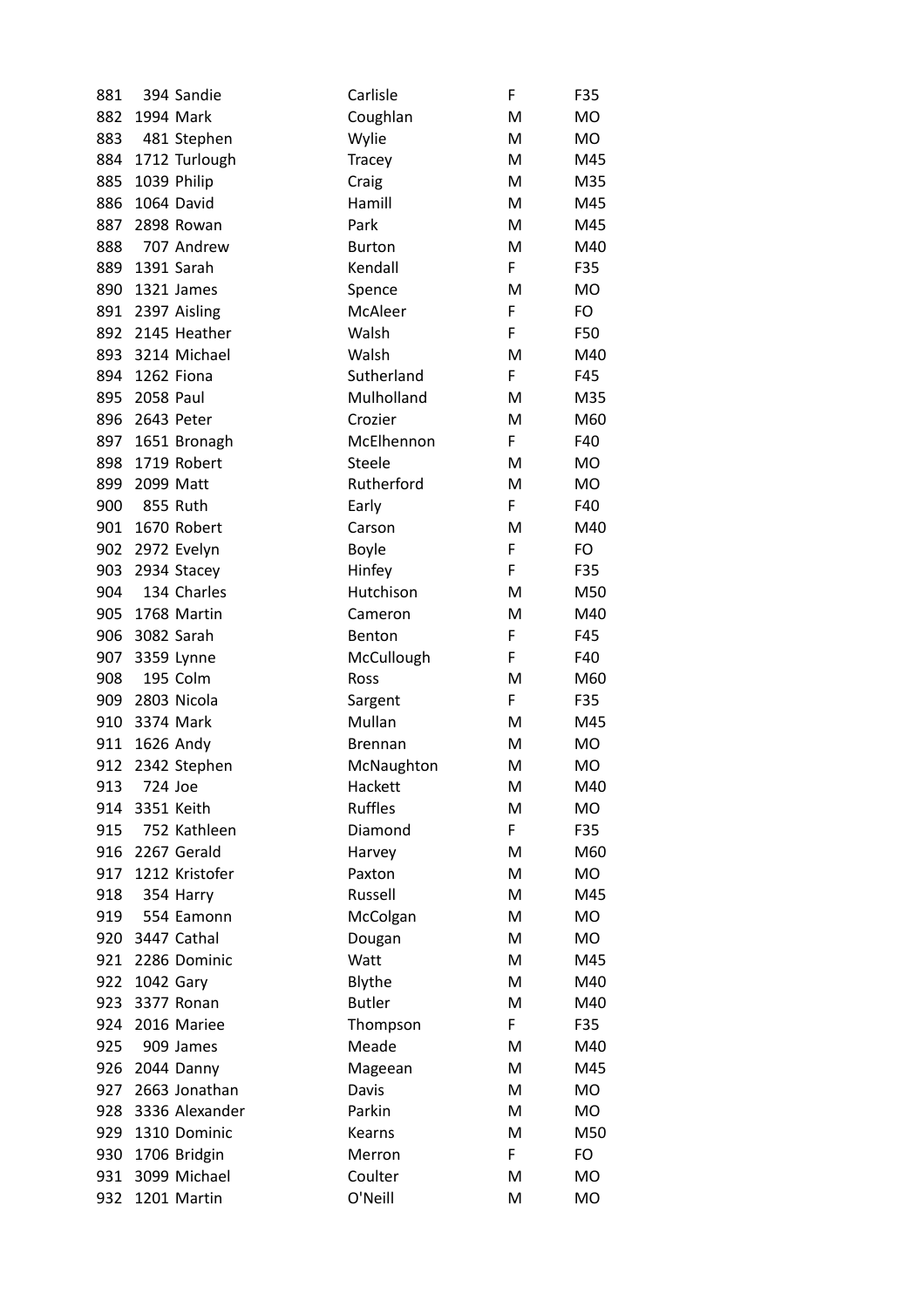| | | | | | |
|---|---|---|---|---|---|
| 881 | 394 | Sandie | Carlisle | F | F35 |
| 882 | 1994 | Mark | Coughlan | M | MO |
| 883 | 481 | Stephen | Wylie | M | MO |
| 884 | 1712 | Turlough | Tracey | M | M45 |
| 885 | 1039 | Philip | Craig | M | M35 |
| 886 | 1064 | David | Hamill | M | M45 |
| 887 | 2898 | Rowan | Park | M | M45 |
| 888 | 707 | Andrew | Burton | M | M40 |
| 889 | 1391 | Sarah | Kendall | F | F35 |
| 890 | 1321 | James | Spence | M | MO |
| 891 | 2397 | Aisling | McAleer | F | FO |
| 892 | 2145 | Heather | Walsh | F | F50 |
| 893 | 3214 | Michael | Walsh | M | M40 |
| 894 | 1262 | Fiona | Sutherland | F | F45 |
| 895 | 2058 | Paul | Mulholland | M | M35 |
| 896 | 2643 | Peter | Crozier | M | M60 |
| 897 | 1651 | Bronagh | McElhennon | F | F40 |
| 898 | 1719 | Robert | Steele | M | MO |
| 899 | 2099 | Matt | Rutherford | M | MO |
| 900 | 855 | Ruth | Early | F | F40 |
| 901 | 1670 | Robert | Carson | M | M40 |
| 902 | 2972 | Evelyn | Boyle | F | FO |
| 903 | 2934 | Stacey | Hinfey | F | F35 |
| 904 | 134 | Charles | Hutchison | M | M50 |
| 905 | 1768 | Martin | Cameron | M | M40 |
| 906 | 3082 | Sarah | Benton | F | F45 |
| 907 | 3359 | Lynne | McCullough | F | F40 |
| 908 | 195 | Colm | Ross | M | M60 |
| 909 | 2803 | Nicola | Sargent | F | F35 |
| 910 | 3374 | Mark | Mullan | M | M45 |
| 911 | 1626 | Andy | Brennan | M | MO |
| 912 | 2342 | Stephen | McNaughton | M | MO |
| 913 | 724 | Joe | Hackett | M | M40 |
| 914 | 3351 | Keith | Ruffles | M | MO |
| 915 | 752 | Kathleen | Diamond | F | F35 |
| 916 | 2267 | Gerald | Harvey | M | M60 |
| 917 | 1212 | Kristofer | Paxton | M | MO |
| 918 | 354 | Harry | Russell | M | M45 |
| 919 | 554 | Eamonn | McColgan | M | MO |
| 920 | 3447 | Cathal | Dougan | M | MO |
| 921 | 2286 | Dominic | Watt | M | M45 |
| 922 | 1042 | Gary | Blythe | M | M40 |
| 923 | 3377 | Ronan | Butler | M | M40 |
| 924 | 2016 | Mariee | Thompson | F | F35 |
| 925 | 909 | James | Meade | M | M40 |
| 926 | 2044 | Danny | Mageean | M | M45 |
| 927 | 2663 | Jonathan | Davis | M | MO |
| 928 | 3336 | Alexander | Parkin | M | MO |
| 929 | 1310 | Dominic | Kearns | M | M50 |
| 930 | 1706 | Bridgin | Merron | F | FO |
| 931 | 3099 | Michael | Coulter | M | MO |
| 932 | 1201 | Martin | O'Neill | M | MO |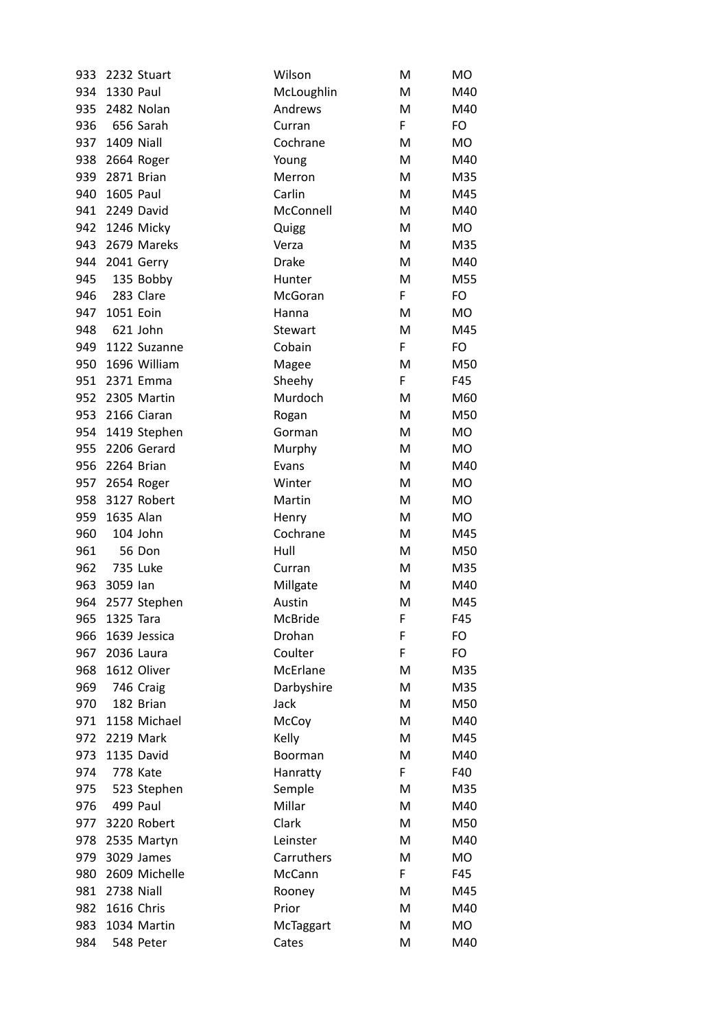| | | | | | |
|---|---|---|---|---|---|
| 933 | 2232 | Stuart | Wilson | M | MO |
| 934 | 1330 | Paul | McLoughlin | M | M40 |
| 935 | 2482 | Nolan | Andrews | M | M40 |
| 936 | 656 | Sarah | Curran | F | FO |
| 937 | 1409 | Niall | Cochrane | M | MO |
| 938 | 2664 | Roger | Young | M | M40 |
| 939 | 2871 | Brian | Merron | M | M35 |
| 940 | 1605 | Paul | Carlin | M | M45 |
| 941 | 2249 | David | McConnell | M | M40 |
| 942 | 1246 | Micky | Quigg | M | MO |
| 943 | 2679 | Mareks | Verza | M | M35 |
| 944 | 2041 | Gerry | Drake | M | M40 |
| 945 | 135 | Bobby | Hunter | M | M55 |
| 946 | 283 | Clare | McGoran | F | FO |
| 947 | 1051 | Eoin | Hanna | M | MO |
| 948 | 621 | John | Stewart | M | M45 |
| 949 | 1122 | Suzanne | Cobain | F | FO |
| 950 | 1696 | William | Magee | M | M50 |
| 951 | 2371 | Emma | Sheehy | F | F45 |
| 952 | 2305 | Martin | Murdoch | M | M60 |
| 953 | 2166 | Ciaran | Rogan | M | M50 |
| 954 | 1419 | Stephen | Gorman | M | MO |
| 955 | 2206 | Gerard | Murphy | M | MO |
| 956 | 2264 | Brian | Evans | M | M40 |
| 957 | 2654 | Roger | Winter | M | MO |
| 958 | 3127 | Robert | Martin | M | MO |
| 959 | 1635 | Alan | Henry | M | MO |
| 960 | 104 | John | Cochrane | M | M45 |
| 961 | 56 | Don | Hull | M | M50 |
| 962 | 735 | Luke | Curran | M | M35 |
| 963 | 3059 | Ian | Millgate | M | M40 |
| 964 | 2577 | Stephen | Austin | M | M45 |
| 965 | 1325 | Tara | McBride | F | F45 |
| 966 | 1639 | Jessica | Drohan | F | FO |
| 967 | 2036 | Laura | Coulter | F | FO |
| 968 | 1612 | Oliver | McErlane | M | M35 |
| 969 | 746 | Craig | Darbyshire | M | M35 |
| 970 | 182 | Brian | Jack | M | M50 |
| 971 | 1158 | Michael | McCoy | M | M40 |
| 972 | 2219 | Mark | Kelly | M | M45 |
| 973 | 1135 | David | Boorman | M | M40 |
| 974 | 778 | Kate | Hanratty | F | F40 |
| 975 | 523 | Stephen | Semple | M | M35 |
| 976 | 499 | Paul | Millar | M | M40 |
| 977 | 3220 | Robert | Clark | M | M50 |
| 978 | 2535 | Martyn | Leinster | M | M40 |
| 979 | 3029 | James | Carruthers | M | MO |
| 980 | 2609 | Michelle | McCann | F | F45 |
| 981 | 2738 | Niall | Rooney | M | M45 |
| 982 | 1616 | Chris | Prior | M | M40 |
| 983 | 1034 | Martin | McTaggart | M | MO |
| 984 | 548 | Peter | Cates | M | M40 |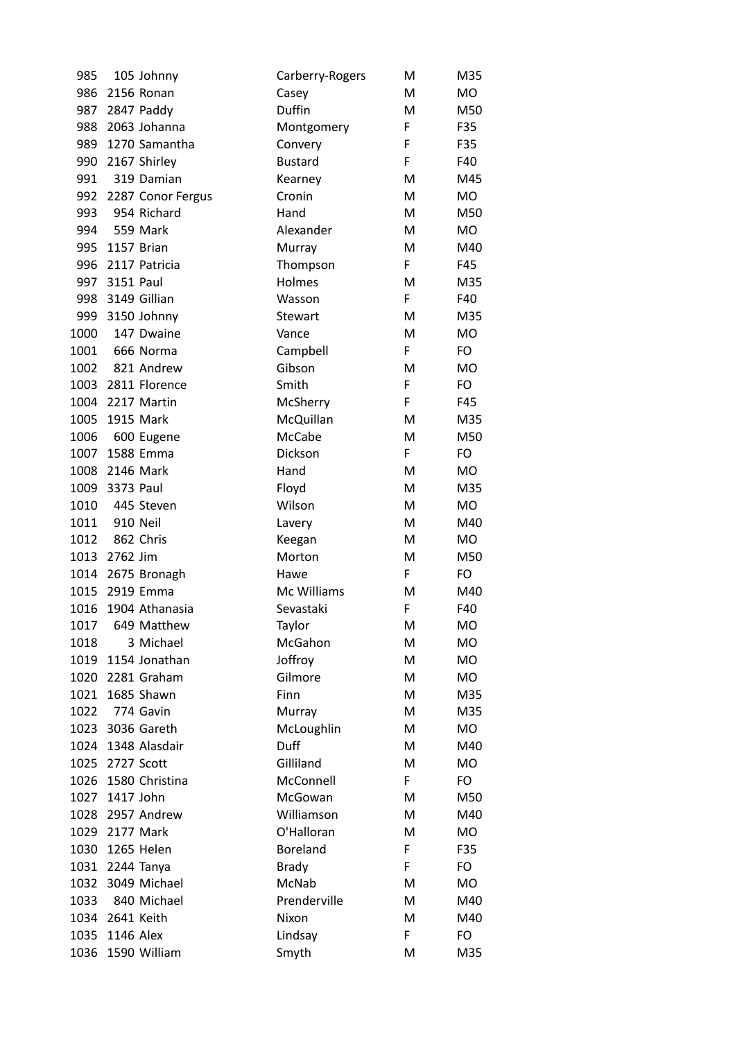| | | | | | |
|---|---|---|---|---|---|
| 985 | 105 | Johnny | Carberry-Rogers | M | M35 |
| 986 | 2156 | Ronan | Casey | M | MO |
| 987 | 2847 | Paddy | Duffin | M | M50 |
| 988 | 2063 | Johanna | Montgomery | F | F35 |
| 989 | 1270 | Samantha | Convery | F | F35 |
| 990 | 2167 | Shirley | Bustard | F | F40 |
| 991 | 319 | Damian | Kearney | M | M45 |
| 992 | 2287 | Conor Fergus | Cronin | M | MO |
| 993 | 954 | Richard | Hand | M | M50 |
| 994 | 559 | Mark | Alexander | M | MO |
| 995 | 1157 | Brian | Murray | M | M40 |
| 996 | 2117 | Patricia | Thompson | F | F45 |
| 997 | 3151 | Paul | Holmes | M | M35 |
| 998 | 3149 | Gillian | Wasson | F | F40 |
| 999 | 3150 | Johnny | Stewart | M | M35 |
| 1000 | 147 | Dwaine | Vance | M | MO |
| 1001 | 666 | Norma | Campbell | F | FO |
| 1002 | 821 | Andrew | Gibson | M | MO |
| 1003 | 2811 | Florence | Smith | F | FO |
| 1004 | 2217 | Martin | McSherry | F | F45 |
| 1005 | 1915 | Mark | McQuillan | M | M35 |
| 1006 | 600 | Eugene | McCabe | M | M50 |
| 1007 | 1588 | Emma | Dickson | F | FO |
| 1008 | 2146 | Mark | Hand | M | MO |
| 1009 | 3373 | Paul | Floyd | M | M35 |
| 1010 | 445 | Steven | Wilson | M | MO |
| 1011 | 910 | Neil | Lavery | M | M40 |
| 1012 | 862 | Chris | Keegan | M | MO |
| 1013 | 2762 | Jim | Morton | M | M50 |
| 1014 | 2675 | Bronagh | Hawe | F | FO |
| 1015 | 2919 | Emma | Mc Williams | M | M40 |
| 1016 | 1904 | Athanasia | Sevastaki | F | F40 |
| 1017 | 649 | Matthew | Taylor | M | MO |
| 1018 | 3 | Michael | McGahon | M | MO |
| 1019 | 1154 | Jonathan | Joffroy | M | MO |
| 1020 | 2281 | Graham | Gilmore | M | MO |
| 1021 | 1685 | Shawn | Finn | M | M35 |
| 1022 | 774 | Gavin | Murray | M | M35 |
| 1023 | 3036 | Gareth | McLoughlin | M | MO |
| 1024 | 1348 | Alasdair | Duff | M | M40 |
| 1025 | 2727 | Scott | Gilliland | M | MO |
| 1026 | 1580 | Christina | McConnell | F | FO |
| 1027 | 1417 | John | McGowan | M | M50 |
| 1028 | 2957 | Andrew | Williamson | M | M40 |
| 1029 | 2177 | Mark | O'Halloran | M | MO |
| 1030 | 1265 | Helen | Boreland | F | F35 |
| 1031 | 2244 | Tanya | Brady | F | FO |
| 1032 | 3049 | Michael | McNab | M | MO |
| 1033 | 840 | Michael | Prenderville | M | M40 |
| 1034 | 2641 | Keith | Nixon | M | M40 |
| 1035 | 1146 | Alex | Lindsay | F | FO |
| 1036 | 1590 | William | Smyth | M | M35 |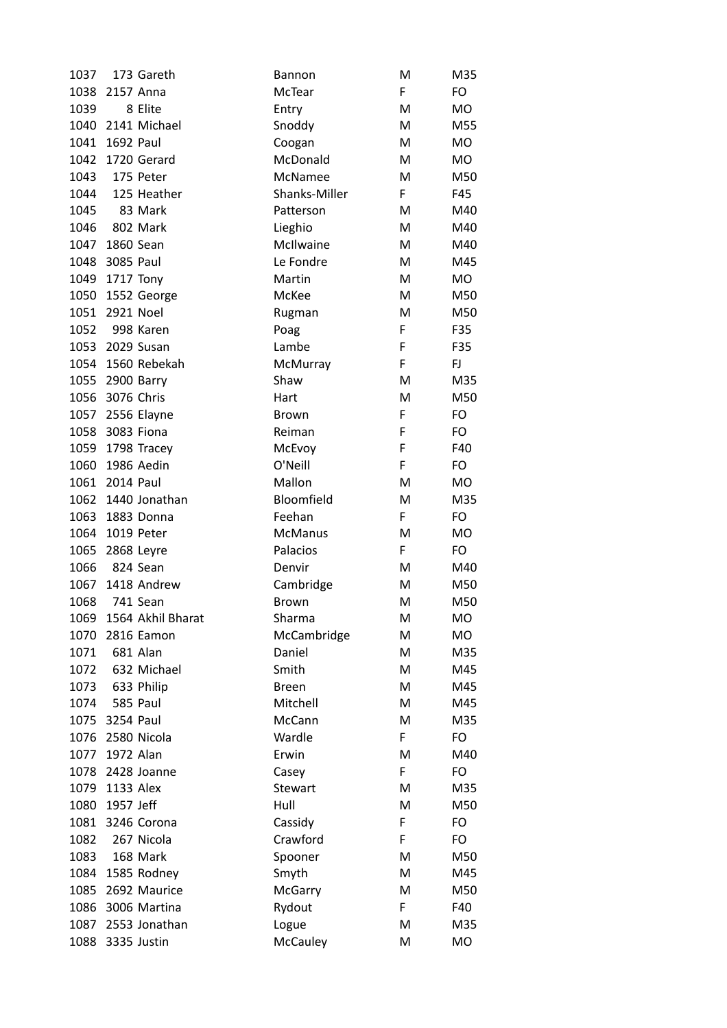| | | | | | |
|---|---|---|---|---|---|
| 1037 | 173 | Gareth | Bannon | M | M35 |
| 1038 | 2157 | Anna | McTear | F | FO |
| 1039 | 8 | Elite | Entry | M | MO |
| 1040 | 2141 | Michael | Snoddy | M | M55 |
| 1041 | 1692 | Paul | Coogan | M | MO |
| 1042 | 1720 | Gerard | McDonald | M | MO |
| 1043 | 175 | Peter | McNamee | M | M50 |
| 1044 | 125 | Heather | Shanks-Miller | F | F45 |
| 1045 | 83 | Mark | Patterson | M | M40 |
| 1046 | 802 | Mark | Lieghio | M | M40 |
| 1047 | 1860 | Sean | McIlwaine | M | M40 |
| 1048 | 3085 | Paul | Le Fondre | M | M45 |
| 1049 | 1717 | Tony | Martin | M | MO |
| 1050 | 1552 | George | McKee | M | M50 |
| 1051 | 2921 | Noel | Rugman | M | M50 |
| 1052 | 998 | Karen | Poag | F | F35 |
| 1053 | 2029 | Susan | Lambe | F | F35 |
| 1054 | 1560 | Rebekah | McMurray | F | FJ |
| 1055 | 2900 | Barry | Shaw | M | M35 |
| 1056 | 3076 | Chris | Hart | M | M50 |
| 1057 | 2556 | Elayne | Brown | F | FO |
| 1058 | 3083 | Fiona | Reiman | F | FO |
| 1059 | 1798 | Tracey | McEvoy | F | F40 |
| 1060 | 1986 | Aedin | O'Neill | F | FO |
| 1061 | 2014 | Paul | Mallon | M | MO |
| 1062 | 1440 | Jonathan | Bloomfield | M | M35 |
| 1063 | 1883 | Donna | Feehan | F | FO |
| 1064 | 1019 | Peter | McManus | M | MO |
| 1065 | 2868 | Leyre | Palacios | F | FO |
| 1066 | 824 | Sean | Denvir | M | M40 |
| 1067 | 1418 | Andrew | Cambridge | M | M50 |
| 1068 | 741 | Sean | Brown | M | M50 |
| 1069 | 1564 | Akhil Bharat | Sharma | M | MO |
| 1070 | 2816 | Eamon | McCambridge | M | MO |
| 1071 | 681 | Alan | Daniel | M | M35 |
| 1072 | 632 | Michael | Smith | M | M45 |
| 1073 | 633 | Philip | Breen | M | M45 |
| 1074 | 585 | Paul | Mitchell | M | M45 |
| 1075 | 3254 | Paul | McCann | M | M35 |
| 1076 | 2580 | Nicola | Wardle | F | FO |
| 1077 | 1972 | Alan | Erwin | M | M40 |
| 1078 | 2428 | Joanne | Casey | F | FO |
| 1079 | 1133 | Alex | Stewart | M | M35 |
| 1080 | 1957 | Jeff | Hull | M | M50 |
| 1081 | 3246 | Corona | Cassidy | F | FO |
| 1082 | 267 | Nicola | Crawford | F | FO |
| 1083 | 168 | Mark | Spooner | M | M50 |
| 1084 | 1585 | Rodney | Smyth | M | M45 |
| 1085 | 2692 | Maurice | McGarry | M | M50 |
| 1086 | 3006 | Martina | Rydout | F | F40 |
| 1087 | 2553 | Jonathan | Logue | M | M35 |
| 1088 | 3335 | Justin | McCauley | M | MO |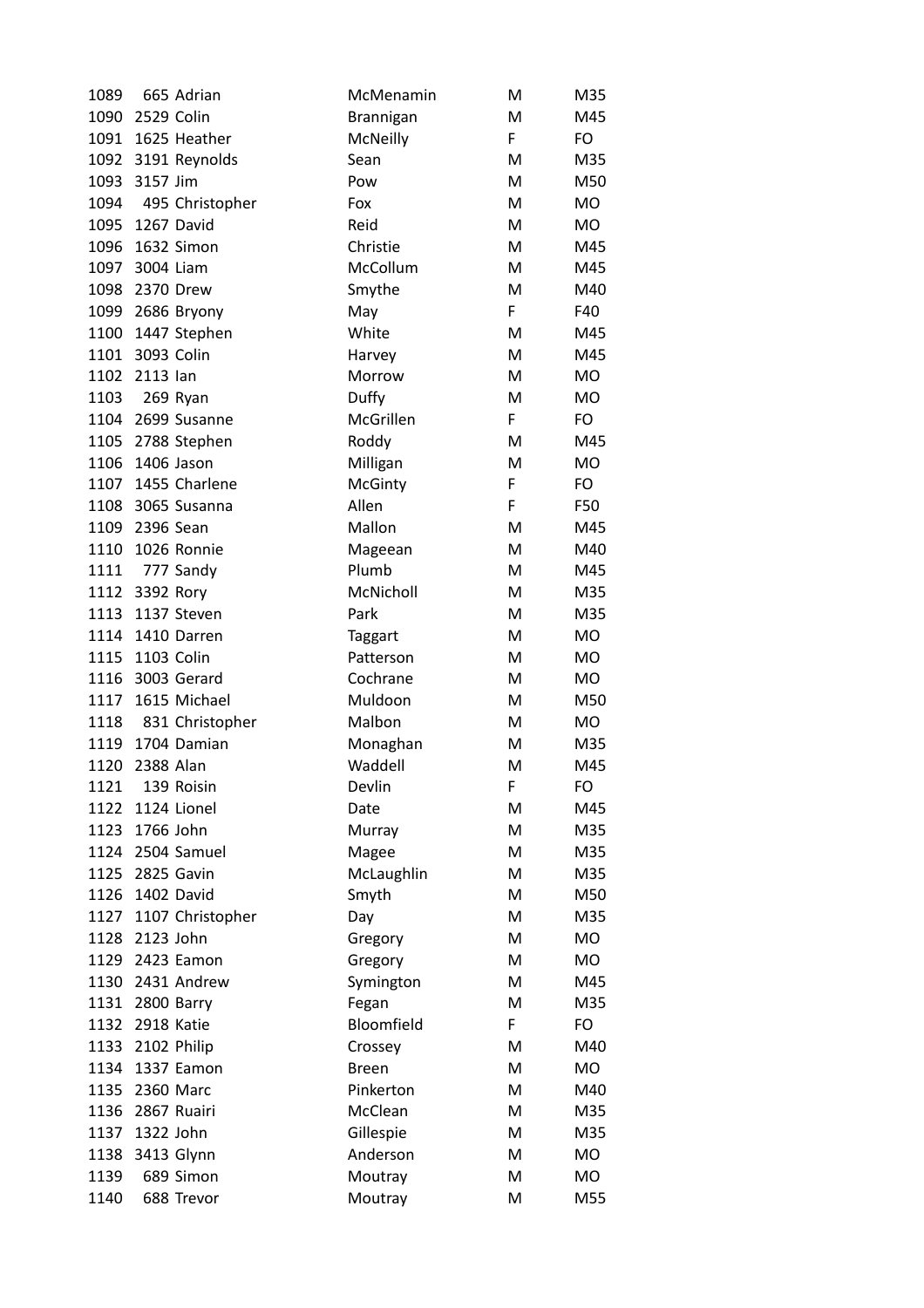| | | | | | |
|---|---|---|---|---|---|
| 1089 | 665 | Adrian | McMenamin | M | M35 |
| 1090 | 2529 | Colin | Brannigan | M | M45 |
| 1091 | 1625 | Heather | McNeilly | F | FO |
| 1092 | 3191 | Reynolds | Sean | M | M35 |
| 1093 | 3157 | Jim | Pow | M | M50 |
| 1094 | 495 | Christopher | Fox | M | MO |
| 1095 | 1267 | David | Reid | M | MO |
| 1096 | 1632 | Simon | Christie | M | M45 |
| 1097 | 3004 | Liam | McCollum | M | M45 |
| 1098 | 2370 | Drew | Smythe | M | M40 |
| 1099 | 2686 | Bryony | May | F | F40 |
| 1100 | 1447 | Stephen | White | M | M45 |
| 1101 | 3093 | Colin | Harvey | M | M45 |
| 1102 | 2113 | Ian | Morrow | M | MO |
| 1103 | 269 | Ryan | Duffy | M | MO |
| 1104 | 2699 | Susanne | McGrillen | F | FO |
| 1105 | 2788 | Stephen | Roddy | M | M45 |
| 1106 | 1406 | Jason | Milligan | M | MO |
| 1107 | 1455 | Charlene | McGinty | F | FO |
| 1108 | 3065 | Susanna | Allen | F | F50 |
| 1109 | 2396 | Sean | Mallon | M | M45 |
| 1110 | 1026 | Ronnie | Mageean | M | M40 |
| 1111 | 777 | Sandy | Plumb | M | M45 |
| 1112 | 3392 | Rory | McNicholl | M | M35 |
| 1113 | 1137 | Steven | Park | M | M35 |
| 1114 | 1410 | Darren | Taggart | M | MO |
| 1115 | 1103 | Colin | Patterson | M | MO |
| 1116 | 3003 | Gerard | Cochrane | M | MO |
| 1117 | 1615 | Michael | Muldoon | M | M50 |
| 1118 | 831 | Christopher | Malbon | M | MO |
| 1119 | 1704 | Damian | Monaghan | M | M35 |
| 1120 | 2388 | Alan | Waddell | M | M45 |
| 1121 | 139 | Roisin | Devlin | F | FO |
| 1122 | 1124 | Lionel | Date | M | M45 |
| 1123 | 1766 | John | Murray | M | M35 |
| 1124 | 2504 | Samuel | Magee | M | M35 |
| 1125 | 2825 | Gavin | McLaughlin | M | M35 |
| 1126 | 1402 | David | Smyth | M | M50 |
| 1127 | 1107 | Christopher | Day | M | M35 |
| 1128 | 2123 | John | Gregory | M | MO |
| 1129 | 2423 | Eamon | Gregory | M | MO |
| 1130 | 2431 | Andrew | Symington | M | M45 |
| 1131 | 2800 | Barry | Fegan | M | M35 |
| 1132 | 2918 | Katie | Bloomfield | F | FO |
| 1133 | 2102 | Philip | Crossey | M | M40 |
| 1134 | 1337 | Eamon | Breen | M | MO |
| 1135 | 2360 | Marc | Pinkerton | M | M40 |
| 1136 | 2867 | Ruairi | McClean | M | M35 |
| 1137 | 1322 | John | Gillespie | M | M35 |
| 1138 | 3413 | Glynn | Anderson | M | MO |
| 1139 | 689 | Simon | Moutray | M | MO |
| 1140 | 688 | Trevor | Moutray | M | M55 |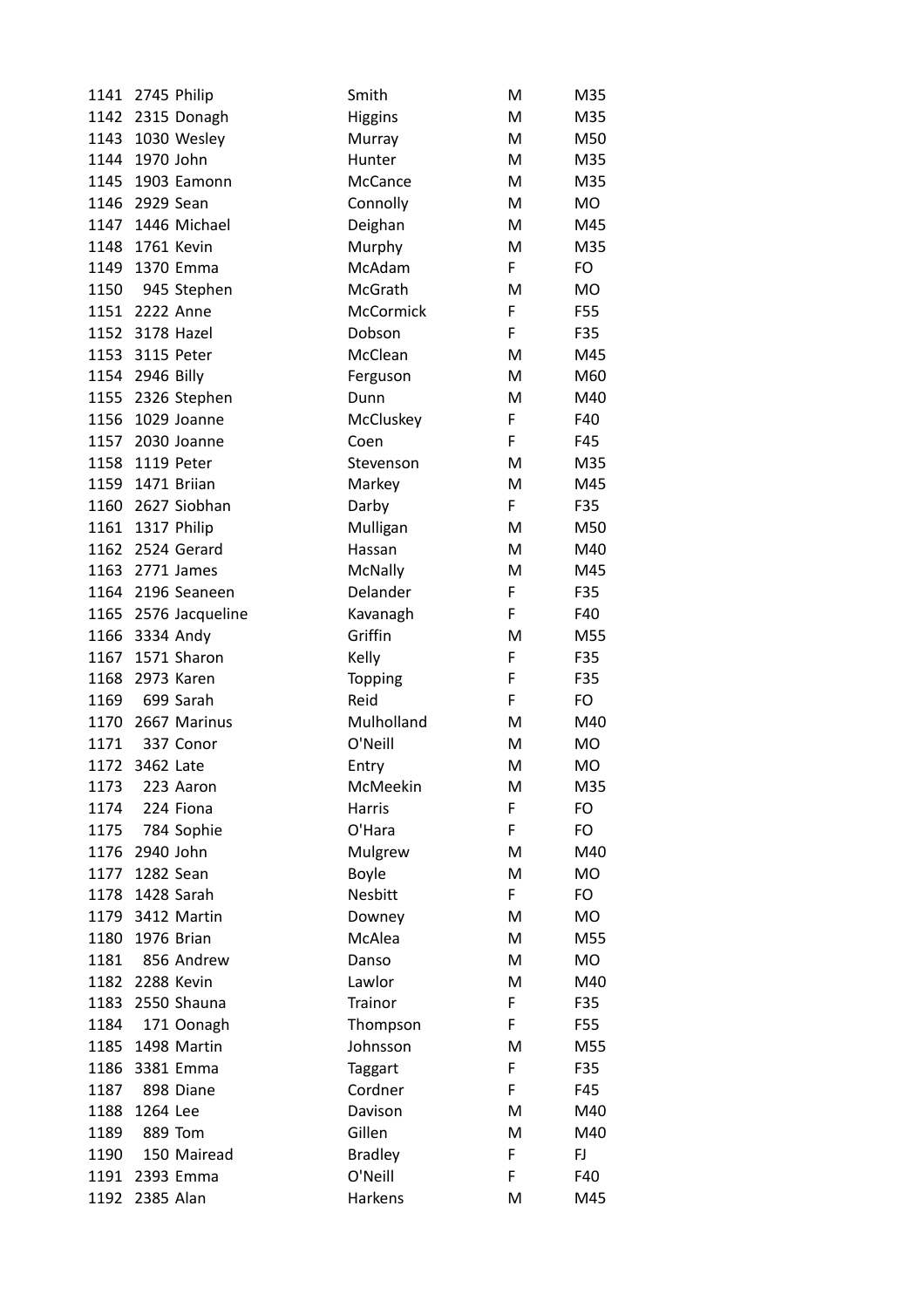| | | | | | |
|---|---|---|---|---|---|
| 1141 | 2745 | Philip | Smith | M | M35 |
| 1142 | 2315 | Donagh | Higgins | M | M35 |
| 1143 | 1030 | Wesley | Murray | M | M50 |
| 1144 | 1970 | John | Hunter | M | M35 |
| 1145 | 1903 | Eamonn | McCance | M | M35 |
| 1146 | 2929 | Sean | Connolly | M | MO |
| 1147 | 1446 | Michael | Deighan | M | M45 |
| 1148 | 1761 | Kevin | Murphy | M | M35 |
| 1149 | 1370 | Emma | McAdam | F | FO |
| 1150 | 945 | Stephen | McGrath | M | MO |
| 1151 | 2222 | Anne | McCormick | F | F55 |
| 1152 | 3178 | Hazel | Dobson | F | F35 |
| 1153 | 3115 | Peter | McClean | M | M45 |
| 1154 | 2946 | Billy | Ferguson | M | M60 |
| 1155 | 2326 | Stephen | Dunn | M | M40 |
| 1156 | 1029 | Joanne | McCluskey | F | F40 |
| 1157 | 2030 | Joanne | Coen | F | F45 |
| 1158 | 1119 | Peter | Stevenson | M | M35 |
| 1159 | 1471 | Briian | Markey | M | M45 |
| 1160 | 2627 | Siobhan | Darby | F | F35 |
| 1161 | 1317 | Philip | Mulligan | M | M50 |
| 1162 | 2524 | Gerard | Hassan | M | M40 |
| 1163 | 2771 | James | McNally | M | M45 |
| 1164 | 2196 | Seaneen | Delander | F | F35 |
| 1165 | 2576 | Jacqueline | Kavanagh | F | F40 |
| 1166 | 3334 | Andy | Griffin | M | M55 |
| 1167 | 1571 | Sharon | Kelly | F | F35 |
| 1168 | 2973 | Karen | Topping | F | F35 |
| 1169 | 699 | Sarah | Reid | F | FO |
| 1170 | 2667 | Marinus | Mulholland | M | M40 |
| 1171 | 337 | Conor | O'Neill | M | MO |
| 1172 | 3462 | Late | Entry | M | MO |
| 1173 | 223 | Aaron | McMeekin | M | M35 |
| 1174 | 224 | Fiona | Harris | F | FO |
| 1175 | 784 | Sophie | O'Hara | F | FO |
| 1176 | 2940 | John | Mulgrew | M | M40 |
| 1177 | 1282 | Sean | Boyle | M | MO |
| 1178 | 1428 | Sarah | Nesbitt | F | FO |
| 1179 | 3412 | Martin | Downey | M | MO |
| 1180 | 1976 | Brian | McAlea | M | M55 |
| 1181 | 856 | Andrew | Danso | M | MO |
| 1182 | 2288 | Kevin | Lawlor | M | M40 |
| 1183 | 2550 | Shauna | Trainor | F | F35 |
| 1184 | 171 | Oonagh | Thompson | F | F55 |
| 1185 | 1498 | Martin | Johnsson | M | M55 |
| 1186 | 3381 | Emma | Taggart | F | F35 |
| 1187 | 898 | Diane | Cordner | F | F45 |
| 1188 | 1264 | Lee | Davison | M | M40 |
| 1189 | 889 | Tom | Gillen | M | M40 |
| 1190 | 150 | Mairead | Bradley | F | FJ |
| 1191 | 2393 | Emma | O'Neill | F | F40 |
| 1192 | 2385 | Alan | Harkens | M | M45 |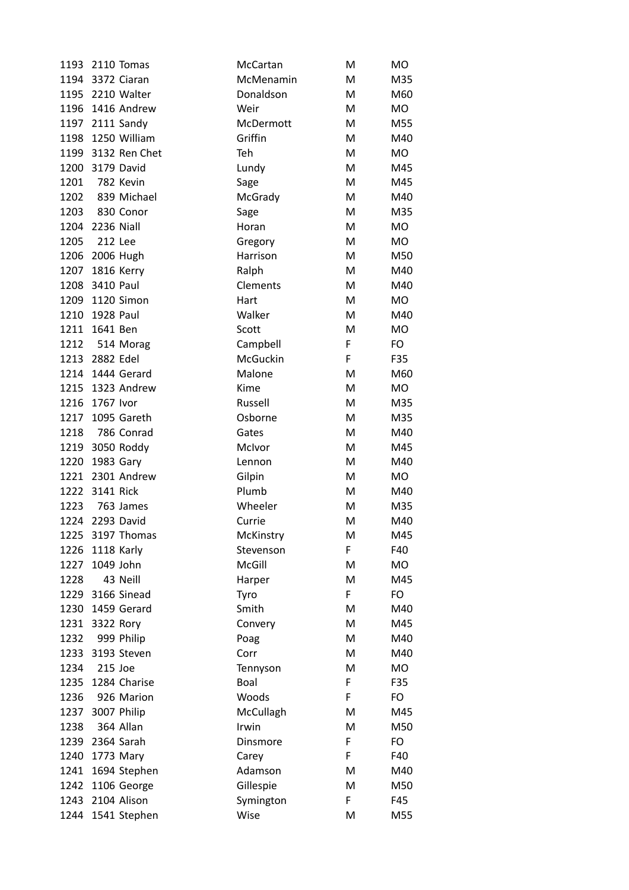| | | | | | |
|---|---|---|---|---|---|
| 1193 | 2110 | Tomas | McCartan | M | MO |
| 1194 | 3372 | Ciaran | McMenamin | M | M35 |
| 1195 | 2210 | Walter | Donaldson | M | M60 |
| 1196 | 1416 | Andrew | Weir | M | MO |
| 1197 | 2111 | Sandy | McDermott | M | M55 |
| 1198 | 1250 | William | Griffin | M | M40 |
| 1199 | 3132 | Ren Chet | Teh | M | MO |
| 1200 | 3179 | David | Lundy | M | M45 |
| 1201 | 782 | Kevin | Sage | M | M45 |
| 1202 | 839 | Michael | McGrady | M | M40 |
| 1203 | 830 | Conor | Sage | M | M35 |
| 1204 | 2236 | Niall | Horan | M | MO |
| 1205 | 212 | Lee | Gregory | M | MO |
| 1206 | 2006 | Hugh | Harrison | M | M50 |
| 1207 | 1816 | Kerry | Ralph | M | M40 |
| 1208 | 3410 | Paul | Clements | M | M40 |
| 1209 | 1120 | Simon | Hart | M | MO |
| 1210 | 1928 | Paul | Walker | M | M40 |
| 1211 | 1641 | Ben | Scott | M | MO |
| 1212 | 514 | Morag | Campbell | F | FO |
| 1213 | 2882 | Edel | McGuckin | F | F35 |
| 1214 | 1444 | Gerard | Malone | M | M60 |
| 1215 | 1323 | Andrew | Kime | M | MO |
| 1216 | 1767 | Ivor | Russell | M | M35 |
| 1217 | 1095 | Gareth | Osborne | M | M35 |
| 1218 | 786 | Conrad | Gates | M | M40 |
| 1219 | 3050 | Roddy | McIvor | M | M45 |
| 1220 | 1983 | Gary | Lennon | M | M40 |
| 1221 | 2301 | Andrew | Gilpin | M | MO |
| 1222 | 3141 | Rick | Plumb | M | M40 |
| 1223 | 763 | James | Wheeler | M | M35 |
| 1224 | 2293 | David | Currie | M | M40 |
| 1225 | 3197 | Thomas | McKinstry | M | M45 |
| 1226 | 1118 | Karly | Stevenson | F | F40 |
| 1227 | 1049 | John | McGill | M | MO |
| 1228 | 43 | Neill | Harper | M | M45 |
| 1229 | 3166 | Sinead | Tyro | F | FO |
| 1230 | 1459 | Gerard | Smith | M | M40 |
| 1231 | 3322 | Rory | Convery | M | M45 |
| 1232 | 999 | Philip | Poag | M | M40 |
| 1233 | 3193 | Steven | Corr | M | M40 |
| 1234 | 215 | Joe | Tennyson | M | MO |
| 1235 | 1284 | Charise | Boal | F | F35 |
| 1236 | 926 | Marion | Woods | F | FO |
| 1237 | 3007 | Philip | McCullagh | M | M45 |
| 1238 | 364 | Allan | Irwin | M | M50 |
| 1239 | 2364 | Sarah | Dinsmore | F | FO |
| 1240 | 1773 | Mary | Carey | F | F40 |
| 1241 | 1694 | Stephen | Adamson | M | M40 |
| 1242 | 1106 | George | Gillespie | M | M50 |
| 1243 | 2104 | Alison | Symington | F | F45 |
| 1244 | 1541 | Stephen | Wise | M | M55 |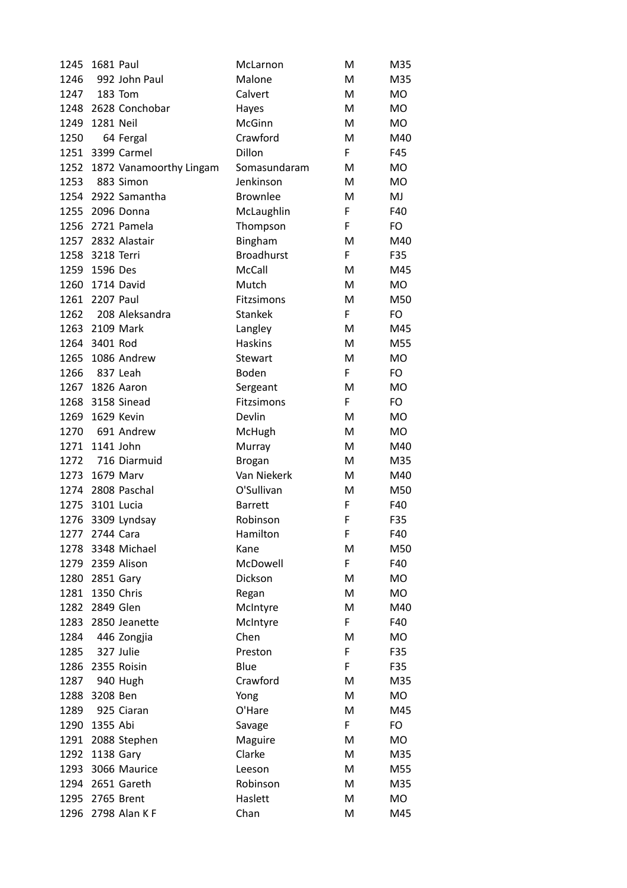| | | | | | |
|---|---|---|---|---|---|
| 1245 | 1681 | Paul | McLarnon | M | M35 |
| 1246 | 992 | John Paul | Malone | M | M35 |
| 1247 | 183 | Tom | Calvert | M | MO |
| 1248 | 2628 | Conchobar | Hayes | M | MO |
| 1249 | 1281 | Neil | McGinn | M | MO |
| 1250 | 64 | Fergal | Crawford | M | M40 |
| 1251 | 3399 | Carmel | Dillon | F | F45 |
| 1252 | 1872 | Vanamoorthy Lingam | Somasundaram | M | MO |
| 1253 | 883 | Simon | Jenkinson | M | MO |
| 1254 | 2922 | Samantha | Brownlee | M | MJ |
| 1255 | 2096 | Donna | McLaughlin | F | F40 |
| 1256 | 2721 | Pamela | Thompson | F | FO |
| 1257 | 2832 | Alastair | Bingham | M | M40 |
| 1258 | 3218 | Terri | Broadhurst | F | F35 |
| 1259 | 1596 | Des | McCall | M | M45 |
| 1260 | 1714 | David | Mutch | M | MO |
| 1261 | 2207 | Paul | Fitzsimons | M | M50 |
| 1262 | 208 | Aleksandra | Stankek | F | FO |
| 1263 | 2109 | Mark | Langley | M | M45 |
| 1264 | 3401 | Rod | Haskins | M | M55 |
| 1265 | 1086 | Andrew | Stewart | M | MO |
| 1266 | 837 | Leah | Boden | F | FO |
| 1267 | 1826 | Aaron | Sergeant | M | MO |
| 1268 | 3158 | Sinead | Fitzsimons | F | FO |
| 1269 | 1629 | Kevin | Devlin | M | MO |
| 1270 | 691 | Andrew | McHugh | M | MO |
| 1271 | 1141 | John | Murray | M | M40 |
| 1272 | 716 | Diarmuid | Brogan | M | M35 |
| 1273 | 1679 | Marv | Van Niekerk | M | M40 |
| 1274 | 2808 | Paschal | O'Sullivan | M | M50 |
| 1275 | 3101 | Lucia | Barrett | F | F40 |
| 1276 | 3309 | Lyndsay | Robinson | F | F35 |
| 1277 | 2744 | Cara | Hamilton | F | F40 |
| 1278 | 3348 | Michael | Kane | M | M50 |
| 1279 | 2359 | Alison | McDowell | F | F40 |
| 1280 | 2851 | Gary | Dickson | M | MO |
| 1281 | 1350 | Chris | Regan | M | MO |
| 1282 | 2849 | Glen | McIntyre | M | M40 |
| 1283 | 2850 | Jeanette | McIntyre | F | F40 |
| 1284 | 446 | Zongjia | Chen | M | MO |
| 1285 | 327 | Julie | Preston | F | F35 |
| 1286 | 2355 | Roisin | Blue | F | F35 |
| 1287 | 940 | Hugh | Crawford | M | M35 |
| 1288 | 3208 | Ben | Yong | M | MO |
| 1289 | 925 | Ciaran | O'Hare | M | M45 |
| 1290 | 1355 | Abi | Savage | F | FO |
| 1291 | 2088 | Stephen | Maguire | M | MO |
| 1292 | 1138 | Gary | Clarke | M | M35 |
| 1293 | 3066 | Maurice | Leeson | M | M55 |
| 1294 | 2651 | Gareth | Robinson | M | M35 |
| 1295 | 2765 | Brent | Haslett | M | MO |
| 1296 | 2798 | Alan K F | Chan | M | M45 |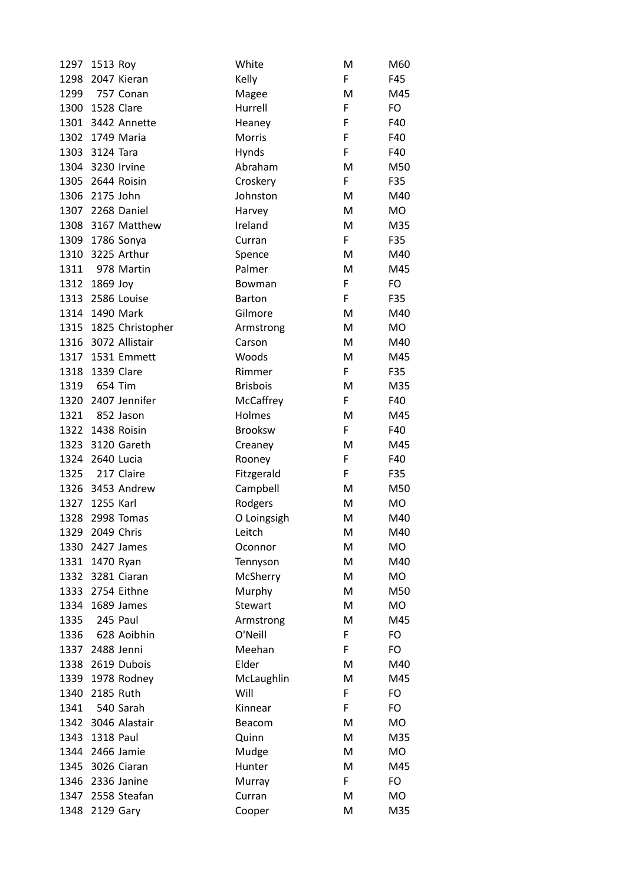| | | | | | |
|---|---|---|---|---|---|
| 1297 | 1513 | Roy | White | M | M60 |
| 1298 | 2047 | Kieran | Kelly | F | F45 |
| 1299 | 757 | Conan | Magee | M | M45 |
| 1300 | 1528 | Clare | Hurrell | F | FO |
| 1301 | 3442 | Annette | Heaney | F | F40 |
| 1302 | 1749 | Maria | Morris | F | F40 |
| 1303 | 3124 | Tara | Hynds | F | F40 |
| 1304 | 3230 | Irvine | Abraham | M | M50 |
| 1305 | 2644 | Roisin | Croskery | F | F35 |
| 1306 | 2175 | John | Johnston | M | M40 |
| 1307 | 2268 | Daniel | Harvey | M | MO |
| 1308 | 3167 | Matthew | Ireland | M | M35 |
| 1309 | 1786 | Sonya | Curran | F | F35 |
| 1310 | 3225 | Arthur | Spence | M | M40 |
| 1311 | 978 | Martin | Palmer | M | M45 |
| 1312 | 1869 | Joy | Bowman | F | FO |
| 1313 | 2586 | Louise | Barton | F | F35 |
| 1314 | 1490 | Mark | Gilmore | M | M40 |
| 1315 | 1825 | Christopher | Armstrong | M | MO |
| 1316 | 3072 | Allistair | Carson | M | M40 |
| 1317 | 1531 | Emmett | Woods | M | M45 |
| 1318 | 1339 | Clare | Rimmer | F | F35 |
| 1319 | 654 | Tim | Brisbois | M | M35 |
| 1320 | 2407 | Jennifer | McCaffrey | F | F40 |
| 1321 | 852 | Jason | Holmes | M | M45 |
| 1322 | 1438 | Roisin | Brooksw | F | F40 |
| 1323 | 3120 | Gareth | Creaney | M | M45 |
| 1324 | 2640 | Lucia | Rooney | F | F40 |
| 1325 | 217 | Claire | Fitzgerald | F | F35 |
| 1326 | 3453 | Andrew | Campbell | M | M50 |
| 1327 | 1255 | Karl | Rodgers | M | MO |
| 1328 | 2998 | Tomas | O Loingsigh | M | M40 |
| 1329 | 2049 | Chris | Leitch | M | M40 |
| 1330 | 2427 | James | Oconnor | M | MO |
| 1331 | 1470 | Ryan | Tennyson | M | M40 |
| 1332 | 3281 | Ciaran | McSherry | M | MO |
| 1333 | 2754 | Eithne | Murphy | M | M50 |
| 1334 | 1689 | James | Stewart | M | MO |
| 1335 | 245 | Paul | Armstrong | M | M45 |
| 1336 | 628 | Aoibhin | O'Neill | F | FO |
| 1337 | 2488 | Jenni | Meehan | F | FO |
| 1338 | 2619 | Dubois | Elder | M | M40 |
| 1339 | 1978 | Rodney | McLaughlin | M | M45 |
| 1340 | 2185 | Ruth | Will | F | FO |
| 1341 | 540 | Sarah | Kinnear | F | FO |
| 1342 | 3046 | Alastair | Beacom | M | MO |
| 1343 | 1318 | Paul | Quinn | M | M35 |
| 1344 | 2466 | Jamie | Mudge | M | MO |
| 1345 | 3026 | Ciaran | Hunter | M | M45 |
| 1346 | 2336 | Janine | Murray | F | FO |
| 1347 | 2558 | Steafan | Curran | M | MO |
| 1348 | 2129 | Gary | Cooper | M | M35 |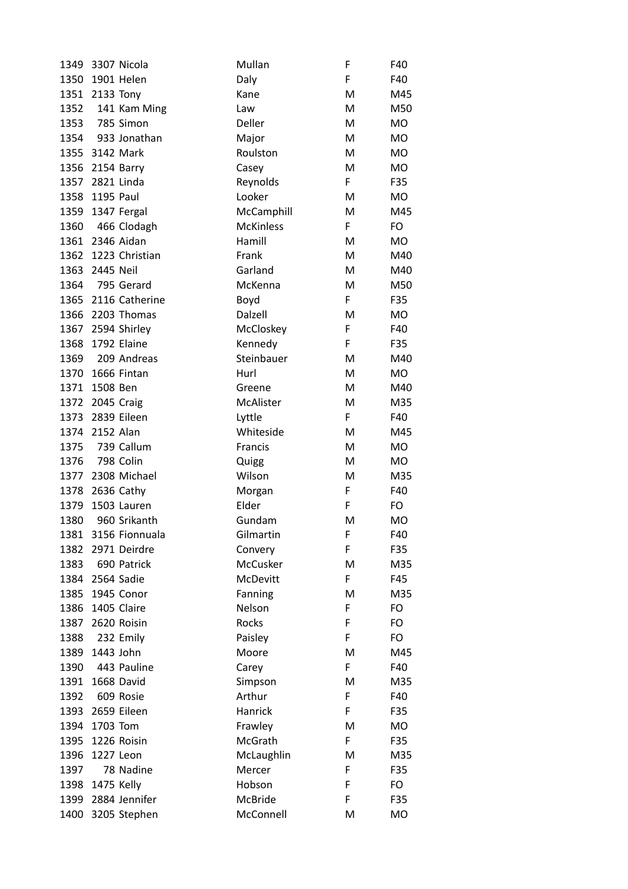| | | | | | |
|---|---|---|---|---|---|
| 1349 | 3307 | Nicola | Mullan | F | F40 |
| 1350 | 1901 | Helen | Daly | F | F40 |
| 1351 | 2133 | Tony | Kane | M | M45 |
| 1352 | 141 | Kam Ming | Law | M | M50 |
| 1353 | 785 | Simon | Deller | M | MO |
| 1354 | 933 | Jonathan | Major | M | MO |
| 1355 | 3142 | Mark | Roulston | M | MO |
| 1356 | 2154 | Barry | Casey | M | MO |
| 1357 | 2821 | Linda | Reynolds | F | F35 |
| 1358 | 1195 | Paul | Looker | M | MO |
| 1359 | 1347 | Fergal | McCamphill | M | M45 |
| 1360 | 466 | Clodagh | McKinless | F | FO |
| 1361 | 2346 | Aidan | Hamill | M | MO |
| 1362 | 1223 | Christian | Frank | M | M40 |
| 1363 | 2445 | Neil | Garland | M | M40 |
| 1364 | 795 | Gerard | McKenna | M | M50 |
| 1365 | 2116 | Catherine | Boyd | F | F35 |
| 1366 | 2203 | Thomas | Dalzell | M | MO |
| 1367 | 2594 | Shirley | McCloskey | F | F40 |
| 1368 | 1792 | Elaine | Kennedy | F | F35 |
| 1369 | 209 | Andreas | Steinbauer | M | M40 |
| 1370 | 1666 | Fintan | Hurl | M | MO |
| 1371 | 1508 | Ben | Greene | M | M40 |
| 1372 | 2045 | Craig | McAlister | M | M35 |
| 1373 | 2839 | Eileen | Lyttle | F | F40 |
| 1374 | 2152 | Alan | Whiteside | M | M45 |
| 1375 | 739 | Callum | Francis | M | MO |
| 1376 | 798 | Colin | Quigg | M | MO |
| 1377 | 2308 | Michael | Wilson | M | M35 |
| 1378 | 2636 | Cathy | Morgan | F | F40 |
| 1379 | 1503 | Lauren | Elder | F | FO |
| 1380 | 960 | Srikanth | Gundam | M | MO |
| 1381 | 3156 | Fionnuala | Gilmartin | F | F40 |
| 1382 | 2971 | Deirdre | Convery | F | F35 |
| 1383 | 690 | Patrick | McCusker | M | M35 |
| 1384 | 2564 | Sadie | McDevitt | F | F45 |
| 1385 | 1945 | Conor | Fanning | M | M35 |
| 1386 | 1405 | Claire | Nelson | F | FO |
| 1387 | 2620 | Roisin | Rocks | F | FO |
| 1388 | 232 | Emily | Paisley | F | FO |
| 1389 | 1443 | John | Moore | M | M45 |
| 1390 | 443 | Pauline | Carey | F | F40 |
| 1391 | 1668 | David | Simpson | M | M35 |
| 1392 | 609 | Rosie | Arthur | F | F40 |
| 1393 | 2659 | Eileen | Hanrick | F | F35 |
| 1394 | 1703 | Tom | Frawley | M | MO |
| 1395 | 1226 | Roisin | McGrath | F | F35 |
| 1396 | 1227 | Leon | McLaughlin | M | M35 |
| 1397 | 78 | Nadine | Mercer | F | F35 |
| 1398 | 1475 | Kelly | Hobson | F | FO |
| 1399 | 2884 | Jennifer | McBride | F | F35 |
| 1400 | 3205 | Stephen | McConnell | M | MO |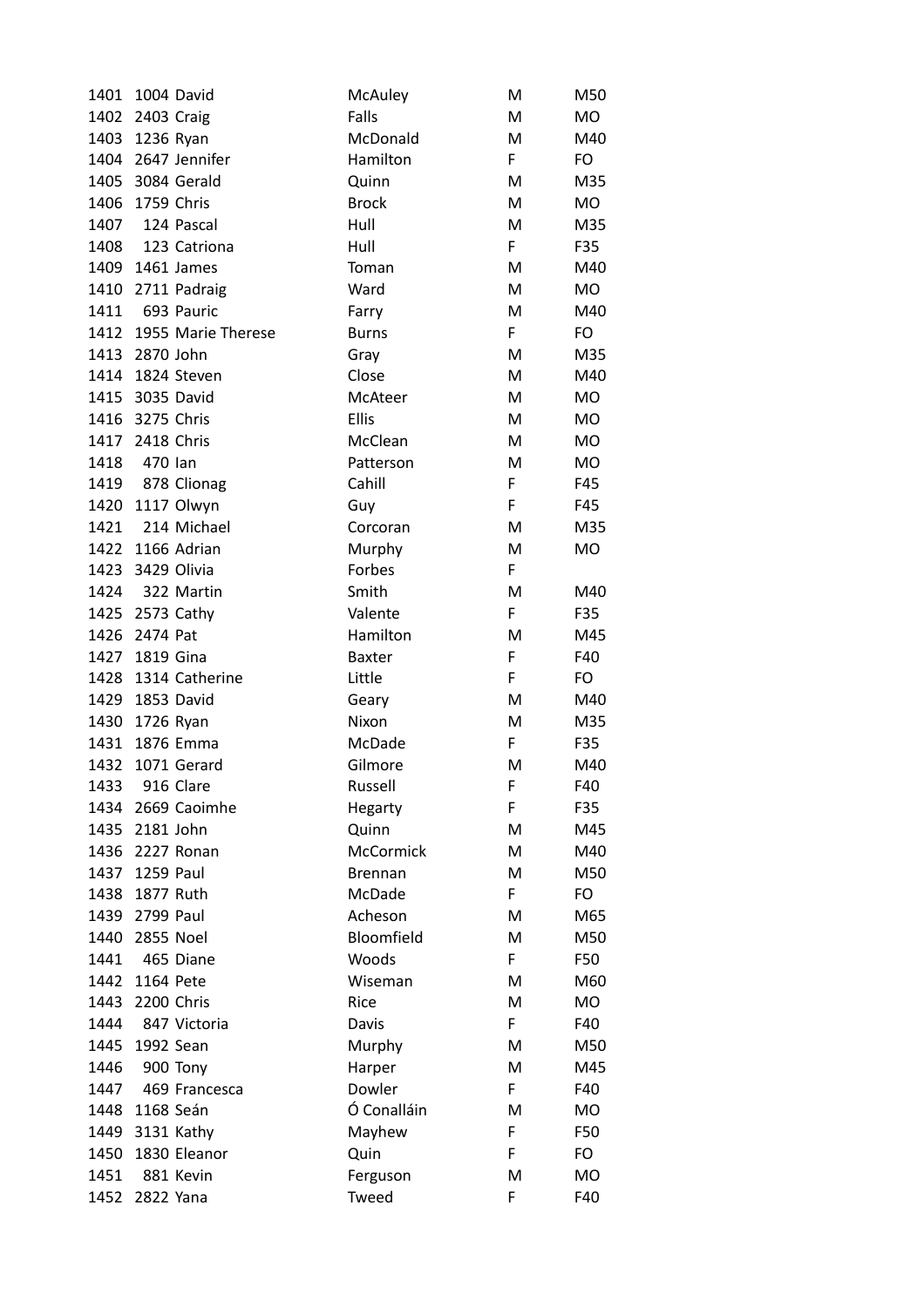| | | | | | |
|---|---|---|---|---|---|
| 1401 | 1004 | David | McAuley | M | M50 |
| 1402 | 2403 | Craig | Falls | M | MO |
| 1403 | 1236 | Ryan | McDonald | M | M40 |
| 1404 | 2647 | Jennifer | Hamilton | F | FO |
| 1405 | 3084 | Gerald | Quinn | M | M35 |
| 1406 | 1759 | Chris | Brock | M | MO |
| 1407 | 124 | Pascal | Hull | M | M35 |
| 1408 | 123 | Catriona | Hull | F | F35 |
| 1409 | 1461 | James | Toman | M | M40 |
| 1410 | 2711 | Padraig | Ward | M | MO |
| 1411 | 693 | Pauric | Farry | M | M40 |
| 1412 | 1955 | Marie Therese | Burns | F | FO |
| 1413 | 2870 | John | Gray | M | M35 |
| 1414 | 1824 | Steven | Close | M | M40 |
| 1415 | 3035 | David | McAteer | M | MO |
| 1416 | 3275 | Chris | Ellis | M | MO |
| 1417 | 2418 | Chris | McClean | M | MO |
| 1418 | 470 | Ian | Patterson | M | MO |
| 1419 | 878 | Clionag | Cahill | F | F45 |
| 1420 | 1117 | Olwyn | Guy | F | F45 |
| 1421 | 214 | Michael | Corcoran | M | M35 |
| 1422 | 1166 | Adrian | Murphy | M | MO |
| 1423 | 3429 | Olivia | Forbes | F | |
| 1424 | 322 | Martin | Smith | M | M40 |
| 1425 | 2573 | Cathy | Valente | F | F35 |
| 1426 | 2474 | Pat | Hamilton | M | M45 |
| 1427 | 1819 | Gina | Baxter | F | F40 |
| 1428 | 1314 | Catherine | Little | F | FO |
| 1429 | 1853 | David | Geary | M | M40 |
| 1430 | 1726 | Ryan | Nixon | M | M35 |
| 1431 | 1876 | Emma | McDade | F | F35 |
| 1432 | 1071 | Gerard | Gilmore | M | M40 |
| 1433 | 916 | Clare | Russell | F | F40 |
| 1434 | 2669 | Caoimhe | Hegarty | F | F35 |
| 1435 | 2181 | John | Quinn | M | M45 |
| 1436 | 2227 | Ronan | McCormick | M | M40 |
| 1437 | 1259 | Paul | Brennan | M | M50 |
| 1438 | 1877 | Ruth | McDade | F | FO |
| 1439 | 2799 | Paul | Acheson | M | M65 |
| 1440 | 2855 | Noel | Bloomfield | M | M50 |
| 1441 | 465 | Diane | Woods | F | F50 |
| 1442 | 1164 | Pete | Wiseman | M | M60 |
| 1443 | 2200 | Chris | Rice | M | MO |
| 1444 | 847 | Victoria | Davis | F | F40 |
| 1445 | 1992 | Sean | Murphy | M | M50 |
| 1446 | 900 | Tony | Harper | M | M45 |
| 1447 | 469 | Francesca | Dowler | F | F40 |
| 1448 | 1168 | Seán | Ó Conalláin | M | MO |
| 1449 | 3131 | Kathy | Mayhew | F | F50 |
| 1450 | 1830 | Eleanor | Quin | F | FO |
| 1451 | 881 | Kevin | Ferguson | M | MO |
| 1452 | 2822 | Yana | Tweed | F | F40 |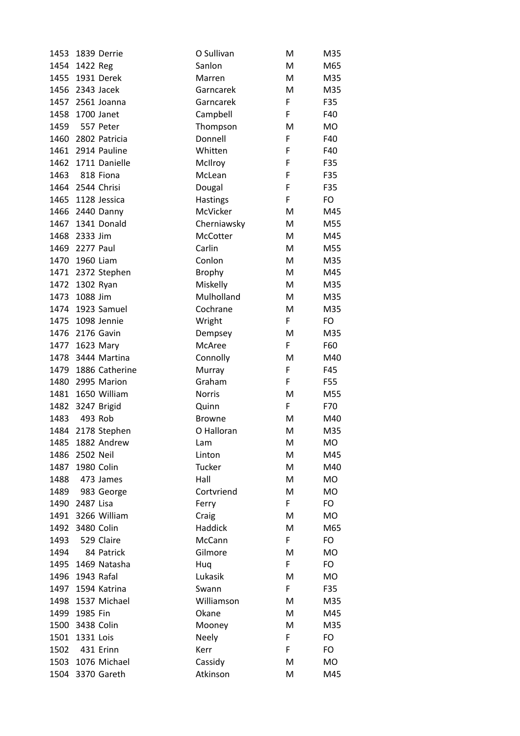| | | | | | |
|---|---|---|---|---|---|
| 1453 | 1839 | Derrie | O Sullivan | M | M35 |
| 1454 | 1422 | Reg | Sanlon | M | M65 |
| 1455 | 1931 | Derek | Marren | M | M35 |
| 1456 | 2343 | Jacek | Garncarek | M | M35 |
| 1457 | 2561 | Joanna | Garncarek | F | F35 |
| 1458 | 1700 | Janet | Campbell | F | F40 |
| 1459 | 557 | Peter | Thompson | M | MO |
| 1460 | 2802 | Patricia | Donnell | F | F40 |
| 1461 | 2914 | Pauline | Whitten | F | F40 |
| 1462 | 1711 | Danielle | McIlroy | F | F35 |
| 1463 | 818 | Fiona | McLean | F | F35 |
| 1464 | 2544 | Chrisi | Dougal | F | F35 |
| 1465 | 1128 | Jessica | Hastings | F | FO |
| 1466 | 2440 | Danny | McVicker | M | M45 |
| 1467 | 1341 | Donald | Cherniawsky | M | M55 |
| 1468 | 2333 | Jim | McCotter | M | M45 |
| 1469 | 2277 | Paul | Carlin | M | M55 |
| 1470 | 1960 | Liam | Conlon | M | M35 |
| 1471 | 2372 | Stephen | Brophy | M | M45 |
| 1472 | 1302 | Ryan | Miskelly | M | M35 |
| 1473 | 1088 | Jim | Mulholland | M | M35 |
| 1474 | 1923 | Samuel | Cochrane | M | M35 |
| 1475 | 1098 | Jennie | Wright | F | FO |
| 1476 | 2176 | Gavin | Dempsey | M | M35 |
| 1477 | 1623 | Mary | McAree | F | F60 |
| 1478 | 3444 | Martina | Connolly | M | M40 |
| 1479 | 1886 | Catherine | Murray | F | F45 |
| 1480 | 2995 | Marion | Graham | F | F55 |
| 1481 | 1650 | William | Norris | M | M55 |
| 1482 | 3247 | Brigid | Quinn | F | F70 |
| 1483 | 493 | Rob | Browne | M | M40 |
| 1484 | 2178 | Stephen | O Halloran | M | M35 |
| 1485 | 1882 | Andrew | Lam | M | MO |
| 1486 | 2502 | Neil | Linton | M | M45 |
| 1487 | 1980 | Colin | Tucker | M | M40 |
| 1488 | 473 | James | Hall | M | MO |
| 1489 | 983 | George | Cortvriend | M | MO |
| 1490 | 2487 | Lisa | Ferry | F | FO |
| 1491 | 3266 | William | Craig | M | MO |
| 1492 | 3480 | Colin | Haddick | M | M65 |
| 1493 | 529 | Claire | McCann | F | FO |
| 1494 | 84 | Patrick | Gilmore | M | MO |
| 1495 | 1469 | Natasha | Huq | F | FO |
| 1496 | 1943 | Rafal | Lukasik | M | MO |
| 1497 | 1594 | Katrina | Swann | F | F35 |
| 1498 | 1537 | Michael | Williamson | M | M35 |
| 1499 | 1985 | Fin | Okane | M | M45 |
| 1500 | 3438 | Colin | Mooney | M | M35 |
| 1501 | 1331 | Lois | Neely | F | FO |
| 1502 | 431 | Erinn | Kerr | F | FO |
| 1503 | 1076 | Michael | Cassidy | M | MO |
| 1504 | 3370 | Gareth | Atkinson | M | M45 |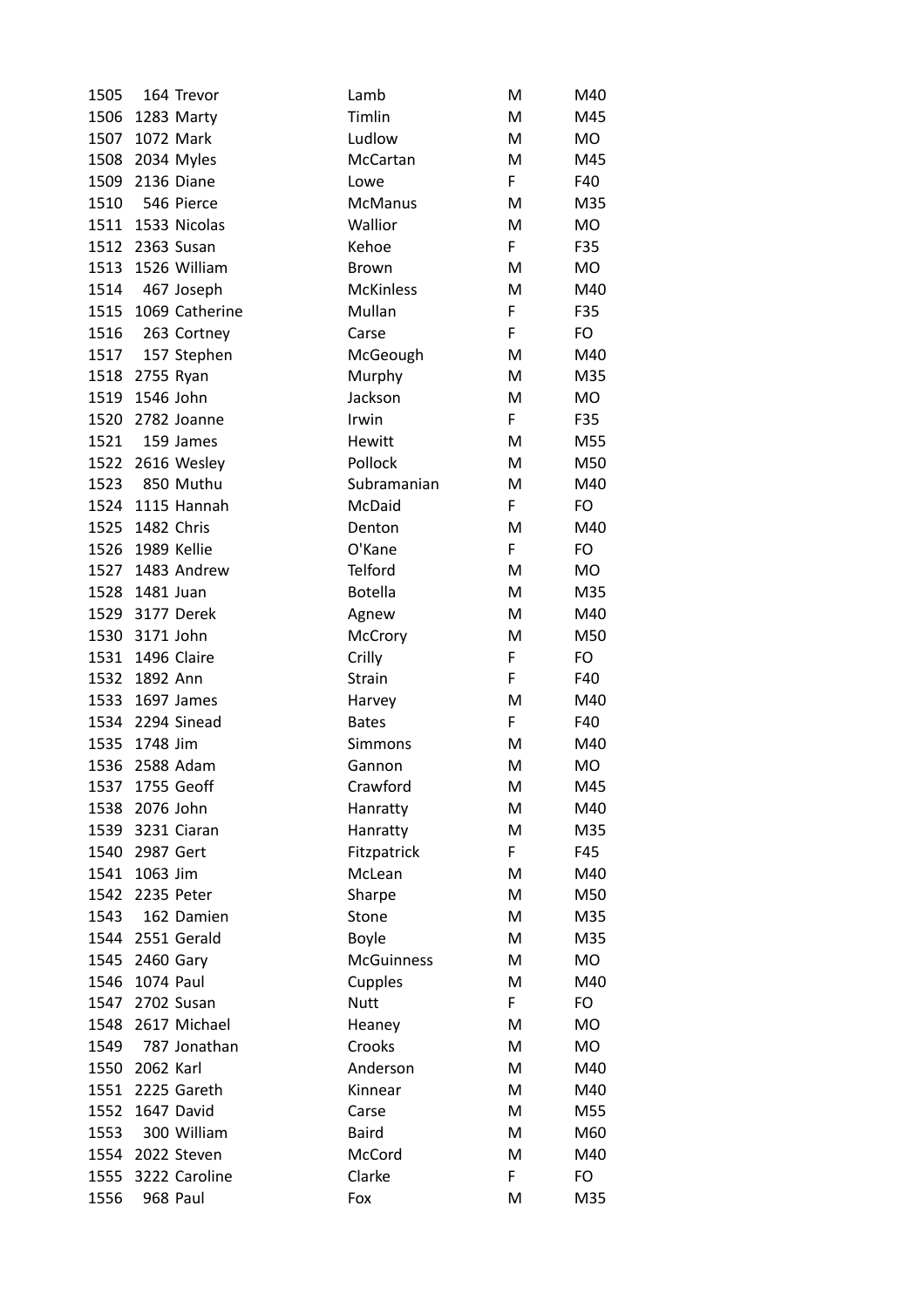| | | | | | |
|---|---|---|---|---|---|
| 1505 | 164 | Trevor | Lamb | M | M40 |
| 1506 | 1283 | Marty | Timlin | M | M45 |
| 1507 | 1072 | Mark | Ludlow | M | MO |
| 1508 | 2034 | Myles | McCartan | M | M45 |
| 1509 | 2136 | Diane | Lowe | F | F40 |
| 1510 | 546 | Pierce | McManus | M | M35 |
| 1511 | 1533 | Nicolas | Wallior | M | MO |
| 1512 | 2363 | Susan | Kehoe | F | F35 |
| 1513 | 1526 | William | Brown | M | MO |
| 1514 | 467 | Joseph | McKinless | M | M40 |
| 1515 | 1069 | Catherine | Mullan | F | F35 |
| 1516 | 263 | Cortney | Carse | F | FO |
| 1517 | 157 | Stephen | McGeough | M | M40 |
| 1518 | 2755 | Ryan | Murphy | M | M35 |
| 1519 | 1546 | John | Jackson | M | MO |
| 1520 | 2782 | Joanne | Irwin | F | F35 |
| 1521 | 159 | James | Hewitt | M | M55 |
| 1522 | 2616 | Wesley | Pollock | M | M50 |
| 1523 | 850 | Muthu | Subramanian | M | M40 |
| 1524 | 1115 | Hannah | McDaid | F | FO |
| 1525 | 1482 | Chris | Denton | M | M40 |
| 1526 | 1989 | Kellie | O'Kane | F | FO |
| 1527 | 1483 | Andrew | Telford | M | MO |
| 1528 | 1481 | Juan | Botella | M | M35 |
| 1529 | 3177 | Derek | Agnew | M | M40 |
| 1530 | 3171 | John | McCrory | M | M50 |
| 1531 | 1496 | Claire | Crilly | F | FO |
| 1532 | 1892 | Ann | Strain | F | F40 |
| 1533 | 1697 | James | Harvey | M | M40 |
| 1534 | 2294 | Sinead | Bates | F | F40 |
| 1535 | 1748 | Jim | Simmons | M | M40 |
| 1536 | 2588 | Adam | Gannon | M | MO |
| 1537 | 1755 | Geoff | Crawford | M | M45 |
| 1538 | 2076 | John | Hanratty | M | M40 |
| 1539 | 3231 | Ciaran | Hanratty | M | M35 |
| 1540 | 2987 | Gert | Fitzpatrick | F | F45 |
| 1541 | 1063 | Jim | McLean | M | M40 |
| 1542 | 2235 | Peter | Sharpe | M | M50 |
| 1543 | 162 | Damien | Stone | M | M35 |
| 1544 | 2551 | Gerald | Boyle | M | M35 |
| 1545 | 2460 | Gary | McGuinness | M | MO |
| 1546 | 1074 | Paul | Cupples | M | M40 |
| 1547 | 2702 | Susan | Nutt | F | FO |
| 1548 | 2617 | Michael | Heaney | M | MO |
| 1549 | 787 | Jonathan | Crooks | M | MO |
| 1550 | 2062 | Karl | Anderson | M | M40 |
| 1551 | 2225 | Gareth | Kinnear | M | M40 |
| 1552 | 1647 | David | Carse | M | M55 |
| 1553 | 300 | William | Baird | M | M60 |
| 1554 | 2022 | Steven | McCord | M | M40 |
| 1555 | 3222 | Caroline | Clarke | F | FO |
| 1556 | 968 | Paul | Fox | M | M35 |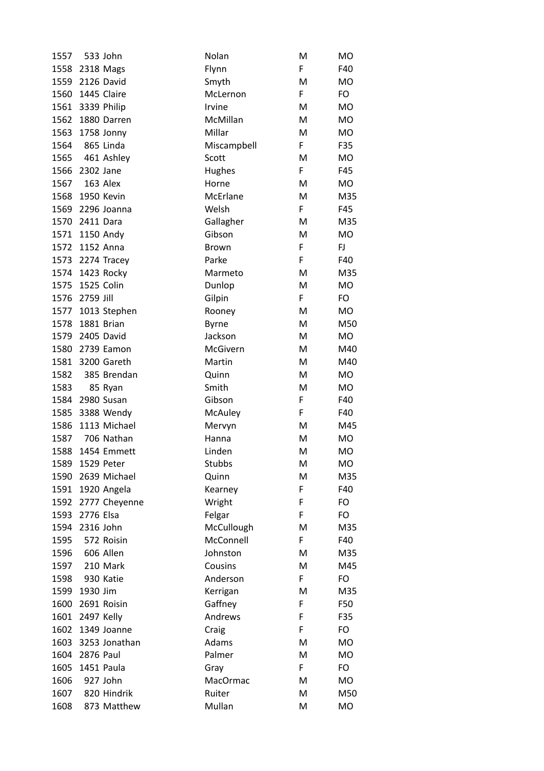| | | | | | |
|---|---|---|---|---|---|
| 1557 | 533 | John | Nolan | M | MO |
| 1558 | 2318 | Mags | Flynn | F | F40 |
| 1559 | 2126 | David | Smyth | M | MO |
| 1560 | 1445 | Claire | McLernon | F | FO |
| 1561 | 3339 | Philip | Irvine | M | MO |
| 1562 | 1880 | Darren | McMillan | M | MO |
| 1563 | 1758 | Jonny | Millar | M | MO |
| 1564 | 865 | Linda | Miscampbell | F | F35 |
| 1565 | 461 | Ashley | Scott | M | MO |
| 1566 | 2302 | Jane | Hughes | F | F45 |
| 1567 | 163 | Alex | Horne | M | MO |
| 1568 | 1950 | Kevin | McErlane | M | M35 |
| 1569 | 2296 | Joanna | Welsh | F | F45 |
| 1570 | 2411 | Dara | Gallagher | M | M35 |
| 1571 | 1150 | Andy | Gibson | M | MO |
| 1572 | 1152 | Anna | Brown | F | FJ |
| 1573 | 2274 | Tracey | Parke | F | F40 |
| 1574 | 1423 | Rocky | Marmeto | M | M35 |
| 1575 | 1525 | Colin | Dunlop | M | MO |
| 1576 | 2759 | Jill | Gilpin | F | FO |
| 1577 | 1013 | Stephen | Rooney | M | MO |
| 1578 | 1881 | Brian | Byrne | M | M50 |
| 1579 | 2405 | David | Jackson | M | MO |
| 1580 | 2739 | Eamon | McGivern | M | M40 |
| 1581 | 3200 | Gareth | Martin | M | M40 |
| 1582 | 385 | Brendan | Quinn | M | MO |
| 1583 | 85 | Ryan | Smith | M | MO |
| 1584 | 2980 | Susan | Gibson | F | F40 |
| 1585 | 3388 | Wendy | McAuley | F | F40 |
| 1586 | 1113 | Michael | Mervyn | M | M45 |
| 1587 | 706 | Nathan | Hanna | M | MO |
| 1588 | 1454 | Emmett | Linden | M | MO |
| 1589 | 1529 | Peter | Stubbs | M | MO |
| 1590 | 2639 | Michael | Quinn | M | M35 |
| 1591 | 1920 | Angela | Kearney | F | F40 |
| 1592 | 2777 | Cheyenne | Wright | F | FO |
| 1593 | 2776 | Elsa | Felgar | F | FO |
| 1594 | 2316 | John | McCullough | M | M35 |
| 1595 | 572 | Roisin | McConnell | F | F40 |
| 1596 | 606 | Allen | Johnston | M | M35 |
| 1597 | 210 | Mark | Cousins | M | M45 |
| 1598 | 930 | Katie | Anderson | F | FO |
| 1599 | 1930 | Jim | Kerrigan | M | M35 |
| 1600 | 2691 | Roisin | Gaffney | F | F50 |
| 1601 | 2497 | Kelly | Andrews | F | F35 |
| 1602 | 1349 | Joanne | Craig | F | FO |
| 1603 | 3253 | Jonathan | Adams | M | MO |
| 1604 | 2876 | Paul | Palmer | M | MO |
| 1605 | 1451 | Paula | Gray | F | FO |
| 1606 | 927 | John | MacOrmac | M | MO |
| 1607 | 820 | Hindrik | Ruiter | M | M50 |
| 1608 | 873 | Matthew | Mullan | M | MO |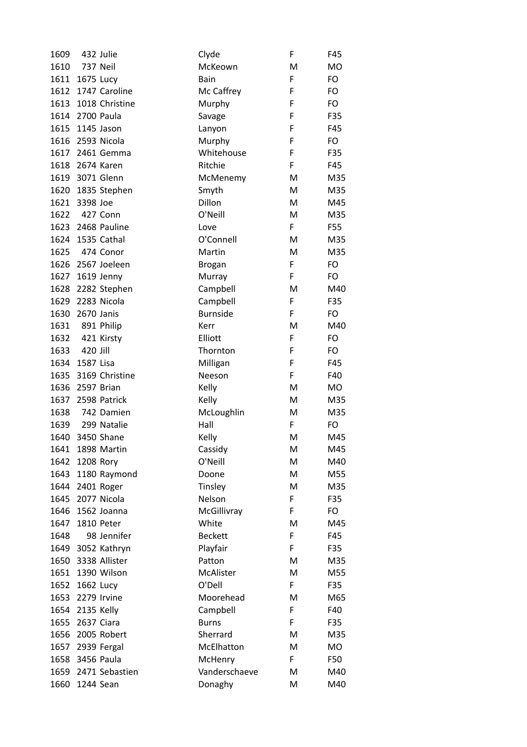| | | | | | |
|---|---|---|---|---|---|
| 1609 | 432 | Julie | Clyde | F | F45 |
| 1610 | 737 | Neil | McKeown | M | MO |
| 1611 | 1675 | Lucy | Bain | F | FO |
| 1612 | 1747 | Caroline | Mc Caffrey | F | FO |
| 1613 | 1018 | Christine | Murphy | F | FO |
| 1614 | 2700 | Paula | Savage | F | F35 |
| 1615 | 1145 | Jason | Lanyon | F | F45 |
| 1616 | 2593 | Nicola | Murphy | F | FO |
| 1617 | 2461 | Gemma | Whitehouse | F | F35 |
| 1618 | 2674 | Karen | Ritchie | F | F45 |
| 1619 | 3071 | Glenn | McMenemy | M | M35 |
| 1620 | 1835 | Stephen | Smyth | M | M35 |
| 1621 | 3398 | Joe | Dillon | M | M45 |
| 1622 | 427 | Conn | O'Neill | M | M35 |
| 1623 | 2468 | Pauline | Love | F | F55 |
| 1624 | 1535 | Cathal | O'Connell | M | M35 |
| 1625 | 474 | Conor | Martin | M | M35 |
| 1626 | 2567 | Joeleen | Brogan | F | FO |
| 1627 | 1619 | Jenny | Murray | F | FO |
| 1628 | 2282 | Stephen | Campbell | M | M40 |
| 1629 | 2283 | Nicola | Campbell | F | F35 |
| 1630 | 2670 | Janis | Burnside | F | FO |
| 1631 | 891 | Philip | Kerr | M | M40 |
| 1632 | 421 | Kirsty | Elliott | F | FO |
| 1633 | 420 | Jill | Thornton | F | FO |
| 1634 | 1587 | Lisa | Milligan | F | F45 |
| 1635 | 3169 | Christine | Neeson | F | F40 |
| 1636 | 2597 | Brian | Kelly | M | MO |
| 1637 | 2598 | Patrick | Kelly | M | M35 |
| 1638 | 742 | Damien | McLoughlin | M | M35 |
| 1639 | 299 | Natalie | Hall | F | FO |
| 1640 | 3450 | Shane | Kelly | M | M45 |
| 1641 | 1898 | Martin | Cassidy | M | M45 |
| 1642 | 1208 | Rory | O'Neill | M | M40 |
| 1643 | 1180 | Raymond | Doone | M | M55 |
| 1644 | 2401 | Roger | Tinsley | M | M35 |
| 1645 | 2077 | Nicola | Nelson | F | F35 |
| 1646 | 1562 | Joanna | McGillivray | F | FO |
| 1647 | 1810 | Peter | White | M | M45 |
| 1648 | 98 | Jennifer | Beckett | F | F45 |
| 1649 | 3052 | Kathryn | Playfair | F | F35 |
| 1650 | 3338 | Allister | Patton | M | M35 |
| 1651 | 1390 | Wilson | McAlister | M | M55 |
| 1652 | 1662 | Lucy | O'Dell | F | F35 |
| 1653 | 2279 | Irvine | Moorehead | M | M65 |
| 1654 | 2135 | Kelly | Campbell | F | F40 |
| 1655 | 2637 | Ciara | Burns | F | F35 |
| 1656 | 2005 | Robert | Sherrard | M | M35 |
| 1657 | 2939 | Fergal | McElhatton | M | MO |
| 1658 | 3456 | Paula | McHenry | F | F50 |
| 1659 | 2471 | Sebastien | Vanderschaeve | M | M40 |
| 1660 | 1244 | Sean | Donaghy | M | M40 |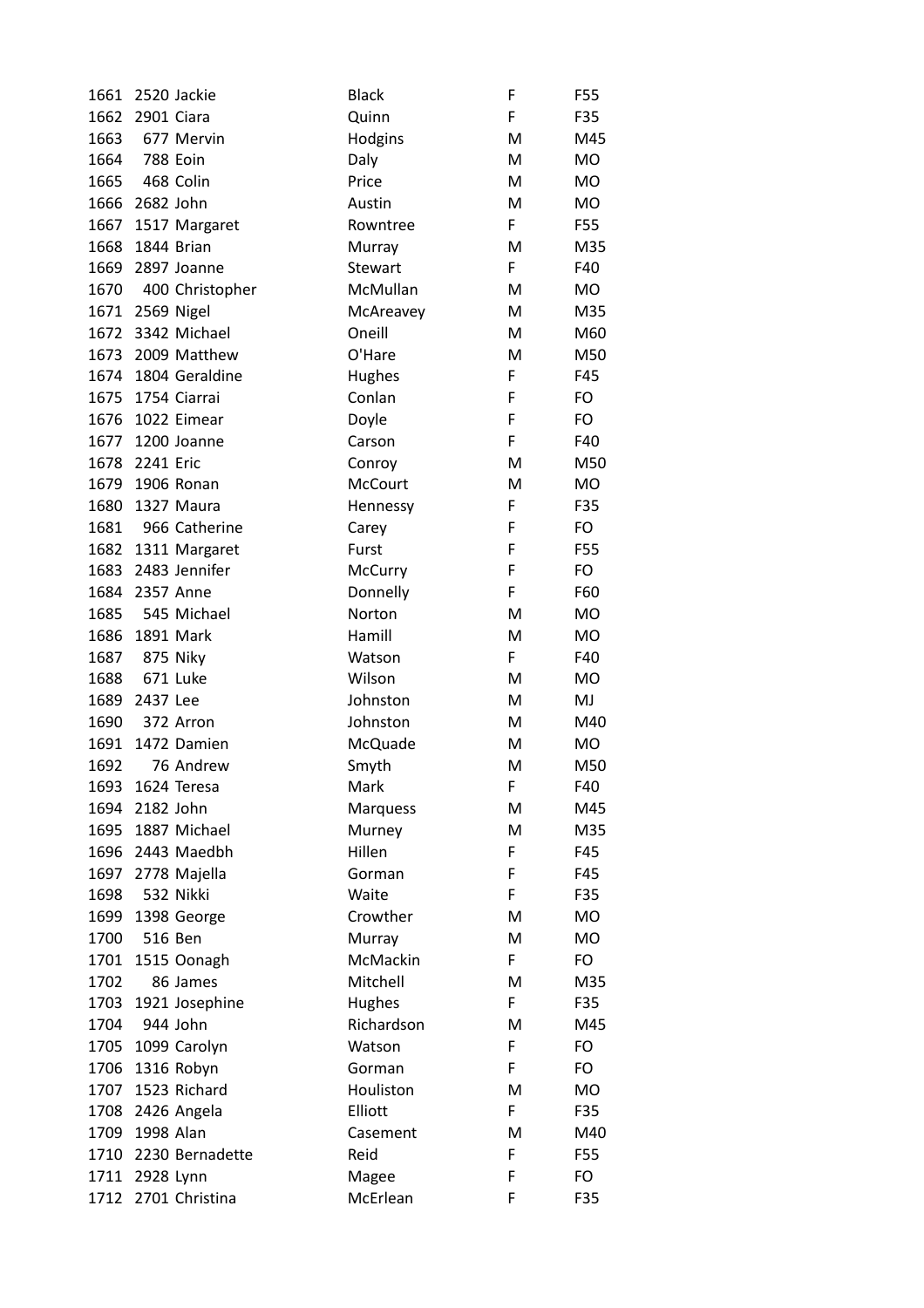| | | | | | |
|---|---|---|---|---|---|
| 1661 | 2520 | Jackie | Black | F | F55 |
| 1662 | 2901 | Ciara | Quinn | F | F35 |
| 1663 | 677 | Mervin | Hodgins | M | M45 |
| 1664 | 788 | Eoin | Daly | M | MO |
| 1665 | 468 | Colin | Price | M | MO |
| 1666 | 2682 | John | Austin | M | MO |
| 1667 | 1517 | Margaret | Rowntree | F | F55 |
| 1668 | 1844 | Brian | Murray | M | M35 |
| 1669 | 2897 | Joanne | Stewart | F | F40 |
| 1670 | 400 | Christopher | McMullan | M | MO |
| 1671 | 2569 | Nigel | McAreavey | M | M35 |
| 1672 | 3342 | Michael | Oneill | M | M60 |
| 1673 | 2009 | Matthew | O'Hare | M | M50 |
| 1674 | 1804 | Geraldine | Hughes | F | F45 |
| 1675 | 1754 | Ciarrai | Conlan | F | FO |
| 1676 | 1022 | Eimear | Doyle | F | FO |
| 1677 | 1200 | Joanne | Carson | F | F40 |
| 1678 | 2241 | Eric | Conroy | M | M50 |
| 1679 | 1906 | Ronan | McCourt | M | MO |
| 1680 | 1327 | Maura | Hennessy | F | F35 |
| 1681 | 966 | Catherine | Carey | F | FO |
| 1682 | 1311 | Margaret | Furst | F | F55 |
| 1683 | 2483 | Jennifer | McCurry | F | FO |
| 1684 | 2357 | Anne | Donnelly | F | F60 |
| 1685 | 545 | Michael | Norton | M | MO |
| 1686 | 1891 | Mark | Hamill | M | MO |
| 1687 | 875 | Niky | Watson | F | F40 |
| 1688 | 671 | Luke | Wilson | M | MO |
| 1689 | 2437 | Lee | Johnston | M | MJ |
| 1690 | 372 | Arron | Johnston | M | M40 |
| 1691 | 1472 | Damien | McQuade | M | MO |
| 1692 | 76 | Andrew | Smyth | M | M50 |
| 1693 | 1624 | Teresa | Mark | F | F40 |
| 1694 | 2182 | John | Marquess | M | M45 |
| 1695 | 1887 | Michael | Murney | M | M35 |
| 1696 | 2443 | Maedbh | Hillen | F | F45 |
| 1697 | 2778 | Majella | Gorman | F | F45 |
| 1698 | 532 | Nikki | Waite | F | F35 |
| 1699 | 1398 | George | Crowther | M | MO |
| 1700 | 516 | Ben | Murray | M | MO |
| 1701 | 1515 | Oonagh | McMackin | F | FO |
| 1702 | 86 | James | Mitchell | M | M35 |
| 1703 | 1921 | Josephine | Hughes | F | F35 |
| 1704 | 944 | John | Richardson | M | M45 |
| 1705 | 1099 | Carolyn | Watson | F | FO |
| 1706 | 1316 | Robyn | Gorman | F | FO |
| 1707 | 1523 | Richard | Houliston | M | MO |
| 1708 | 2426 | Angela | Elliott | F | F35 |
| 1709 | 1998 | Alan | Casement | M | M40 |
| 1710 | 2230 | Bernadette | Reid | F | F55 |
| 1711 | 2928 | Lynn | Magee | F | FO |
| 1712 | 2701 | Christina | McErlean | F | F35 |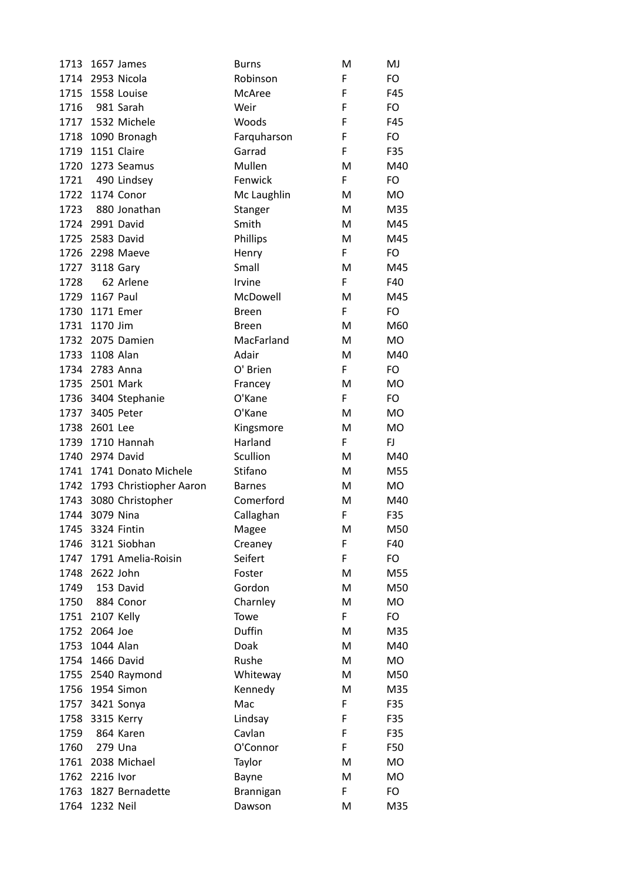| | | | | | |
|---|---|---|---|---|---|
| 1713 | 1657 | James | Burns | M | MJ |
| 1714 | 2953 | Nicola | Robinson | F | FO |
| 1715 | 1558 | Louise | McAree | F | F45 |
| 1716 | 981 | Sarah | Weir | F | FO |
| 1717 | 1532 | Michele | Woods | F | F45 |
| 1718 | 1090 | Bronagh | Farquharson | F | FO |
| 1719 | 1151 | Claire | Garrad | F | F35 |
| 1720 | 1273 | Seamus | Mullen | M | M40 |
| 1721 | 490 | Lindsey | Fenwick | F | FO |
| 1722 | 1174 | Conor | Mc Laughlin | M | MO |
| 1723 | 880 | Jonathan | Stanger | M | M35 |
| 1724 | 2991 | David | Smith | M | M45 |
| 1725 | 2583 | David | Phillips | M | M45 |
| 1726 | 2298 | Maeve | Henry | F | FO |
| 1727 | 3118 | Gary | Small | M | M45 |
| 1728 | 62 | Arlene | Irvine | F | F40 |
| 1729 | 1167 | Paul | McDowell | M | M45 |
| 1730 | 1171 | Emer | Breen | F | FO |
| 1731 | 1170 | Jim | Breen | M | M60 |
| 1732 | 2075 | Damien | MacFarland | M | MO |
| 1733 | 1108 | Alan | Adair | M | M40 |
| 1734 | 2783 | Anna | O' Brien | F | FO |
| 1735 | 2501 | Mark | Francey | M | MO |
| 1736 | 3404 | Stephanie | O'Kane | F | FO |
| 1737 | 3405 | Peter | O'Kane | M | MO |
| 1738 | 2601 | Lee | Kingsmore | M | MO |
| 1739 | 1710 | Hannah | Harland | F | FJ |
| 1740 | 2974 | David | Scullion | M | M40 |
| 1741 | 1741 | Donato Michele | Stifano | M | M55 |
| 1742 | 1793 | Christiopher Aaron | Barnes | M | MO |
| 1743 | 3080 | Christopher | Comerford | M | M40 |
| 1744 | 3079 | Nina | Callaghan | F | F35 |
| 1745 | 3324 | Fintin | Magee | M | M50 |
| 1746 | 3121 | Siobhan | Creaney | F | F40 |
| 1747 | 1791 | Amelia-Roisin | Seifert | F | FO |
| 1748 | 2622 | John | Foster | M | M55 |
| 1749 | 153 | David | Gordon | M | M50 |
| 1750 | 884 | Conor | Charnley | M | MO |
| 1751 | 2107 | Kelly | Towe | F | FO |
| 1752 | 2064 | Joe | Duffin | M | M35 |
| 1753 | 1044 | Alan | Doak | M | M40 |
| 1754 | 1466 | David | Rushe | M | MO |
| 1755 | 2540 | Raymond | Whiteway | M | M50 |
| 1756 | 1954 | Simon | Kennedy | M | M35 |
| 1757 | 3421 | Sonya | Mac | F | F35 |
| 1758 | 3315 | Kerry | Lindsay | F | F35 |
| 1759 | 864 | Karen | Cavlan | F | F35 |
| 1760 | 279 | Una | O'Connor | F | F50 |
| 1761 | 2038 | Michael | Taylor | M | MO |
| 1762 | 2216 | Ivor | Bayne | M | MO |
| 1763 | 1827 | Bernadette | Brannigan | F | FO |
| 1764 | 1232 | Neil | Dawson | M | M35 |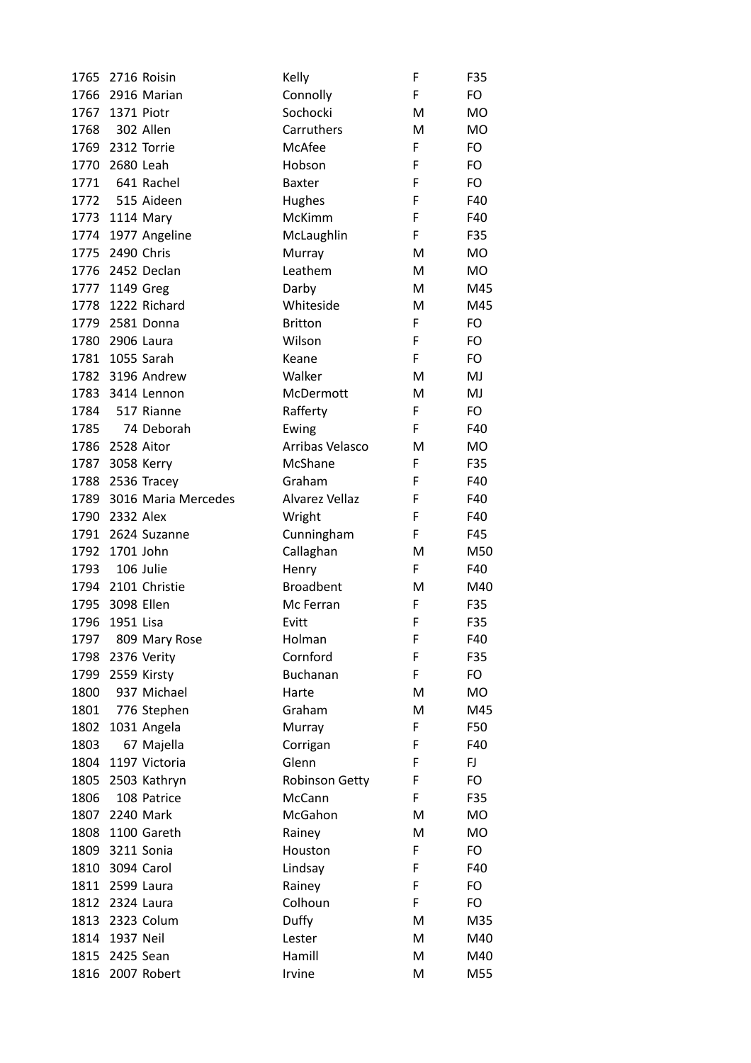| | | | | | |
|---|---|---|---|---|---|
| 1765 | 2716 | Roisin | Kelly | F | F35 |
| 1766 | 2916 | Marian | Connolly | F | FO |
| 1767 | 1371 | Piotr | Sochocki | M | MO |
| 1768 | 302 | Allen | Carruthers | M | MO |
| 1769 | 2312 | Torrie | McAfee | F | FO |
| 1770 | 2680 | Leah | Hobson | F | FO |
| 1771 | 641 | Rachel | Baxter | F | FO |
| 1772 | 515 | Aideen | Hughes | F | F40 |
| 1773 | 1114 | Mary | McKimm | F | F40 |
| 1774 | 1977 | Angeline | McLaughlin | F | F35 |
| 1775 | 2490 | Chris | Murray | M | MO |
| 1776 | 2452 | Declan | Leathem | M | MO |
| 1777 | 1149 | Greg | Darby | M | M45 |
| 1778 | 1222 | Richard | Whiteside | M | M45 |
| 1779 | 2581 | Donna | Britton | F | FO |
| 1780 | 2906 | Laura | Wilson | F | FO |
| 1781 | 1055 | Sarah | Keane | F | FO |
| 1782 | 3196 | Andrew | Walker | M | MJ |
| 1783 | 3414 | Lennon | McDermott | M | MJ |
| 1784 | 517 | Rianne | Rafferty | F | FO |
| 1785 | 74 | Deborah | Ewing | F | F40 |
| 1786 | 2528 | Aitor | Arribas Velasco | M | MO |
| 1787 | 3058 | Kerry | McShane | F | F35 |
| 1788 | 2536 | Tracey | Graham | F | F40 |
| 1789 | 3016 | Maria Mercedes | Alvarez Vellaz | F | F40 |
| 1790 | 2332 | Alex | Wright | F | F40 |
| 1791 | 2624 | Suzanne | Cunningham | F | F45 |
| 1792 | 1701 | John | Callaghan | M | M50 |
| 1793 | 106 | Julie | Henry | F | F40 |
| 1794 | 2101 | Christie | Broadbent | M | M40 |
| 1795 | 3098 | Ellen | Mc Ferran | F | F35 |
| 1796 | 1951 | Lisa | Evitt | F | F35 |
| 1797 | 809 | Mary Rose | Holman | F | F40 |
| 1798 | 2376 | Verity | Cornford | F | F35 |
| 1799 | 2559 | Kirsty | Buchanan | F | FO |
| 1800 | 937 | Michael | Harte | M | MO |
| 1801 | 776 | Stephen | Graham | M | M45 |
| 1802 | 1031 | Angela | Murray | F | F50 |
| 1803 | 67 | Majella | Corrigan | F | F40 |
| 1804 | 1197 | Victoria | Glenn | F | FJ |
| 1805 | 2503 | Kathryn | Robinson Getty | F | FO |
| 1806 | 108 | Patrice | McCann | F | F35 |
| 1807 | 2240 | Mark | McGahon | M | MO |
| 1808 | 1100 | Gareth | Rainey | M | MO |
| 1809 | 3211 | Sonia | Houston | F | FO |
| 1810 | 3094 | Carol | Lindsay | F | F40 |
| 1811 | 2599 | Laura | Rainey | F | FO |
| 1812 | 2324 | Laura | Colhoun | F | FO |
| 1813 | 2323 | Colum | Duffy | M | M35 |
| 1814 | 1937 | Neil | Lester | M | M40 |
| 1815 | 2425 | Sean | Hamill | M | M40 |
| 1816 | 2007 | Robert | Irvine | M | M55 |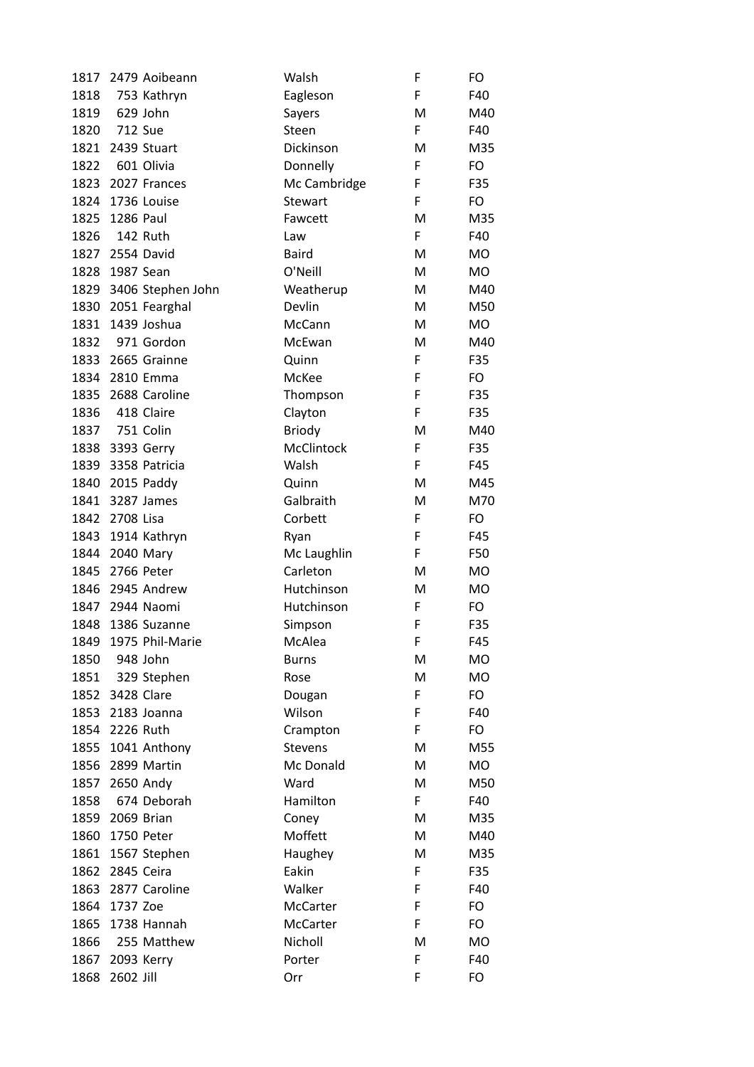| | | | | | |
|---|---|---|---|---|---|
| 1817 | 2479 | Aoibeann | Walsh | F | FO |
| 1818 | 753 | Kathryn | Eagleson | F | F40 |
| 1819 | 629 | John | Sayers | M | M40 |
| 1820 | 712 | Sue | Steen | F | F40 |
| 1821 | 2439 | Stuart | Dickinson | M | M35 |
| 1822 | 601 | Olivia | Donnelly | F | FO |
| 1823 | 2027 | Frances | Mc Cambridge | F | F35 |
| 1824 | 1736 | Louise | Stewart | F | FO |
| 1825 | 1286 | Paul | Fawcett | M | M35 |
| 1826 | 142 | Ruth | Law | F | F40 |
| 1827 | 2554 | David | Baird | M | MO |
| 1828 | 1987 | Sean | O'Neill | M | MO |
| 1829 | 3406 | Stephen John | Weatherup | M | M40 |
| 1830 | 2051 | Fearghal | Devlin | M | M50 |
| 1831 | 1439 | Joshua | McCann | M | MO |
| 1832 | 971 | Gordon | McEwan | M | M40 |
| 1833 | 2665 | Grainne | Quinn | F | F35 |
| 1834 | 2810 | Emma | McKee | F | FO |
| 1835 | 2688 | Caroline | Thompson | F | F35 |
| 1836 | 418 | Claire | Clayton | F | F35 |
| 1837 | 751 | Colin | Briody | M | M40 |
| 1838 | 3393 | Gerry | McClintock | F | F35 |
| 1839 | 3358 | Patricia | Walsh | F | F45 |
| 1840 | 2015 | Paddy | Quinn | M | M45 |
| 1841 | 3287 | James | Galbraith | M | M70 |
| 1842 | 2708 | Lisa | Corbett | F | FO |
| 1843 | 1914 | Kathryn | Ryan | F | F45 |
| 1844 | 2040 | Mary | Mc Laughlin | F | F50 |
| 1845 | 2766 | Peter | Carleton | M | MO |
| 1846 | 2945 | Andrew | Hutchinson | M | MO |
| 1847 | 2944 | Naomi | Hutchinson | F | FO |
| 1848 | 1386 | Suzanne | Simpson | F | F35 |
| 1849 | 1975 | Phil-Marie | McAlea | F | F45 |
| 1850 | 948 | John | Burns | M | MO |
| 1851 | 329 | Stephen | Rose | M | MO |
| 1852 | 3428 | Clare | Dougan | F | FO |
| 1853 | 2183 | Joanna | Wilson | F | F40 |
| 1854 | 2226 | Ruth | Crampton | F | FO |
| 1855 | 1041 | Anthony | Stevens | M | M55 |
| 1856 | 2899 | Martin | Mc Donald | M | MO |
| 1857 | 2650 | Andy | Ward | M | M50 |
| 1858 | 674 | Deborah | Hamilton | F | F40 |
| 1859 | 2069 | Brian | Coney | M | M35 |
| 1860 | 1750 | Peter | Moffett | M | M40 |
| 1861 | 1567 | Stephen | Haughey | M | M35 |
| 1862 | 2845 | Ceira | Eakin | F | F35 |
| 1863 | 2877 | Caroline | Walker | F | F40 |
| 1864 | 1737 | Zoe | McCarter | F | FO |
| 1865 | 1738 | Hannah | McCarter | F | FO |
| 1866 | 255 | Matthew | Nicholl | M | MO |
| 1867 | 2093 | Kerry | Porter | F | F40 |
| 1868 | 2602 | Jill | Orr | F | FO |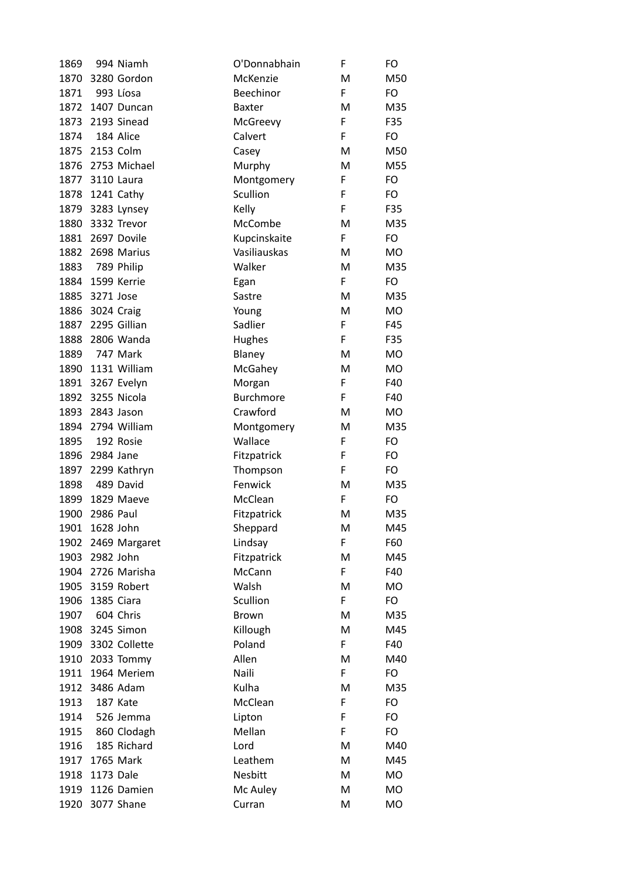| | | | | | |
|---|---|---|---|---|---|
| 1869 | 994 | Niamh | O'Donnabhain | F | FO |
| 1870 | 3280 | Gordon | McKenzie | M | M50 |
| 1871 | 993 | Líosa | Beechinor | F | FO |
| 1872 | 1407 | Duncan | Baxter | M | M35 |
| 1873 | 2193 | Sinead | McGreevy | F | F35 |
| 1874 | 184 | Alice | Calvert | F | FO |
| 1875 | 2153 | Colm | Casey | M | M50 |
| 1876 | 2753 | Michael | Murphy | M | M55 |
| 1877 | 3110 | Laura | Montgomery | F | FO |
| 1878 | 1241 | Cathy | Scullion | F | FO |
| 1879 | 3283 | Lynsey | Kelly | F | F35 |
| 1880 | 3332 | Trevor | McCombe | M | M35 |
| 1881 | 2697 | Dovile | Kupcinskaite | F | FO |
| 1882 | 2698 | Marius | Vasiliauskas | M | MO |
| 1883 | 789 | Philip | Walker | M | M35 |
| 1884 | 1599 | Kerrie | Egan | F | FO |
| 1885 | 3271 | Jose | Sastre | M | M35 |
| 1886 | 3024 | Craig | Young | M | MO |
| 1887 | 2295 | Gillian | Sadlier | F | F45 |
| 1888 | 2806 | Wanda | Hughes | F | F35 |
| 1889 | 747 | Mark | Blaney | M | MO |
| 1890 | 1131 | William | McGahey | M | MO |
| 1891 | 3267 | Evelyn | Morgan | F | F40 |
| 1892 | 3255 | Nicola | Burchmore | F | F40 |
| 1893 | 2843 | Jason | Crawford | M | MO |
| 1894 | 2794 | William | Montgomery | M | M35 |
| 1895 | 192 | Rosie | Wallace | F | FO |
| 1896 | 2984 | Jane | Fitzpatrick | F | FO |
| 1897 | 2299 | Kathryn | Thompson | F | FO |
| 1898 | 489 | David | Fenwick | M | M35 |
| 1899 | 1829 | Maeve | McClean | F | FO |
| 1900 | 2986 | Paul | Fitzpatrick | M | M35 |
| 1901 | 1628 | John | Sheppard | M | M45 |
| 1902 | 2469 | Margaret | Lindsay | F | F60 |
| 1903 | 2982 | John | Fitzpatrick | M | M45 |
| 1904 | 2726 | Marisha | McCann | F | F40 |
| 1905 | 3159 | Robert | Walsh | M | MO |
| 1906 | 1385 | Ciara | Scullion | F | FO |
| 1907 | 604 | Chris | Brown | M | M35 |
| 1908 | 3245 | Simon | Killough | M | M45 |
| 1909 | 3302 | Collette | Poland | F | F40 |
| 1910 | 2033 | Tommy | Allen | M | M40 |
| 1911 | 1964 | Meriem | Naili | F | FO |
| 1912 | 3486 | Adam | Kulha | M | M35 |
| 1913 | 187 | Kate | McClean | F | FO |
| 1914 | 526 | Jemma | Lipton | F | FO |
| 1915 | 860 | Clodagh | Mellan | F | FO |
| 1916 | 185 | Richard | Lord | M | M40 |
| 1917 | 1765 | Mark | Leathem | M | M45 |
| 1918 | 1173 | Dale | Nesbitt | M | MO |
| 1919 | 1126 | Damien | Mc Auley | M | MO |
| 1920 | 3077 | Shane | Curran | M | MO |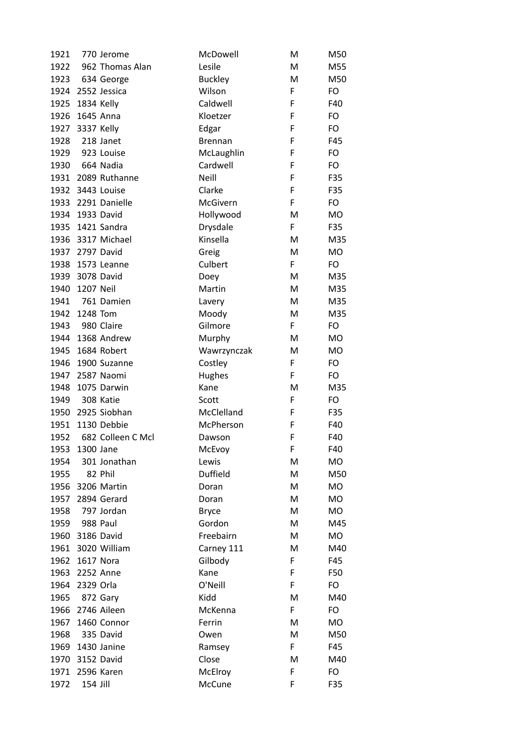| | | | | | |
|---|---|---|---|---|---|
| 1921 | 770 | Jerome | McDowell | M | M50 |
| 1922 | 962 | Thomas Alan | Lesile | M | M55 |
| 1923 | 634 | George | Buckley | M | M50 |
| 1924 | 2552 | Jessica | Wilson | F | FO |
| 1925 | 1834 | Kelly | Caldwell | F | F40 |
| 1926 | 1645 | Anna | Kloetzer | F | FO |
| 1927 | 3337 | Kelly | Edgar | F | FO |
| 1928 | 218 | Janet | Brennan | F | F45 |
| 1929 | 923 | Louise | McLaughlin | F | FO |
| 1930 | 664 | Nadia | Cardwell | F | FO |
| 1931 | 2089 | Ruthanne | Neill | F | F35 |
| 1932 | 3443 | Louise | Clarke | F | F35 |
| 1933 | 2291 | Danielle | McGivern | F | FO |
| 1934 | 1933 | David | Hollywood | M | MO |
| 1935 | 1421 | Sandra | Drysdale | F | F35 |
| 1936 | 3317 | Michael | Kinsella | M | M35 |
| 1937 | 2797 | David | Greig | M | MO |
| 1938 | 1573 | Leanne | Culbert | F | FO |
| 1939 | 3078 | David | Doey | M | M35 |
| 1940 | 1207 | Neil | Martin | M | M35 |
| 1941 | 761 | Damien | Lavery | M | M35 |
| 1942 | 1248 | Tom | Moody | M | M35 |
| 1943 | 980 | Claire | Gilmore | F | FO |
| 1944 | 1368 | Andrew | Murphy | M | MO |
| 1945 | 1684 | Robert | Wawrzynczak | M | MO |
| 1946 | 1900 | Suzanne | Costley | F | FO |
| 1947 | 2587 | Naomi | Hughes | F | FO |
| 1948 | 1075 | Darwin | Kane | M | M35 |
| 1949 | 308 | Katie | Scott | F | FO |
| 1950 | 2925 | Siobhan | McClelland | F | F35 |
| 1951 | 1130 | Debbie | McPherson | F | F40 |
| 1952 | 682 | Colleen C Mcl | Dawson | F | F40 |
| 1953 | 1300 | Jane | McEvoy | F | F40 |
| 1954 | 301 | Jonathan | Lewis | M | MO |
| 1955 | 82 | Phil | Duffield | M | M50 |
| 1956 | 3206 | Martin | Doran | M | MO |
| 1957 | 2894 | Gerard | Doran | M | MO |
| 1958 | 797 | Jordan | Bryce | M | MO |
| 1959 | 988 | Paul | Gordon | M | M45 |
| 1960 | 3186 | David | Freebairn | M | MO |
| 1961 | 3020 | William | Carney 111 | M | M40 |
| 1962 | 1617 | Nora | Gilbody | F | F45 |
| 1963 | 2252 | Anne | Kane | F | F50 |
| 1964 | 2329 | Orla | O'Neill | F | FO |
| 1965 | 872 | Gary | Kidd | M | M40 |
| 1966 | 2746 | Aileen | McKenna | F | FO |
| 1967 | 1460 | Connor | Ferrin | M | MO |
| 1968 | 335 | David | Owen | M | M50 |
| 1969 | 1430 | Janine | Ramsey | F | F45 |
| 1970 | 3152 | David | Close | M | M40 |
| 1971 | 2596 | Karen | McElroy | F | FO |
| 1972 | 154 | Jill | McCune | F | F35 |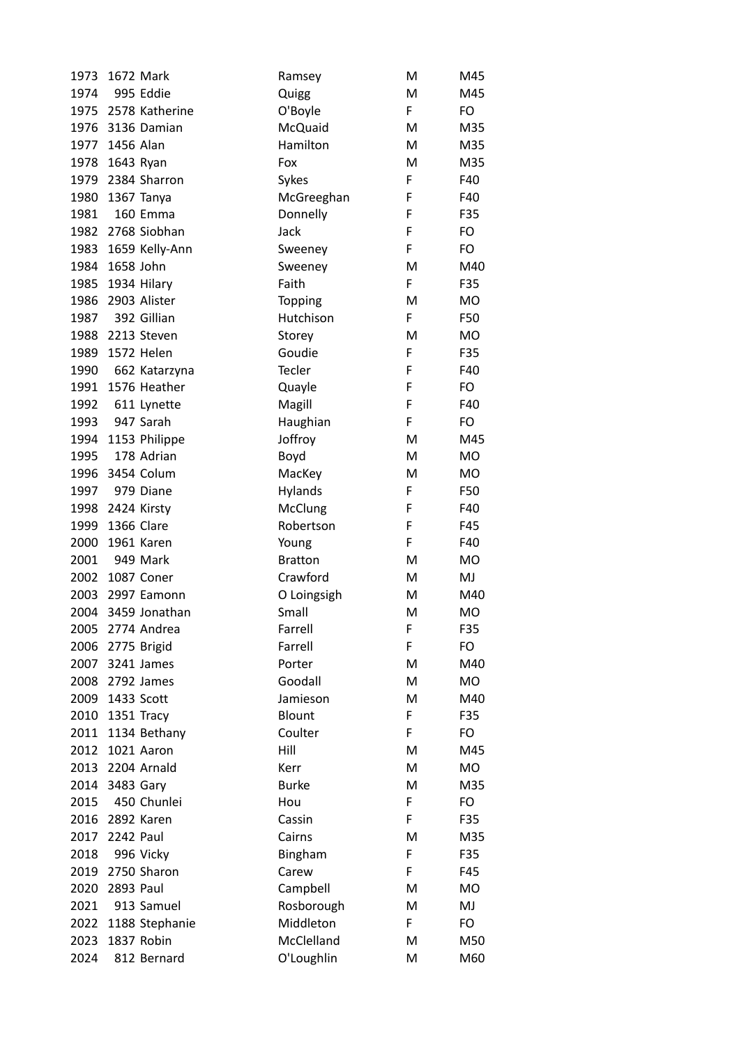| | | | | | |
|---|---|---|---|---|---|
| 1973 | 1672 | Mark | Ramsey | M | M45 |
| 1974 | 995 | Eddie | Quigg | M | M45 |
| 1975 | 2578 | Katherine | O'Boyle | F | FO |
| 1976 | 3136 | Damian | McQuaid | M | M35 |
| 1977 | 1456 | Alan | Hamilton | M | M35 |
| 1978 | 1643 | Ryan | Fox | M | M35 |
| 1979 | 2384 | Sharron | Sykes | F | F40 |
| 1980 | 1367 | Tanya | McGreeghan | F | F40 |
| 1981 | 160 | Emma | Donnelly | F | F35 |
| 1982 | 2768 | Siobhan | Jack | F | FO |
| 1983 | 1659 | Kelly-Ann | Sweeney | F | FO |
| 1984 | 1658 | John | Sweeney | M | M40 |
| 1985 | 1934 | Hilary | Faith | F | F35 |
| 1986 | 2903 | Alister | Topping | M | MO |
| 1987 | 392 | Gillian | Hutchison | F | F50 |
| 1988 | 2213 | Steven | Storey | M | MO |
| 1989 | 1572 | Helen | Goudie | F | F35 |
| 1990 | 662 | Katarzyna | Tecler | F | F40 |
| 1991 | 1576 | Heather | Quayle | F | FO |
| 1992 | 611 | Lynette | Magill | F | F40 |
| 1993 | 947 | Sarah | Haughian | F | FO |
| 1994 | 1153 | Philippe | Joffroy | M | M45 |
| 1995 | 178 | Adrian | Boyd | M | MO |
| 1996 | 3454 | Colum | MacKey | M | MO |
| 1997 | 979 | Diane | Hylands | F | F50 |
| 1998 | 2424 | Kirsty | McClung | F | F40 |
| 1999 | 1366 | Clare | Robertson | F | F45 |
| 2000 | 1961 | Karen | Young | F | F40 |
| 2001 | 949 | Mark | Bratton | M | MO |
| 2002 | 1087 | Coner | Crawford | M | MJ |
| 2003 | 2997 | Eamonn | O Loingsigh | M | M40 |
| 2004 | 3459 | Jonathan | Small | M | MO |
| 2005 | 2774 | Andrea | Farrell | F | F35 |
| 2006 | 2775 | Brigid | Farrell | F | FO |
| 2007 | 3241 | James | Porter | M | M40 |
| 2008 | 2792 | James | Goodall | M | MO |
| 2009 | 1433 | Scott | Jamieson | M | M40 |
| 2010 | 1351 | Tracy | Blount | F | F35 |
| 2011 | 1134 | Bethany | Coulter | F | FO |
| 2012 | 1021 | Aaron | Hill | M | M45 |
| 2013 | 2204 | Arnald | Kerr | M | MO |
| 2014 | 3483 | Gary | Burke | M | M35 |
| 2015 | 450 | Chunlei | Hou | F | FO |
| 2016 | 2892 | Karen | Cassin | F | F35 |
| 2017 | 2242 | Paul | Cairns | M | M35 |
| 2018 | 996 | Vicky | Bingham | F | F35 |
| 2019 | 2750 | Sharon | Carew | F | F45 |
| 2020 | 2893 | Paul | Campbell | M | MO |
| 2021 | 913 | Samuel | Rosborough | M | MJ |
| 2022 | 1188 | Stephanie | Middleton | F | FO |
| 2023 | 1837 | Robin | McClelland | M | M50 |
| 2024 | 812 | Bernard | O'Loughlin | M | M60 |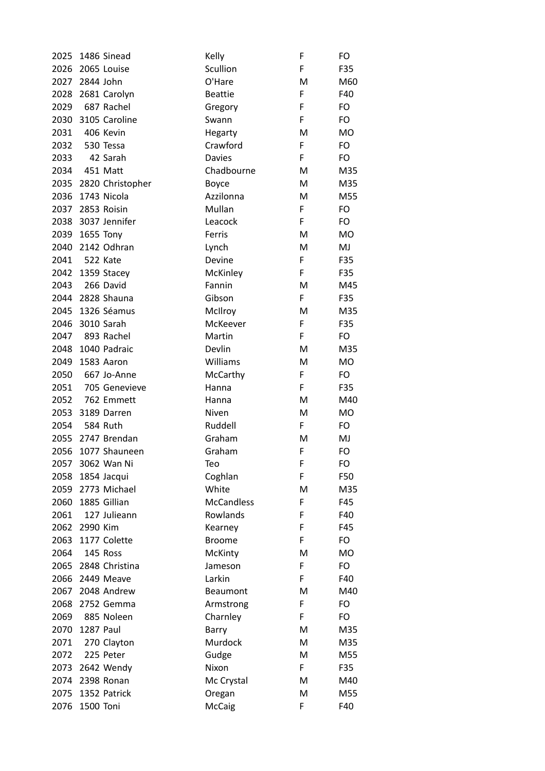| | | | | | |
|---|---|---|---|---|---|
| 2025 | 1486 | Sinead | Kelly | F | FO |
| 2026 | 2065 | Louise | Scullion | F | F35 |
| 2027 | 2844 | John | O'Hare | M | M60 |
| 2028 | 2681 | Carolyn | Beattie | F | F40 |
| 2029 | 687 | Rachel | Gregory | F | FO |
| 2030 | 3105 | Caroline | Swann | F | FO |
| 2031 | 406 | Kevin | Hegarty | M | MO |
| 2032 | 530 | Tessa | Crawford | F | FO |
| 2033 | 42 | Sarah | Davies | F | FO |
| 2034 | 451 | Matt | Chadbourne | M | M35 |
| 2035 | 2820 | Christopher | Boyce | M | M35 |
| 2036 | 1743 | Nicola | Azzilonna | M | M55 |
| 2037 | 2853 | Roisin | Mullan | F | FO |
| 2038 | 3037 | Jennifer | Leacock | F | FO |
| 2039 | 1655 | Tony | Ferris | M | MO |
| 2040 | 2142 | Odhran | Lynch | M | MJ |
| 2041 | 522 | Kate | Devine | F | F35 |
| 2042 | 1359 | Stacey | McKinley | F | F35 |
| 2043 | 266 | David | Fannin | M | M45 |
| 2044 | 2828 | Shauna | Gibson | F | F35 |
| 2045 | 1326 | Séamus | McIlroy | M | M35 |
| 2046 | 3010 | Sarah | McKeever | F | F35 |
| 2047 | 893 | Rachel | Martin | F | FO |
| 2048 | 1040 | Padraic | Devlin | M | M35 |
| 2049 | 1583 | Aaron | Williams | M | MO |
| 2050 | 667 | Jo-Anne | McCarthy | F | FO |
| 2051 | 705 | Genevieve | Hanna | F | F35 |
| 2052 | 762 | Emmett | Hanna | M | M40 |
| 2053 | 3189 | Darren | Niven | M | MO |
| 2054 | 584 | Ruth | Ruddell | F | FO |
| 2055 | 2747 | Brendan | Graham | M | MJ |
| 2056 | 1077 | Shauneen | Graham | F | FO |
| 2057 | 3062 | Wan Ni | Teo | F | FO |
| 2058 | 1854 | Jacqui | Coghlan | F | F50 |
| 2059 | 2773 | Michael | White | M | M35 |
| 2060 | 1885 | Gillian | McCandless | F | F45 |
| 2061 | 127 | Julieann | Rowlands | F | F40 |
| 2062 | 2990 | Kim | Kearney | F | F45 |
| 2063 | 1177 | Colette | Broome | F | FO |
| 2064 | 145 | Ross | McKinty | M | MO |
| 2065 | 2848 | Christina | Jameson | F | FO |
| 2066 | 2449 | Meave | Larkin | F | F40 |
| 2067 | 2048 | Andrew | Beaumont | M | M40 |
| 2068 | 2752 | Gemma | Armstrong | F | FO |
| 2069 | 885 | Noleen | Charnley | F | FO |
| 2070 | 1287 | Paul | Barry | M | M35 |
| 2071 | 270 | Clayton | Murdock | M | M35 |
| 2072 | 225 | Peter | Gudge | M | M55 |
| 2073 | 2642 | Wendy | Nixon | F | F35 |
| 2074 | 2398 | Ronan | Mc Crystal | M | M40 |
| 2075 | 1352 | Patrick | Oregan | M | M55 |
| 2076 | 1500 | Toni | McCaig | F | F40 |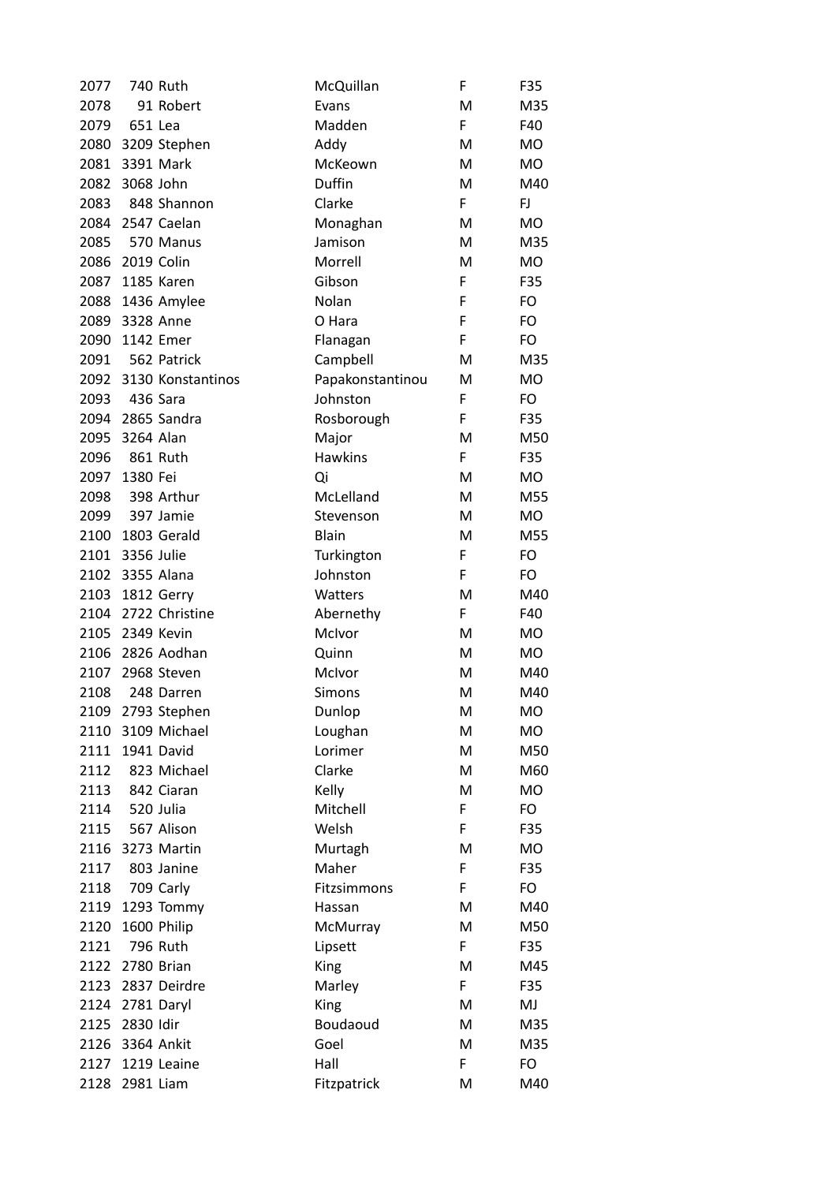| | | | | | |
|---|---|---|---|---|---|
| 2077 | 740 | Ruth | McQuillan | F | F35 |
| 2078 | 91 | Robert | Evans | M | M35 |
| 2079 | 651 | Lea | Madden | F | F40 |
| 2080 | 3209 | Stephen | Addy | M | MO |
| 2081 | 3391 | Mark | McKeown | M | MO |
| 2082 | 3068 | John | Duffin | M | M40 |
| 2083 | 848 | Shannon | Clarke | F | FJ |
| 2084 | 2547 | Caelan | Monaghan | M | MO |
| 2085 | 570 | Manus | Jamison | M | M35 |
| 2086 | 2019 | Colin | Morrell | M | MO |
| 2087 | 1185 | Karen | Gibson | F | F35 |
| 2088 | 1436 | Amylee | Nolan | F | FO |
| 2089 | 3328 | Anne | O Hara | F | FO |
| 2090 | 1142 | Emer | Flanagan | F | FO |
| 2091 | 562 | Patrick | Campbell | M | M35 |
| 2092 | 3130 | Konstantinos | Papakonstantinou | M | MO |
| 2093 | 436 | Sara | Johnston | F | FO |
| 2094 | 2865 | Sandra | Rosborough | F | F35 |
| 2095 | 3264 | Alan | Major | M | M50 |
| 2096 | 861 | Ruth | Hawkins | F | F35 |
| 2097 | 1380 | Fei | Qi | M | MO |
| 2098 | 398 | Arthur | McLelland | M | M55 |
| 2099 | 397 | Jamie | Stevenson | M | MO |
| 2100 | 1803 | Gerald | Blain | M | M55 |
| 2101 | 3356 | Julie | Turkington | F | FO |
| 2102 | 3355 | Alana | Johnston | F | FO |
| 2103 | 1812 | Gerry | Watters | M | M40 |
| 2104 | 2722 | Christine | Abernethy | F | F40 |
| 2105 | 2349 | Kevin | McIvor | M | MO |
| 2106 | 2826 | Aodhan | Quinn | M | MO |
| 2107 | 2968 | Steven | McIvor | M | M40 |
| 2108 | 248 | Darren | Simons | M | M40 |
| 2109 | 2793 | Stephen | Dunlop | M | MO |
| 2110 | 3109 | Michael | Loughan | M | MO |
| 2111 | 1941 | David | Lorimer | M | M50 |
| 2112 | 823 | Michael | Clarke | M | M60 |
| 2113 | 842 | Ciaran | Kelly | M | MO |
| 2114 | 520 | Julia | Mitchell | F | FO |
| 2115 | 567 | Alison | Welsh | F | F35 |
| 2116 | 3273 | Martin | Murtagh | M | MO |
| 2117 | 803 | Janine | Maher | F | F35 |
| 2118 | 709 | Carly | Fitzsimmons | F | FO |
| 2119 | 1293 | Tommy | Hassan | M | M40 |
| 2120 | 1600 | Philip | McMurray | M | M50 |
| 2121 | 796 | Ruth | Lipsett | F | F35 |
| 2122 | 2780 | Brian | King | M | M45 |
| 2123 | 2837 | Deirdre | Marley | F | F35 |
| 2124 | 2781 | Daryl | King | M | MJ |
| 2125 | 2830 | Idir | Boudaoud | M | M35 |
| 2126 | 3364 | Ankit | Goel | M | M35 |
| 2127 | 1219 | Leaine | Hall | F | FO |
| 2128 | 2981 | Liam | Fitzpatrick | M | M40 |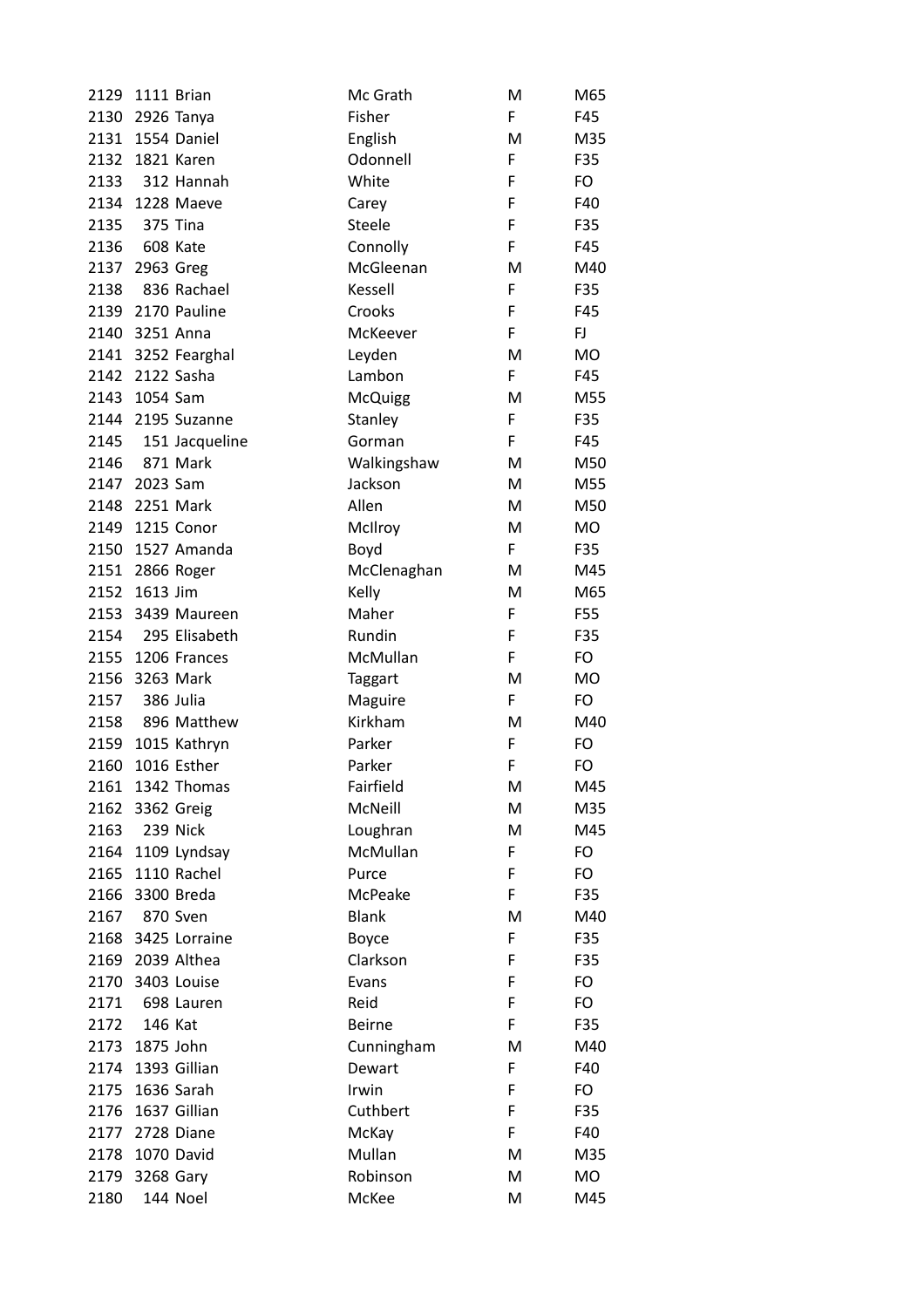| | | | | | |
|---|---|---|---|---|---|
| 2129 | 1111 | Brian | Mc Grath | M | M65 |
| 2130 | 2926 | Tanya | Fisher | F | F45 |
| 2131 | 1554 | Daniel | English | M | M35 |
| 2132 | 1821 | Karen | Odonnell | F | F35 |
| 2133 | 312 | Hannah | White | F | FO |
| 2134 | 1228 | Maeve | Carey | F | F40 |
| 2135 | 375 | Tina | Steele | F | F35 |
| 2136 | 608 | Kate | Connolly | F | F45 |
| 2137 | 2963 | Greg | McGleenan | M | M40 |
| 2138 | 836 | Rachael | Kessell | F | F35 |
| 2139 | 2170 | Pauline | Crooks | F | F45 |
| 2140 | 3251 | Anna | McKeever | F | FJ |
| 2141 | 3252 | Fearghal | Leyden | M | MO |
| 2142 | 2122 | Sasha | Lambon | F | F45 |
| 2143 | 1054 | Sam | McQuigg | M | M55 |
| 2144 | 2195 | Suzanne | Stanley | F | F35 |
| 2145 | 151 | Jacqueline | Gorman | F | F45 |
| 2146 | 871 | Mark | Walkingshaw | M | M50 |
| 2147 | 2023 | Sam | Jackson | M | M55 |
| 2148 | 2251 | Mark | Allen | M | M50 |
| 2149 | 1215 | Conor | McIlroy | M | MO |
| 2150 | 1527 | Amanda | Boyd | F | F35 |
| 2151 | 2866 | Roger | McClenaghan | M | M45 |
| 2152 | 1613 | Jim | Kelly | M | M65 |
| 2153 | 3439 | Maureen | Maher | F | F55 |
| 2154 | 295 | Elisabeth | Rundin | F | F35 |
| 2155 | 1206 | Frances | McMullan | F | FO |
| 2156 | 3263 | Mark | Taggart | M | MO |
| 2157 | 386 | Julia | Maguire | F | FO |
| 2158 | 896 | Matthew | Kirkham | M | M40 |
| 2159 | 1015 | Kathryn | Parker | F | FO |
| 2160 | 1016 | Esther | Parker | F | FO |
| 2161 | 1342 | Thomas | Fairfield | M | M45 |
| 2162 | 3362 | Greig | McNeill | M | M35 |
| 2163 | 239 | Nick | Loughran | M | M45 |
| 2164 | 1109 | Lyndsay | McMullan | F | FO |
| 2165 | 1110 | Rachel | Purce | F | FO |
| 2166 | 3300 | Breda | McPeake | F | F35 |
| 2167 | 870 | Sven | Blank | M | M40 |
| 2168 | 3425 | Lorraine | Boyce | F | F35 |
| 2169 | 2039 | Althea | Clarkson | F | F35 |
| 2170 | 3403 | Louise | Evans | F | FO |
| 2171 | 698 | Lauren | Reid | F | FO |
| 2172 | 146 | Kat | Beirne | F | F35 |
| 2173 | 1875 | John | Cunningham | M | M40 |
| 2174 | 1393 | Gillian | Dewart | F | F40 |
| 2175 | 1636 | Sarah | Irwin | F | FO |
| 2176 | 1637 | Gillian | Cuthbert | F | F35 |
| 2177 | 2728 | Diane | McKay | F | F40 |
| 2178 | 1070 | David | Mullan | M | M35 |
| 2179 | 3268 | Gary | Robinson | M | MO |
| 2180 | 144 | Noel | McKee | M | M45 |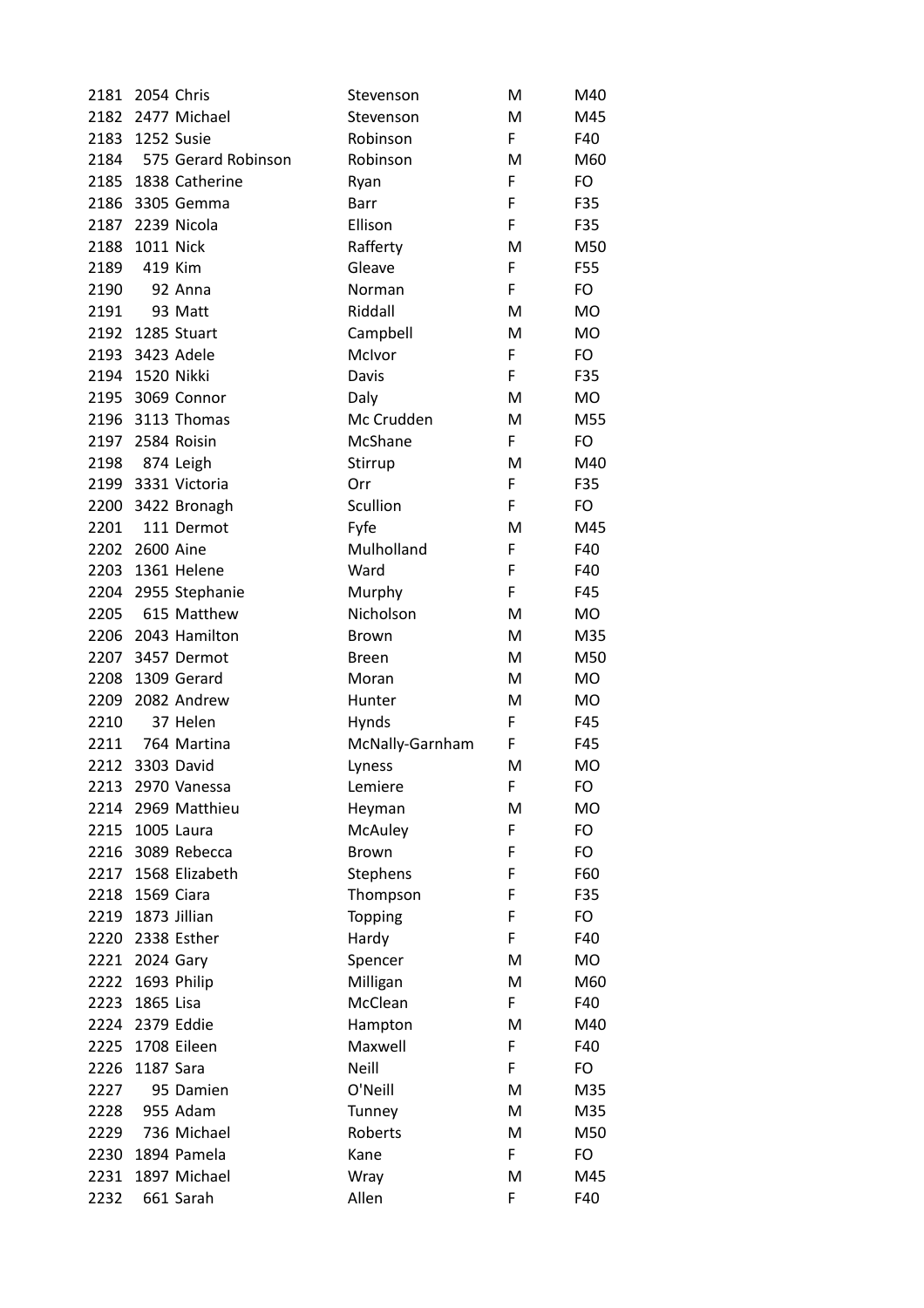| | | | | | |
|---|---|---|---|---|---|
| 2181 | 2054 | Chris | Stevenson | M | M40 |
| 2182 | 2477 | Michael | Stevenson | M | M45 |
| 2183 | 1252 | Susie | Robinson | F | F40 |
| 2184 | 575 | Gerard Robinson | Robinson | M | M60 |
| 2185 | 1838 | Catherine | Ryan | F | FO |
| 2186 | 3305 | Gemma | Barr | F | F35 |
| 2187 | 2239 | Nicola | Ellison | F | F35 |
| 2188 | 1011 | Nick | Rafferty | M | M50 |
| 2189 | 419 | Kim | Gleave | F | F55 |
| 2190 | 92 | Anna | Norman | F | FO |
| 2191 | 93 | Matt | Riddall | M | MO |
| 2192 | 1285 | Stuart | Campbell | M | MO |
| 2193 | 3423 | Adele | McIvor | F | FO |
| 2194 | 1520 | Nikki | Davis | F | F35 |
| 2195 | 3069 | Connor | Daly | M | MO |
| 2196 | 3113 | Thomas | Mc Crudden | M | M55 |
| 2197 | 2584 | Roisin | McShane | F | FO |
| 2198 | 874 | Leigh | Stirrup | M | M40 |
| 2199 | 3331 | Victoria | Orr | F | F35 |
| 2200 | 3422 | Bronagh | Scullion | F | FO |
| 2201 | 111 | Dermot | Fyfe | M | M45 |
| 2202 | 2600 | Aine | Mulholland | F | F40 |
| 2203 | 1361 | Helene | Ward | F | F40 |
| 2204 | 2955 | Stephanie | Murphy | F | F45 |
| 2205 | 615 | Matthew | Nicholson | M | MO |
| 2206 | 2043 | Hamilton | Brown | M | M35 |
| 2207 | 3457 | Dermot | Breen | M | M50 |
| 2208 | 1309 | Gerard | Moran | M | MO |
| 2209 | 2082 | Andrew | Hunter | M | MO |
| 2210 | 37 | Helen | Hynds | F | F45 |
| 2211 | 764 | Martina | McNally-Garnham | F | F45 |
| 2212 | 3303 | David | Lyness | M | MO |
| 2213 | 2970 | Vanessa | Lemiere | F | FO |
| 2214 | 2969 | Matthieu | Heyman | M | MO |
| 2215 | 1005 | Laura | McAuley | F | FO |
| 2216 | 3089 | Rebecca | Brown | F | FO |
| 2217 | 1568 | Elizabeth | Stephens | F | F60 |
| 2218 | 1569 | Ciara | Thompson | F | F35 |
| 2219 | 1873 | Jillian | Topping | F | FO |
| 2220 | 2338 | Esther | Hardy | F | F40 |
| 2221 | 2024 | Gary | Spencer | M | MO |
| 2222 | 1693 | Philip | Milligan | M | M60 |
| 2223 | 1865 | Lisa | McClean | F | F40 |
| 2224 | 2379 | Eddie | Hampton | M | M40 |
| 2225 | 1708 | Eileen | Maxwell | F | F40 |
| 2226 | 1187 | Sara | Neill | F | FO |
| 2227 | 95 | Damien | O'Neill | M | M35 |
| 2228 | 955 | Adam | Tunney | M | M35 |
| 2229 | 736 | Michael | Roberts | M | M50 |
| 2230 | 1894 | Pamela | Kane | F | FO |
| 2231 | 1897 | Michael | Wray | M | M45 |
| 2232 | 661 | Sarah | Allen | F | F40 |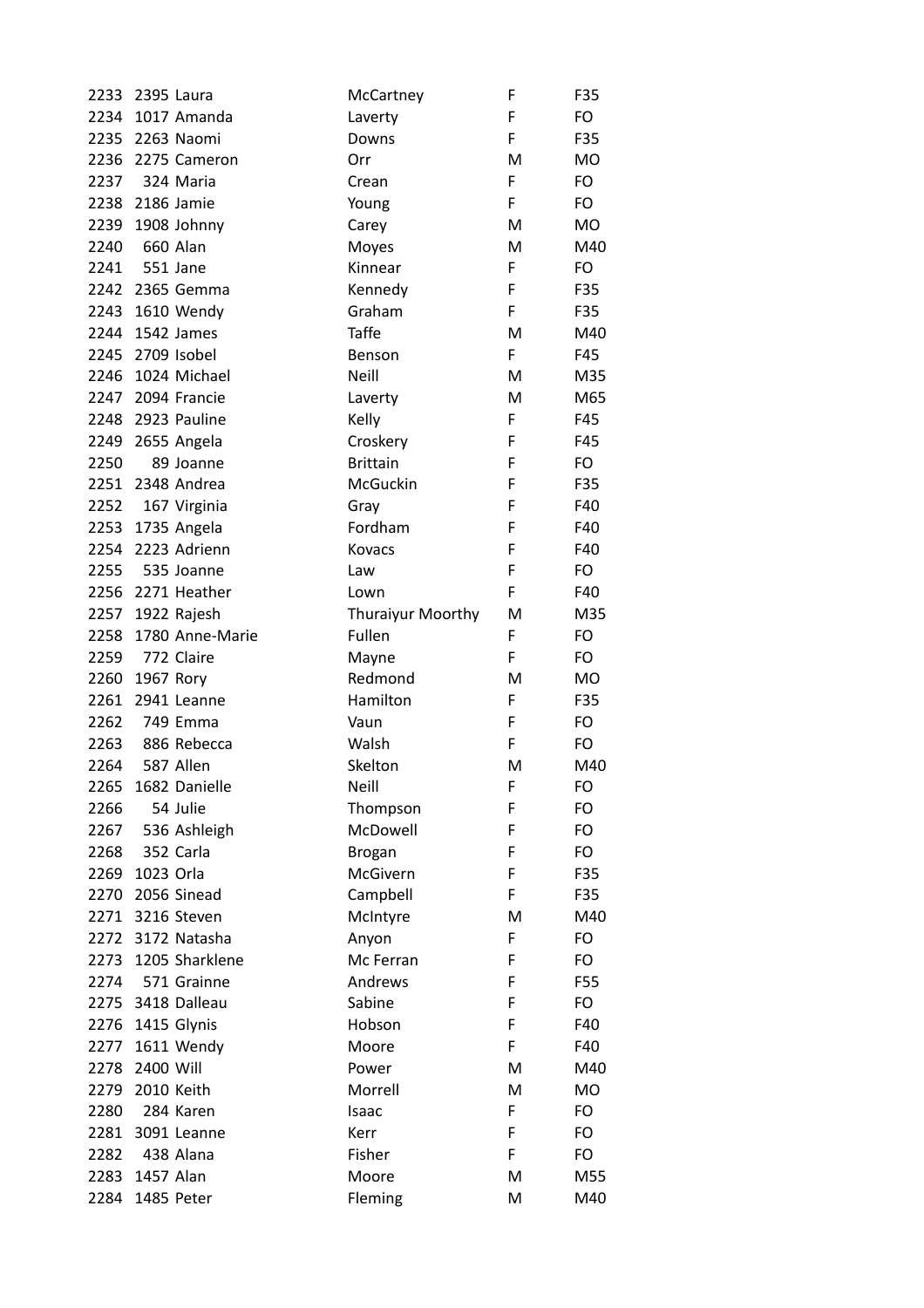| | | | | | |
|---|---|---|---|---|---|
| 2233 | 2395 | Laura | McCartney | F | F35 |
| 2234 | 1017 | Amanda | Laverty | F | FO |
| 2235 | 2263 | Naomi | Downs | F | F35 |
| 2236 | 2275 | Cameron | Orr | M | MO |
| 2237 | 324 | Maria | Crean | F | FO |
| 2238 | 2186 | Jamie | Young | F | FO |
| 2239 | 1908 | Johnny | Carey | M | MO |
| 2240 | 660 | Alan | Moyes | M | M40 |
| 2241 | 551 | Jane | Kinnear | F | FO |
| 2242 | 2365 | Gemma | Kennedy | F | F35 |
| 2243 | 1610 | Wendy | Graham | F | F35 |
| 2244 | 1542 | James | Taffe | M | M40 |
| 2245 | 2709 | Isobel | Benson | F | F45 |
| 2246 | 1024 | Michael | Neill | M | M35 |
| 2247 | 2094 | Francie | Laverty | M | M65 |
| 2248 | 2923 | Pauline | Kelly | F | F45 |
| 2249 | 2655 | Angela | Croskery | F | F45 |
| 2250 | 89 | Joanne | Brittain | F | FO |
| 2251 | 2348 | Andrea | McGuckin | F | F35 |
| 2252 | 167 | Virginia | Gray | F | F40 |
| 2253 | 1735 | Angela | Fordham | F | F40 |
| 2254 | 2223 | Adrienn | Kovacs | F | F40 |
| 2255 | 535 | Joanne | Law | F | FO |
| 2256 | 2271 | Heather | Lown | F | F40 |
| 2257 | 1922 | Rajesh | Thuraiyur Moorthy | M | M35 |
| 2258 | 1780 | Anne-Marie | Fullen | F | FO |
| 2259 | 772 | Claire | Mayne | F | FO |
| 2260 | 1967 | Rory | Redmond | M | MO |
| 2261 | 2941 | Leanne | Hamilton | F | F35 |
| 2262 | 749 | Emma | Vaun | F | FO |
| 2263 | 886 | Rebecca | Walsh | F | FO |
| 2264 | 587 | Allen | Skelton | M | M40 |
| 2265 | 1682 | Danielle | Neill | F | FO |
| 2266 | 54 | Julie | Thompson | F | FO |
| 2267 | 536 | Ashleigh | McDowell | F | FO |
| 2268 | 352 | Carla | Brogan | F | FO |
| 2269 | 1023 | Orla | McGivern | F | F35 |
| 2270 | 2056 | Sinead | Campbell | F | F35 |
| 2271 | 3216 | Steven | McIntyre | M | M40 |
| 2272 | 3172 | Natasha | Anyon | F | FO |
| 2273 | 1205 | Sharklene | Mc Ferran | F | FO |
| 2274 | 571 | Grainne | Andrews | F | F55 |
| 2275 | 3418 | Dalleau | Sabine | F | FO |
| 2276 | 1415 | Glynis | Hobson | F | F40 |
| 2277 | 1611 | Wendy | Moore | F | F40 |
| 2278 | 2400 | Will | Power | M | M40 |
| 2279 | 2010 | Keith | Morrell | M | MO |
| 2280 | 284 | Karen | Isaac | F | FO |
| 2281 | 3091 | Leanne | Kerr | F | FO |
| 2282 | 438 | Alana | Fisher | F | FO |
| 2283 | 1457 | Alan | Moore | M | M55 |
| 2284 | 1485 | Peter | Fleming | M | M40 |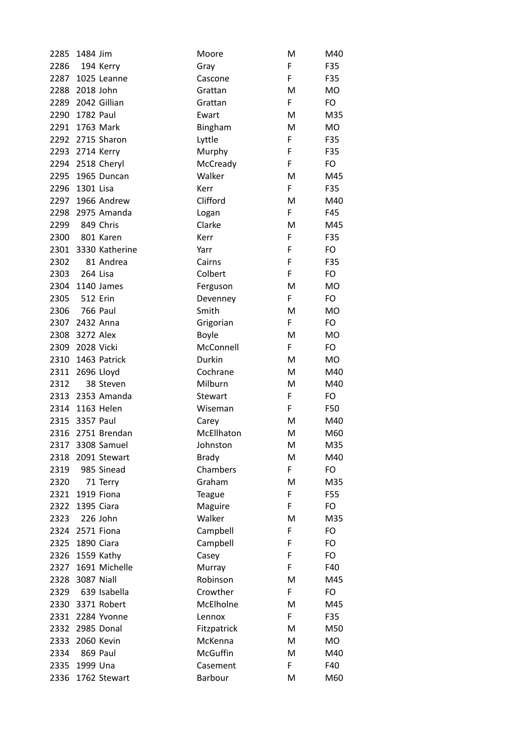| | | | | | |
|---|---|---|---|---|---|
| 2285 | 1484 | Jim | Moore | M | M40 |
| 2286 | 194 | Kerry | Gray | F | F35 |
| 2287 | 1025 | Leanne | Cascone | F | F35 |
| 2288 | 2018 | John | Grattan | M | MO |
| 2289 | 2042 | Gillian | Grattan | F | FO |
| 2290 | 1782 | Paul | Ewart | M | M35 |
| 2291 | 1763 | Mark | Bingham | M | MO |
| 2292 | 2715 | Sharon | Lyttle | F | F35 |
| 2293 | 2714 | Kerry | Murphy | F | F35 |
| 2294 | 2518 | Cheryl | McCready | F | FO |
| 2295 | 1965 | Duncan | Walker | M | M45 |
| 2296 | 1301 | Lisa | Kerr | F | F35 |
| 2297 | 1966 | Andrew | Clifford | M | M40 |
| 2298 | 2975 | Amanda | Logan | F | F45 |
| 2299 | 849 | Chris | Clarke | M | M45 |
| 2300 | 801 | Karen | Kerr | F | F35 |
| 2301 | 3330 | Katherine | Yarr | F | FO |
| 2302 | 81 | Andrea | Cairns | F | F35 |
| 2303 | 264 | Lisa | Colbert | F | FO |
| 2304 | 1140 | James | Ferguson | M | MO |
| 2305 | 512 | Erin | Devenney | F | FO |
| 2306 | 766 | Paul | Smith | M | MO |
| 2307 | 2432 | Anna | Grigorian | F | FO |
| 2308 | 3272 | Alex | Boyle | M | MO |
| 2309 | 2028 | Vicki | McConnell | F | FO |
| 2310 | 1463 | Patrick | Durkin | M | MO |
| 2311 | 2696 | Lloyd | Cochrane | M | M40 |
| 2312 | 38 | Steven | Milburn | M | M40 |
| 2313 | 2353 | Amanda | Stewart | F | FO |
| 2314 | 1163 | Helen | Wiseman | F | F50 |
| 2315 | 3357 | Paul | Carey | M | M40 |
| 2316 | 2751 | Brendan | McEllhaton | M | M60 |
| 2317 | 3308 | Samuel | Johnston | M | M35 |
| 2318 | 2091 | Stewart | Brady | M | M40 |
| 2319 | 985 | Sinead | Chambers | F | FO |
| 2320 | 71 | Terry | Graham | M | M35 |
| 2321 | 1919 | Fiona | Teague | F | F55 |
| 2322 | 1395 | Ciara | Maguire | F | FO |
| 2323 | 226 | John | Walker | M | M35 |
| 2324 | 2571 | Fiona | Campbell | F | FO |
| 2325 | 1890 | Ciara | Campbell | F | FO |
| 2326 | 1559 | Kathy | Casey | F | FO |
| 2327 | 1691 | Michelle | Murray | F | F40 |
| 2328 | 3087 | Niall | Robinson | M | M45 |
| 2329 | 639 | Isabella | Crowther | F | FO |
| 2330 | 3371 | Robert | McElholne | M | M45 |
| 2331 | 2284 | Yvonne | Lennox | F | F35 |
| 2332 | 2985 | Donal | Fitzpatrick | M | M50 |
| 2333 | 2060 | Kevin | McKenna | M | MO |
| 2334 | 869 | Paul | McGuffin | M | M40 |
| 2335 | 1999 | Una | Casement | F | F40 |
| 2336 | 1762 | Stewart | Barbour | M | M60 |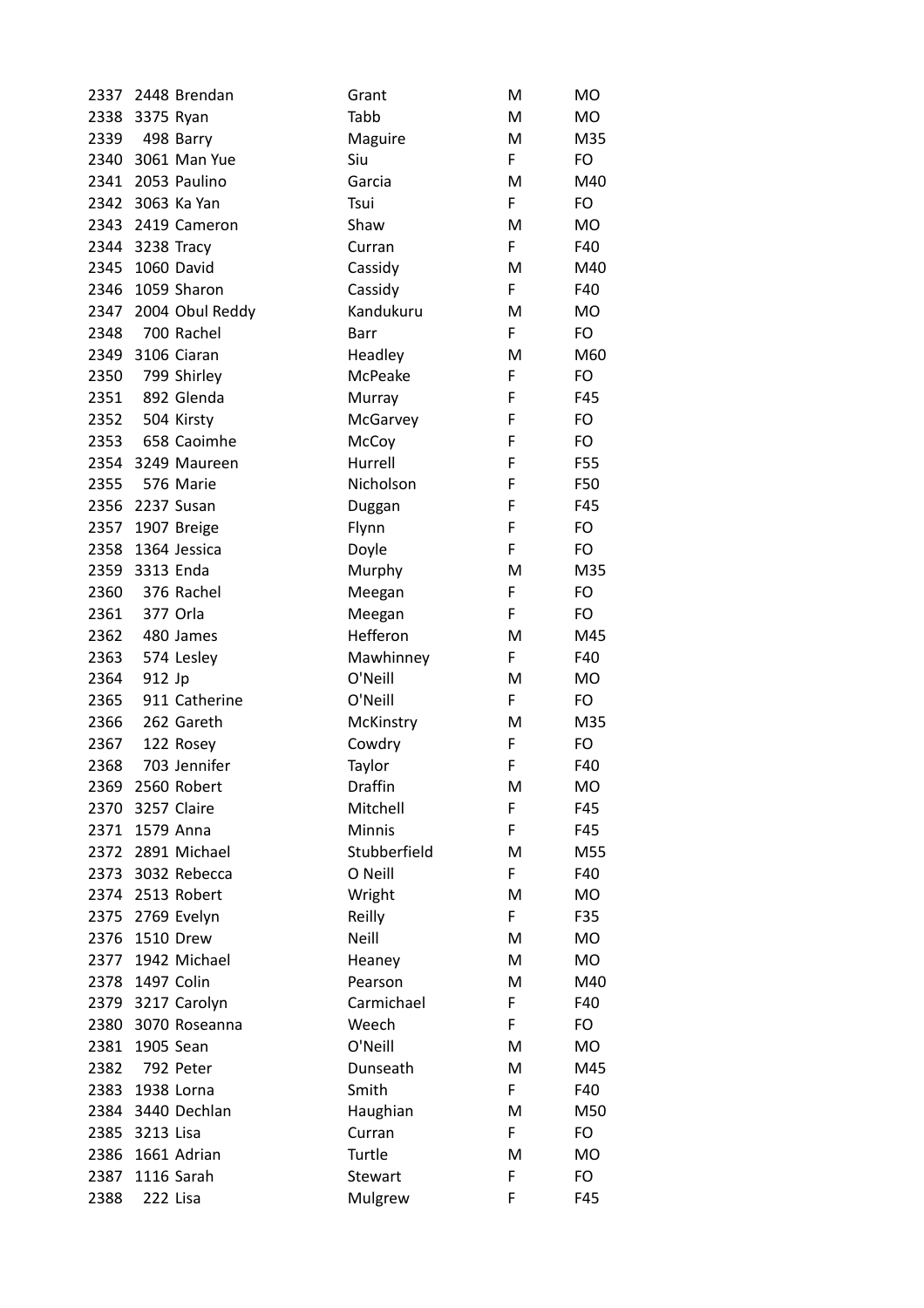| | | | | | |
|---|---|---|---|---|---|
| 2337 | 2448 | Brendan | Grant | M | MO |
| 2338 | 3375 | Ryan | Tabb | M | MO |
| 2339 | 498 | Barry | Maguire | M | M35 |
| 2340 | 3061 | Man Yue | Siu | F | FO |
| 2341 | 2053 | Paulino | Garcia | M | M40 |
| 2342 | 3063 | Ka Yan | Tsui | F | FO |
| 2343 | 2419 | Cameron | Shaw | M | MO |
| 2344 | 3238 | Tracy | Curran | F | F40 |
| 2345 | 1060 | David | Cassidy | M | M40 |
| 2346 | 1059 | Sharon | Cassidy | F | F40 |
| 2347 | 2004 | Obul Reddy | Kandukuru | M | MO |
| 2348 | 700 | Rachel | Barr | F | FO |
| 2349 | 3106 | Ciaran | Headley | M | M60 |
| 2350 | 799 | Shirley | McPeake | F | FO |
| 2351 | 892 | Glenda | Murray | F | F45 |
| 2352 | 504 | Kirsty | McGarvey | F | FO |
| 2353 | 658 | Caoimhe | McCoy | F | FO |
| 2354 | 3249 | Maureen | Hurrell | F | F55 |
| 2355 | 576 | Marie | Nicholson | F | F50 |
| 2356 | 2237 | Susan | Duggan | F | F45 |
| 2357 | 1907 | Breige | Flynn | F | FO |
| 2358 | 1364 | Jessica | Doyle | F | FO |
| 2359 | 3313 | Enda | Murphy | M | M35 |
| 2360 | 376 | Rachel | Meegan | F | FO |
| 2361 | 377 | Orla | Meegan | F | FO |
| 2362 | 480 | James | Hefferon | M | M45 |
| 2363 | 574 | Lesley | Mawhinney | F | F40 |
| 2364 | 912 | Jp | O'Neill | M | MO |
| 2365 | 911 | Catherine | O'Neill | F | FO |
| 2366 | 262 | Gareth | McKinstry | M | M35 |
| 2367 | 122 | Rosey | Cowdry | F | FO |
| 2368 | 703 | Jennifer | Taylor | F | F40 |
| 2369 | 2560 | Robert | Draffin | M | MO |
| 2370 | 3257 | Claire | Mitchell | F | F45 |
| 2371 | 1579 | Anna | Minnis | F | F45 |
| 2372 | 2891 | Michael | Stubberfield | M | M55 |
| 2373 | 3032 | Rebecca | O Neill | F | F40 |
| 2374 | 2513 | Robert | Wright | M | MO |
| 2375 | 2769 | Evelyn | Reilly | F | F35 |
| 2376 | 1510 | Drew | Neill | M | MO |
| 2377 | 1942 | Michael | Heaney | M | MO |
| 2378 | 1497 | Colin | Pearson | M | M40 |
| 2379 | 3217 | Carolyn | Carmichael | F | F40 |
| 2380 | 3070 | Roseanna | Weech | F | FO |
| 2381 | 1905 | Sean | O'Neill | M | MO |
| 2382 | 792 | Peter | Dunseath | M | M45 |
| 2383 | 1938 | Lorna | Smith | F | F40 |
| 2384 | 3440 | Dechlan | Haughian | M | M50 |
| 2385 | 3213 | Lisa | Curran | F | FO |
| 2386 | 1661 | Adrian | Turtle | M | MO |
| 2387 | 1116 | Sarah | Stewart | F | FO |
| 2388 | 222 | Lisa | Mulgrew | F | F45 |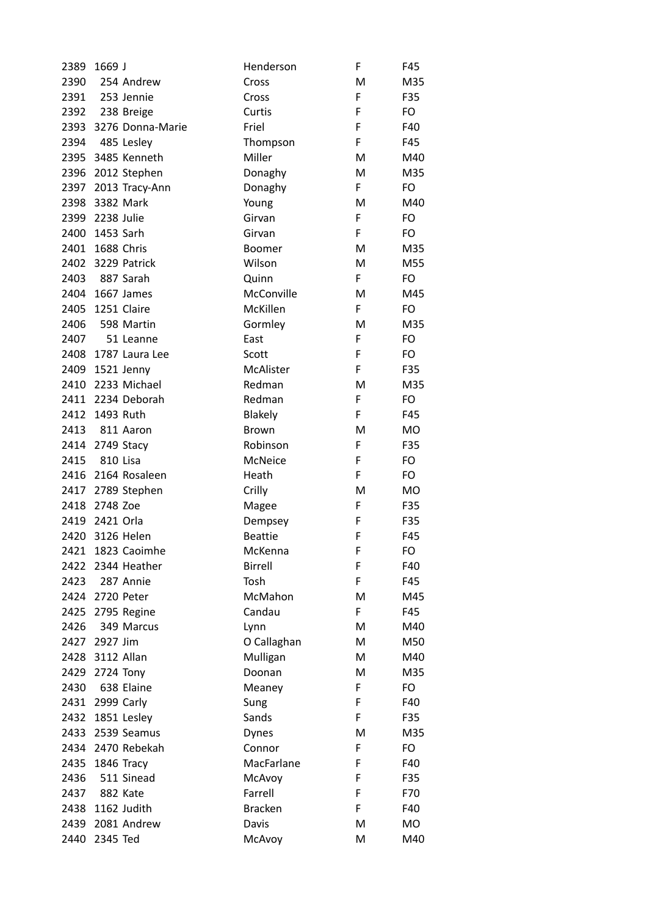| | | | | | |
|---|---|---|---|---|---|
| 2389 | 1669 | J | Henderson | F | F45 |
| 2390 | 254 | Andrew | Cross | M | M35 |
| 2391 | 253 | Jennie | Cross | F | F35 |
| 2392 | 238 | Breige | Curtis | F | FO |
| 2393 | 3276 | Donna-Marie | Friel | F | F40 |
| 2394 | 485 | Lesley | Thompson | F | F45 |
| 2395 | 3485 | Kenneth | Miller | M | M40 |
| 2396 | 2012 | Stephen | Donaghy | M | M35 |
| 2397 | 2013 | Tracy-Ann | Donaghy | F | FO |
| 2398 | 3382 | Mark | Young | M | M40 |
| 2399 | 2238 | Julie | Girvan | F | FO |
| 2400 | 1453 | Sarh | Girvan | F | FO |
| 2401 | 1688 | Chris | Boomer | M | M35 |
| 2402 | 3229 | Patrick | Wilson | M | M55 |
| 2403 | 887 | Sarah | Quinn | F | FO |
| 2404 | 1667 | James | McConville | M | M45 |
| 2405 | 1251 | Claire | McKillen | F | FO |
| 2406 | 598 | Martin | Gormley | M | M35 |
| 2407 | 51 | Leanne | East | F | FO |
| 2408 | 1787 | Laura Lee | Scott | F | FO |
| 2409 | 1521 | Jenny | McAlister | F | F35 |
| 2410 | 2233 | Michael | Redman | M | M35 |
| 2411 | 2234 | Deborah | Redman | F | FO |
| 2412 | 1493 | Ruth | Blakely | F | F45 |
| 2413 | 811 | Aaron | Brown | M | MO |
| 2414 | 2749 | Stacy | Robinson | F | F35 |
| 2415 | 810 | Lisa | McNeice | F | FO |
| 2416 | 2164 | Rosaleen | Heath | F | FO |
| 2417 | 2789 | Stephen | Crilly | M | MO |
| 2418 | 2748 | Zoe | Magee | F | F35 |
| 2419 | 2421 | Orla | Dempsey | F | F35 |
| 2420 | 3126 | Helen | Beattie | F | F45 |
| 2421 | 1823 | Caoimhe | McKenna | F | FO |
| 2422 | 2344 | Heather | Birrell | F | F40 |
| 2423 | 287 | Annie | Tosh | F | F45 |
| 2424 | 2720 | Peter | McMahon | M | M45 |
| 2425 | 2795 | Regine | Candau | F | F45 |
| 2426 | 349 | Marcus | Lynn | M | M40 |
| 2427 | 2927 | Jim | O Callaghan | M | M50 |
| 2428 | 3112 | Allan | Mulligan | M | M40 |
| 2429 | 2724 | Tony | Doonan | M | M35 |
| 2430 | 638 | Elaine | Meaney | F | FO |
| 2431 | 2999 | Carly | Sung | F | F40 |
| 2432 | 1851 | Lesley | Sands | F | F35 |
| 2433 | 2539 | Seamus | Dynes | M | M35 |
| 2434 | 2470 | Rebekah | Connor | F | FO |
| 2435 | 1846 | Tracy | MacFarlane | F | F40 |
| 2436 | 511 | Sinead | McAvoy | F | F35 |
| 2437 | 882 | Kate | Farrell | F | F70 |
| 2438 | 1162 | Judith | Bracken | F | F40 |
| 2439 | 2081 | Andrew | Davis | M | MO |
| 2440 | 2345 | Ted | McAvoy | M | M40 |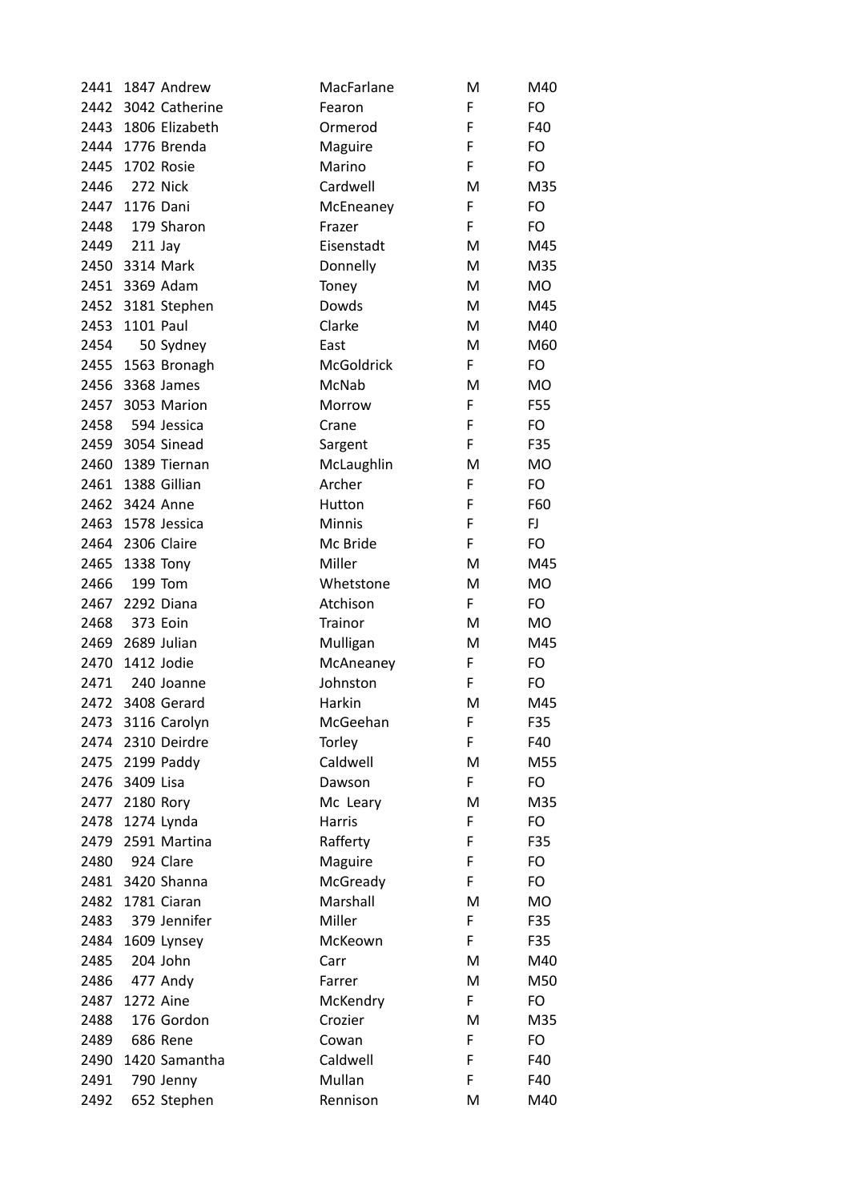| | | | | | |
|---|---|---|---|---|---|
| 2441 | 1847 | Andrew | MacFarlane | M | M40 |
| 2442 | 3042 | Catherine | Fearon | F | FO |
| 2443 | 1806 | Elizabeth | Ormerod | F | F40 |
| 2444 | 1776 | Brenda | Maguire | F | FO |
| 2445 | 1702 | Rosie | Marino | F | FO |
| 2446 | 272 | Nick | Cardwell | M | M35 |
| 2447 | 1176 | Dani | McEneaney | F | FO |
| 2448 | 179 | Sharon | Frazer | F | FO |
| 2449 | 211 | Jay | Eisenstadt | M | M45 |
| 2450 | 3314 | Mark | Donnelly | M | M35 |
| 2451 | 3369 | Adam | Toney | M | MO |
| 2452 | 3181 | Stephen | Dowds | M | M45 |
| 2453 | 1101 | Paul | Clarke | M | M40 |
| 2454 | 50 | Sydney | East | M | M60 |
| 2455 | 1563 | Bronagh | McGoldrick | F | FO |
| 2456 | 3368 | James | McNab | M | MO |
| 2457 | 3053 | Marion | Morrow | F | F55 |
| 2458 | 594 | Jessica | Crane | F | FO |
| 2459 | 3054 | Sinead | Sargent | F | F35 |
| 2460 | 1389 | Tiernan | McLaughlin | M | MO |
| 2461 | 1388 | Gillian | Archer | F | FO |
| 2462 | 3424 | Anne | Hutton | F | F60 |
| 2463 | 1578 | Jessica | Minnis | F | FJ |
| 2464 | 2306 | Claire | Mc Bride | F | FO |
| 2465 | 1338 | Tony | Miller | M | M45 |
| 2466 | 199 | Tom | Whetstone | M | MO |
| 2467 | 2292 | Diana | Atchison | F | FO |
| 2468 | 373 | Eoin | Trainor | M | MO |
| 2469 | 2689 | Julian | Mulligan | M | M45 |
| 2470 | 1412 | Jodie | McAneaney | F | FO |
| 2471 | 240 | Joanne | Johnston | F | FO |
| 2472 | 3408 | Gerard | Harkin | M | M45 |
| 2473 | 3116 | Carolyn | McGeehan | F | F35 |
| 2474 | 2310 | Deirdre | Torley | F | F40 |
| 2475 | 2199 | Paddy | Caldwell | M | M55 |
| 2476 | 3409 | Lisa | Dawson | F | FO |
| 2477 | 2180 | Rory | Mc Leary | M | M35 |
| 2478 | 1274 | Lynda | Harris | F | FO |
| 2479 | 2591 | Martina | Rafferty | F | F35 |
| 2480 | 924 | Clare | Maguire | F | FO |
| 2481 | 3420 | Shanna | McGready | F | FO |
| 2482 | 1781 | Ciaran | Marshall | M | MO |
| 2483 | 379 | Jennifer | Miller | F | F35 |
| 2484 | 1609 | Lynsey | McKeown | F | F35 |
| 2485 | 204 | John | Carr | M | M40 |
| 2486 | 477 | Andy | Farrer | M | M50 |
| 2487 | 1272 | Aine | McKendry | F | FO |
| 2488 | 176 | Gordon | Crozier | M | M35 |
| 2489 | 686 | Rene | Cowan | F | FO |
| 2490 | 1420 | Samantha | Caldwell | F | F40 |
| 2491 | 790 | Jenny | Mullan | F | F40 |
| 2492 | 652 | Stephen | Rennison | M | M40 |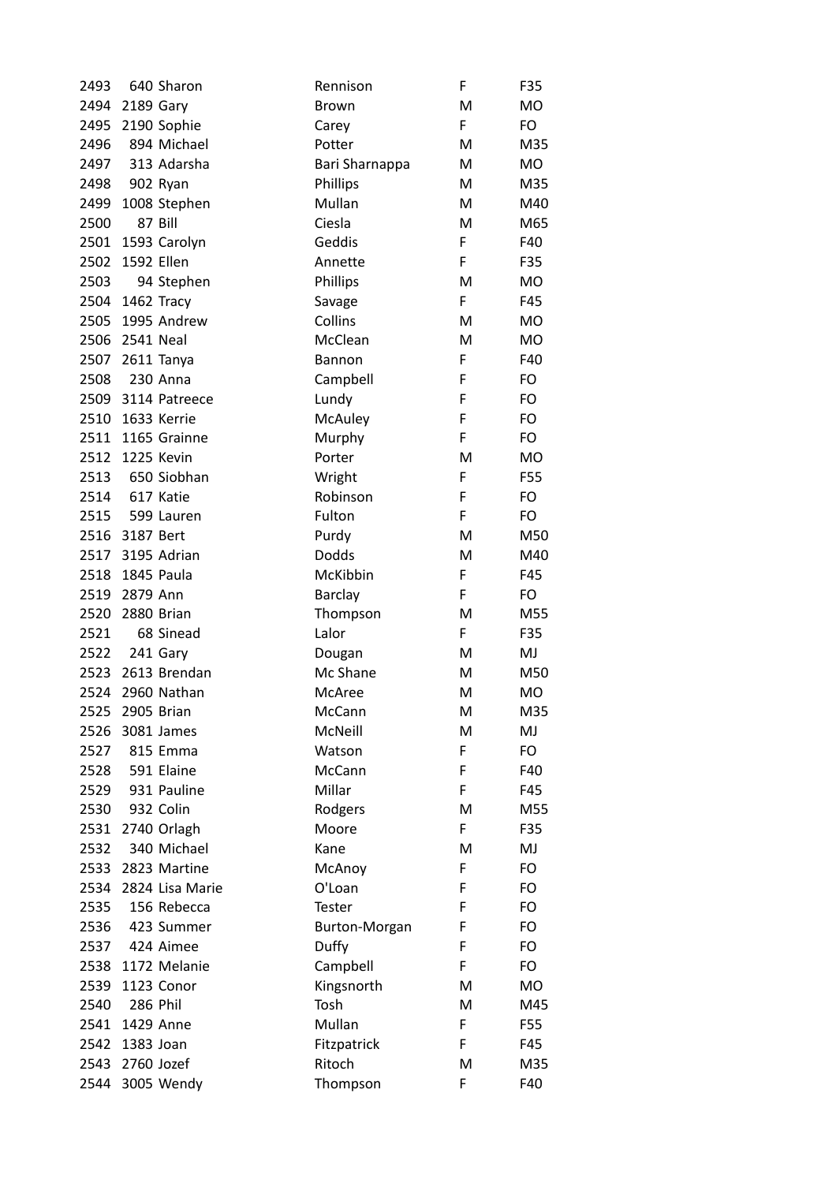| | | | | | |
|---|---|---|---|---|---|
| 2493 | 640 | Sharon | Rennison | F | F35 |
| 2494 | 2189 | Gary | Brown | M | MO |
| 2495 | 2190 | Sophie | Carey | F | FO |
| 2496 | 894 | Michael | Potter | M | M35 |
| 2497 | 313 | Adarsha | Bari Sharnappa | M | MO |
| 2498 | 902 | Ryan | Phillips | M | M35 |
| 2499 | 1008 | Stephen | Mullan | M | M40 |
| 2500 | 87 | Bill | Ciesla | M | M65 |
| 2501 | 1593 | Carolyn | Geddis | F | F40 |
| 2502 | 1592 | Ellen | Annette | F | F35 |
| 2503 | 94 | Stephen | Phillips | M | MO |
| 2504 | 1462 | Tracy | Savage | F | F45 |
| 2505 | 1995 | Andrew | Collins | M | MO |
| 2506 | 2541 | Neal | McClean | M | MO |
| 2507 | 2611 | Tanya | Bannon | F | F40 |
| 2508 | 230 | Anna | Campbell | F | FO |
| 2509 | 3114 | Patreece | Lundy | F | FO |
| 2510 | 1633 | Kerrie | McAuley | F | FO |
| 2511 | 1165 | Grainne | Murphy | F | FO |
| 2512 | 1225 | Kevin | Porter | M | MO |
| 2513 | 650 | Siobhan | Wright | F | F55 |
| 2514 | 617 | Katie | Robinson | F | FO |
| 2515 | 599 | Lauren | Fulton | F | FO |
| 2516 | 3187 | Bert | Purdy | M | M50 |
| 2517 | 3195 | Adrian | Dodds | M | M40 |
| 2518 | 1845 | Paula | McKibbin | F | F45 |
| 2519 | 2879 | Ann | Barclay | F | FO |
| 2520 | 2880 | Brian | Thompson | M | M55 |
| 2521 | 68 | Sinead | Lalor | F | F35 |
| 2522 | 241 | Gary | Dougan | M | MJ |
| 2523 | 2613 | Brendan | Mc Shane | M | M50 |
| 2524 | 2960 | Nathan | McAree | M | MO |
| 2525 | 2905 | Brian | McCann | M | M35 |
| 2526 | 3081 | James | McNeill | M | MJ |
| 2527 | 815 | Emma | Watson | F | FO |
| 2528 | 591 | Elaine | McCann | F | F40 |
| 2529 | 931 | Pauline | Millar | F | F45 |
| 2530 | 932 | Colin | Rodgers | M | M55 |
| 2531 | 2740 | Orlagh | Moore | F | F35 |
| 2532 | 340 | Michael | Kane | M | MJ |
| 2533 | 2823 | Martine | McAnoy | F | FO |
| 2534 | 2824 | Lisa Marie | O'Loan | F | FO |
| 2535 | 156 | Rebecca | Tester | F | FO |
| 2536 | 423 | Summer | Burton-Morgan | F | FO |
| 2537 | 424 | Aimee | Duffy | F | FO |
| 2538 | 1172 | Melanie | Campbell | F | FO |
| 2539 | 1123 | Conor | Kingsnorth | M | MO |
| 2540 | 286 | Phil | Tosh | M | M45 |
| 2541 | 1429 | Anne | Mullan | F | F55 |
| 2542 | 1383 | Joan | Fitzpatrick | F | F45 |
| 2543 | 2760 | Jozef | Ritoch | M | M35 |
| 2544 | 3005 | Wendy | Thompson | F | F40 |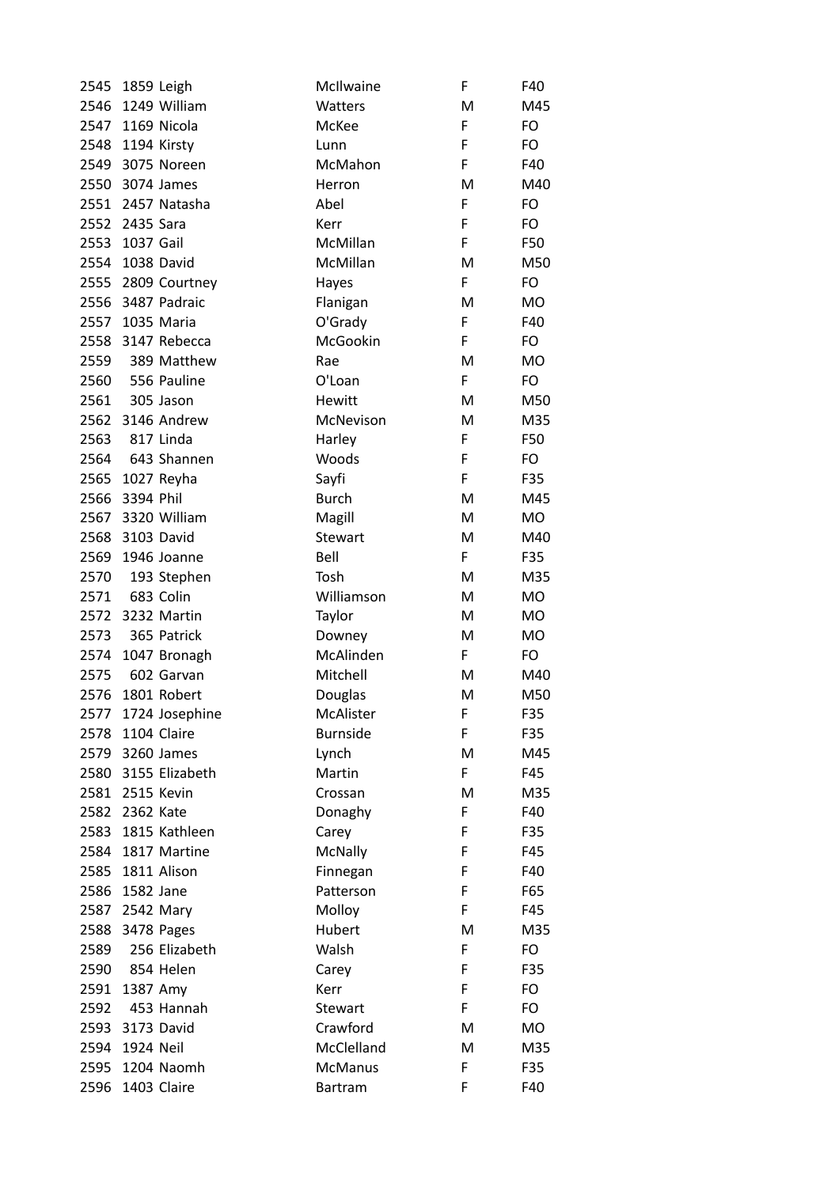| | | | | | |
|---|---|---|---|---|---|
| 2545 | 1859 | Leigh | McIlwaine | F | F40 |
| 2546 | 1249 | William | Watters | M | M45 |
| 2547 | 1169 | Nicola | McKee | F | FO |
| 2548 | 1194 | Kirsty | Lunn | F | FO |
| 2549 | 3075 | Noreen | McMahon | F | F40 |
| 2550 | 3074 | James | Herron | M | M40 |
| 2551 | 2457 | Natasha | Abel | F | FO |
| 2552 | 2435 | Sara | Kerr | F | FO |
| 2553 | 1037 | Gail | McMillan | F | F50 |
| 2554 | 1038 | David | McMillan | M | M50 |
| 2555 | 2809 | Courtney | Hayes | F | FO |
| 2556 | 3487 | Padraic | Flanigan | M | MO |
| 2557 | 1035 | Maria | O'Grady | F | F40 |
| 2558 | 3147 | Rebecca | McGookin | F | FO |
| 2559 | 389 | Matthew | Rae | M | MO |
| 2560 | 556 | Pauline | O'Loan | F | FO |
| 2561 | 305 | Jason | Hewitt | M | M50 |
| 2562 | 3146 | Andrew | McNevison | M | M35 |
| 2563 | 817 | Linda | Harley | F | F50 |
| 2564 | 643 | Shannen | Woods | F | FO |
| 2565 | 1027 | Reyha | Sayfi | F | F35 |
| 2566 | 3394 | Phil | Burch | M | M45 |
| 2567 | 3320 | William | Magill | M | MO |
| 2568 | 3103 | David | Stewart | M | M40 |
| 2569 | 1946 | Joanne | Bell | F | F35 |
| 2570 | 193 | Stephen | Tosh | M | M35 |
| 2571 | 683 | Colin | Williamson | M | MO |
| 2572 | 3232 | Martin | Taylor | M | MO |
| 2573 | 365 | Patrick | Downey | M | MO |
| 2574 | 1047 | Bronagh | McAlinden | F | FO |
| 2575 | 602 | Garvan | Mitchell | M | M40 |
| 2576 | 1801 | Robert | Douglas | M | M50 |
| 2577 | 1724 | Josephine | McAlister | F | F35 |
| 2578 | 1104 | Claire | Burnside | F | F35 |
| 2579 | 3260 | James | Lynch | M | M45 |
| 2580 | 3155 | Elizabeth | Martin | F | F45 |
| 2581 | 2515 | Kevin | Crossan | M | M35 |
| 2582 | 2362 | Kate | Donaghy | F | F40 |
| 2583 | 1815 | Kathleen | Carey | F | F35 |
| 2584 | 1817 | Martine | McNally | F | F45 |
| 2585 | 1811 | Alison | Finnegan | F | F40 |
| 2586 | 1582 | Jane | Patterson | F | F65 |
| 2587 | 2542 | Mary | Molloy | F | F45 |
| 2588 | 3478 | Pages | Hubert | M | M35 |
| 2589 | 256 | Elizabeth | Walsh | F | FO |
| 2590 | 854 | Helen | Carey | F | F35 |
| 2591 | 1387 | Amy | Kerr | F | FO |
| 2592 | 453 | Hannah | Stewart | F | FO |
| 2593 | 3173 | David | Crawford | M | MO |
| 2594 | 1924 | Neil | McClelland | M | M35 |
| 2595 | 1204 | Naomh | McManus | F | F35 |
| 2596 | 1403 | Claire | Bartram | F | F40 |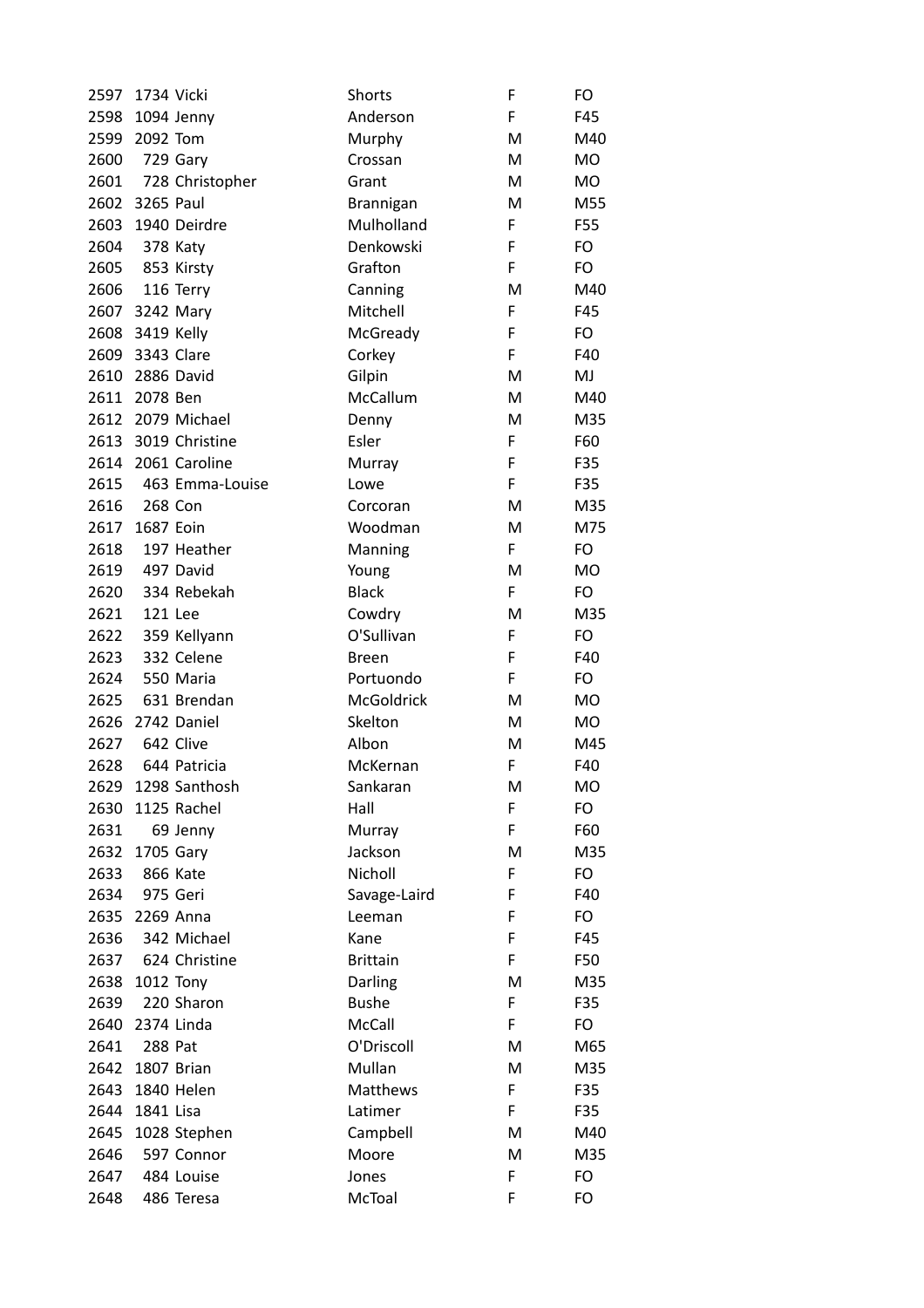| | | | | | |
|---|---|---|---|---|---|
| 2597 | 1734 | Vicki | Shorts | F | FO |
| 2598 | 1094 | Jenny | Anderson | F | F45 |
| 2599 | 2092 | Tom | Murphy | M | M40 |
| 2600 | 729 | Gary | Crossan | M | MO |
| 2601 | 728 | Christopher | Grant | M | MO |
| 2602 | 3265 | Paul | Brannigan | M | M55 |
| 2603 | 1940 | Deirdre | Mulholland | F | F55 |
| 2604 | 378 | Katy | Denkowski | F | FO |
| 2605 | 853 | Kirsty | Grafton | F | FO |
| 2606 | 116 | Terry | Canning | M | M40 |
| 2607 | 3242 | Mary | Mitchell | F | F45 |
| 2608 | 3419 | Kelly | McGready | F | FO |
| 2609 | 3343 | Clare | Corkey | F | F40 |
| 2610 | 2886 | David | Gilpin | M | MJ |
| 2611 | 2078 | Ben | McCallum | M | M40 |
| 2612 | 2079 | Michael | Denny | M | M35 |
| 2613 | 3019 | Christine | Esler | F | F60 |
| 2614 | 2061 | Caroline | Murray | F | F35 |
| 2615 | 463 | Emma-Louise | Lowe | F | F35 |
| 2616 | 268 | Con | Corcoran | M | M35 |
| 2617 | 1687 | Eoin | Woodman | M | M75 |
| 2618 | 197 | Heather | Manning | F | FO |
| 2619 | 497 | David | Young | M | MO |
| 2620 | 334 | Rebekah | Black | F | FO |
| 2621 | 121 | Lee | Cowdry | M | M35 |
| 2622 | 359 | Kellyann | O'Sullivan | F | FO |
| 2623 | 332 | Celene | Breen | F | F40 |
| 2624 | 550 | Maria | Portuondo | F | FO |
| 2625 | 631 | Brendan | McGoldrick | M | MO |
| 2626 | 2742 | Daniel | Skelton | M | MO |
| 2627 | 642 | Clive | Albon | M | M45 |
| 2628 | 644 | Patricia | McKernan | F | F40 |
| 2629 | 1298 | Santhosh | Sankaran | M | MO |
| 2630 | 1125 | Rachel | Hall | F | FO |
| 2631 | 69 | Jenny | Murray | F | F60 |
| 2632 | 1705 | Gary | Jackson | M | M35 |
| 2633 | 866 | Kate | Nicholl | F | FO |
| 2634 | 975 | Geri | Savage-Laird | F | F40 |
| 2635 | 2269 | Anna | Leeman | F | FO |
| 2636 | 342 | Michael | Kane | F | F45 |
| 2637 | 624 | Christine | Brittain | F | F50 |
| 2638 | 1012 | Tony | Darling | M | M35 |
| 2639 | 220 | Sharon | Bushe | F | F35 |
| 2640 | 2374 | Linda | McCall | F | FO |
| 2641 | 288 | Pat | O'Driscoll | M | M65 |
| 2642 | 1807 | Brian | Mullan | M | M35 |
| 2643 | 1840 | Helen | Matthews | F | F35 |
| 2644 | 1841 | Lisa | Latimer | F | F35 |
| 2645 | 1028 | Stephen | Campbell | M | M40 |
| 2646 | 597 | Connor | Moore | M | M35 |
| 2647 | 484 | Louise | Jones | F | FO |
| 2648 | 486 | Teresa | McToal | F | FO |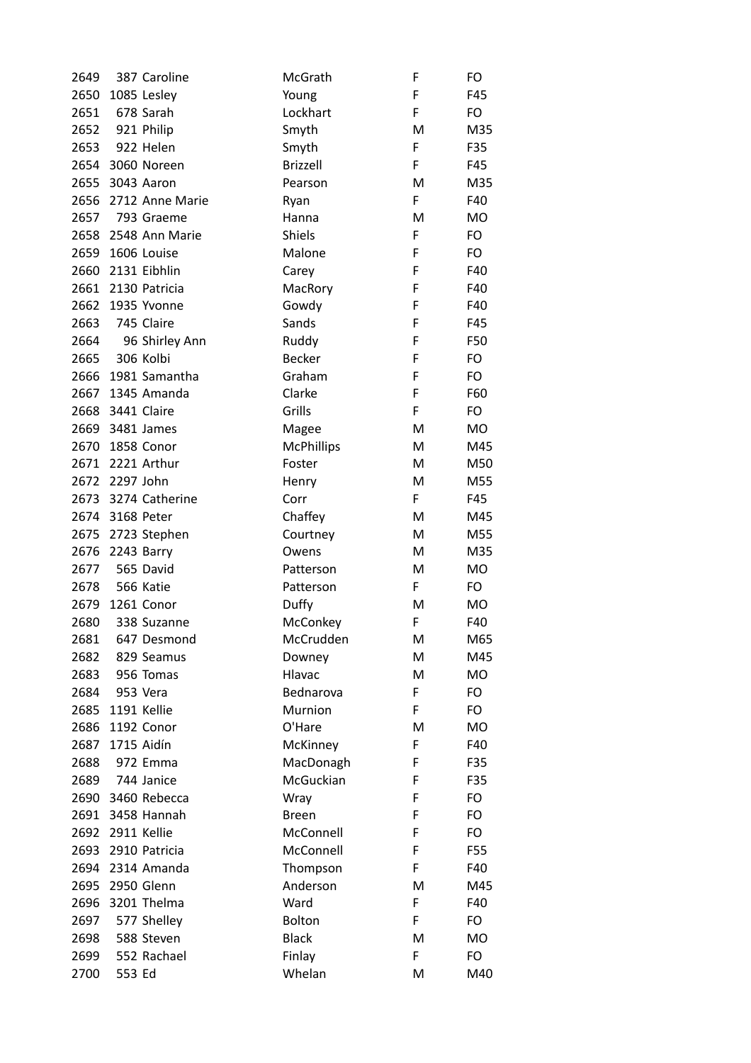| | | | | | |
|---|---|---|---|---|---|
| 2649 | 387 | Caroline | McGrath | F | FO |
| 2650 | 1085 | Lesley | Young | F | F45 |
| 2651 | 678 | Sarah | Lockhart | F | FO |
| 2652 | 921 | Philip | Smyth | M | M35 |
| 2653 | 922 | Helen | Smyth | F | F35 |
| 2654 | 3060 | Noreen | Brizzell | F | F45 |
| 2655 | 3043 | Aaron | Pearson | M | M35 |
| 2656 | 2712 | Anne Marie | Ryan | F | F40 |
| 2657 | 793 | Graeme | Hanna | M | MO |
| 2658 | 2548 | Ann Marie | Shiels | F | FO |
| 2659 | 1606 | Louise | Malone | F | FO |
| 2660 | 2131 | Eibhlin | Carey | F | F40 |
| 2661 | 2130 | Patricia | MacRory | F | F40 |
| 2662 | 1935 | Yvonne | Gowdy | F | F40 |
| 2663 | 745 | Claire | Sands | F | F45 |
| 2664 | 96 | Shirley Ann | Ruddy | F | F50 |
| 2665 | 306 | Kolbi | Becker | F | FO |
| 2666 | 1981 | Samantha | Graham | F | FO |
| 2667 | 1345 | Amanda | Clarke | F | F60 |
| 2668 | 3441 | Claire | Grills | F | FO |
| 2669 | 3481 | James | Magee | M | MO |
| 2670 | 1858 | Conor | McPhillips | M | M45 |
| 2671 | 2221 | Arthur | Foster | M | M50 |
| 2672 | 2297 | John | Henry | M | M55 |
| 2673 | 3274 | Catherine | Corr | F | F45 |
| 2674 | 3168 | Peter | Chaffey | M | M45 |
| 2675 | 2723 | Stephen | Courtney | M | M55 |
| 2676 | 2243 | Barry | Owens | M | M35 |
| 2677 | 565 | David | Patterson | M | MO |
| 2678 | 566 | Katie | Patterson | F | FO |
| 2679 | 1261 | Conor | Duffy | M | MO |
| 2680 | 338 | Suzanne | McConkey | F | F40 |
| 2681 | 647 | Desmond | McCrudden | M | M65 |
| 2682 | 829 | Seamus | Downey | M | M45 |
| 2683 | 956 | Tomas | Hlavac | M | MO |
| 2684 | 953 | Vera | Bednarova | F | FO |
| 2685 | 1191 | Kellie | Murnion | F | FO |
| 2686 | 1192 | Conor | O'Hare | M | MO |
| 2687 | 1715 | Aidín | McKinney | F | F40 |
| 2688 | 972 | Emma | MacDonagh | F | F35 |
| 2689 | 744 | Janice | McGuckian | F | F35 |
| 2690 | 3460 | Rebecca | Wray | F | FO |
| 2691 | 3458 | Hannah | Breen | F | FO |
| 2692 | 2911 | Kellie | McConnell | F | FO |
| 2693 | 2910 | Patricia | McConnell | F | F55 |
| 2694 | 2314 | Amanda | Thompson | F | F40 |
| 2695 | 2950 | Glenn | Anderson | M | M45 |
| 2696 | 3201 | Thelma | Ward | F | F40 |
| 2697 | 577 | Shelley | Bolton | F | FO |
| 2698 | 588 | Steven | Black | M | MO |
| 2699 | 552 | Rachael | Finlay | F | FO |
| 2700 | 553 | Ed | Whelan | M | M40 |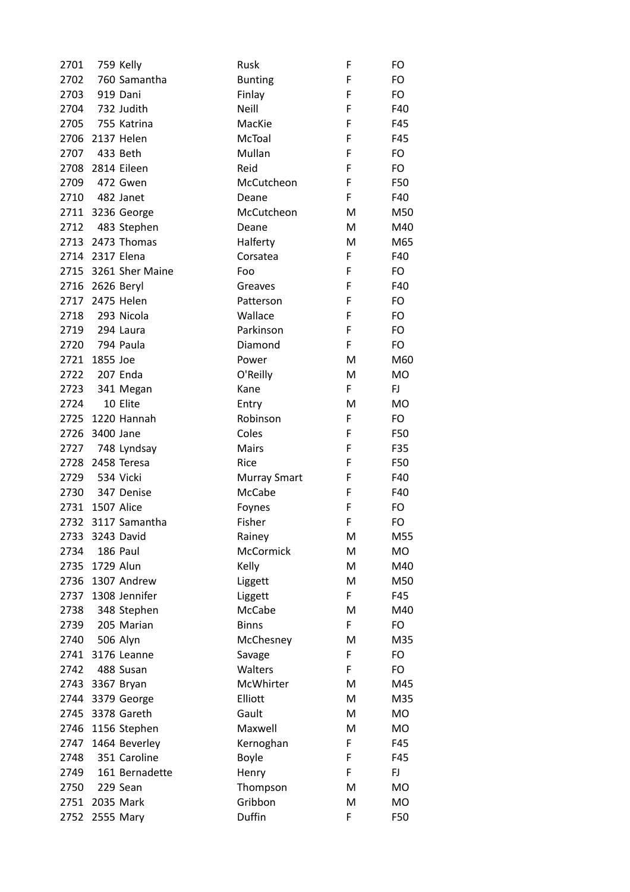| | | | | | |
|---|---|---|---|---|---|
| 2701 | 759 | Kelly | Rusk | F | FO |
| 2702 | 760 | Samantha | Bunting | F | FO |
| 2703 | 919 | Dani | Finlay | F | FO |
| 2704 | 732 | Judith | Neill | F | F40 |
| 2705 | 755 | Katrina | MacKie | F | F45 |
| 2706 | 2137 | Helen | McToal | F | F45 |
| 2707 | 433 | Beth | Mullan | F | FO |
| 2708 | 2814 | Eileen | Reid | F | FO |
| 2709 | 472 | Gwen | McCutcheon | F | F50 |
| 2710 | 482 | Janet | Deane | F | F40 |
| 2711 | 3236 | George | McCutcheon | M | M50 |
| 2712 | 483 | Stephen | Deane | M | M40 |
| 2713 | 2473 | Thomas | Halferty | M | M65 |
| 2714 | 2317 | Elena | Corsatea | F | F40 |
| 2715 | 3261 | Sher Maine | Foo | F | FO |
| 2716 | 2626 | Beryl | Greaves | F | F40 |
| 2717 | 2475 | Helen | Patterson | F | FO |
| 2718 | 293 | Nicola | Wallace | F | FO |
| 2719 | 294 | Laura | Parkinson | F | FO |
| 2720 | 794 | Paula | Diamond | F | FO |
| 2721 | 1855 | Joe | Power | M | M60 |
| 2722 | 207 | Enda | O'Reilly | M | MO |
| 2723 | 341 | Megan | Kane | F | FJ |
| 2724 | 10 | Elite | Entry | M | MO |
| 2725 | 1220 | Hannah | Robinson | F | FO |
| 2726 | 3400 | Jane | Coles | F | F50 |
| 2727 | 748 | Lyndsay | Mairs | F | F35 |
| 2728 | 2458 | Teresa | Rice | F | F50 |
| 2729 | 534 | Vicki | Murray Smart | F | F40 |
| 2730 | 347 | Denise | McCabe | F | F40 |
| 2731 | 1507 | Alice | Foynes | F | FO |
| 2732 | 3117 | Samantha | Fisher | F | FO |
| 2733 | 3243 | David | Rainey | M | M55 |
| 2734 | 186 | Paul | McCormick | M | MO |
| 2735 | 1729 | Alun | Kelly | M | M40 |
| 2736 | 1307 | Andrew | Liggett | M | M50 |
| 2737 | 1308 | Jennifer | Liggett | F | F45 |
| 2738 | 348 | Stephen | McCabe | M | M40 |
| 2739 | 205 | Marian | Binns | F | FO |
| 2740 | 506 | Alyn | McChesney | M | M35 |
| 2741 | 3176 | Leanne | Savage | F | FO |
| 2742 | 488 | Susan | Walters | F | FO |
| 2743 | 3367 | Bryan | McWhirter | M | M45 |
| 2744 | 3379 | George | Elliott | M | M35 |
| 2745 | 3378 | Gareth | Gault | M | MO |
| 2746 | 1156 | Stephen | Maxwell | M | MO |
| 2747 | 1464 | Beverley | Kernoghan | F | F45 |
| 2748 | 351 | Caroline | Boyle | F | F45 |
| 2749 | 161 | Bernadette | Henry | F | FJ |
| 2750 | 229 | Sean | Thompson | M | MO |
| 2751 | 2035 | Mark | Gribbon | M | MO |
| 2752 | 2555 | Mary | Duffin | F | F50 |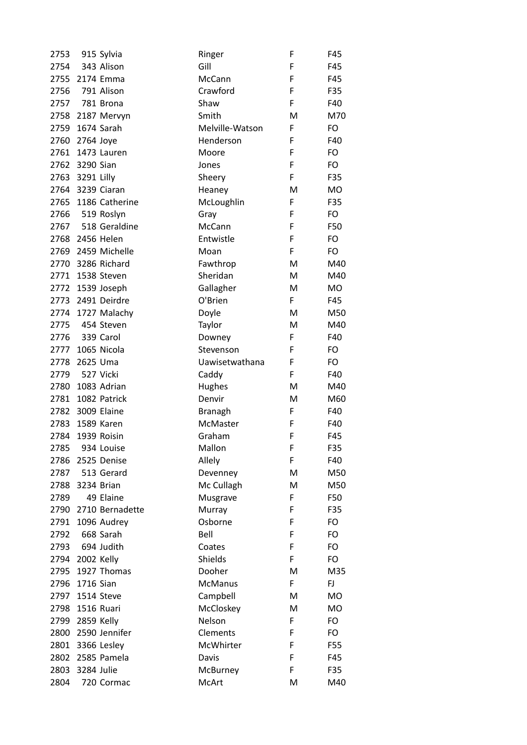| | | | | | |
|---|---|---|---|---|---|
| 2753 | 915 | Sylvia | Ringer | F | F45 |
| 2754 | 343 | Alison | Gill | F | F45 |
| 2755 | 2174 | Emma | McCann | F | F45 |
| 2756 | 791 | Alison | Crawford | F | F35 |
| 2757 | 781 | Brona | Shaw | F | F40 |
| 2758 | 2187 | Mervyn | Smith | M | M70 |
| 2759 | 1674 | Sarah | Melville-Watson | F | FO |
| 2760 | 2764 | Joye | Henderson | F | F40 |
| 2761 | 1473 | Lauren | Moore | F | FO |
| 2762 | 3290 | Sian | Jones | F | FO |
| 2763 | 3291 | Lilly | Sheery | F | F35 |
| 2764 | 3239 | Ciaran | Heaney | M | MO |
| 2765 | 1186 | Catherine | McLoughlin | F | F35 |
| 2766 | 519 | Roslyn | Gray | F | FO |
| 2767 | 518 | Geraldine | McCann | F | F50 |
| 2768 | 2456 | Helen | Entwistle | F | FO |
| 2769 | 2459 | Michelle | Moan | F | FO |
| 2770 | 3286 | Richard | Fawthrop | M | M40 |
| 2771 | 1538 | Steven | Sheridan | M | M40 |
| 2772 | 1539 | Joseph | Gallagher | M | MO |
| 2773 | 2491 | Deirdre | O'Brien | F | F45 |
| 2774 | 1727 | Malachy | Doyle | M | M50 |
| 2775 | 454 | Steven | Taylor | M | M40 |
| 2776 | 339 | Carol | Downey | F | F40 |
| 2777 | 1065 | Nicola | Stevenson | F | FO |
| 2778 | 2625 | Uma | Uawisetwathana | F | FO |
| 2779 | 527 | Vicki | Caddy | F | F40 |
| 2780 | 1083 | Adrian | Hughes | M | M40 |
| 2781 | 1082 | Patrick | Denvir | M | M60 |
| 2782 | 3009 | Elaine | Branagh | F | F40 |
| 2783 | 1589 | Karen | McMaster | F | F40 |
| 2784 | 1939 | Roisin | Graham | F | F45 |
| 2785 | 934 | Louise | Mallon | F | F35 |
| 2786 | 2525 | Denise | Allely | F | F40 |
| 2787 | 513 | Gerard | Devenney | M | M50 |
| 2788 | 3234 | Brian | Mc Cullagh | M | M50 |
| 2789 | 49 | Elaine | Musgrave | F | F50 |
| 2790 | 2710 | Bernadette | Murray | F | F35 |
| 2791 | 1096 | Audrey | Osborne | F | FO |
| 2792 | 668 | Sarah | Bell | F | FO |
| 2793 | 694 | Judith | Coates | F | FO |
| 2794 | 2002 | Kelly | Shields | F | FO |
| 2795 | 1927 | Thomas | Dooher | M | M35 |
| 2796 | 1716 | Sian | McManus | F | FJ |
| 2797 | 1514 | Steve | Campbell | M | MO |
| 2798 | 1516 | Ruari | McCloskey | M | MO |
| 2799 | 2859 | Kelly | Nelson | F | FO |
| 2800 | 2590 | Jennifer | Clements | F | FO |
| 2801 | 3366 | Lesley | McWhirter | F | F55 |
| 2802 | 2585 | Pamela | Davis | F | F45 |
| 2803 | 3284 | Julie | McBurney | F | F35 |
| 2804 | 720 | Cormac | McArt | M | M40 |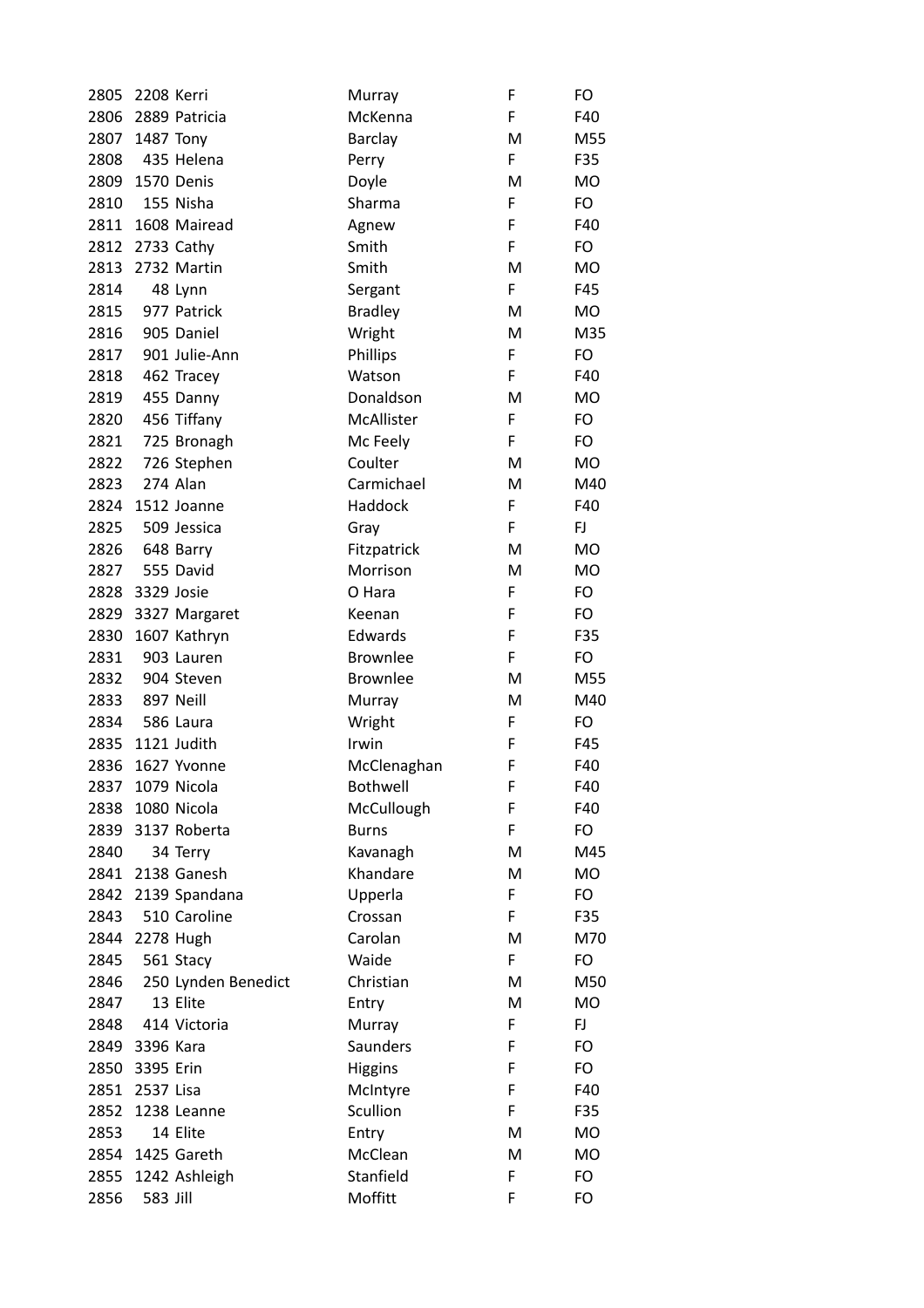| | | | | | |
|---|---|---|---|---|---|
| 2805 | 2208 | Kerri | Murray | F | FO |
| 2806 | 2889 | Patricia | McKenna | F | F40 |
| 2807 | 1487 | Tony | Barclay | M | M55 |
| 2808 | 435 | Helena | Perry | F | F35 |
| 2809 | 1570 | Denis | Doyle | M | MO |
| 2810 | 155 | Nisha | Sharma | F | FO |
| 2811 | 1608 | Mairead | Agnew | F | F40 |
| 2812 | 2733 | Cathy | Smith | F | FO |
| 2813 | 2732 | Martin | Smith | M | MO |
| 2814 | 48 | Lynn | Sergant | F | F45 |
| 2815 | 977 | Patrick | Bradley | M | MO |
| 2816 | 905 | Daniel | Wright | M | M35 |
| 2817 | 901 | Julie-Ann | Phillips | F | FO |
| 2818 | 462 | Tracey | Watson | F | F40 |
| 2819 | 455 | Danny | Donaldson | M | MO |
| 2820 | 456 | Tiffany | McAllister | F | FO |
| 2821 | 725 | Bronagh | Mc Feely | F | FO |
| 2822 | 726 | Stephen | Coulter | M | MO |
| 2823 | 274 | Alan | Carmichael | M | M40 |
| 2824 | 1512 | Joanne | Haddock | F | F40 |
| 2825 | 509 | Jessica | Gray | F | FJ |
| 2826 | 648 | Barry | Fitzpatrick | M | MO |
| 2827 | 555 | David | Morrison | M | MO |
| 2828 | 3329 | Josie | O Hara | F | FO |
| 2829 | 3327 | Margaret | Keenan | F | FO |
| 2830 | 1607 | Kathryn | Edwards | F | F35 |
| 2831 | 903 | Lauren | Brownlee | F | FO |
| 2832 | 904 | Steven | Brownlee | M | M55 |
| 2833 | 897 | Neill | Murray | M | M40 |
| 2834 | 586 | Laura | Wright | F | FO |
| 2835 | 1121 | Judith | Irwin | F | F45 |
| 2836 | 1627 | Yvonne | McClenaghan | F | F40 |
| 2837 | 1079 | Nicola | Bothwell | F | F40 |
| 2838 | 1080 | Nicola | McCullough | F | F40 |
| 2839 | 3137 | Roberta | Burns | F | FO |
| 2840 | 34 | Terry | Kavanagh | M | M45 |
| 2841 | 2138 | Ganesh | Khandare | M | MO |
| 2842 | 2139 | Spandana | Upperla | F | FO |
| 2843 | 510 | Caroline | Crossan | F | F35 |
| 2844 | 2278 | Hugh | Carolan | M | M70 |
| 2845 | 561 | Stacy | Waide | F | FO |
| 2846 | 250 | Lynden Benedict | Christian | M | M50 |
| 2847 | 13 | Elite | Entry | M | MO |
| 2848 | 414 | Victoria | Murray | F | FJ |
| 2849 | 3396 | Kara | Saunders | F | FO |
| 2850 | 3395 | Erin | Higgins | F | FO |
| 2851 | 2537 | Lisa | McIntyre | F | F40 |
| 2852 | 1238 | Leanne | Scullion | F | F35 |
| 2853 | 14 | Elite | Entry | M | MO |
| 2854 | 1425 | Gareth | McClean | M | MO |
| 2855 | 1242 | Ashleigh | Stanfield | F | FO |
| 2856 | 583 | Jill | Moffitt | F | FO |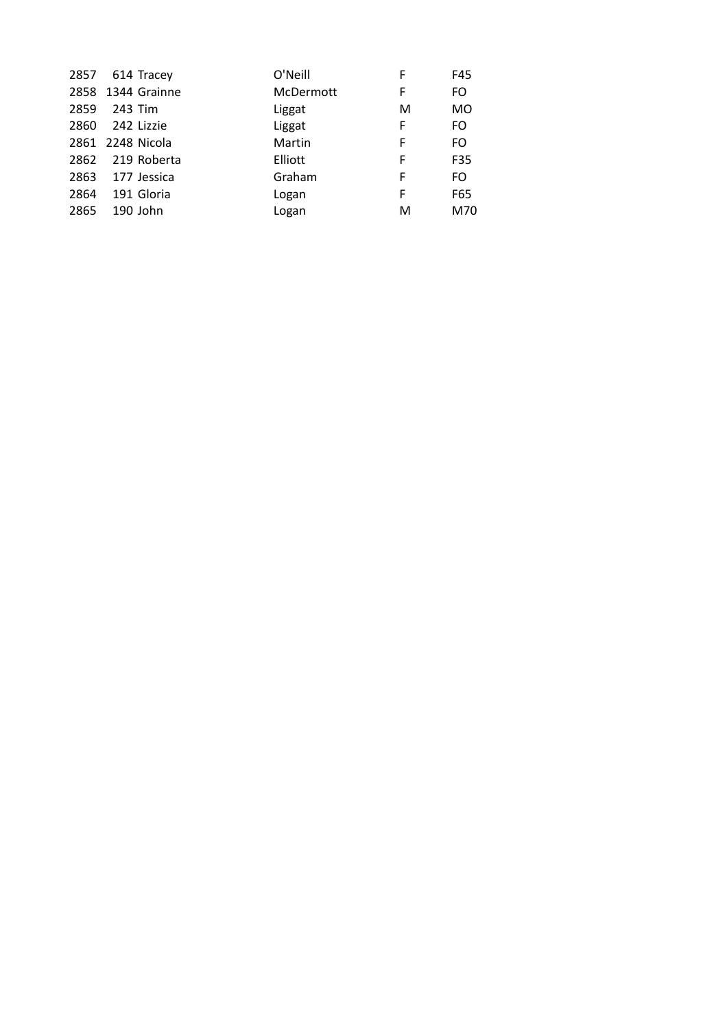| | | | | | |
|---|---|---|---|---|---|
| 2857 | 614 | Tracey | O'Neill | F | F45 |
| 2858 | 1344 | Grainne | McDermott | F | FO |
| 2859 | 243 | Tim | Liggat | M | MO |
| 2860 | 242 | Lizzie | Liggat | F | FO |
| 2861 | 2248 | Nicola | Martin | F | FO |
| 2862 | 219 | Roberta | Elliott | F | F35 |
| 2863 | 177 | Jessica | Graham | F | FO |
| 2864 | 191 | Gloria | Logan | F | F65 |
| 2865 | 190 | John | Logan | M | M70 |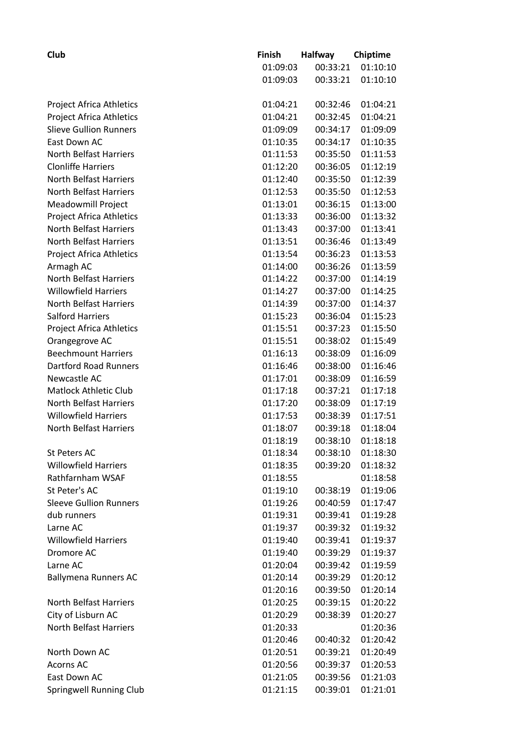| Club | Finish | Halfway | Chiptime |
|---|---|---|---|
| | 01:09:03 | 00:33:21 | 01:10:10 |
| | 01:09:03 | 00:33:21 | 01:10:10 |
| | | | |
| Project Africa Athletics | 01:04:21 | 00:32:46 | 01:04:21 |
| Project Africa Athletics | 01:04:21 | 00:32:45 | 01:04:21 |
| Slieve Gullion Runners | 01:09:09 | 00:34:17 | 01:09:09 |
| East Down AC | 01:10:35 | 00:34:17 | 01:10:35 |
| North Belfast Harriers | 01:11:53 | 00:35:50 | 01:11:53 |
| Clonliffe Harriers | 01:12:20 | 00:36:05 | 01:12:19 |
| North Belfast Harriers | 01:12:40 | 00:35:50 | 01:12:39 |
| North Belfast Harriers | 01:12:53 | 00:35:50 | 01:12:53 |
| Meadowmill Project | 01:13:01 | 00:36:15 | 01:13:00 |
| Project Africa Athletics | 01:13:33 | 00:36:00 | 01:13:32 |
| North Belfast Harriers | 01:13:43 | 00:37:00 | 01:13:41 |
| North Belfast Harriers | 01:13:51 | 00:36:46 | 01:13:49 |
| Project Africa Athletics | 01:13:54 | 00:36:23 | 01:13:53 |
| Armagh AC | 01:14:00 | 00:36:26 | 01:13:59 |
| North Belfast Harriers | 01:14:22 | 00:37:00 | 01:14:19 |
| Willowfield Harriers | 01:14:27 | 00:37:00 | 01:14:25 |
| North Belfast Harriers | 01:14:39 | 00:37:00 | 01:14:37 |
| Salford Harriers | 01:15:23 | 00:36:04 | 01:15:23 |
| Project Africa Athletics | 01:15:51 | 00:37:23 | 01:15:50 |
| Orangegrove AC | 01:15:51 | 00:38:02 | 01:15:49 |
| Beechmount Harriers | 01:16:13 | 00:38:09 | 01:16:09 |
| Dartford Road Runners | 01:16:46 | 00:38:00 | 01:16:46 |
| Newcastle AC | 01:17:01 | 00:38:09 | 01:16:59 |
| Matlock Athletic Club | 01:17:18 | 00:37:21 | 01:17:18 |
| North Belfast Harriers | 01:17:20 | 00:38:09 | 01:17:19 |
| Willowfield Harriers | 01:17:53 | 00:38:39 | 01:17:51 |
| North Belfast Harriers | 01:18:07 | 00:39:18 | 01:18:04 |
| | 01:18:19 | 00:38:10 | 01:18:18 |
| St Peters AC | 01:18:34 | 00:38:10 | 01:18:30 |
| Willowfield Harriers | 01:18:35 | 00:39:20 | 01:18:32 |
| Rathfarnham WSAF | 01:18:55 | | 01:18:58 |
| St Peter's AC | 01:19:10 | 00:38:19 | 01:19:06 |
| Sleeve Gullion Runners | 01:19:26 | 00:40:59 | 01:17:47 |
| dub runners | 01:19:31 | 00:39:41 | 01:19:28 |
| Larne AC | 01:19:37 | 00:39:32 | 01:19:32 |
| Willowfield Harriers | 01:19:40 | 00:39:41 | 01:19:37 |
| Dromore AC | 01:19:40 | 00:39:29 | 01:19:37 |
| Larne AC | 01:20:04 | 00:39:42 | 01:19:59 |
| Ballymena Runners AC | 01:20:14 | 00:39:29 | 01:20:12 |
| | 01:20:16 | 00:39:50 | 01:20:14 |
| North Belfast Harriers | 01:20:25 | 00:39:15 | 01:20:22 |
| City of Lisburn AC | 01:20:29 | 00:38:39 | 01:20:27 |
| North Belfast Harriers | 01:20:33 | | 01:20:36 |
| | 01:20:46 | 00:40:32 | 01:20:42 |
| North Down AC | 01:20:51 | 00:39:21 | 01:20:49 |
| Acorns AC | 01:20:56 | 00:39:37 | 01:20:53 |
| East Down AC | 01:21:05 | 00:39:56 | 01:21:03 |
| Springwell Running Club | 01:21:15 | 00:39:01 | 01:21:01 |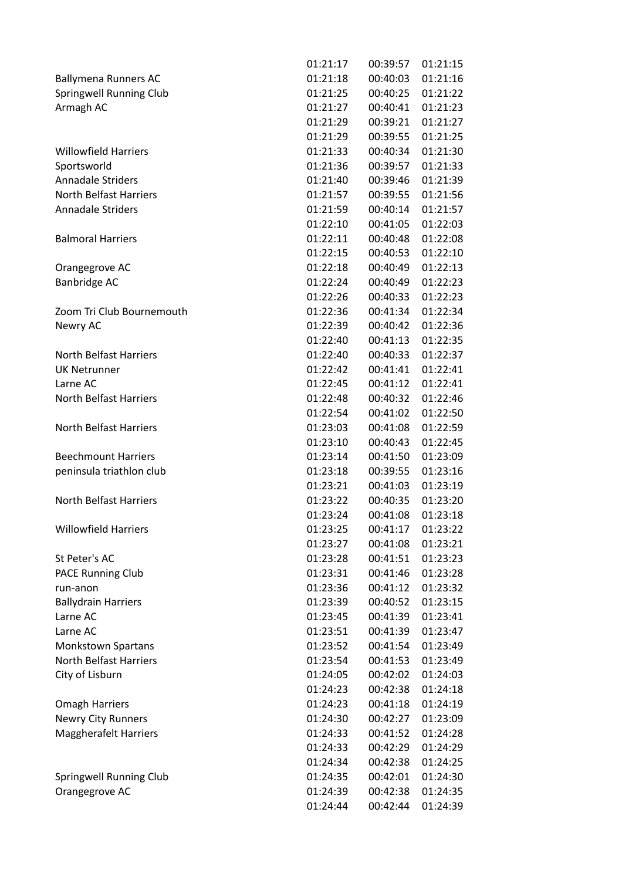| | | | |
|---|---|---|---|
| | 01:21:17 | 00:39:57 | 01:21:15 |
| Ballymena Runners AC | 01:21:18 | 00:40:03 | 01:21:16 |
| Springwell Running Club | 01:21:25 | 00:40:25 | 01:21:22 |
| Armagh AC | 01:21:27 | 00:40:41 | 01:21:23 |
| | 01:21:29 | 00:39:21 | 01:21:27 |
| | 01:21:29 | 00:39:55 | 01:21:25 |
| Willowfield Harriers | 01:21:33 | 00:40:34 | 01:21:30 |
| Sportsworld | 01:21:36 | 00:39:57 | 01:21:33 |
| Annadale Striders | 01:21:40 | 00:39:46 | 01:21:39 |
| North Belfast Harriers | 01:21:57 | 00:39:55 | 01:21:56 |
| Annadale Striders | 01:21:59 | 00:40:14 | 01:21:57 |
| | 01:22:10 | 00:41:05 | 01:22:03 |
| Balmoral Harriers | 01:22:11 | 00:40:48 | 01:22:08 |
| | 01:22:15 | 00:40:53 | 01:22:10 |
| Orangegrove AC | 01:22:18 | 00:40:49 | 01:22:13 |
| Banbridge AC | 01:22:24 | 00:40:49 | 01:22:23 |
| | 01:22:26 | 00:40:33 | 01:22:23 |
| Zoom Tri Club Bournemouth | 01:22:36 | 00:41:34 | 01:22:34 |
| Newry AC | 01:22:39 | 00:40:42 | 01:22:36 |
| | 01:22:40 | 00:41:13 | 01:22:35 |
| North Belfast Harriers | 01:22:40 | 00:40:33 | 01:22:37 |
| UK Netrunner | 01:22:42 | 00:41:41 | 01:22:41 |
| Larne AC | 01:22:45 | 00:41:12 | 01:22:41 |
| North Belfast Harriers | 01:22:48 | 00:40:32 | 01:22:46 |
| | 01:22:54 | 00:41:02 | 01:22:50 |
| North Belfast Harriers | 01:23:03 | 00:41:08 | 01:22:59 |
| | 01:23:10 | 00:40:43 | 01:22:45 |
| Beechmount Harriers | 01:23:14 | 00:41:50 | 01:23:09 |
| peninsula triathlon club | 01:23:18 | 00:39:55 | 01:23:16 |
| | 01:23:21 | 00:41:03 | 01:23:19 |
| North Belfast Harriers | 01:23:22 | 00:40:35 | 01:23:20 |
| | 01:23:24 | 00:41:08 | 01:23:18 |
| Willowfield Harriers | 01:23:25 | 00:41:17 | 01:23:22 |
| | 01:23:27 | 00:41:08 | 01:23:21 |
| St Peter's AC | 01:23:28 | 00:41:51 | 01:23:23 |
| PACE Running Club | 01:23:31 | 00:41:46 | 01:23:28 |
| run-anon | 01:23:36 | 00:41:12 | 01:23:32 |
| Ballydrain Harriers | 01:23:39 | 00:40:52 | 01:23:15 |
| Larne AC | 01:23:45 | 00:41:39 | 01:23:41 |
| Larne AC | 01:23:51 | 00:41:39 | 01:23:47 |
| Monkstown Spartans | 01:23:52 | 00:41:54 | 01:23:49 |
| North Belfast Harriers | 01:23:54 | 00:41:53 | 01:23:49 |
| City of Lisburn | 01:24:05 | 00:42:02 | 01:24:03 |
| | 01:24:23 | 00:42:38 | 01:24:18 |
| Omagh Harriers | 01:24:23 | 00:41:18 | 01:24:19 |
| Newry City Runners | 01:24:30 | 00:42:27 | 01:23:09 |
| Maggherafelt Harriers | 01:24:33 | 00:41:52 | 01:24:28 |
| | 01:24:33 | 00:42:29 | 01:24:29 |
| | 01:24:34 | 00:42:38 | 01:24:25 |
| Springwell Running Club | 01:24:35 | 00:42:01 | 01:24:30 |
| Orangegrove AC | 01:24:39 | 00:42:38 | 01:24:35 |
| | 01:24:44 | 00:42:44 | 01:24:39 |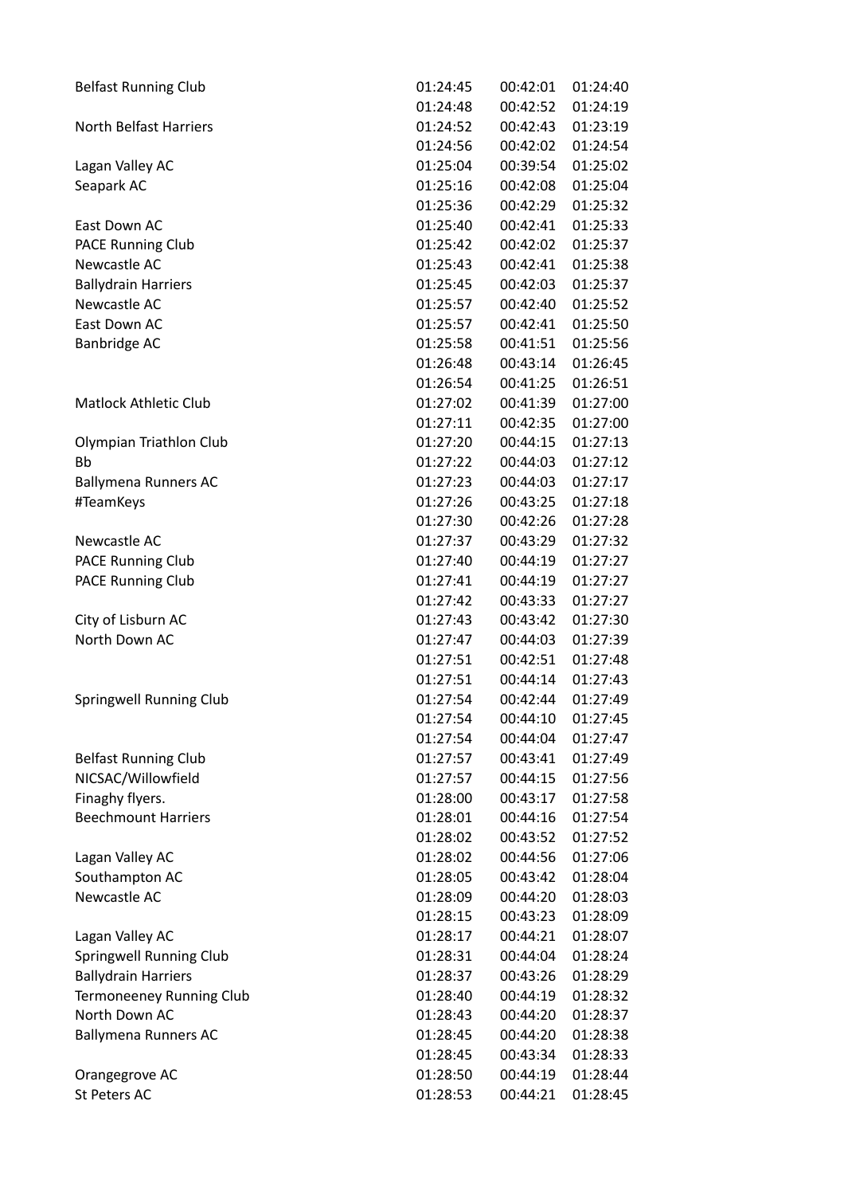| | | | |
|---|---|---|---|
| Belfast Running Club | 01:24:45 | 00:42:01 | 01:24:40 |
| | 01:24:48 | 00:42:52 | 01:24:19 |
| North Belfast Harriers | 01:24:52 | 00:42:43 | 01:23:19 |
| | 01:24:56 | 00:42:02 | 01:24:54 |
| Lagan Valley AC | 01:25:04 | 00:39:54 | 01:25:02 |
| Seapark AC | 01:25:16 | 00:42:08 | 01:25:04 |
| | 01:25:36 | 00:42:29 | 01:25:32 |
| East Down AC | 01:25:40 | 00:42:41 | 01:25:33 |
| PACE Running Club | 01:25:42 | 00:42:02 | 01:25:37 |
| Newcastle AC | 01:25:43 | 00:42:41 | 01:25:38 |
| Ballydrain Harriers | 01:25:45 | 00:42:03 | 01:25:37 |
| Newcastle AC | 01:25:57 | 00:42:40 | 01:25:52 |
| East Down AC | 01:25:57 | 00:42:41 | 01:25:50 |
| Banbridge AC | 01:25:58 | 00:41:51 | 01:25:56 |
| | 01:26:48 | 00:43:14 | 01:26:45 |
| | 01:26:54 | 00:41:25 | 01:26:51 |
| Matlock Athletic Club | 01:27:02 | 00:41:39 | 01:27:00 |
| | 01:27:11 | 00:42:35 | 01:27:00 |
| Olympian Triathlon Club | 01:27:20 | 00:44:15 | 01:27:13 |
| Bb | 01:27:22 | 00:44:03 | 01:27:12 |
| Ballymena Runners AC | 01:27:23 | 00:44:03 | 01:27:17 |
| #TeamKeys | 01:27:26 | 00:43:25 | 01:27:18 |
| | 01:27:30 | 00:42:26 | 01:27:28 |
| Newcastle AC | 01:27:37 | 00:43:29 | 01:27:32 |
| PACE Running Club | 01:27:40 | 00:44:19 | 01:27:27 |
| PACE Running Club | 01:27:41 | 00:44:19 | 01:27:27 |
| | 01:27:42 | 00:43:33 | 01:27:27 |
| City of Lisburn AC | 01:27:43 | 00:43:42 | 01:27:30 |
| North Down AC | 01:27:47 | 00:44:03 | 01:27:39 |
| | 01:27:51 | 00:42:51 | 01:27:48 |
| | 01:27:51 | 00:44:14 | 01:27:43 |
| Springwell Running Club | 01:27:54 | 00:42:44 | 01:27:49 |
| | 01:27:54 | 00:44:10 | 01:27:45 |
| | 01:27:54 | 00:44:04 | 01:27:47 |
| Belfast Running Club | 01:27:57 | 00:43:41 | 01:27:49 |
| NICSAC/Willowfield | 01:27:57 | 00:44:15 | 01:27:56 |
| Finaghy flyers. | 01:28:00 | 00:43:17 | 01:27:58 |
| Beechmount Harriers | 01:28:01 | 00:44:16 | 01:27:54 |
| | 01:28:02 | 00:43:52 | 01:27:52 |
| Lagan Valley AC | 01:28:02 | 00:44:56 | 01:27:06 |
| Southampton AC | 01:28:05 | 00:43:42 | 01:28:04 |
| Newcastle AC | 01:28:09 | 00:44:20 | 01:28:03 |
| | 01:28:15 | 00:43:23 | 01:28:09 |
| Lagan Valley AC | 01:28:17 | 00:44:21 | 01:28:07 |
| Springwell Running Club | 01:28:31 | 00:44:04 | 01:28:24 |
| Ballydrain Harriers | 01:28:37 | 00:43:26 | 01:28:29 |
| Termoneeney Running Club | 01:28:40 | 00:44:19 | 01:28:32 |
| North Down AC | 01:28:43 | 00:44:20 | 01:28:37 |
| Ballymena Runners AC | 01:28:45 | 00:44:20 | 01:28:38 |
| | 01:28:45 | 00:43:34 | 01:28:33 |
| Orangegrove AC | 01:28:50 | 00:44:19 | 01:28:44 |
| St Peters AC | 01:28:53 | 00:44:21 | 01:28:45 |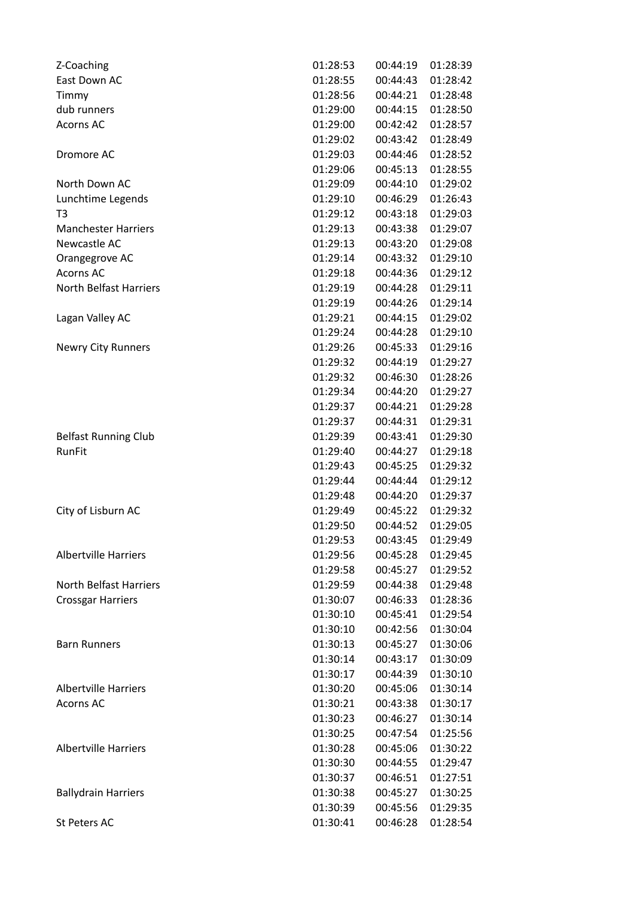| | | | |
|---|---|---|---|
| Z-Coaching | 01:28:53 | 00:44:19 | 01:28:39 |
| East Down AC | 01:28:55 | 00:44:43 | 01:28:42 |
| Timmy | 01:28:56 | 00:44:21 | 01:28:48 |
| dub runners | 01:29:00 | 00:44:15 | 01:28:50 |
| Acorns AC | 01:29:00 | 00:42:42 | 01:28:57 |
| | 01:29:02 | 00:43:42 | 01:28:49 |
| Dromore AC | 01:29:03 | 00:44:46 | 01:28:52 |
| | 01:29:06 | 00:45:13 | 01:28:55 |
| North Down AC | 01:29:09 | 00:44:10 | 01:29:02 |
| Lunchtime Legends | 01:29:10 | 00:46:29 | 01:26:43 |
| T3 | 01:29:12 | 00:43:18 | 01:29:03 |
| Manchester Harriers | 01:29:13 | 00:43:38 | 01:29:07 |
| Newcastle AC | 01:29:13 | 00:43:20 | 01:29:08 |
| Orangegrove AC | 01:29:14 | 00:43:32 | 01:29:10 |
| Acorns AC | 01:29:18 | 00:44:36 | 01:29:12 |
| North Belfast Harriers | 01:29:19 | 00:44:28 | 01:29:11 |
| | 01:29:19 | 00:44:26 | 01:29:14 |
| Lagan Valley AC | 01:29:21 | 00:44:15 | 01:29:02 |
| | 01:29:24 | 00:44:28 | 01:29:10 |
| Newry City Runners | 01:29:26 | 00:45:33 | 01:29:16 |
| | 01:29:32 | 00:44:19 | 01:29:27 |
| | 01:29:32 | 00:46:30 | 01:28:26 |
| | 01:29:34 | 00:44:20 | 01:29:27 |
| | 01:29:37 | 00:44:21 | 01:29:28 |
| | 01:29:37 | 00:44:31 | 01:29:31 |
| Belfast Running Club | 01:29:39 | 00:43:41 | 01:29:30 |
| RunFit | 01:29:40 | 00:44:27 | 01:29:18 |
| | 01:29:43 | 00:45:25 | 01:29:32 |
| | 01:29:44 | 00:44:44 | 01:29:12 |
| | 01:29:48 | 00:44:20 | 01:29:37 |
| City of Lisburn AC | 01:29:49 | 00:45:22 | 01:29:32 |
| | 01:29:50 | 00:44:52 | 01:29:05 |
| | 01:29:53 | 00:43:45 | 01:29:49 |
| Albertville Harriers | 01:29:56 | 00:45:28 | 01:29:45 |
| | 01:29:58 | 00:45:27 | 01:29:52 |
| North Belfast Harriers | 01:29:59 | 00:44:38 | 01:29:48 |
| Crossgar Harriers | 01:30:07 | 00:46:33 | 01:28:36 |
| | 01:30:10 | 00:45:41 | 01:29:54 |
| | 01:30:10 | 00:42:56 | 01:30:04 |
| Barn Runners | 01:30:13 | 00:45:27 | 01:30:06 |
| | 01:30:14 | 00:43:17 | 01:30:09 |
| | 01:30:17 | 00:44:39 | 01:30:10 |
| Albertville Harriers | 01:30:20 | 00:45:06 | 01:30:14 |
| Acorns AC | 01:30:21 | 00:43:38 | 01:30:17 |
| | 01:30:23 | 00:46:27 | 01:30:14 |
| | 01:30:25 | 00:47:54 | 01:25:56 |
| Albertville Harriers | 01:30:28 | 00:45:06 | 01:30:22 |
| | 01:30:30 | 00:44:55 | 01:29:47 |
| | 01:30:37 | 00:46:51 | 01:27:51 |
| Ballydrain Harriers | 01:30:38 | 00:45:27 | 01:30:25 |
| | 01:30:39 | 00:45:56 | 01:29:35 |
| St Peters AC | 01:30:41 | 00:46:28 | 01:28:54 |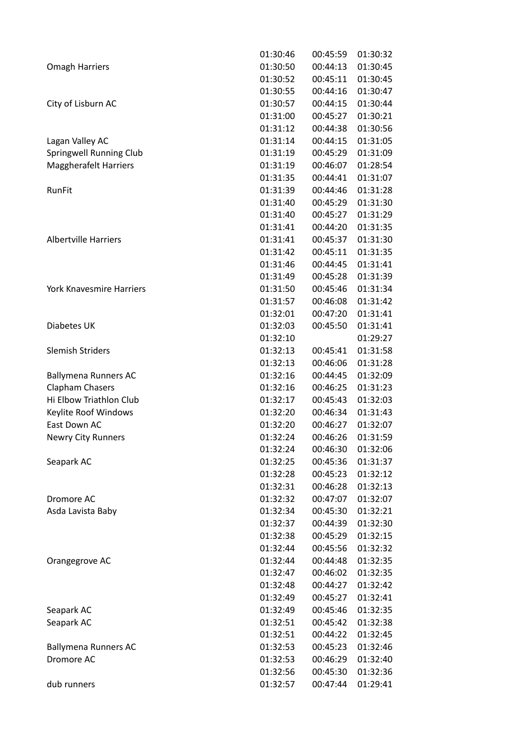| | | | |
|---|---|---|---|
| | 01:30:46 | 00:45:59 | 01:30:32 |
| Omagh Harriers | 01:30:50 | 00:44:13 | 01:30:45 |
| | 01:30:52 | 00:45:11 | 01:30:45 |
| | 01:30:55 | 00:44:16 | 01:30:47 |
| City of Lisburn AC | 01:30:57 | 00:44:15 | 01:30:44 |
| | 01:31:00 | 00:45:27 | 01:30:21 |
| | 01:31:12 | 00:44:38 | 01:30:56 |
| Lagan Valley AC | 01:31:14 | 00:44:15 | 01:31:05 |
| Springwell Running Club | 01:31:19 | 00:45:29 | 01:31:09 |
| Maggherafelt Harriers | 01:31:19 | 00:46:07 | 01:28:54 |
| | 01:31:35 | 00:44:41 | 01:31:07 |
| RunFit | 01:31:39 | 00:44:46 | 01:31:28 |
| | 01:31:40 | 00:45:29 | 01:31:30 |
| | 01:31:40 | 00:45:27 | 01:31:29 |
| | 01:31:41 | 00:44:20 | 01:31:35 |
| Albertville Harriers | 01:31:41 | 00:45:37 | 01:31:30 |
| | 01:31:42 | 00:45:11 | 01:31:35 |
| | 01:31:46 | 00:44:45 | 01:31:41 |
| | 01:31:49 | 00:45:28 | 01:31:39 |
| York Knavesmire Harriers | 01:31:50 | 00:45:46 | 01:31:34 |
| | 01:31:57 | 00:46:08 | 01:31:42 |
| | 01:32:01 | 00:47:20 | 01:31:41 |
| Diabetes UK | 01:32:03 | 00:45:50 | 01:31:41 |
| | 01:32:10 | | 01:29:27 |
| Slemish Striders | 01:32:13 | 00:45:41 | 01:31:58 |
| | 01:32:13 | 00:46:06 | 01:31:28 |
| Ballymena Runners AC | 01:32:16 | 00:44:45 | 01:32:09 |
| Clapham Chasers | 01:32:16 | 00:46:25 | 01:31:23 |
| Hi Elbow Triathlon Club | 01:32:17 | 00:45:43 | 01:32:03 |
| Keylite Roof Windows | 01:32:20 | 00:46:34 | 01:31:43 |
| East Down AC | 01:32:20 | 00:46:27 | 01:32:07 |
| Newry City Runners | 01:32:24 | 00:46:26 | 01:31:59 |
| | 01:32:24 | 00:46:30 | 01:32:06 |
| Seapark AC | 01:32:25 | 00:45:36 | 01:31:37 |
| | 01:32:28 | 00:45:23 | 01:32:12 |
| | 01:32:31 | 00:46:28 | 01:32:13 |
| Dromore AC | 01:32:32 | 00:47:07 | 01:32:07 |
| Asda Lavista Baby | 01:32:34 | 00:45:30 | 01:32:21 |
| | 01:32:37 | 00:44:39 | 01:32:30 |
| | 01:32:38 | 00:45:29 | 01:32:15 |
| | 01:32:44 | 00:45:56 | 01:32:32 |
| Orangegrove AC | 01:32:44 | 00:44:48 | 01:32:35 |
| | 01:32:47 | 00:46:02 | 01:32:35 |
| | 01:32:48 | 00:44:27 | 01:32:42 |
| | 01:32:49 | 00:45:27 | 01:32:41 |
| Seapark AC | 01:32:49 | 00:45:46 | 01:32:35 |
| Seapark AC | 01:32:51 | 00:45:42 | 01:32:38 |
| | 01:32:51 | 00:44:22 | 01:32:45 |
| Ballymena Runners AC | 01:32:53 | 00:45:23 | 01:32:46 |
| Dromore AC | 01:32:53 | 00:46:29 | 01:32:40 |
| | 01:32:56 | 00:45:30 | 01:32:36 |
| dub runners | 01:32:57 | 00:47:44 | 01:29:41 |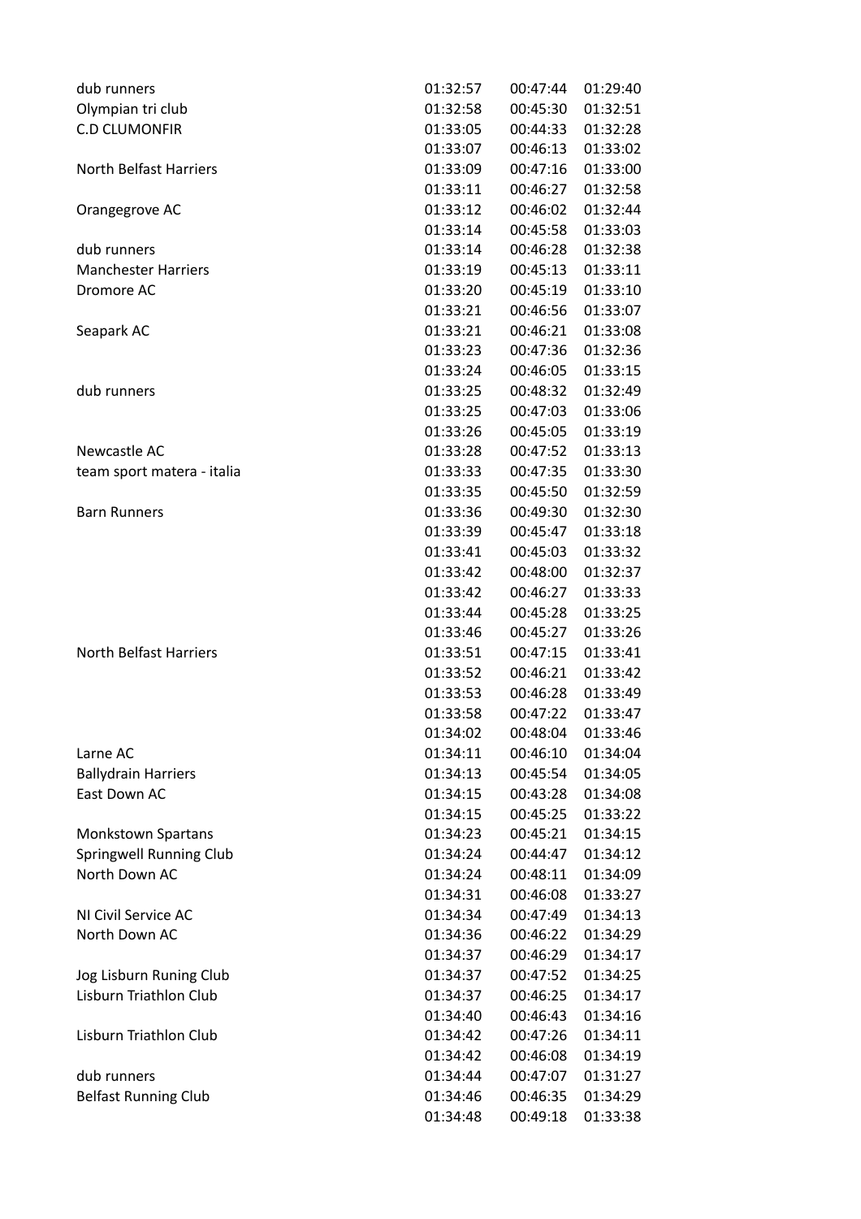| | | | |
|---|---|---|---|
| dub runners | 01:32:57 | 00:47:44 | 01:29:40 |
| Olympian tri club | 01:32:58 | 00:45:30 | 01:32:51 |
| C.D CLUMONFIR | 01:33:05 | 00:44:33 | 01:32:28 |
| | 01:33:07 | 00:46:13 | 01:33:02 |
| North Belfast Harriers | 01:33:09 | 00:47:16 | 01:33:00 |
| | 01:33:11 | 00:46:27 | 01:32:58 |
| Orangegrove AC | 01:33:12 | 00:46:02 | 01:32:44 |
| | 01:33:14 | 00:45:58 | 01:33:03 |
| dub runners | 01:33:14 | 00:46:28 | 01:32:38 |
| Manchester Harriers | 01:33:19 | 00:45:13 | 01:33:11 |
| Dromore AC | 01:33:20 | 00:45:19 | 01:33:10 |
| | 01:33:21 | 00:46:56 | 01:33:07 |
| Seapark AC | 01:33:21 | 00:46:21 | 01:33:08 |
| | 01:33:23 | 00:47:36 | 01:32:36 |
| | 01:33:24 | 00:46:05 | 01:33:15 |
| dub runners | 01:33:25 | 00:48:32 | 01:32:49 |
| | 01:33:25 | 00:47:03 | 01:33:06 |
| | 01:33:26 | 00:45:05 | 01:33:19 |
| Newcastle AC | 01:33:28 | 00:47:52 | 01:33:13 |
| team sport matera - italia | 01:33:33 | 00:47:35 | 01:33:30 |
| | 01:33:35 | 00:45:50 | 01:32:59 |
| Barn Runners | 01:33:36 | 00:49:30 | 01:32:30 |
| | 01:33:39 | 00:45:47 | 01:33:18 |
| | 01:33:41 | 00:45:03 | 01:33:32 |
| | 01:33:42 | 00:48:00 | 01:32:37 |
| | 01:33:42 | 00:46:27 | 01:33:33 |
| | 01:33:44 | 00:45:28 | 01:33:25 |
| | 01:33:46 | 00:45:27 | 01:33:26 |
| North Belfast Harriers | 01:33:51 | 00:47:15 | 01:33:41 |
| | 01:33:52 | 00:46:21 | 01:33:42 |
| | 01:33:53 | 00:46:28 | 01:33:49 |
| | 01:33:58 | 00:47:22 | 01:33:47 |
| | 01:34:02 | 00:48:04 | 01:33:46 |
| Larne AC | 01:34:11 | 00:46:10 | 01:34:04 |
| Ballydrain Harriers | 01:34:13 | 00:45:54 | 01:34:05 |
| East Down AC | 01:34:15 | 00:43:28 | 01:34:08 |
| | 01:34:15 | 00:45:25 | 01:33:22 |
| Monkstown Spartans | 01:34:23 | 00:45:21 | 01:34:15 |
| Springwell Running Club | 01:34:24 | 00:44:47 | 01:34:12 |
| North Down AC | 01:34:24 | 00:48:11 | 01:34:09 |
| | 01:34:31 | 00:46:08 | 01:33:27 |
| NI Civil Service AC | 01:34:34 | 00:47:49 | 01:34:13 |
| North Down AC | 01:34:36 | 00:46:22 | 01:34:29 |
| | 01:34:37 | 00:46:29 | 01:34:17 |
| Jog Lisburn Runing Club | 01:34:37 | 00:47:52 | 01:34:25 |
| Lisburn Triathlon Club | 01:34:37 | 00:46:25 | 01:34:17 |
| | 01:34:40 | 00:46:43 | 01:34:16 |
| Lisburn Triathlon Club | 01:34:42 | 00:47:26 | 01:34:11 |
| | 01:34:42 | 00:46:08 | 01:34:19 |
| dub runners | 01:34:44 | 00:47:07 | 01:31:27 |
| Belfast Running Club | 01:34:46 | 00:46:35 | 01:34:29 |
| | 01:34:48 | 00:49:18 | 01:33:38 |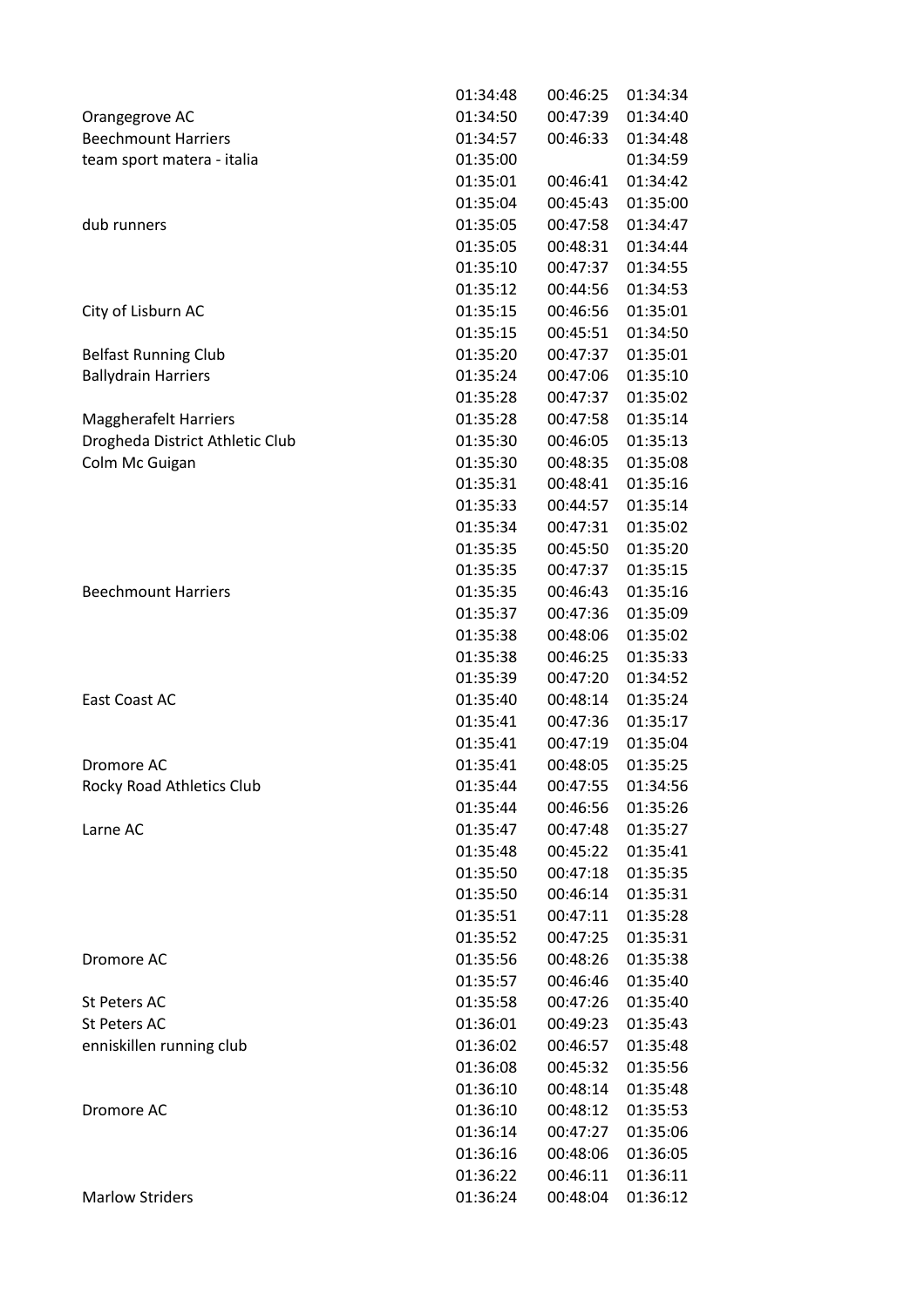| | | | |
|---|---|---|---|
| | 01:34:48 | 00:46:25 | 01:34:34 |
| Orangegrove AC | 01:34:50 | 00:47:39 | 01:34:40 |
| Beechmount Harriers | 01:34:57 | 00:46:33 | 01:34:48 |
| team sport matera - italia | 01:35:00 | | 01:34:59 |
| | 01:35:01 | 00:46:41 | 01:34:42 |
| | 01:35:04 | 00:45:43 | 01:35:00 |
| dub runners | 01:35:05 | 00:47:58 | 01:34:47 |
| | 01:35:05 | 00:48:31 | 01:34:44 |
| | 01:35:10 | 00:47:37 | 01:34:55 |
| | 01:35:12 | 00:44:56 | 01:34:53 |
| City of Lisburn AC | 01:35:15 | 00:46:56 | 01:35:01 |
| | 01:35:15 | 00:45:51 | 01:34:50 |
| Belfast Running Club | 01:35:20 | 00:47:37 | 01:35:01 |
| Ballydrain Harriers | 01:35:24 | 00:47:06 | 01:35:10 |
| | 01:35:28 | 00:47:37 | 01:35:02 |
| Maggherafelt Harriers | 01:35:28 | 00:47:58 | 01:35:14 |
| Drogheda District Athletic Club | 01:35:30 | 00:46:05 | 01:35:13 |
| Colm Mc Guigan | 01:35:30 | 00:48:35 | 01:35:08 |
| | 01:35:31 | 00:48:41 | 01:35:16 |
| | 01:35:33 | 00:44:57 | 01:35:14 |
| | 01:35:34 | 00:47:31 | 01:35:02 |
| | 01:35:35 | 00:45:50 | 01:35:20 |
| | 01:35:35 | 00:47:37 | 01:35:15 |
| Beechmount Harriers | 01:35:35 | 00:46:43 | 01:35:16 |
| | 01:35:37 | 00:47:36 | 01:35:09 |
| | 01:35:38 | 00:48:06 | 01:35:02 |
| | 01:35:38 | 00:46:25 | 01:35:33 |
| | 01:35:39 | 00:47:20 | 01:34:52 |
| East Coast AC | 01:35:40 | 00:48:14 | 01:35:24 |
| | 01:35:41 | 00:47:36 | 01:35:17 |
| | 01:35:41 | 00:47:19 | 01:35:04 |
| Dromore AC | 01:35:41 | 00:48:05 | 01:35:25 |
| Rocky Road Athletics Club | 01:35:44 | 00:47:55 | 01:34:56 |
| | 01:35:44 | 00:46:56 | 01:35:26 |
| Larne AC | 01:35:47 | 00:47:48 | 01:35:27 |
| | 01:35:48 | 00:45:22 | 01:35:41 |
| | 01:35:50 | 00:47:18 | 01:35:35 |
| | 01:35:50 | 00:46:14 | 01:35:31 |
| | 01:35:51 | 00:47:11 | 01:35:28 |
| | 01:35:52 | 00:47:25 | 01:35:31 |
| Dromore AC | 01:35:56 | 00:48:26 | 01:35:38 |
| | 01:35:57 | 00:46:46 | 01:35:40 |
| St Peters AC | 01:35:58 | 00:47:26 | 01:35:40 |
| St Peters AC | 01:36:01 | 00:49:23 | 01:35:43 |
| enniskillen running club | 01:36:02 | 00:46:57 | 01:35:48 |
| | 01:36:08 | 00:45:32 | 01:35:56 |
| | 01:36:10 | 00:48:14 | 01:35:48 |
| Dromore AC | 01:36:10 | 00:48:12 | 01:35:53 |
| | 01:36:14 | 00:47:27 | 01:35:06 |
| | 01:36:16 | 00:48:06 | 01:36:05 |
| | 01:36:22 | 00:46:11 | 01:36:11 |
| Marlow Striders | 01:36:24 | 00:48:04 | 01:36:12 |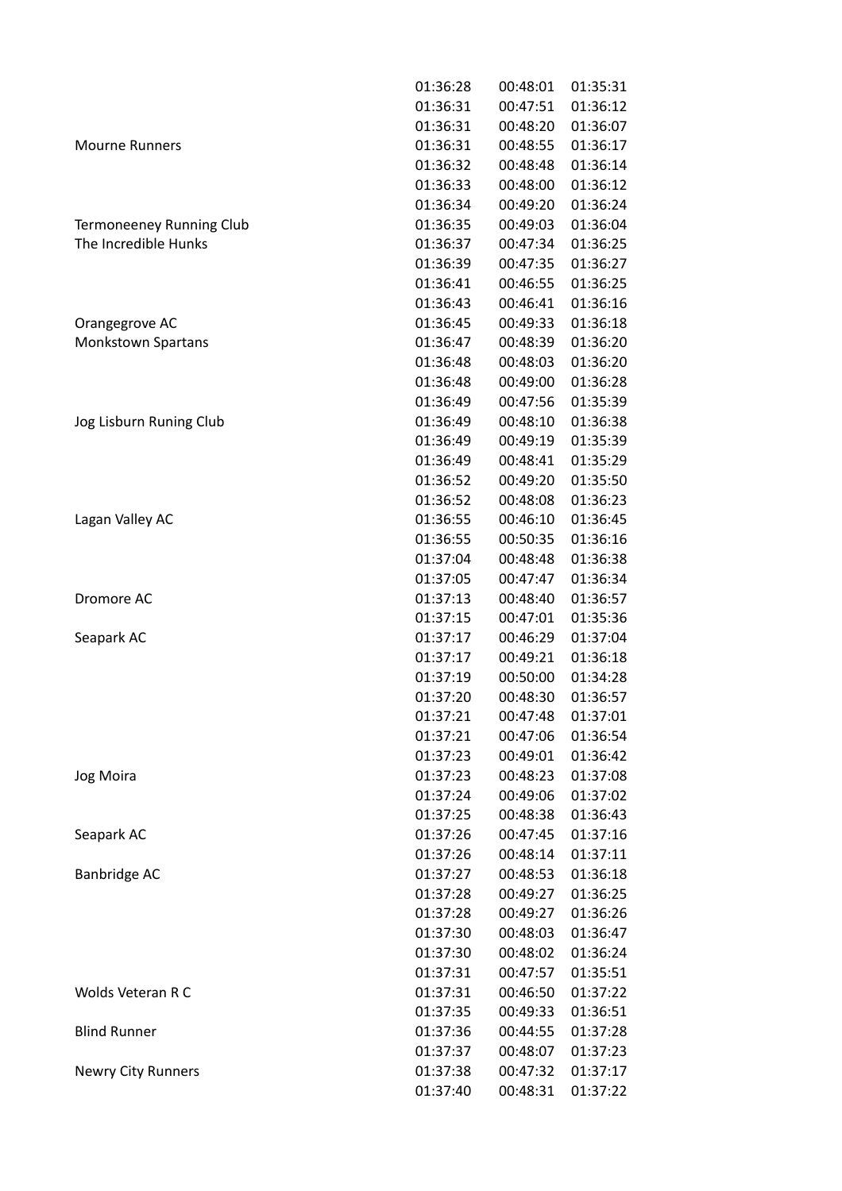| | | | |
|---|---|---|---|
| | 01:36:28 | 00:48:01 | 01:35:31 |
| | 01:36:31 | 00:47:51 | 01:36:12 |
| | 01:36:31 | 00:48:20 | 01:36:07 |
| Mourne Runners | 01:36:31 | 00:48:55 | 01:36:17 |
| | 01:36:32 | 00:48:48 | 01:36:14 |
| | 01:36:33 | 00:48:00 | 01:36:12 |
| | 01:36:34 | 00:49:20 | 01:36:24 |
| Termoneeney Running Club | 01:36:35 | 00:49:03 | 01:36:04 |
| The Incredible Hunks | 01:36:37 | 00:47:34 | 01:36:25 |
| | 01:36:39 | 00:47:35 | 01:36:27 |
| | 01:36:41 | 00:46:55 | 01:36:25 |
| | 01:36:43 | 00:46:41 | 01:36:16 |
| Orangegrove AC | 01:36:45 | 00:49:33 | 01:36:18 |
| Monkstown Spartans | 01:36:47 | 00:48:39 | 01:36:20 |
| | 01:36:48 | 00:48:03 | 01:36:20 |
| | 01:36:48 | 00:49:00 | 01:36:28 |
| | 01:36:49 | 00:47:56 | 01:35:39 |
| Jog Lisburn Runing Club | 01:36:49 | 00:48:10 | 01:36:38 |
| | 01:36:49 | 00:49:19 | 01:35:39 |
| | 01:36:49 | 00:48:41 | 01:35:29 |
| | 01:36:52 | 00:49:20 | 01:35:50 |
| | 01:36:52 | 00:48:08 | 01:36:23 |
| Lagan Valley AC | 01:36:55 | 00:46:10 | 01:36:45 |
| | 01:36:55 | 00:50:35 | 01:36:16 |
| | 01:37:04 | 00:48:48 | 01:36:38 |
| | 01:37:05 | 00:47:47 | 01:36:34 |
| Dromore AC | 01:37:13 | 00:48:40 | 01:36:57 |
| | 01:37:15 | 00:47:01 | 01:35:36 |
| Seapark AC | 01:37:17 | 00:46:29 | 01:37:04 |
| | 01:37:17 | 00:49:21 | 01:36:18 |
| | 01:37:19 | 00:50:00 | 01:34:28 |
| | 01:37:20 | 00:48:30 | 01:36:57 |
| | 01:37:21 | 00:47:48 | 01:37:01 |
| | 01:37:21 | 00:47:06 | 01:36:54 |
| | 01:37:23 | 00:49:01 | 01:36:42 |
| Jog Moira | 01:37:23 | 00:48:23 | 01:37:08 |
| | 01:37:24 | 00:49:06 | 01:37:02 |
| | 01:37:25 | 00:48:38 | 01:36:43 |
| Seapark AC | 01:37:26 | 00:47:45 | 01:37:16 |
| | 01:37:26 | 00:48:14 | 01:37:11 |
| Banbridge AC | 01:37:27 | 00:48:53 | 01:36:18 |
| | 01:37:28 | 00:49:27 | 01:36:25 |
| | 01:37:28 | 00:49:27 | 01:36:26 |
| | 01:37:30 | 00:48:03 | 01:36:47 |
| | 01:37:30 | 00:48:02 | 01:36:24 |
| | 01:37:31 | 00:47:57 | 01:35:51 |
| Wolds Veteran R C | 01:37:31 | 00:46:50 | 01:37:22 |
| | 01:37:35 | 00:49:33 | 01:36:51 |
| Blind Runner | 01:37:36 | 00:44:55 | 01:37:28 |
| | 01:37:37 | 00:48:07 | 01:37:23 |
| Newry City Runners | 01:37:38 | 00:47:32 | 01:37:17 |
| | 01:37:40 | 00:48:31 | 01:37:22 |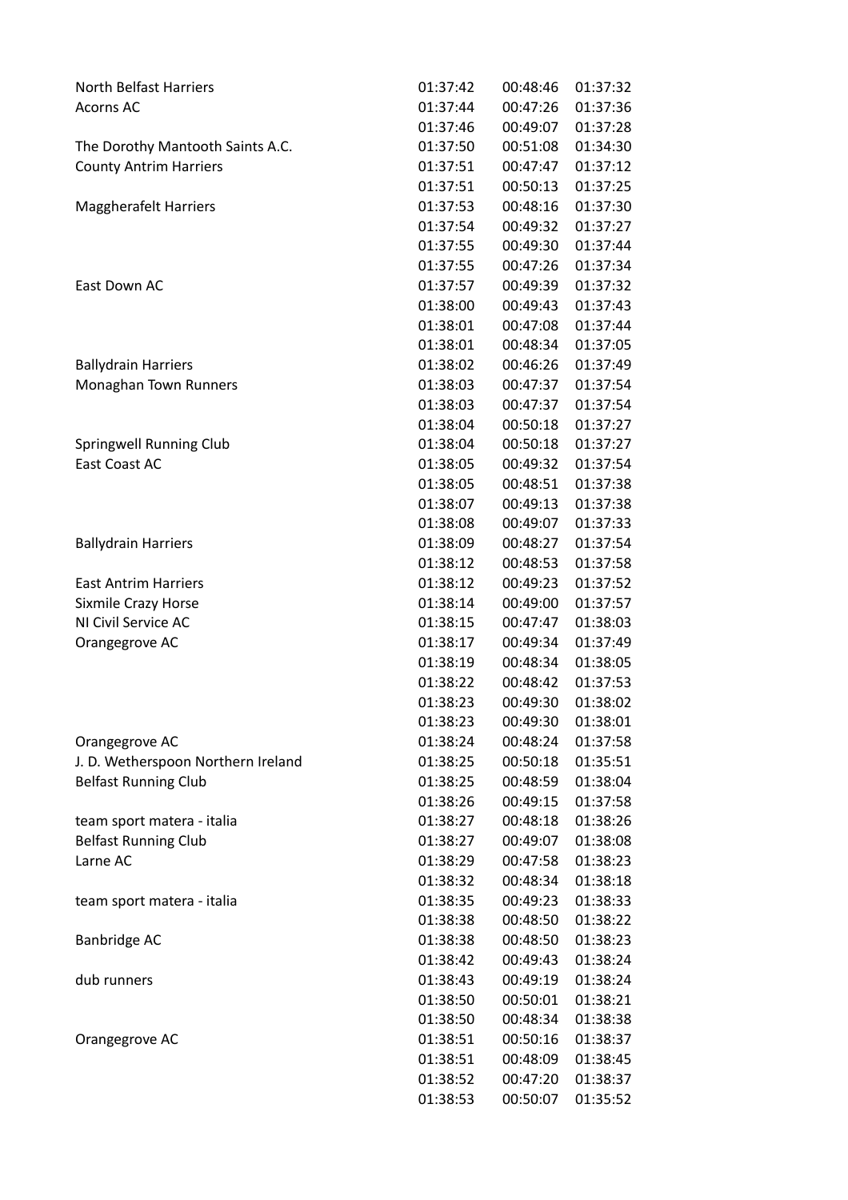| | | | |
|---|---|---|---|
| North Belfast Harriers | 01:37:42 | 00:48:46 | 01:37:32 |
| Acorns AC | 01:37:44 | 00:47:26 | 01:37:36 |
| | 01:37:46 | 00:49:07 | 01:37:28 |
| The Dorothy Mantooth Saints A.C. | 01:37:50 | 00:51:08 | 01:34:30 |
| County Antrim Harriers | 01:37:51 | 00:47:47 | 01:37:12 |
| | 01:37:51 | 00:50:13 | 01:37:25 |
| Maggherafelt Harriers | 01:37:53 | 00:48:16 | 01:37:30 |
| | 01:37:54 | 00:49:32 | 01:37:27 |
| | 01:37:55 | 00:49:30 | 01:37:44 |
| | 01:37:55 | 00:47:26 | 01:37:34 |
| East Down AC | 01:37:57 | 00:49:39 | 01:37:32 |
| | 01:38:00 | 00:49:43 | 01:37:43 |
| | 01:38:01 | 00:47:08 | 01:37:44 |
| | 01:38:01 | 00:48:34 | 01:37:05 |
| Ballydrain Harriers | 01:38:02 | 00:46:26 | 01:37:49 |
| Monaghan Town Runners | 01:38:03 | 00:47:37 | 01:37:54 |
| | 01:38:03 | 00:47:37 | 01:37:54 |
| | 01:38:04 | 00:50:18 | 01:37:27 |
| Springwell Running Club | 01:38:04 | 00:50:18 | 01:37:27 |
| East Coast AC | 01:38:05 | 00:49:32 | 01:37:54 |
| | 01:38:05 | 00:48:51 | 01:37:38 |
| | 01:38:07 | 00:49:13 | 01:37:38 |
| | 01:38:08 | 00:49:07 | 01:37:33 |
| Ballydrain Harriers | 01:38:09 | 00:48:27 | 01:37:54 |
| | 01:38:12 | 00:48:53 | 01:37:58 |
| East Antrim Harriers | 01:38:12 | 00:49:23 | 01:37:52 |
| Sixmile Crazy Horse | 01:38:14 | 00:49:00 | 01:37:57 |
| NI Civil Service AC | 01:38:15 | 00:47:47 | 01:38:03 |
| Orangegrove AC | 01:38:17 | 00:49:34 | 01:37:49 |
| | 01:38:19 | 00:48:34 | 01:38:05 |
| | 01:38:22 | 00:48:42 | 01:37:53 |
| | 01:38:23 | 00:49:30 | 01:38:02 |
| | 01:38:23 | 00:49:30 | 01:38:01 |
| Orangegrove AC | 01:38:24 | 00:48:24 | 01:37:58 |
| J. D. Wetherspoon Northern Ireland | 01:38:25 | 00:50:18 | 01:35:51 |
| Belfast Running Club | 01:38:25 | 00:48:59 | 01:38:04 |
| | 01:38:26 | 00:49:15 | 01:37:58 |
| team sport matera - italia | 01:38:27 | 00:48:18 | 01:38:26 |
| Belfast Running Club | 01:38:27 | 00:49:07 | 01:38:08 |
| Larne AC | 01:38:29 | 00:47:58 | 01:38:23 |
| | 01:38:32 | 00:48:34 | 01:38:18 |
| team sport matera - italia | 01:38:35 | 00:49:23 | 01:38:33 |
| | 01:38:38 | 00:48:50 | 01:38:22 |
| Banbridge AC | 01:38:38 | 00:48:50 | 01:38:23 |
| | 01:38:42 | 00:49:43 | 01:38:24 |
| dub runners | 01:38:43 | 00:49:19 | 01:38:24 |
| | 01:38:50 | 00:50:01 | 01:38:21 |
| | 01:38:50 | 00:48:34 | 01:38:38 |
| Orangegrove AC | 01:38:51 | 00:50:16 | 01:38:37 |
| | 01:38:51 | 00:48:09 | 01:38:45 |
| | 01:38:52 | 00:47:20 | 01:38:37 |
| | 01:38:53 | 00:50:07 | 01:35:52 |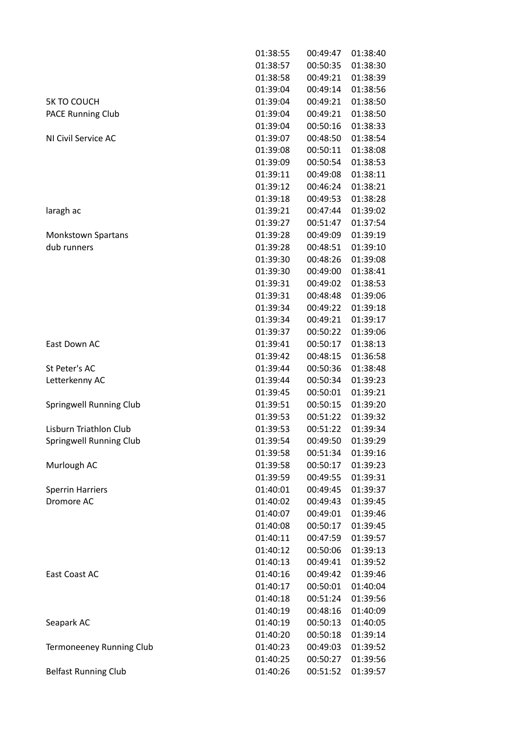| | | | |
|---|---|---|---|
| | 01:38:55 | 00:49:47 | 01:38:40 |
| | 01:38:57 | 00:50:35 | 01:38:30 |
| | 01:38:58 | 00:49:21 | 01:38:39 |
| | 01:39:04 | 00:49:14 | 01:38:56 |
| 5K TO COUCH | 01:39:04 | 00:49:21 | 01:38:50 |
| PACE Running Club | 01:39:04 | 00:49:21 | 01:38:50 |
| | 01:39:04 | 00:50:16 | 01:38:33 |
| NI Civil Service AC | 01:39:07 | 00:48:50 | 01:38:54 |
| | 01:39:08 | 00:50:11 | 01:38:08 |
| | 01:39:09 | 00:50:54 | 01:38:53 |
| | 01:39:11 | 00:49:08 | 01:38:11 |
| | 01:39:12 | 00:46:24 | 01:38:21 |
| | 01:39:18 | 00:49:53 | 01:38:28 |
| laragh ac | 01:39:21 | 00:47:44 | 01:39:02 |
| | 01:39:27 | 00:51:47 | 01:37:54 |
| Monkstown Spartans | 01:39:28 | 00:49:09 | 01:39:19 |
| dub runners | 01:39:28 | 00:48:51 | 01:39:10 |
| | 01:39:30 | 00:48:26 | 01:39:08 |
| | 01:39:30 | 00:49:00 | 01:38:41 |
| | 01:39:31 | 00:49:02 | 01:38:53 |
| | 01:39:31 | 00:48:48 | 01:39:06 |
| | 01:39:34 | 00:49:22 | 01:39:18 |
| | 01:39:34 | 00:49:21 | 01:39:17 |
| | 01:39:37 | 00:50:22 | 01:39:06 |
| East Down AC | 01:39:41 | 00:50:17 | 01:38:13 |
| | 01:39:42 | 00:48:15 | 01:36:58 |
| St Peter's AC | 01:39:44 | 00:50:36 | 01:38:48 |
| Letterkenny AC | 01:39:44 | 00:50:34 | 01:39:23 |
| | 01:39:45 | 00:50:01 | 01:39:21 |
| Springwell Running Club | 01:39:51 | 00:50:15 | 01:39:20 |
| | 01:39:53 | 00:51:22 | 01:39:32 |
| Lisburn Triathlon Club | 01:39:53 | 00:51:22 | 01:39:34 |
| Springwell Running Club | 01:39:54 | 00:49:50 | 01:39:29 |
| | 01:39:58 | 00:51:34 | 01:39:16 |
| Murlough AC | 01:39:58 | 00:50:17 | 01:39:23 |
| | 01:39:59 | 00:49:55 | 01:39:31 |
| Sperrin Harriers | 01:40:01 | 00:49:45 | 01:39:37 |
| Dromore AC | 01:40:02 | 00:49:43 | 01:39:45 |
| | 01:40:07 | 00:49:01 | 01:39:46 |
| | 01:40:08 | 00:50:17 | 01:39:45 |
| | 01:40:11 | 00:47:59 | 01:39:57 |
| | 01:40:12 | 00:50:06 | 01:39:13 |
| | 01:40:13 | 00:49:41 | 01:39:52 |
| East Coast AC | 01:40:16 | 00:49:42 | 01:39:46 |
| | 01:40:17 | 00:50:01 | 01:40:04 |
| | 01:40:18 | 00:51:24 | 01:39:56 |
| | 01:40:19 | 00:48:16 | 01:40:09 |
| Seapark AC | 01:40:19 | 00:50:13 | 01:40:05 |
| | 01:40:20 | 00:50:18 | 01:39:14 |
| Termoneeney Running Club | 01:40:23 | 00:49:03 | 01:39:52 |
| | 01:40:25 | 00:50:27 | 01:39:56 |
| Belfast Running Club | 01:40:26 | 00:51:52 | 01:39:57 |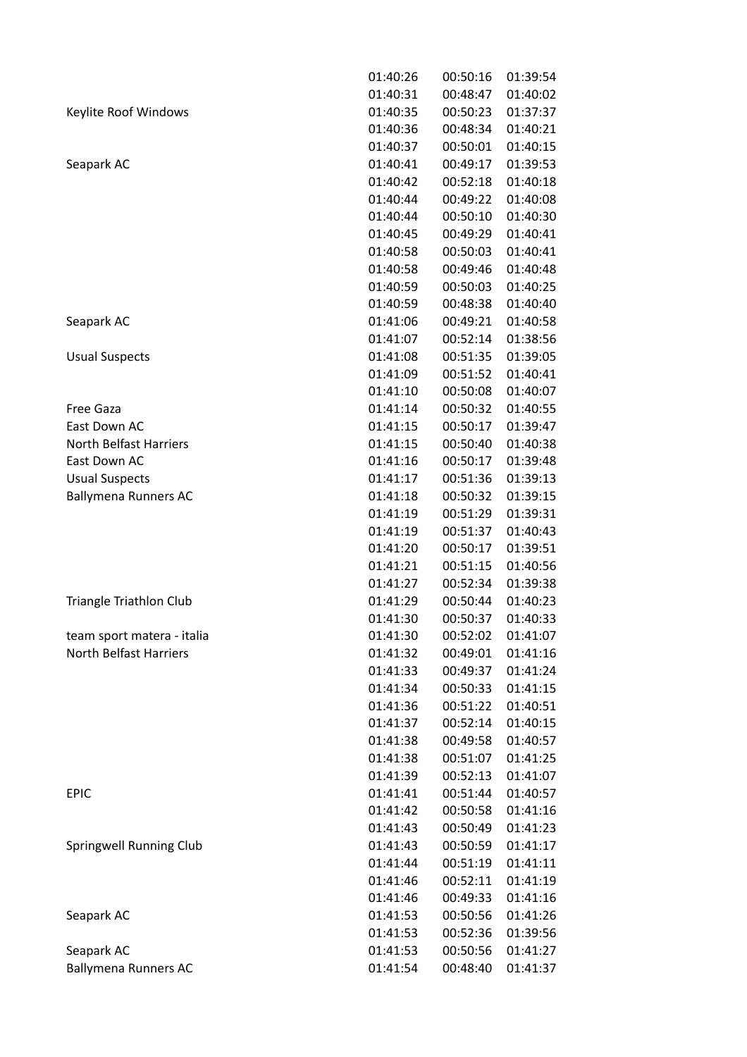| | | | |
|---|---|---|---|
| | 01:40:26 | 00:50:16 | 01:39:54 |
| | 01:40:31 | 00:48:47 | 01:40:02 |
| Keylite Roof Windows | 01:40:35 | 00:50:23 | 01:37:37 |
| | 01:40:36 | 00:48:34 | 01:40:21 |
| | 01:40:37 | 00:50:01 | 01:40:15 |
| Seapark AC | 01:40:41 | 00:49:17 | 01:39:53 |
| | 01:40:42 | 00:52:18 | 01:40:18 |
| | 01:40:44 | 00:49:22 | 01:40:08 |
| | 01:40:44 | 00:50:10 | 01:40:30 |
| | 01:40:45 | 00:49:29 | 01:40:41 |
| | 01:40:58 | 00:50:03 | 01:40:41 |
| | 01:40:58 | 00:49:46 | 01:40:48 |
| | 01:40:59 | 00:50:03 | 01:40:25 |
| | 01:40:59 | 00:48:38 | 01:40:40 |
| Seapark AC | 01:41:06 | 00:49:21 | 01:40:58 |
| | 01:41:07 | 00:52:14 | 01:38:56 |
| Usual Suspects | 01:41:08 | 00:51:35 | 01:39:05 |
| | 01:41:09 | 00:51:52 | 01:40:41 |
| | 01:41:10 | 00:50:08 | 01:40:07 |
| Free Gaza | 01:41:14 | 00:50:32 | 01:40:55 |
| East Down AC | 01:41:15 | 00:50:17 | 01:39:47 |
| North Belfast Harriers | 01:41:15 | 00:50:40 | 01:40:38 |
| East Down AC | 01:41:16 | 00:50:17 | 01:39:48 |
| Usual Suspects | 01:41:17 | 00:51:36 | 01:39:13 |
| Ballymena Runners AC | 01:41:18 | 00:50:32 | 01:39:15 |
| | 01:41:19 | 00:51:29 | 01:39:31 |
| | 01:41:19 | 00:51:37 | 01:40:43 |
| | 01:41:20 | 00:50:17 | 01:39:51 |
| | 01:41:21 | 00:51:15 | 01:40:56 |
| | 01:41:27 | 00:52:34 | 01:39:38 |
| Triangle Triathlon Club | 01:41:29 | 00:50:44 | 01:40:23 |
| | 01:41:30 | 00:50:37 | 01:40:33 |
| team sport matera - italia | 01:41:30 | 00:52:02 | 01:41:07 |
| North Belfast Harriers | 01:41:32 | 00:49:01 | 01:41:16 |
| | 01:41:33 | 00:49:37 | 01:41:24 |
| | 01:41:34 | 00:50:33 | 01:41:15 |
| | 01:41:36 | 00:51:22 | 01:40:51 |
| | 01:41:37 | 00:52:14 | 01:40:15 |
| | 01:41:38 | 00:49:58 | 01:40:57 |
| | 01:41:38 | 00:51:07 | 01:41:25 |
| | 01:41:39 | 00:52:13 | 01:41:07 |
| EPIC | 01:41:41 | 00:51:44 | 01:40:57 |
| | 01:41:42 | 00:50:58 | 01:41:16 |
| | 01:41:43 | 00:50:49 | 01:41:23 |
| Springwell Running Club | 01:41:43 | 00:50:59 | 01:41:17 |
| | 01:41:44 | 00:51:19 | 01:41:11 |
| | 01:41:46 | 00:52:11 | 01:41:19 |
| | 01:41:46 | 00:49:33 | 01:41:16 |
| Seapark AC | 01:41:53 | 00:50:56 | 01:41:26 |
| | 01:41:53 | 00:52:36 | 01:39:56 |
| Seapark AC | 01:41:53 | 00:50:56 | 01:41:27 |
| Ballymena Runners AC | 01:41:54 | 00:48:40 | 01:41:37 |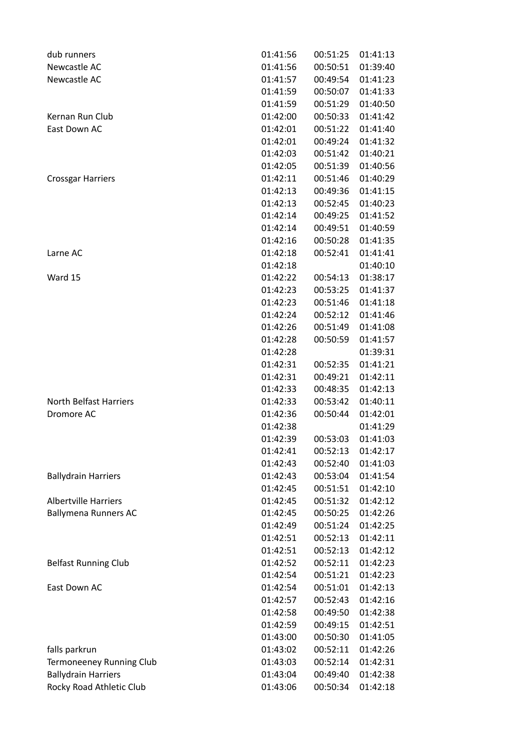| | | | |
|---|---|---|---|
| dub runners | 01:41:56 | 00:51:25 | 01:41:13 |
| Newcastle AC | 01:41:56 | 00:50:51 | 01:39:40 |
| Newcastle AC | 01:41:57 | 00:49:54 | 01:41:23 |
| | 01:41:59 | 00:50:07 | 01:41:33 |
| | 01:41:59 | 00:51:29 | 01:40:50 |
| Kernan Run Club | 01:42:00 | 00:50:33 | 01:41:42 |
| East Down AC | 01:42:01 | 00:51:22 | 01:41:40 |
| | 01:42:01 | 00:49:24 | 01:41:32 |
| | 01:42:03 | 00:51:42 | 01:40:21 |
| | 01:42:05 | 00:51:39 | 01:40:56 |
| Crossgar Harriers | 01:42:11 | 00:51:46 | 01:40:29 |
| | 01:42:13 | 00:49:36 | 01:41:15 |
| | 01:42:13 | 00:52:45 | 01:40:23 |
| | 01:42:14 | 00:49:25 | 01:41:52 |
| | 01:42:14 | 00:49:51 | 01:40:59 |
| | 01:42:16 | 00:50:28 | 01:41:35 |
| Larne AC | 01:42:18 | 00:52:41 | 01:41:41 |
| | 01:42:18 | | 01:40:10 |
| Ward 15 | 01:42:22 | 00:54:13 | 01:38:17 |
| | 01:42:23 | 00:53:25 | 01:41:37 |
| | 01:42:23 | 00:51:46 | 01:41:18 |
| | 01:42:24 | 00:52:12 | 01:41:46 |
| | 01:42:26 | 00:51:49 | 01:41:08 |
| | 01:42:28 | 00:50:59 | 01:41:57 |
| | 01:42:28 | | 01:39:31 |
| | 01:42:31 | 00:52:35 | 01:41:21 |
| | 01:42:31 | 00:49:21 | 01:42:11 |
| | 01:42:33 | 00:48:35 | 01:42:13 |
| North Belfast Harriers | 01:42:33 | 00:53:42 | 01:40:11 |
| Dromore AC | 01:42:36 | 00:50:44 | 01:42:01 |
| | 01:42:38 | | 01:41:29 |
| | 01:42:39 | 00:53:03 | 01:41:03 |
| | 01:42:41 | 00:52:13 | 01:42:17 |
| | 01:42:43 | 00:52:40 | 01:41:03 |
| Ballydrain Harriers | 01:42:43 | 00:53:04 | 01:41:54 |
| | 01:42:45 | 00:51:51 | 01:42:10 |
| Albertville Harriers | 01:42:45 | 00:51:32 | 01:42:12 |
| Ballymena Runners AC | 01:42:45 | 00:50:25 | 01:42:26 |
| | 01:42:49 | 00:51:24 | 01:42:25 |
| | 01:42:51 | 00:52:13 | 01:42:11 |
| | 01:42:51 | 00:52:13 | 01:42:12 |
| Belfast Running Club | 01:42:52 | 00:52:11 | 01:42:23 |
| | 01:42:54 | 00:51:21 | 01:42:23 |
| East Down AC | 01:42:54 | 00:51:01 | 01:42:13 |
| | 01:42:57 | 00:52:43 | 01:42:16 |
| | 01:42:58 | 00:49:50 | 01:42:38 |
| | 01:42:59 | 00:49:15 | 01:42:51 |
| | 01:43:00 | 00:50:30 | 01:41:05 |
| falls parkrun | 01:43:02 | 00:52:11 | 01:42:26 |
| Termoneeney Running Club | 01:43:03 | 00:52:14 | 01:42:31 |
| Ballydrain Harriers | 01:43:04 | 00:49:40 | 01:42:38 |
| Rocky Road Athletic Club | 01:43:06 | 00:50:34 | 01:42:18 |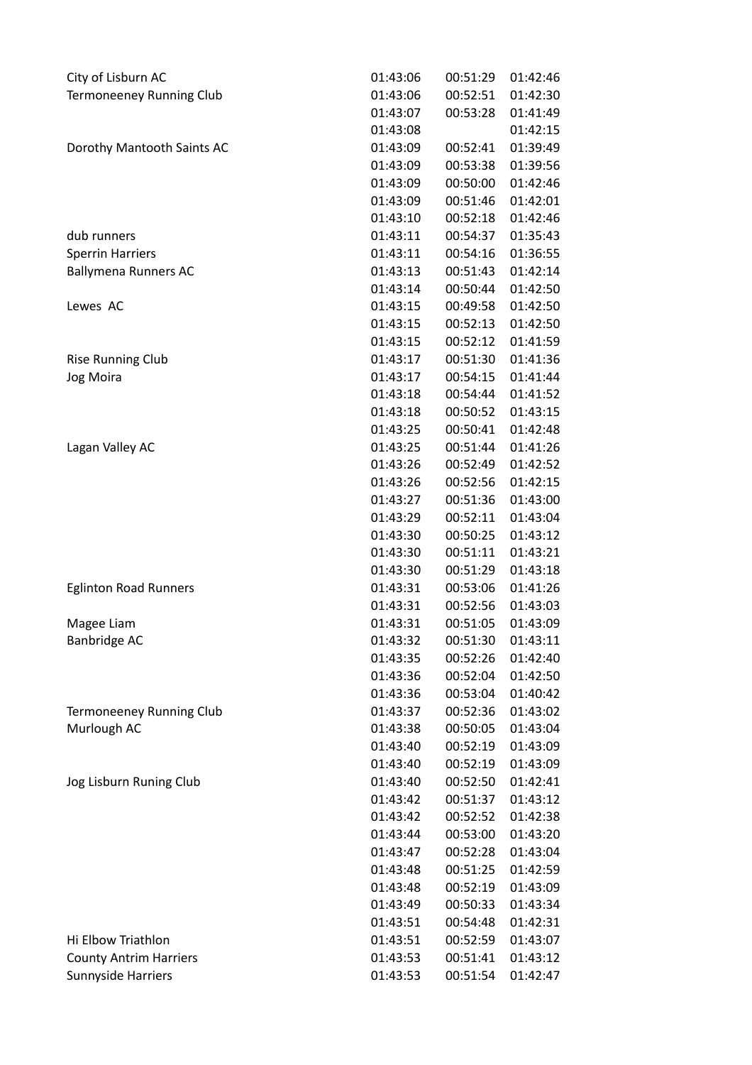| | | | |
|---|---|---|---|
| City of Lisburn AC | 01:43:06 | 00:51:29 | 01:42:46 |
| Termoneeney Running Club | 01:43:06 | 00:52:51 | 01:42:30 |
| | 01:43:07 | 00:53:28 | 01:41:49 |
| | 01:43:08 | | 01:42:15 |
| Dorothy Mantooth Saints AC | 01:43:09 | 00:52:41 | 01:39:49 |
| | 01:43:09 | 00:53:38 | 01:39:56 |
| | 01:43:09 | 00:50:00 | 01:42:46 |
| | 01:43:09 | 00:51:46 | 01:42:01 |
| | 01:43:10 | 00:52:18 | 01:42:46 |
| dub runners | 01:43:11 | 00:54:37 | 01:35:43 |
| Sperrin Harriers | 01:43:11 | 00:54:16 | 01:36:55 |
| Ballymena Runners AC | 01:43:13 | 00:51:43 | 01:42:14 |
| | 01:43:14 | 00:50:44 | 01:42:50 |
| Lewes AC | 01:43:15 | 00:49:58 | 01:42:50 |
| | 01:43:15 | 00:52:13 | 01:42:50 |
| | 01:43:15 | 00:52:12 | 01:41:59 |
| Rise Running Club | 01:43:17 | 00:51:30 | 01:41:36 |
| Jog Moira | 01:43:17 | 00:54:15 | 01:41:44 |
| | 01:43:18 | 00:54:44 | 01:41:52 |
| | 01:43:18 | 00:50:52 | 01:43:15 |
| | 01:43:25 | 00:50:41 | 01:42:48 |
| Lagan Valley AC | 01:43:25 | 00:51:44 | 01:41:26 |
| | 01:43:26 | 00:52:49 | 01:42:52 |
| | 01:43:26 | 00:52:56 | 01:42:15 |
| | 01:43:27 | 00:51:36 | 01:43:00 |
| | 01:43:29 | 00:52:11 | 01:43:04 |
| | 01:43:30 | 00:50:25 | 01:43:12 |
| | 01:43:30 | 00:51:11 | 01:43:21 |
| | 01:43:30 | 00:51:29 | 01:43:18 |
| Eglinton Road Runners | 01:43:31 | 00:53:06 | 01:41:26 |
| | 01:43:31 | 00:52:56 | 01:43:03 |
| Magee Liam | 01:43:31 | 00:51:05 | 01:43:09 |
| Banbridge AC | 01:43:32 | 00:51:30 | 01:43:11 |
| | 01:43:35 | 00:52:26 | 01:42:40 |
| | 01:43:36 | 00:52:04 | 01:42:50 |
| | 01:43:36 | 00:53:04 | 01:40:42 |
| Termoneeney Running Club | 01:43:37 | 00:52:36 | 01:43:02 |
| Murlough AC | 01:43:38 | 00:50:05 | 01:43:04 |
| | 01:43:40 | 00:52:19 | 01:43:09 |
| | 01:43:40 | 00:52:19 | 01:43:09 |
| Jog Lisburn Runing Club | 01:43:40 | 00:52:50 | 01:42:41 |
| | 01:43:42 | 00:51:37 | 01:43:12 |
| | 01:43:42 | 00:52:52 | 01:42:38 |
| | 01:43:44 | 00:53:00 | 01:43:20 |
| | 01:43:47 | 00:52:28 | 01:43:04 |
| | 01:43:48 | 00:51:25 | 01:42:59 |
| | 01:43:48 | 00:52:19 | 01:43:09 |
| | 01:43:49 | 00:50:33 | 01:43:34 |
| | 01:43:51 | 00:54:48 | 01:42:31 |
| Hi Elbow Triathlon | 01:43:51 | 00:52:59 | 01:43:07 |
| County Antrim Harriers | 01:43:53 | 00:51:41 | 01:43:12 |
| Sunnyside Harriers | 01:43:53 | 00:51:54 | 01:42:47 |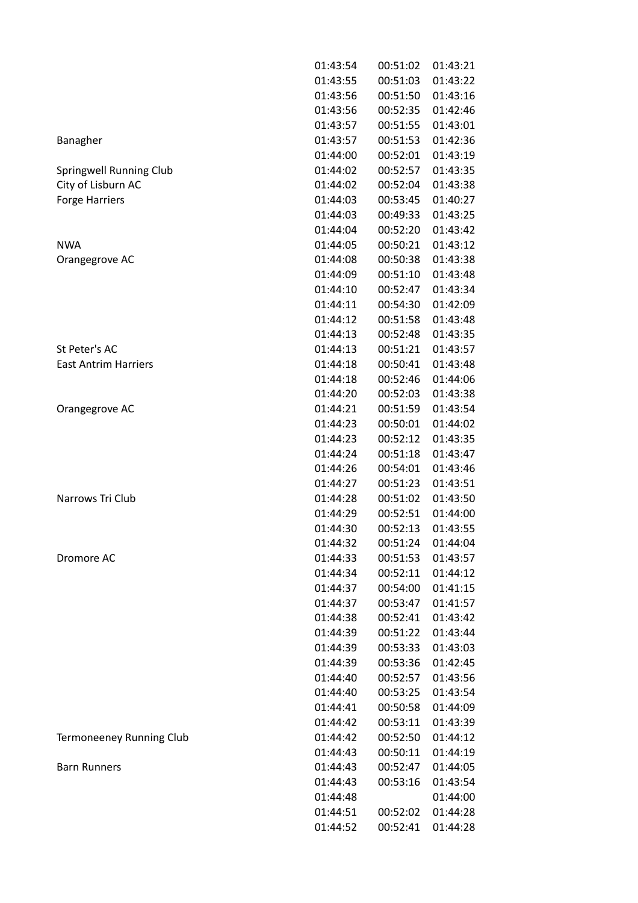| | | | |
|---|---|---|---|
| | 01:43:54 | 00:51:02 | 01:43:21 |
| | 01:43:55 | 00:51:03 | 01:43:22 |
| | 01:43:56 | 00:51:50 | 01:43:16 |
| | 01:43:56 | 00:52:35 | 01:42:46 |
| | 01:43:57 | 00:51:55 | 01:43:01 |
| Banagher | 01:43:57 | 00:51:53 | 01:42:36 |
| | 01:44:00 | 00:52:01 | 01:43:19 |
| Springwell Running Club | 01:44:02 | 00:52:57 | 01:43:35 |
| City of Lisburn AC | 01:44:02 | 00:52:04 | 01:43:38 |
| Forge Harriers | 01:44:03 | 00:53:45 | 01:40:27 |
| | 01:44:03 | 00:49:33 | 01:43:25 |
| | 01:44:04 | 00:52:20 | 01:43:42 |
| NWA | 01:44:05 | 00:50:21 | 01:43:12 |
| Orangegrove AC | 01:44:08 | 00:50:38 | 01:43:38 |
| | 01:44:09 | 00:51:10 | 01:43:48 |
| | 01:44:10 | 00:52:47 | 01:43:34 |
| | 01:44:11 | 00:54:30 | 01:42:09 |
| | 01:44:12 | 00:51:58 | 01:43:48 |
| | 01:44:13 | 00:52:48 | 01:43:35 |
| St Peter's AC | 01:44:13 | 00:51:21 | 01:43:57 |
| East Antrim Harriers | 01:44:18 | 00:50:41 | 01:43:48 |
| | 01:44:18 | 00:52:46 | 01:44:06 |
| | 01:44:20 | 00:52:03 | 01:43:38 |
| Orangegrove AC | 01:44:21 | 00:51:59 | 01:43:54 |
| | 01:44:23 | 00:50:01 | 01:44:02 |
| | 01:44:23 | 00:52:12 | 01:43:35 |
| | 01:44:24 | 00:51:18 | 01:43:47 |
| | 01:44:26 | 00:54:01 | 01:43:46 |
| | 01:44:27 | 00:51:23 | 01:43:51 |
| Narrows Tri Club | 01:44:28 | 00:51:02 | 01:43:50 |
| | 01:44:29 | 00:52:51 | 01:44:00 |
| | 01:44:30 | 00:52:13 | 01:43:55 |
| | 01:44:32 | 00:51:24 | 01:44:04 |
| Dromore AC | 01:44:33 | 00:51:53 | 01:43:57 |
| | 01:44:34 | 00:52:11 | 01:44:12 |
| | 01:44:37 | 00:54:00 | 01:41:15 |
| | 01:44:37 | 00:53:47 | 01:41:57 |
| | 01:44:38 | 00:52:41 | 01:43:42 |
| | 01:44:39 | 00:51:22 | 01:43:44 |
| | 01:44:39 | 00:53:33 | 01:43:03 |
| | 01:44:39 | 00:53:36 | 01:42:45 |
| | 01:44:40 | 00:52:57 | 01:43:56 |
| | 01:44:40 | 00:53:25 | 01:43:54 |
| | 01:44:41 | 00:50:58 | 01:44:09 |
| | 01:44:42 | 00:53:11 | 01:43:39 |
| Termoneeney Running Club | 01:44:42 | 00:52:50 | 01:44:12 |
| | 01:44:43 | 00:50:11 | 01:44:19 |
| Barn Runners | 01:44:43 | 00:52:47 | 01:44:05 |
| | 01:44:43 | 00:53:16 | 01:43:54 |
| | 01:44:48 | | 01:44:00 |
| | 01:44:51 | 00:52:02 | 01:44:28 |
| | 01:44:52 | 00:52:41 | 01:44:28 |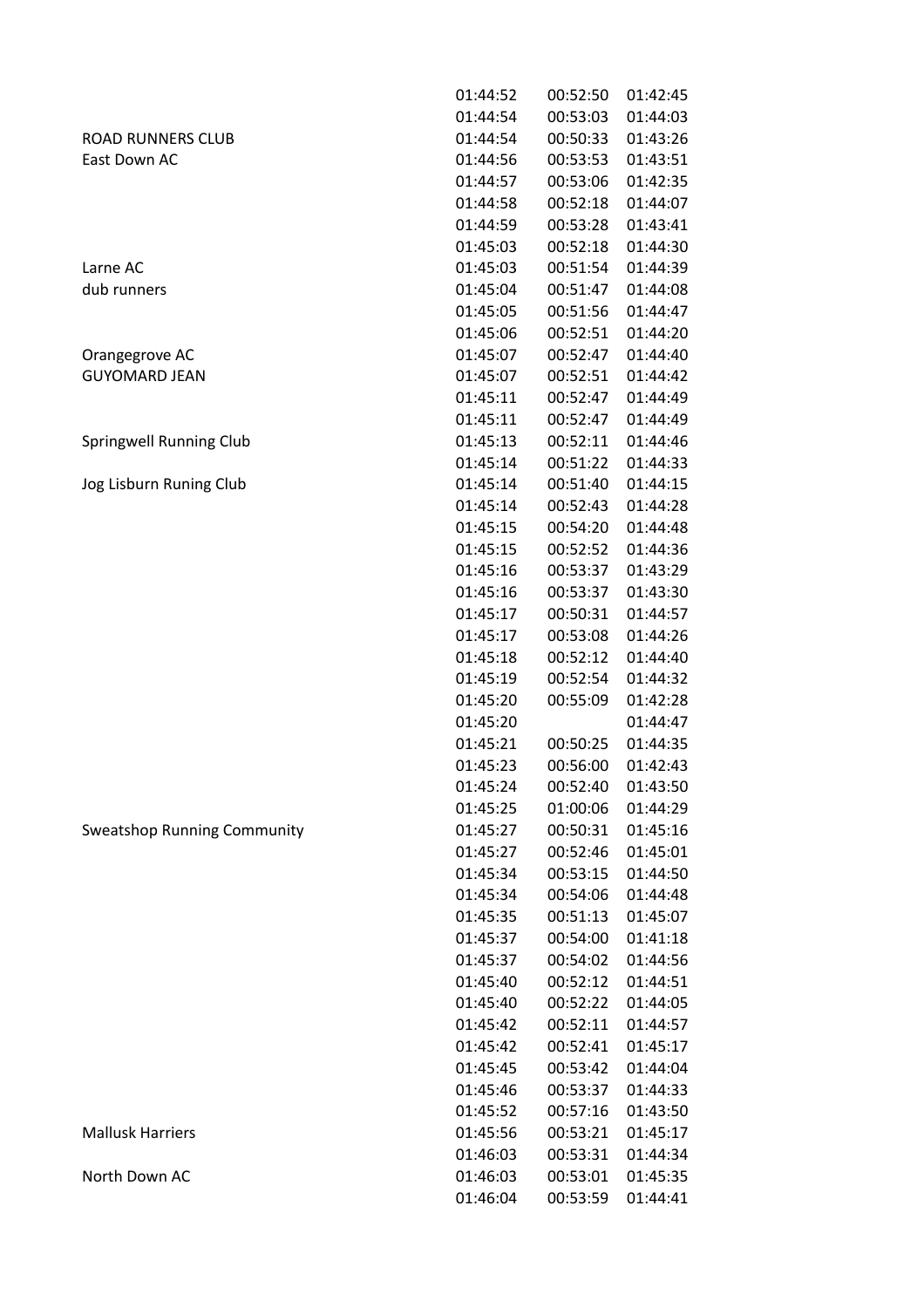| | | | |
|---|---|---|---|
| | 01:44:52 | 00:52:50 | 01:42:45 |
| | 01:44:54 | 00:53:03 | 01:44:03 |
| ROAD RUNNERS CLUB | 01:44:54 | 00:50:33 | 01:43:26 |
| East Down AC | 01:44:56 | 00:53:53 | 01:43:51 |
| | 01:44:57 | 00:53:06 | 01:42:35 |
| | 01:44:58 | 00:52:18 | 01:44:07 |
| | 01:44:59 | 00:53:28 | 01:43:41 |
| | 01:45:03 | 00:52:18 | 01:44:30 |
| Larne AC | 01:45:03 | 00:51:54 | 01:44:39 |
| dub runners | 01:45:04 | 00:51:47 | 01:44:08 |
| | 01:45:05 | 00:51:56 | 01:44:47 |
| | 01:45:06 | 00:52:51 | 01:44:20 |
| Orangegrove AC | 01:45:07 | 00:52:47 | 01:44:40 |
| GUYOMARD JEAN | 01:45:07 | 00:52:51 | 01:44:42 |
| | 01:45:11 | 00:52:47 | 01:44:49 |
| | 01:45:11 | 00:52:47 | 01:44:49 |
| Springwell Running Club | 01:45:13 | 00:52:11 | 01:44:46 |
| | 01:45:14 | 00:51:22 | 01:44:33 |
| Jog Lisburn Runing Club | 01:45:14 | 00:51:40 | 01:44:15 |
| | 01:45:14 | 00:52:43 | 01:44:28 |
| | 01:45:15 | 00:54:20 | 01:44:48 |
| | 01:45:15 | 00:52:52 | 01:44:36 |
| | 01:45:16 | 00:53:37 | 01:43:29 |
| | 01:45:16 | 00:53:37 | 01:43:30 |
| | 01:45:17 | 00:50:31 | 01:44:57 |
| | 01:45:17 | 00:53:08 | 01:44:26 |
| | 01:45:18 | 00:52:12 | 01:44:40 |
| | 01:45:19 | 00:52:54 | 01:44:32 |
| | 01:45:20 | 00:55:09 | 01:42:28 |
| | 01:45:20 | | 01:44:47 |
| | 01:45:21 | 00:50:25 | 01:44:35 |
| | 01:45:23 | 00:56:00 | 01:42:43 |
| | 01:45:24 | 00:52:40 | 01:43:50 |
| | 01:45:25 | 01:00:06 | 01:44:29 |
| Sweatshop Running Community | 01:45:27 | 00:50:31 | 01:45:16 |
| | 01:45:27 | 00:52:46 | 01:45:01 |
| | 01:45:34 | 00:53:15 | 01:44:50 |
| | 01:45:34 | 00:54:06 | 01:44:48 |
| | 01:45:35 | 00:51:13 | 01:45:07 |
| | 01:45:37 | 00:54:00 | 01:41:18 |
| | 01:45:37 | 00:54:02 | 01:44:56 |
| | 01:45:40 | 00:52:12 | 01:44:51 |
| | 01:45:40 | 00:52:22 | 01:44:05 |
| | 01:45:42 | 00:52:11 | 01:44:57 |
| | 01:45:42 | 00:52:41 | 01:45:17 |
| | 01:45:45 | 00:53:42 | 01:44:04 |
| | 01:45:46 | 00:53:37 | 01:44:33 |
| | 01:45:52 | 00:57:16 | 01:43:50 |
| Mallusk Harriers | 01:45:56 | 00:53:21 | 01:45:17 |
| | 01:46:03 | 00:53:31 | 01:44:34 |
| North Down AC | 01:46:03 | 00:53:01 | 01:45:35 |
| | 01:46:04 | 00:53:59 | 01:44:41 |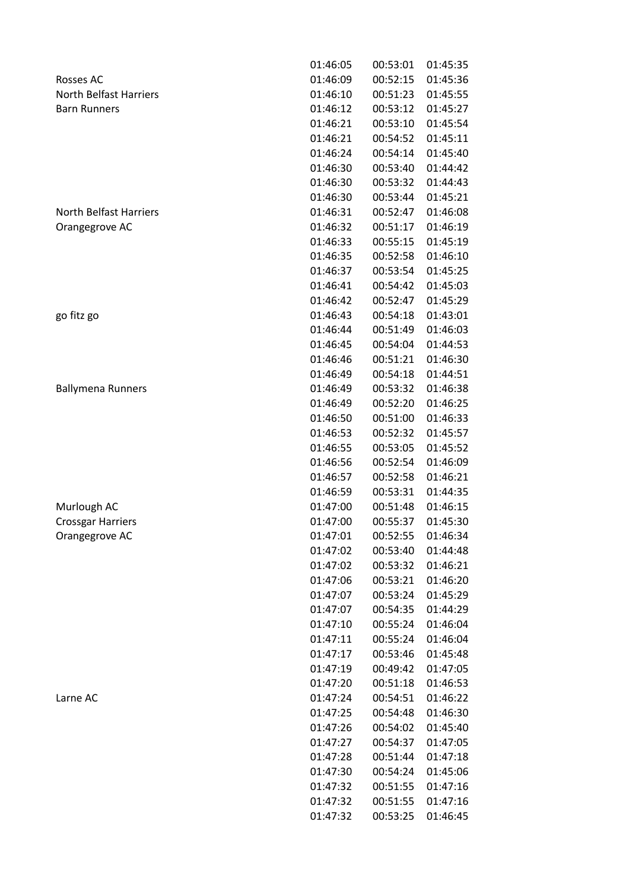| | | | |
|---|---|---|---|
| | 01:46:05 | 00:53:01 | 01:45:35 |
| Rosses AC | 01:46:09 | 00:52:15 | 01:45:36 |
| North Belfast Harriers | 01:46:10 | 00:51:23 | 01:45:55 |
| Barn Runners | 01:46:12 | 00:53:12 | 01:45:27 |
| | 01:46:21 | 00:53:10 | 01:45:54 |
| | 01:46:21 | 00:54:52 | 01:45:11 |
| | 01:46:24 | 00:54:14 | 01:45:40 |
| | 01:46:30 | 00:53:40 | 01:44:42 |
| | 01:46:30 | 00:53:32 | 01:44:43 |
| | 01:46:30 | 00:53:44 | 01:45:21 |
| North Belfast Harriers | 01:46:31 | 00:52:47 | 01:46:08 |
| Orangegrove AC | 01:46:32 | 00:51:17 | 01:46:19 |
| | 01:46:33 | 00:55:15 | 01:45:19 |
| | 01:46:35 | 00:52:58 | 01:46:10 |
| | 01:46:37 | 00:53:54 | 01:45:25 |
| | 01:46:41 | 00:54:42 | 01:45:03 |
| | 01:46:42 | 00:52:47 | 01:45:29 |
| go fitz go | 01:46:43 | 00:54:18 | 01:43:01 |
| | 01:46:44 | 00:51:49 | 01:46:03 |
| | 01:46:45 | 00:54:04 | 01:44:53 |
| | 01:46:46 | 00:51:21 | 01:46:30 |
| | 01:46:49 | 00:54:18 | 01:44:51 |
| Ballymena Runners | 01:46:49 | 00:53:32 | 01:46:38 |
| | 01:46:49 | 00:52:20 | 01:46:25 |
| | 01:46:50 | 00:51:00 | 01:46:33 |
| | 01:46:53 | 00:52:32 | 01:45:57 |
| | 01:46:55 | 00:53:05 | 01:45:52 |
| | 01:46:56 | 00:52:54 | 01:46:09 |
| | 01:46:57 | 00:52:58 | 01:46:21 |
| | 01:46:59 | 00:53:31 | 01:44:35 |
| Murlough AC | 01:47:00 | 00:51:48 | 01:46:15 |
| Crossgar Harriers | 01:47:00 | 00:55:37 | 01:45:30 |
| Orangegrove AC | 01:47:01 | 00:52:55 | 01:46:34 |
| | 01:47:02 | 00:53:40 | 01:44:48 |
| | 01:47:02 | 00:53:32 | 01:46:21 |
| | 01:47:06 | 00:53:21 | 01:46:20 |
| | 01:47:07 | 00:53:24 | 01:45:29 |
| | 01:47:07 | 00:54:35 | 01:44:29 |
| | 01:47:10 | 00:55:24 | 01:46:04 |
| | 01:47:11 | 00:55:24 | 01:46:04 |
| | 01:47:17 | 00:53:46 | 01:45:48 |
| | 01:47:19 | 00:49:42 | 01:47:05 |
| | 01:47:20 | 00:51:18 | 01:46:53 |
| Larne AC | 01:47:24 | 00:54:51 | 01:46:22 |
| | 01:47:25 | 00:54:48 | 01:46:30 |
| | 01:47:26 | 00:54:02 | 01:45:40 |
| | 01:47:27 | 00:54:37 | 01:47:05 |
| | 01:47:28 | 00:51:44 | 01:47:18 |
| | 01:47:30 | 00:54:24 | 01:45:06 |
| | 01:47:32 | 00:51:55 | 01:47:16 |
| | 01:47:32 | 00:51:55 | 01:47:16 |
| | 01:47:32 | 00:53:25 | 01:46:45 |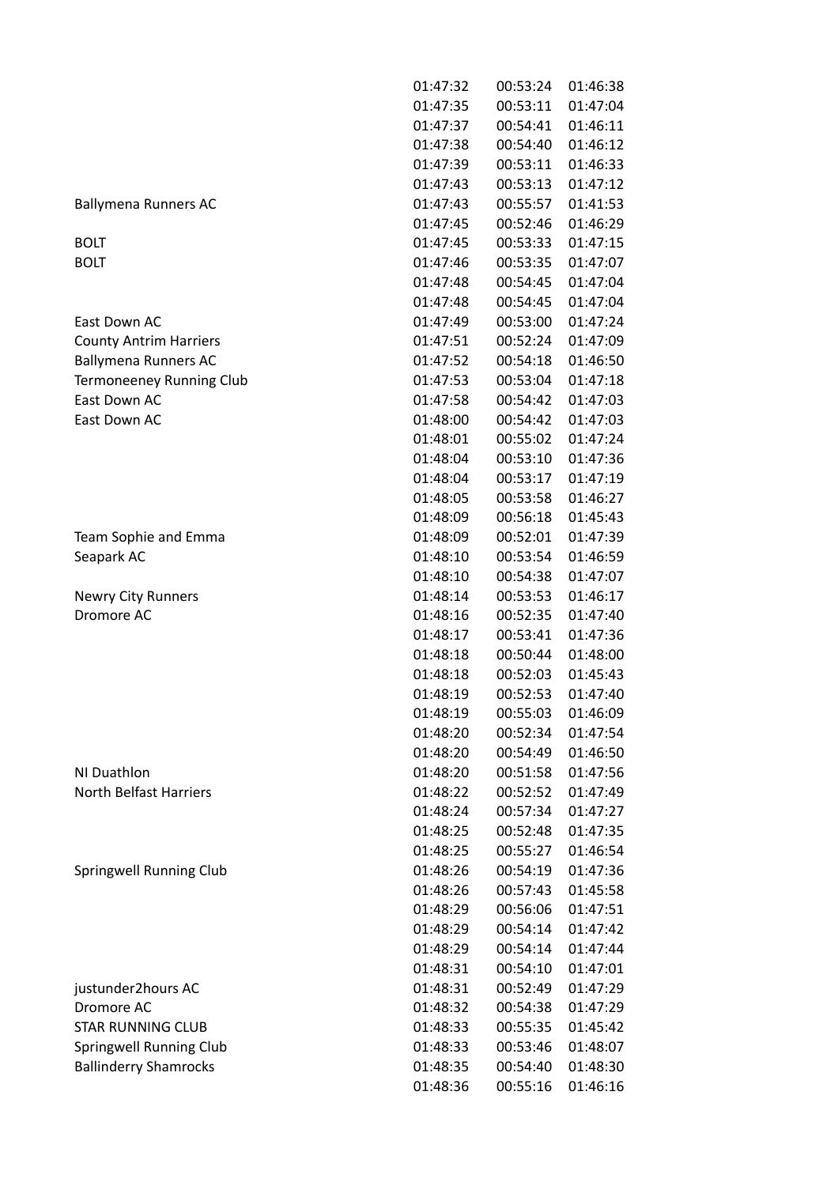| | | | |
|---|---|---|---|
| | 01:47:32 | 00:53:24 | 01:46:38 |
| | 01:47:35 | 00:53:11 | 01:47:04 |
| | 01:47:37 | 00:54:41 | 01:46:11 |
| | 01:47:38 | 00:54:40 | 01:46:12 |
| | 01:47:39 | 00:53:11 | 01:46:33 |
| | 01:47:43 | 00:53:13 | 01:47:12 |
| Ballymena Runners AC | 01:47:43 | 00:55:57 | 01:41:53 |
| | 01:47:45 | 00:52:46 | 01:46:29 |
| BOLT | 01:47:45 | 00:53:33 | 01:47:15 |
| BOLT | 01:47:46 | 00:53:35 | 01:47:07 |
| | 01:47:48 | 00:54:45 | 01:47:04 |
| | 01:47:48 | 00:54:45 | 01:47:04 |
| East Down AC | 01:47:49 | 00:53:00 | 01:47:24 |
| County Antrim Harriers | 01:47:51 | 00:52:24 | 01:47:09 |
| Ballymena Runners AC | 01:47:52 | 00:54:18 | 01:46:50 |
| Termoneeney Running Club | 01:47:53 | 00:53:04 | 01:47:18 |
| East Down AC | 01:47:58 | 00:54:42 | 01:47:03 |
| East Down AC | 01:48:00 | 00:54:42 | 01:47:03 |
| | 01:48:01 | 00:55:02 | 01:47:24 |
| | 01:48:04 | 00:53:10 | 01:47:36 |
| | 01:48:04 | 00:53:17 | 01:47:19 |
| | 01:48:05 | 00:53:58 | 01:46:27 |
| | 01:48:09 | 00:56:18 | 01:45:43 |
| Team Sophie and Emma | 01:48:09 | 00:52:01 | 01:47:39 |
| Seapark AC | 01:48:10 | 00:53:54 | 01:46:59 |
| | 01:48:10 | 00:54:38 | 01:47:07 |
| Newry City Runners | 01:48:14 | 00:53:53 | 01:46:17 |
| Dromore AC | 01:48:16 | 00:52:35 | 01:47:40 |
| | 01:48:17 | 00:53:41 | 01:47:36 |
| | 01:48:18 | 00:50:44 | 01:48:00 |
| | 01:48:18 | 00:52:03 | 01:45:43 |
| | 01:48:19 | 00:52:53 | 01:47:40 |
| | 01:48:19 | 00:55:03 | 01:46:09 |
| | 01:48:20 | 00:52:34 | 01:47:54 |
| | 01:48:20 | 00:54:49 | 01:46:50 |
| NI Duathlon | 01:48:20 | 00:51:58 | 01:47:56 |
| North Belfast Harriers | 01:48:22 | 00:52:52 | 01:47:49 |
| | 01:48:24 | 00:57:34 | 01:47:27 |
| | 01:48:25 | 00:52:48 | 01:47:35 |
| | 01:48:25 | 00:55:27 | 01:46:54 |
| Springwell Running Club | 01:48:26 | 00:54:19 | 01:47:36 |
| | 01:48:26 | 00:57:43 | 01:45:58 |
| | 01:48:29 | 00:56:06 | 01:47:51 |
| | 01:48:29 | 00:54:14 | 01:47:42 |
| | 01:48:29 | 00:54:14 | 01:47:44 |
| | 01:48:31 | 00:54:10 | 01:47:01 |
| justunder2hours AC | 01:48:31 | 00:52:49 | 01:47:29 |
| Dromore AC | 01:48:32 | 00:54:38 | 01:47:29 |
| STAR RUNNING CLUB | 01:48:33 | 00:55:35 | 01:45:42 |
| Springwell Running Club | 01:48:33 | 00:53:46 | 01:48:07 |
| Ballinderry Shamrocks | 01:48:35 | 00:54:40 | 01:48:30 |
| | 01:48:36 | 00:55:16 | 01:46:16 |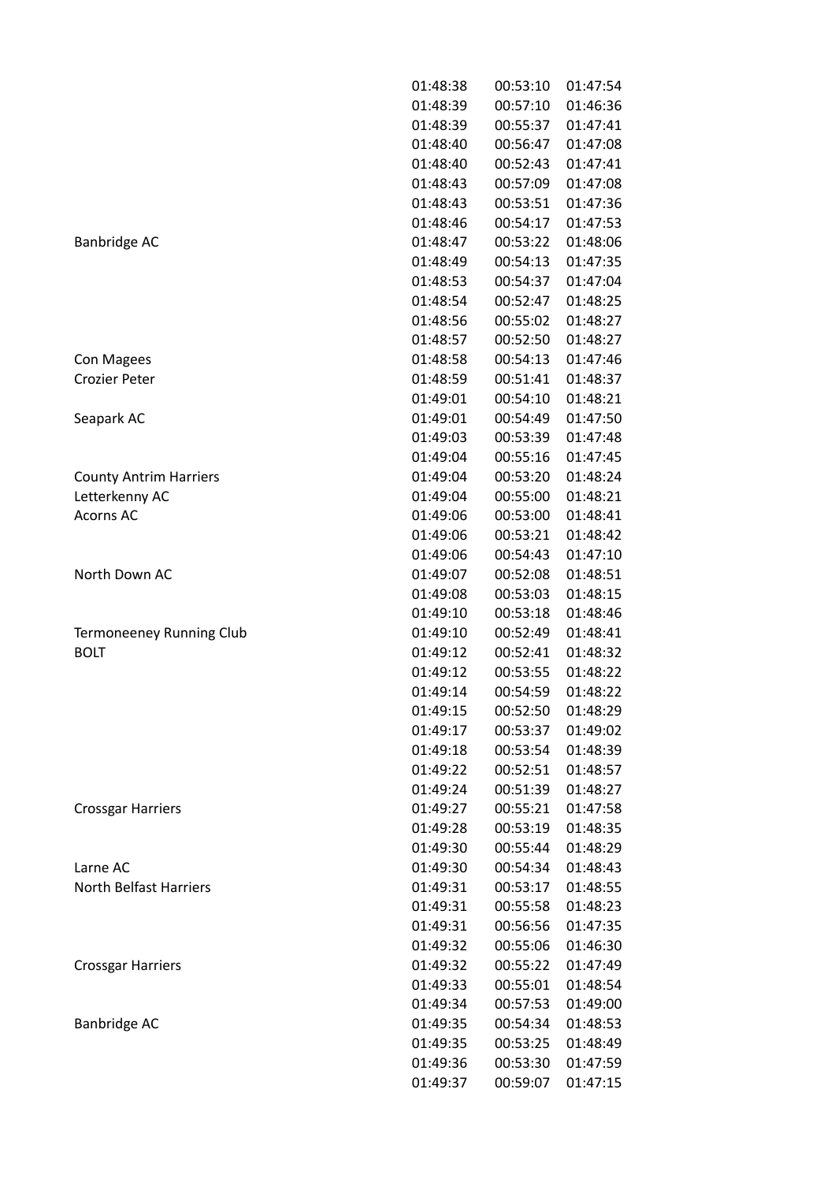| | | | |
|---|---|---|---|
| | 01:48:38 | 00:53:10 | 01:47:54 |
| | 01:48:39 | 00:57:10 | 01:46:36 |
| | 01:48:39 | 00:55:37 | 01:47:41 |
| | 01:48:40 | 00:56:47 | 01:47:08 |
| | 01:48:40 | 00:52:43 | 01:47:41 |
| | 01:48:43 | 00:57:09 | 01:47:08 |
| | 01:48:43 | 00:53:51 | 01:47:36 |
| | 01:48:46 | 00:54:17 | 01:47:53 |
| Banbridge AC | 01:48:47 | 00:53:22 | 01:48:06 |
| | 01:48:49 | 00:54:13 | 01:47:35 |
| | 01:48:53 | 00:54:37 | 01:47:04 |
| | 01:48:54 | 00:52:47 | 01:48:25 |
| | 01:48:56 | 00:55:02 | 01:48:27 |
| | 01:48:57 | 00:52:50 | 01:48:27 |
| Con Magees | 01:48:58 | 00:54:13 | 01:47:46 |
| Crozier Peter | 01:48:59 | 00:51:41 | 01:48:37 |
| | 01:49:01 | 00:54:10 | 01:48:21 |
| Seapark AC | 01:49:01 | 00:54:49 | 01:47:50 |
| | 01:49:03 | 00:53:39 | 01:47:48 |
| | 01:49:04 | 00:55:16 | 01:47:45 |
| County Antrim Harriers | 01:49:04 | 00:53:20 | 01:48:24 |
| Letterkenny AC | 01:49:04 | 00:55:00 | 01:48:21 |
| Acorns AC | 01:49:06 | 00:53:00 | 01:48:41 |
| | 01:49:06 | 00:53:21 | 01:48:42 |
| | 01:49:06 | 00:54:43 | 01:47:10 |
| North Down AC | 01:49:07 | 00:52:08 | 01:48:51 |
| | 01:49:08 | 00:53:03 | 01:48:15 |
| | 01:49:10 | 00:53:18 | 01:48:46 |
| Termoneeney Running Club | 01:49:10 | 00:52:49 | 01:48:41 |
| BOLT | 01:49:12 | 00:52:41 | 01:48:32 |
| | 01:49:12 | 00:53:55 | 01:48:22 |
| | 01:49:14 | 00:54:59 | 01:48:22 |
| | 01:49:15 | 00:52:50 | 01:48:29 |
| | 01:49:17 | 00:53:37 | 01:49:02 |
| | 01:49:18 | 00:53:54 | 01:48:39 |
| | 01:49:22 | 00:52:51 | 01:48:57 |
| | 01:49:24 | 00:51:39 | 01:48:27 |
| Crossgar Harriers | 01:49:27 | 00:55:21 | 01:47:58 |
| | 01:49:28 | 00:53:19 | 01:48:35 |
| | 01:49:30 | 00:55:44 | 01:48:29 |
| Larne AC | 01:49:30 | 00:54:34 | 01:48:43 |
| North Belfast Harriers | 01:49:31 | 00:53:17 | 01:48:55 |
| | 01:49:31 | 00:55:58 | 01:48:23 |
| | 01:49:31 | 00:56:56 | 01:47:35 |
| | 01:49:32 | 00:55:06 | 01:46:30 |
| Crossgar Harriers | 01:49:32 | 00:55:22 | 01:47:49 |
| | 01:49:33 | 00:55:01 | 01:48:54 |
| | 01:49:34 | 00:57:53 | 01:49:00 |
| Banbridge AC | 01:49:35 | 00:54:34 | 01:48:53 |
| | 01:49:35 | 00:53:25 | 01:48:49 |
| | 01:49:36 | 00:53:30 | 01:47:59 |
| | 01:49:37 | 00:59:07 | 01:47:15 |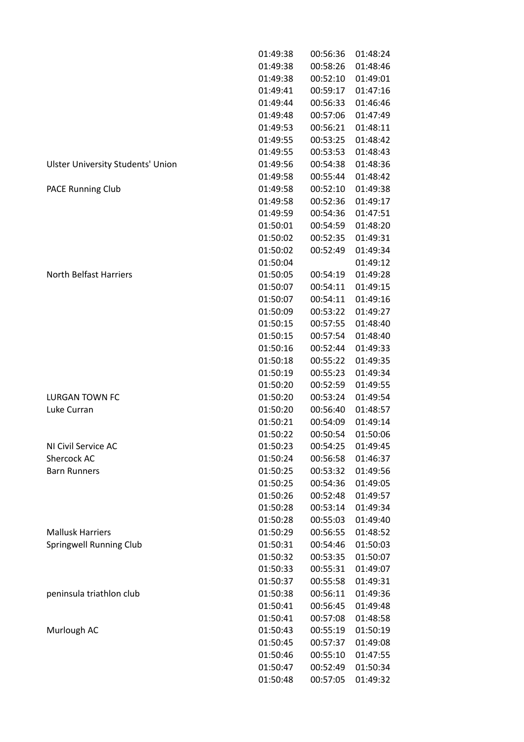| | | | |
|---|---|---|---|
| | 01:49:38 | 00:56:36 | 01:48:24 |
| | 01:49:38 | 00:58:26 | 01:48:46 |
| | 01:49:38 | 00:52:10 | 01:49:01 |
| | 01:49:41 | 00:59:17 | 01:47:16 |
| | 01:49:44 | 00:56:33 | 01:46:46 |
| | 01:49:48 | 00:57:06 | 01:47:49 |
| | 01:49:53 | 00:56:21 | 01:48:11 |
| | 01:49:55 | 00:53:25 | 01:48:42 |
| | 01:49:55 | 00:53:53 | 01:48:43 |
| Ulster University Students' Union | 01:49:56 | 00:54:38 | 01:48:36 |
| | 01:49:58 | 00:55:44 | 01:48:42 |
| PACE Running Club | 01:49:58 | 00:52:10 | 01:49:38 |
| | 01:49:58 | 00:52:36 | 01:49:17 |
| | 01:49:59 | 00:54:36 | 01:47:51 |
| | 01:50:01 | 00:54:59 | 01:48:20 |
| | 01:50:02 | 00:52:35 | 01:49:31 |
| | 01:50:02 | 00:52:49 | 01:49:34 |
| | 01:50:04 | | 01:49:12 |
| North Belfast Harriers | 01:50:05 | 00:54:19 | 01:49:28 |
| | 01:50:07 | 00:54:11 | 01:49:15 |
| | 01:50:07 | 00:54:11 | 01:49:16 |
| | 01:50:09 | 00:53:22 | 01:49:27 |
| | 01:50:15 | 00:57:55 | 01:48:40 |
| | 01:50:15 | 00:57:54 | 01:48:40 |
| | 01:50:16 | 00:52:44 | 01:49:33 |
| | 01:50:18 | 00:55:22 | 01:49:35 |
| | 01:50:19 | 00:55:23 | 01:49:34 |
| | 01:50:20 | 00:52:59 | 01:49:55 |
| LURGAN TOWN FC | 01:50:20 | 00:53:24 | 01:49:54 |
| Luke Curran | 01:50:20 | 00:56:40 | 01:48:57 |
| | 01:50:21 | 00:54:09 | 01:49:14 |
| | 01:50:22 | 00:50:54 | 01:50:06 |
| NI Civil Service AC | 01:50:23 | 00:54:25 | 01:49:45 |
| Shercock AC | 01:50:24 | 00:56:58 | 01:46:37 |
| Barn Runners | 01:50:25 | 00:53:32 | 01:49:56 |
| | 01:50:25 | 00:54:36 | 01:49:05 |
| | 01:50:26 | 00:52:48 | 01:49:57 |
| | 01:50:28 | 00:53:14 | 01:49:34 |
| | 01:50:28 | 00:55:03 | 01:49:40 |
| Mallusk Harriers | 01:50:29 | 00:56:55 | 01:48:52 |
| Springwell Running Club | 01:50:31 | 00:54:46 | 01:50:03 |
| | 01:50:32 | 00:53:35 | 01:50:07 |
| | 01:50:33 | 00:55:31 | 01:49:07 |
| | 01:50:37 | 00:55:58 | 01:49:31 |
| peninsula triathlon club | 01:50:38 | 00:56:11 | 01:49:36 |
| | 01:50:41 | 00:56:45 | 01:49:48 |
| | 01:50:41 | 00:57:08 | 01:48:58 |
| Murlough AC | 01:50:43 | 00:55:19 | 01:50:19 |
| | 01:50:45 | 00:57:37 | 01:49:08 |
| | 01:50:46 | 00:55:10 | 01:47:55 |
| | 01:50:47 | 00:52:49 | 01:50:34 |
| | 01:50:48 | 00:57:05 | 01:49:32 |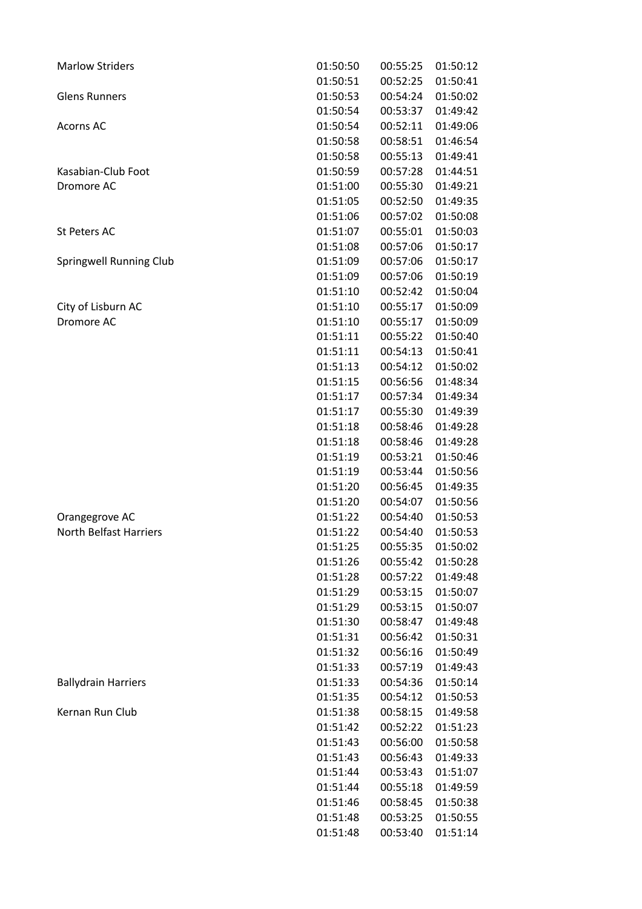| | | | |
|---|---|---|---|
| Marlow Striders | 01:50:50 | 00:55:25 | 01:50:12 |
| | 01:50:51 | 00:52:25 | 01:50:41 |
| Glens Runners | 01:50:53 | 00:54:24 | 01:50:02 |
| | 01:50:54 | 00:53:37 | 01:49:42 |
| Acorns AC | 01:50:54 | 00:52:11 | 01:49:06 |
| | 01:50:58 | 00:58:51 | 01:46:54 |
| | 01:50:58 | 00:55:13 | 01:49:41 |
| Kasabian-Club Foot | 01:50:59 | 00:57:28 | 01:44:51 |
| Dromore AC | 01:51:00 | 00:55:30 | 01:49:21 |
| | 01:51:05 | 00:52:50 | 01:49:35 |
| | 01:51:06 | 00:57:02 | 01:50:08 |
| St Peters AC | 01:51:07 | 00:55:01 | 01:50:03 |
| | 01:51:08 | 00:57:06 | 01:50:17 |
| Springwell Running Club | 01:51:09 | 00:57:06 | 01:50:17 |
| | 01:51:09 | 00:57:06 | 01:50:19 |
| | 01:51:10 | 00:52:42 | 01:50:04 |
| City of Lisburn AC | 01:51:10 | 00:55:17 | 01:50:09 |
| Dromore AC | 01:51:10 | 00:55:17 | 01:50:09 |
| | 01:51:11 | 00:55:22 | 01:50:40 |
| | 01:51:11 | 00:54:13 | 01:50:41 |
| | 01:51:13 | 00:54:12 | 01:50:02 |
| | 01:51:15 | 00:56:56 | 01:48:34 |
| | 01:51:17 | 00:57:34 | 01:49:34 |
| | 01:51:17 | 00:55:30 | 01:49:39 |
| | 01:51:18 | 00:58:46 | 01:49:28 |
| | 01:51:18 | 00:58:46 | 01:49:28 |
| | 01:51:19 | 00:53:21 | 01:50:46 |
| | 01:51:19 | 00:53:44 | 01:50:56 |
| | 01:51:20 | 00:56:45 | 01:49:35 |
| | 01:51:20 | 00:54:07 | 01:50:56 |
| Orangegrove AC | 01:51:22 | 00:54:40 | 01:50:53 |
| North Belfast Harriers | 01:51:22 | 00:54:40 | 01:50:53 |
| | 01:51:25 | 00:55:35 | 01:50:02 |
| | 01:51:26 | 00:55:42 | 01:50:28 |
| | 01:51:28 | 00:57:22 | 01:49:48 |
| | 01:51:29 | 00:53:15 | 01:50:07 |
| | 01:51:29 | 00:53:15 | 01:50:07 |
| | 01:51:30 | 00:58:47 | 01:49:48 |
| | 01:51:31 | 00:56:42 | 01:50:31 |
| | 01:51:32 | 00:56:16 | 01:50:49 |
| | 01:51:33 | 00:57:19 | 01:49:43 |
| Ballydrain Harriers | 01:51:33 | 00:54:36 | 01:50:14 |
| | 01:51:35 | 00:54:12 | 01:50:53 |
| Kernan Run Club | 01:51:38 | 00:58:15 | 01:49:58 |
| | 01:51:42 | 00:52:22 | 01:51:23 |
| | 01:51:43 | 00:56:00 | 01:50:58 |
| | 01:51:43 | 00:56:43 | 01:49:33 |
| | 01:51:44 | 00:53:43 | 01:51:07 |
| | 01:51:44 | 00:55:18 | 01:49:59 |
| | 01:51:46 | 00:58:45 | 01:50:38 |
| | 01:51:48 | 00:53:25 | 01:50:55 |
| | 01:51:48 | 00:53:40 | 01:51:14 |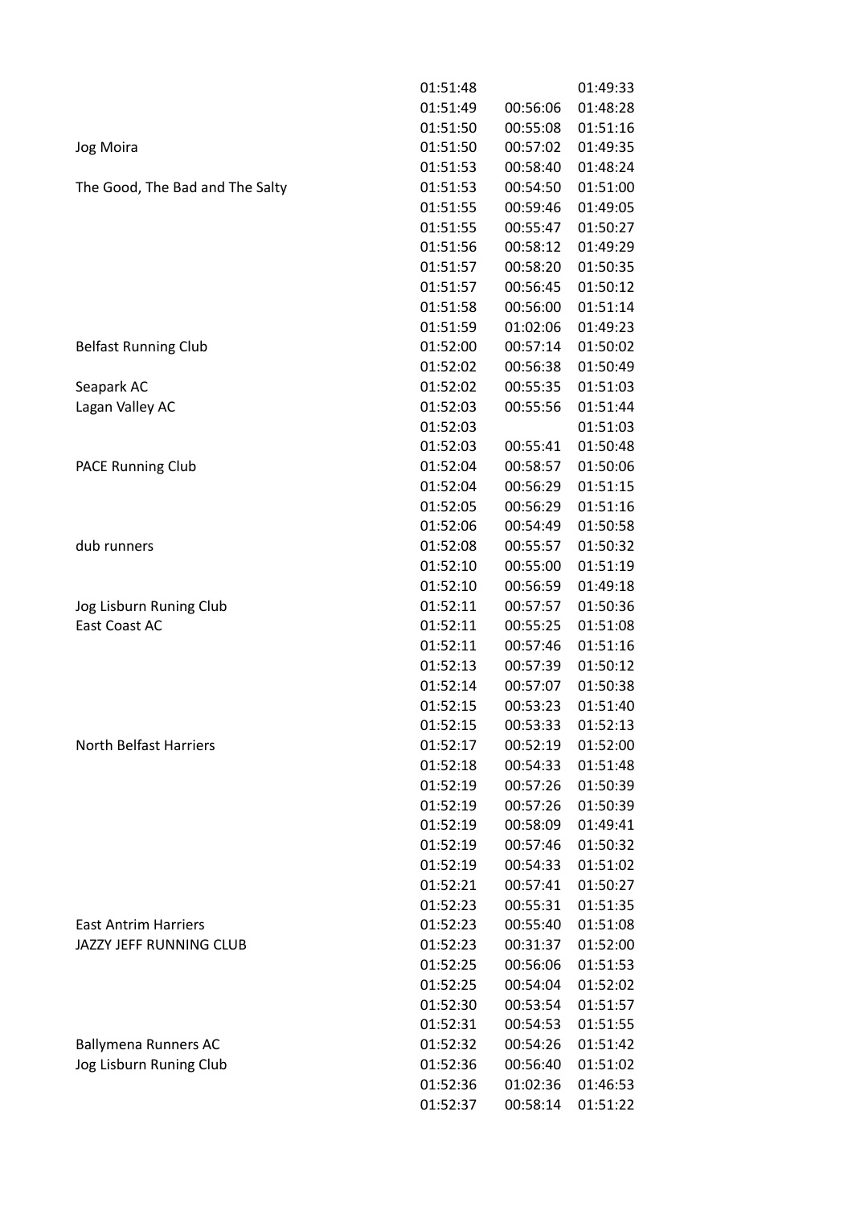| | | | |
|---|---|---|---|
| | 01:51:48 | | 01:49:33 |
| | 01:51:49 | 00:56:06 | 01:48:28 |
| | 01:51:50 | 00:55:08 | 01:51:16 |
| Jog Moira | 01:51:50 | 00:57:02 | 01:49:35 |
| | 01:51:53 | 00:58:40 | 01:48:24 |
| The Good, The Bad and The Salty | 01:51:53 | 00:54:50 | 01:51:00 |
| | 01:51:55 | 00:59:46 | 01:49:05 |
| | 01:51:55 | 00:55:47 | 01:50:27 |
| | 01:51:56 | 00:58:12 | 01:49:29 |
| | 01:51:57 | 00:58:20 | 01:50:35 |
| | 01:51:57 | 00:56:45 | 01:50:12 |
| | 01:51:58 | 00:56:00 | 01:51:14 |
| | 01:51:59 | 01:02:06 | 01:49:23 |
| Belfast Running Club | 01:52:00 | 00:57:14 | 01:50:02 |
| | 01:52:02 | 00:56:38 | 01:50:49 |
| Seapark AC | 01:52:02 | 00:55:35 | 01:51:03 |
| Lagan Valley AC | 01:52:03 | 00:55:56 | 01:51:44 |
| | 01:52:03 | | 01:51:03 |
| | 01:52:03 | 00:55:41 | 01:50:48 |
| PACE Running Club | 01:52:04 | 00:58:57 | 01:50:06 |
| | 01:52:04 | 00:56:29 | 01:51:15 |
| | 01:52:05 | 00:56:29 | 01:51:16 |
| | 01:52:06 | 00:54:49 | 01:50:58 |
| dub runners | 01:52:08 | 00:55:57 | 01:50:32 |
| | 01:52:10 | 00:55:00 | 01:51:19 |
| | 01:52:10 | 00:56:59 | 01:49:18 |
| Jog Lisburn Runing Club | 01:52:11 | 00:57:57 | 01:50:36 |
| East Coast AC | 01:52:11 | 00:55:25 | 01:51:08 |
| | 01:52:11 | 00:57:46 | 01:51:16 |
| | 01:52:13 | 00:57:39 | 01:50:12 |
| | 01:52:14 | 00:57:07 | 01:50:38 |
| | 01:52:15 | 00:53:23 | 01:51:40 |
| | 01:52:15 | 00:53:33 | 01:52:13 |
| North Belfast Harriers | 01:52:17 | 00:52:19 | 01:52:00 |
| | 01:52:18 | 00:54:33 | 01:51:48 |
| | 01:52:19 | 00:57:26 | 01:50:39 |
| | 01:52:19 | 00:57:26 | 01:50:39 |
| | 01:52:19 | 00:58:09 | 01:49:41 |
| | 01:52:19 | 00:57:46 | 01:50:32 |
| | 01:52:19 | 00:54:33 | 01:51:02 |
| | 01:52:21 | 00:57:41 | 01:50:27 |
| | 01:52:23 | 00:55:31 | 01:51:35 |
| East Antrim Harriers | 01:52:23 | 00:55:40 | 01:51:08 |
| JAZZY JEFF RUNNING CLUB | 01:52:23 | 00:31:37 | 01:52:00 |
| | 01:52:25 | 00:56:06 | 01:51:53 |
| | 01:52:25 | 00:54:04 | 01:52:02 |
| | 01:52:30 | 00:53:54 | 01:51:57 |
| | 01:52:31 | 00:54:53 | 01:51:55 |
| Ballymena Runners AC | 01:52:32 | 00:54:26 | 01:51:42 |
| Jog Lisburn Runing Club | 01:52:36 | 00:56:40 | 01:51:02 |
| | 01:52:36 | 01:02:36 | 01:46:53 |
| | 01:52:37 | 00:58:14 | 01:51:22 |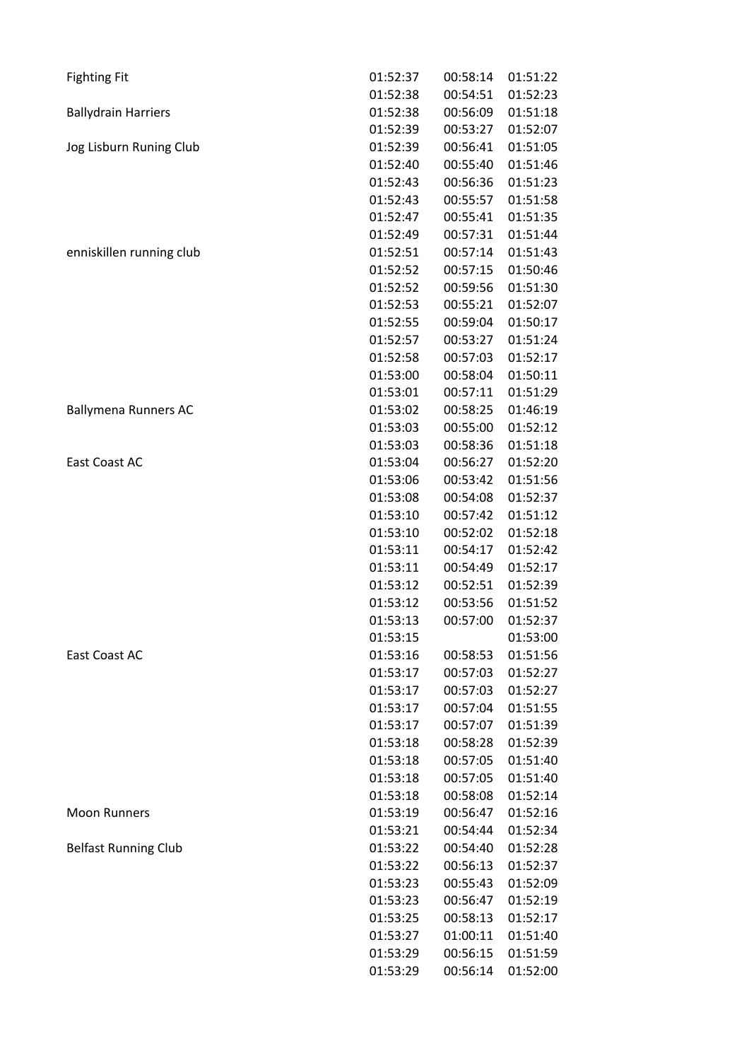| | | | |
|---|---|---|---|
| Fighting Fit | 01:52:37 | 00:58:14 | 01:51:22 |
| | 01:52:38 | 00:54:51 | 01:52:23 |
| Ballydrain Harriers | 01:52:38 | 00:56:09 | 01:51:18 |
| | 01:52:39 | 00:53:27 | 01:52:07 |
| Jog Lisburn Runing Club | 01:52:39 | 00:56:41 | 01:51:05 |
| | 01:52:40 | 00:55:40 | 01:51:46 |
| | 01:52:43 | 00:56:36 | 01:51:23 |
| | 01:52:43 | 00:55:57 | 01:51:58 |
| | 01:52:47 | 00:55:41 | 01:51:35 |
| | 01:52:49 | 00:57:31 | 01:51:44 |
| enniskillen running club | 01:52:51 | 00:57:14 | 01:51:43 |
| | 01:52:52 | 00:57:15 | 01:50:46 |
| | 01:52:52 | 00:59:56 | 01:51:30 |
| | 01:52:53 | 00:55:21 | 01:52:07 |
| | 01:52:55 | 00:59:04 | 01:50:17 |
| | 01:52:57 | 00:53:27 | 01:51:24 |
| | 01:52:58 | 00:57:03 | 01:52:17 |
| | 01:53:00 | 00:58:04 | 01:50:11 |
| | 01:53:01 | 00:57:11 | 01:51:29 |
| Ballymena Runners AC | 01:53:02 | 00:58:25 | 01:46:19 |
| | 01:53:03 | 00:55:00 | 01:52:12 |
| | 01:53:03 | 00:58:36 | 01:51:18 |
| East Coast AC | 01:53:04 | 00:56:27 | 01:52:20 |
| | 01:53:06 | 00:53:42 | 01:51:56 |
| | 01:53:08 | 00:54:08 | 01:52:37 |
| | 01:53:10 | 00:57:42 | 01:51:12 |
| | 01:53:10 | 00:52:02 | 01:52:18 |
| | 01:53:11 | 00:54:17 | 01:52:42 |
| | 01:53:11 | 00:54:49 | 01:52:17 |
| | 01:53:12 | 00:52:51 | 01:52:39 |
| | 01:53:12 | 00:53:56 | 01:51:52 |
| | 01:53:13 | 00:57:00 | 01:52:37 |
| | 01:53:15 | | 01:53:00 |
| East Coast AC | 01:53:16 | 00:58:53 | 01:51:56 |
| | 01:53:17 | 00:57:03 | 01:52:27 |
| | 01:53:17 | 00:57:03 | 01:52:27 |
| | 01:53:17 | 00:57:04 | 01:51:55 |
| | 01:53:17 | 00:57:07 | 01:51:39 |
| | 01:53:18 | 00:58:28 | 01:52:39 |
| | 01:53:18 | 00:57:05 | 01:51:40 |
| | 01:53:18 | 00:57:05 | 01:51:40 |
| | 01:53:18 | 00:58:08 | 01:52:14 |
| Moon Runners | 01:53:19 | 00:56:47 | 01:52:16 |
| | 01:53:21 | 00:54:44 | 01:52:34 |
| Belfast Running Club | 01:53:22 | 00:54:40 | 01:52:28 |
| | 01:53:22 | 00:56:13 | 01:52:37 |
| | 01:53:23 | 00:55:43 | 01:52:09 |
| | 01:53:23 | 00:56:47 | 01:52:19 |
| | 01:53:25 | 00:58:13 | 01:52:17 |
| | 01:53:27 | 01:00:11 | 01:51:40 |
| | 01:53:29 | 00:56:15 | 01:51:59 |
| | 01:53:29 | 00:56:14 | 01:52:00 |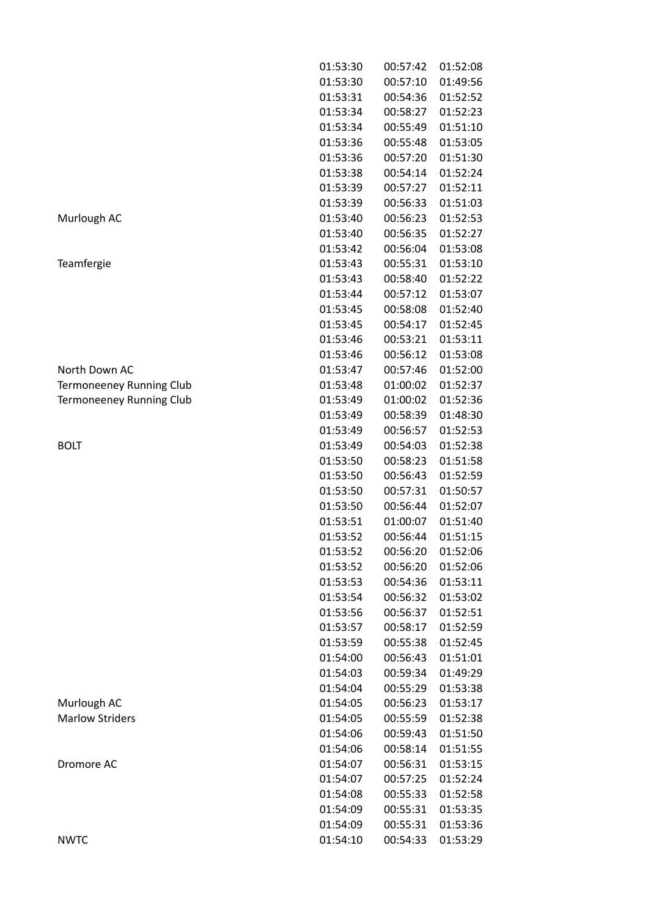| | | | |
|---|---|---|---|
| | 01:53:30 | 00:57:42 | 01:52:08 |
| | 01:53:30 | 00:57:10 | 01:49:56 |
| | 01:53:31 | 00:54:36 | 01:52:52 |
| | 01:53:34 | 00:58:27 | 01:52:23 |
| | 01:53:34 | 00:55:49 | 01:51:10 |
| | 01:53:36 | 00:55:48 | 01:53:05 |
| | 01:53:36 | 00:57:20 | 01:51:30 |
| | 01:53:38 | 00:54:14 | 01:52:24 |
| | 01:53:39 | 00:57:27 | 01:52:11 |
| | 01:53:39 | 00:56:33 | 01:51:03 |
| Murlough AC | 01:53:40 | 00:56:23 | 01:52:53 |
| | 01:53:40 | 00:56:35 | 01:52:27 |
| | 01:53:42 | 00:56:04 | 01:53:08 |
| Teamfergie | 01:53:43 | 00:55:31 | 01:53:10 |
| | 01:53:43 | 00:58:40 | 01:52:22 |
| | 01:53:44 | 00:57:12 | 01:53:07 |
| | 01:53:45 | 00:58:08 | 01:52:40 |
| | 01:53:45 | 00:54:17 | 01:52:45 |
| | 01:53:46 | 00:53:21 | 01:53:11 |
| | 01:53:46 | 00:56:12 | 01:53:08 |
| North Down AC | 01:53:47 | 00:57:46 | 01:52:00 |
| Termoneeney Running Club | 01:53:48 | 01:00:02 | 01:52:37 |
| Termoneeney Running Club | 01:53:49 | 01:00:02 | 01:52:36 |
| | 01:53:49 | 00:58:39 | 01:48:30 |
| | 01:53:49 | 00:56:57 | 01:52:53 |
| BOLT | 01:53:49 | 00:54:03 | 01:52:38 |
| | 01:53:50 | 00:58:23 | 01:51:58 |
| | 01:53:50 | 00:56:43 | 01:52:59 |
| | 01:53:50 | 00:57:31 | 01:50:57 |
| | 01:53:50 | 00:56:44 | 01:52:07 |
| | 01:53:51 | 01:00:07 | 01:51:40 |
| | 01:53:52 | 00:56:44 | 01:51:15 |
| | 01:53:52 | 00:56:20 | 01:52:06 |
| | 01:53:52 | 00:56:20 | 01:52:06 |
| | 01:53:53 | 00:54:36 | 01:53:11 |
| | 01:53:54 | 00:56:32 | 01:53:02 |
| | 01:53:56 | 00:56:37 | 01:52:51 |
| | 01:53:57 | 00:58:17 | 01:52:59 |
| | 01:53:59 | 00:55:38 | 01:52:45 |
| | 01:54:00 | 00:56:43 | 01:51:01 |
| | 01:54:03 | 00:59:34 | 01:49:29 |
| | 01:54:04 | 00:55:29 | 01:53:38 |
| Murlough AC | 01:54:05 | 00:56:23 | 01:53:17 |
| Marlow Striders | 01:54:05 | 00:55:59 | 01:52:38 |
| | 01:54:06 | 00:59:43 | 01:51:50 |
| | 01:54:06 | 00:58:14 | 01:51:55 |
| Dromore AC | 01:54:07 | 00:56:31 | 01:53:15 |
| | 01:54:07 | 00:57:25 | 01:52:24 |
| | 01:54:08 | 00:55:33 | 01:52:58 |
| | 01:54:09 | 00:55:31 | 01:53:35 |
| | 01:54:09 | 00:55:31 | 01:53:36 |
| NWTC | 01:54:10 | 00:54:33 | 01:53:29 |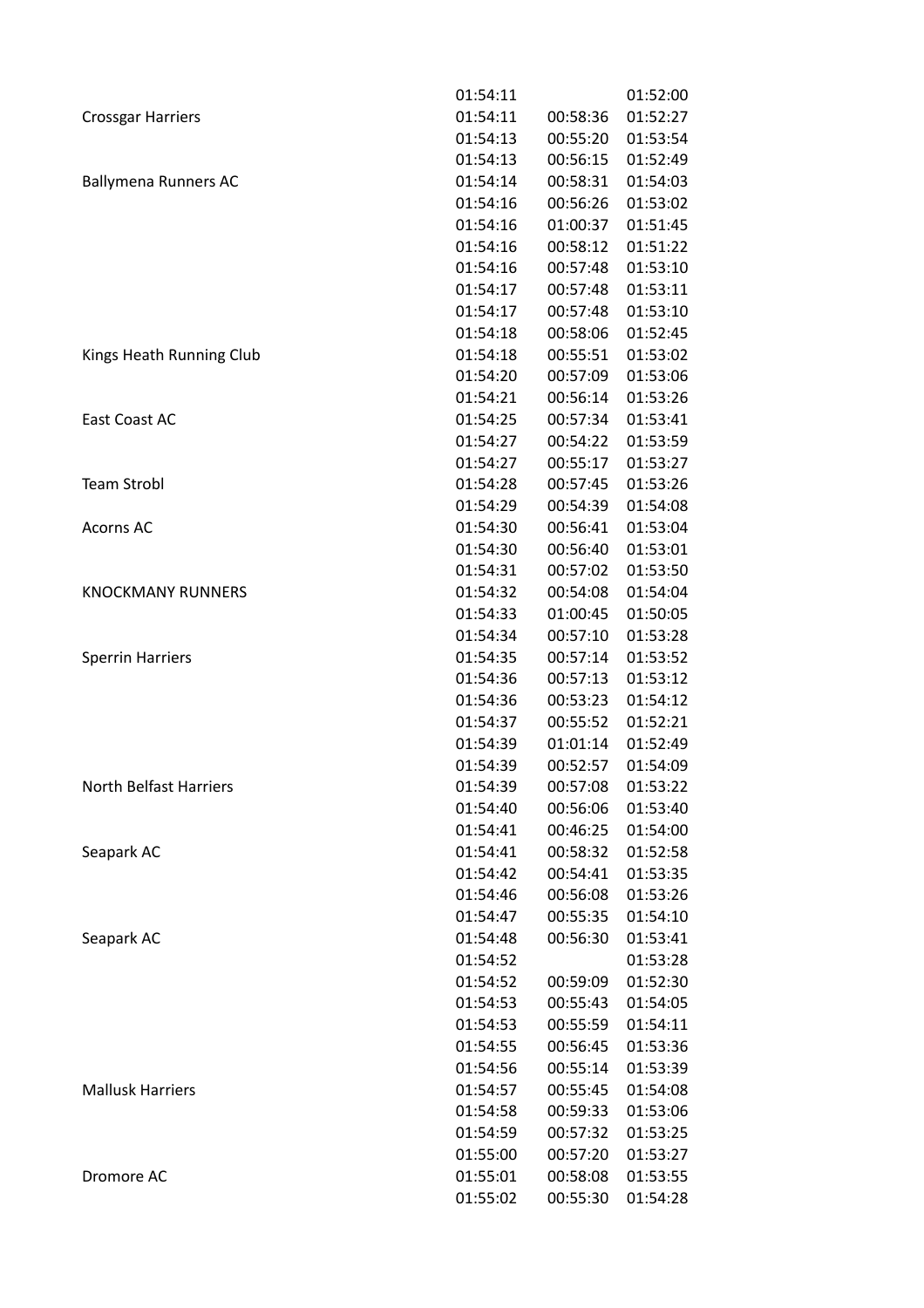| | | | |
|---|---|---|---|
| | 01:54:11 | | 01:52:00 |
| Crossgar Harriers | 01:54:11 | 00:58:36 | 01:52:27 |
| | 01:54:13 | 00:55:20 | 01:53:54 |
| | 01:54:13 | 00:56:15 | 01:52:49 |
| Ballymena Runners AC | 01:54:14 | 00:58:31 | 01:54:03 |
| | 01:54:16 | 00:56:26 | 01:53:02 |
| | 01:54:16 | 01:00:37 | 01:51:45 |
| | 01:54:16 | 00:58:12 | 01:51:22 |
| | 01:54:16 | 00:57:48 | 01:53:10 |
| | 01:54:17 | 00:57:48 | 01:53:11 |
| | 01:54:17 | 00:57:48 | 01:53:10 |
| | 01:54:18 | 00:58:06 | 01:52:45 |
| Kings Heath Running Club | 01:54:18 | 00:55:51 | 01:53:02 |
| | 01:54:20 | 00:57:09 | 01:53:06 |
| | 01:54:21 | 00:56:14 | 01:53:26 |
| East Coast AC | 01:54:25 | 00:57:34 | 01:53:41 |
| | 01:54:27 | 00:54:22 | 01:53:59 |
| | 01:54:27 | 00:55:17 | 01:53:27 |
| Team Strobl | 01:54:28 | 00:57:45 | 01:53:26 |
| | 01:54:29 | 00:54:39 | 01:54:08 |
| Acorns AC | 01:54:30 | 00:56:41 | 01:53:04 |
| | 01:54:30 | 00:56:40 | 01:53:01 |
| | 01:54:31 | 00:57:02 | 01:53:50 |
| KNOCKMANY RUNNERS | 01:54:32 | 00:54:08 | 01:54:04 |
| | 01:54:33 | 01:00:45 | 01:50:05 |
| | 01:54:34 | 00:57:10 | 01:53:28 |
| Sperrin Harriers | 01:54:35 | 00:57:14 | 01:53:52 |
| | 01:54:36 | 00:57:13 | 01:53:12 |
| | 01:54:36 | 00:53:23 | 01:54:12 |
| | 01:54:37 | 00:55:52 | 01:52:21 |
| | 01:54:39 | 01:01:14 | 01:52:49 |
| | 01:54:39 | 00:52:57 | 01:54:09 |
| North Belfast Harriers | 01:54:39 | 00:57:08 | 01:53:22 |
| | 01:54:40 | 00:56:06 | 01:53:40 |
| | 01:54:41 | 00:46:25 | 01:54:00 |
| Seapark AC | 01:54:41 | 00:58:32 | 01:52:58 |
| | 01:54:42 | 00:54:41 | 01:53:35 |
| | 01:54:46 | 00:56:08 | 01:53:26 |
| | 01:54:47 | 00:55:35 | 01:54:10 |
| Seapark AC | 01:54:48 | 00:56:30 | 01:53:41 |
| | 01:54:52 | | 01:53:28 |
| | 01:54:52 | 00:59:09 | 01:52:30 |
| | 01:54:53 | 00:55:43 | 01:54:05 |
| | 01:54:53 | 00:55:59 | 01:54:11 |
| | 01:54:55 | 00:56:45 | 01:53:36 |
| | 01:54:56 | 00:55:14 | 01:53:39 |
| Mallusk Harriers | 01:54:57 | 00:55:45 | 01:54:08 |
| | 01:54:58 | 00:59:33 | 01:53:06 |
| | 01:54:59 | 00:57:32 | 01:53:25 |
| | 01:55:00 | 00:57:20 | 01:53:27 |
| Dromore AC | 01:55:01 | 00:58:08 | 01:53:55 |
| | 01:55:02 | 00:55:30 | 01:54:28 |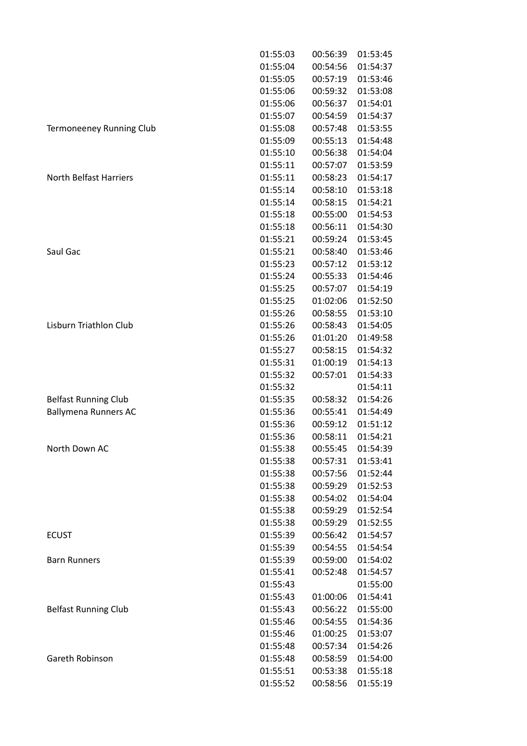| | | | |
|---|---|---|---|
| | 01:55:03 | 00:56:39 | 01:53:45 |
| | 01:55:04 | 00:54:56 | 01:54:37 |
| | 01:55:05 | 00:57:19 | 01:53:46 |
| | 01:55:06 | 00:59:32 | 01:53:08 |
| | 01:55:06 | 00:56:37 | 01:54:01 |
| | 01:55:07 | 00:54:59 | 01:54:37 |
| Termoneeney Running Club | 01:55:08 | 00:57:48 | 01:53:55 |
| | 01:55:09 | 00:55:13 | 01:54:48 |
| | 01:55:10 | 00:56:38 | 01:54:04 |
| | 01:55:11 | 00:57:07 | 01:53:59 |
| North Belfast Harriers | 01:55:11 | 00:58:23 | 01:54:17 |
| | 01:55:14 | 00:58:10 | 01:53:18 |
| | 01:55:14 | 00:58:15 | 01:54:21 |
| | 01:55:18 | 00:55:00 | 01:54:53 |
| | 01:55:18 | 00:56:11 | 01:54:30 |
| | 01:55:21 | 00:59:24 | 01:53:45 |
| Saul Gac | 01:55:21 | 00:58:40 | 01:53:46 |
| | 01:55:23 | 00:57:12 | 01:53:12 |
| | 01:55:24 | 00:55:33 | 01:54:46 |
| | 01:55:25 | 00:57:07 | 01:54:19 |
| | 01:55:25 | 01:02:06 | 01:52:50 |
| | 01:55:26 | 00:58:55 | 01:53:10 |
| Lisburn Triathlon Club | 01:55:26 | 00:58:43 | 01:54:05 |
| | 01:55:26 | 01:01:20 | 01:49:58 |
| | 01:55:27 | 00:58:15 | 01:54:32 |
| | 01:55:31 | 01:00:19 | 01:54:13 |
| | 01:55:32 | 00:57:01 | 01:54:33 |
| | 01:55:32 | | 01:54:11 |
| Belfast Running Club | 01:55:35 | 00:58:32 | 01:54:26 |
| Ballymena Runners AC | 01:55:36 | 00:55:41 | 01:54:49 |
| | 01:55:36 | 00:59:12 | 01:51:12 |
| | 01:55:36 | 00:58:11 | 01:54:21 |
| North Down AC | 01:55:38 | 00:55:45 | 01:54:39 |
| | 01:55:38 | 00:57:31 | 01:53:41 |
| | 01:55:38 | 00:57:56 | 01:52:44 |
| | 01:55:38 | 00:59:29 | 01:52:53 |
| | 01:55:38 | 00:54:02 | 01:54:04 |
| | 01:55:38 | 00:59:29 | 01:52:54 |
| | 01:55:38 | 00:59:29 | 01:52:55 |
| ECUST | 01:55:39 | 00:56:42 | 01:54:57 |
| | 01:55:39 | 00:54:55 | 01:54:54 |
| Barn Runners | 01:55:39 | 00:59:00 | 01:54:02 |
| | 01:55:41 | 00:52:48 | 01:54:57 |
| | 01:55:43 | | 01:55:00 |
| | 01:55:43 | 01:00:06 | 01:54:41 |
| Belfast Running Club | 01:55:43 | 00:56:22 | 01:55:00 |
| | 01:55:46 | 00:54:55 | 01:54:36 |
| | 01:55:46 | 01:00:25 | 01:53:07 |
| | 01:55:48 | 00:57:34 | 01:54:26 |
| Gareth Robinson | 01:55:48 | 00:58:59 | 01:54:00 |
| | 01:55:51 | 00:53:38 | 01:55:18 |
| | 01:55:52 | 00:58:56 | 01:55:19 |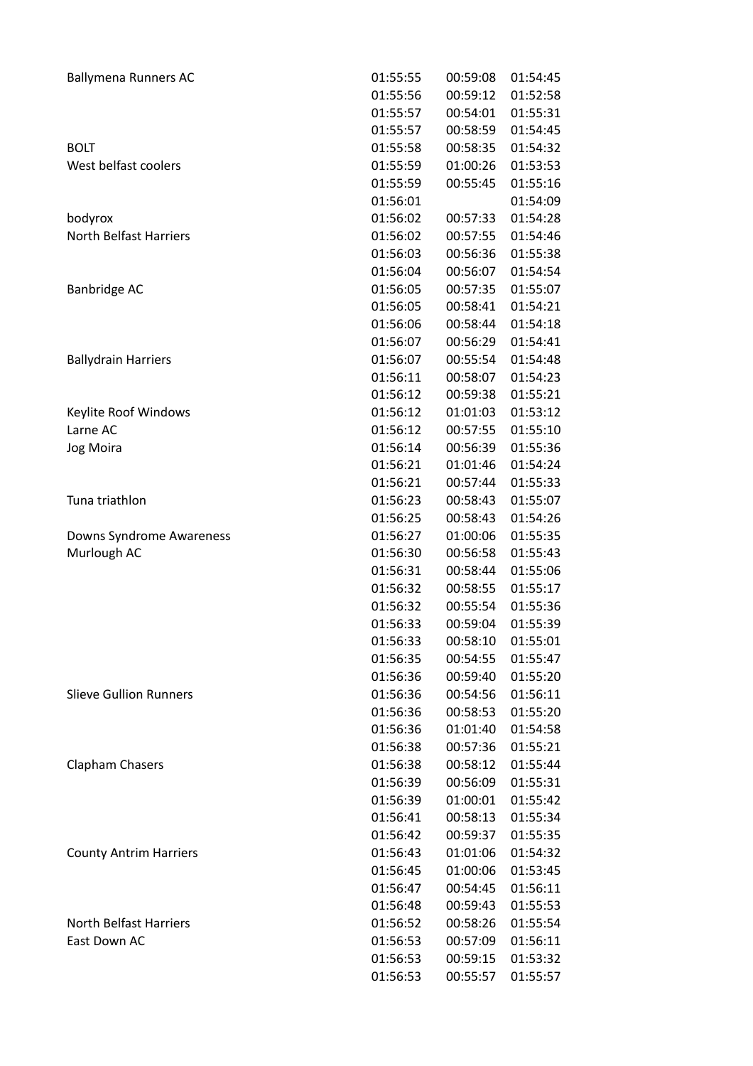| | | | |
|---|---|---|---|
| Ballymena Runners AC | 01:55:55 | 00:59:08 | 01:54:45 |
| | 01:55:56 | 00:59:12 | 01:52:58 |
| | 01:55:57 | 00:54:01 | 01:55:31 |
| | 01:55:57 | 00:58:59 | 01:54:45 |
| BOLT | 01:55:58 | 00:58:35 | 01:54:32 |
| West belfast coolers | 01:55:59 | 01:00:26 | 01:53:53 |
| | 01:55:59 | 00:55:45 | 01:55:16 |
| | 01:56:01 | | 01:54:09 |
| bodyrox | 01:56:02 | 00:57:33 | 01:54:28 |
| North Belfast Harriers | 01:56:02 | 00:57:55 | 01:54:46 |
| | 01:56:03 | 00:56:36 | 01:55:38 |
| | 01:56:04 | 00:56:07 | 01:54:54 |
| Banbridge AC | 01:56:05 | 00:57:35 | 01:55:07 |
| | 01:56:05 | 00:58:41 | 01:54:21 |
| | 01:56:06 | 00:58:44 | 01:54:18 |
| | 01:56:07 | 00:56:29 | 01:54:41 |
| Ballydrain Harriers | 01:56:07 | 00:55:54 | 01:54:48 |
| | 01:56:11 | 00:58:07 | 01:54:23 |
| | 01:56:12 | 00:59:38 | 01:55:21 |
| Keylite Roof Windows | 01:56:12 | 01:01:03 | 01:53:12 |
| Larne AC | 01:56:12 | 00:57:55 | 01:55:10 |
| Jog Moira | 01:56:14 | 00:56:39 | 01:55:36 |
| | 01:56:21 | 01:01:46 | 01:54:24 |
| | 01:56:21 | 00:57:44 | 01:55:33 |
| Tuna triathlon | 01:56:23 | 00:58:43 | 01:55:07 |
| | 01:56:25 | 00:58:43 | 01:54:26 |
| Downs Syndrome Awareness | 01:56:27 | 01:00:06 | 01:55:35 |
| Murlough AC | 01:56:30 | 00:56:58 | 01:55:43 |
| | 01:56:31 | 00:58:44 | 01:55:06 |
| | 01:56:32 | 00:58:55 | 01:55:17 |
| | 01:56:32 | 00:55:54 | 01:55:36 |
| | 01:56:33 | 00:59:04 | 01:55:39 |
| | 01:56:33 | 00:58:10 | 01:55:01 |
| | 01:56:35 | 00:54:55 | 01:55:47 |
| | 01:56:36 | 00:59:40 | 01:55:20 |
| Slieve Gullion Runners | 01:56:36 | 00:54:56 | 01:56:11 |
| | 01:56:36 | 00:58:53 | 01:55:20 |
| | 01:56:36 | 01:01:40 | 01:54:58 |
| | 01:56:38 | 00:57:36 | 01:55:21 |
| Clapham Chasers | 01:56:38 | 00:58:12 | 01:55:44 |
| | 01:56:39 | 00:56:09 | 01:55:31 |
| | 01:56:39 | 01:00:01 | 01:55:42 |
| | 01:56:41 | 00:58:13 | 01:55:34 |
| | 01:56:42 | 00:59:37 | 01:55:35 |
| County Antrim Harriers | 01:56:43 | 01:01:06 | 01:54:32 |
| | 01:56:45 | 01:00:06 | 01:53:45 |
| | 01:56:47 | 00:54:45 | 01:56:11 |
| | 01:56:48 | 00:59:43 | 01:55:53 |
| North Belfast Harriers | 01:56:52 | 00:58:26 | 01:55:54 |
| East Down AC | 01:56:53 | 00:57:09 | 01:56:11 |
| | 01:56:53 | 00:59:15 | 01:53:32 |
| | 01:56:53 | 00:55:57 | 01:55:57 |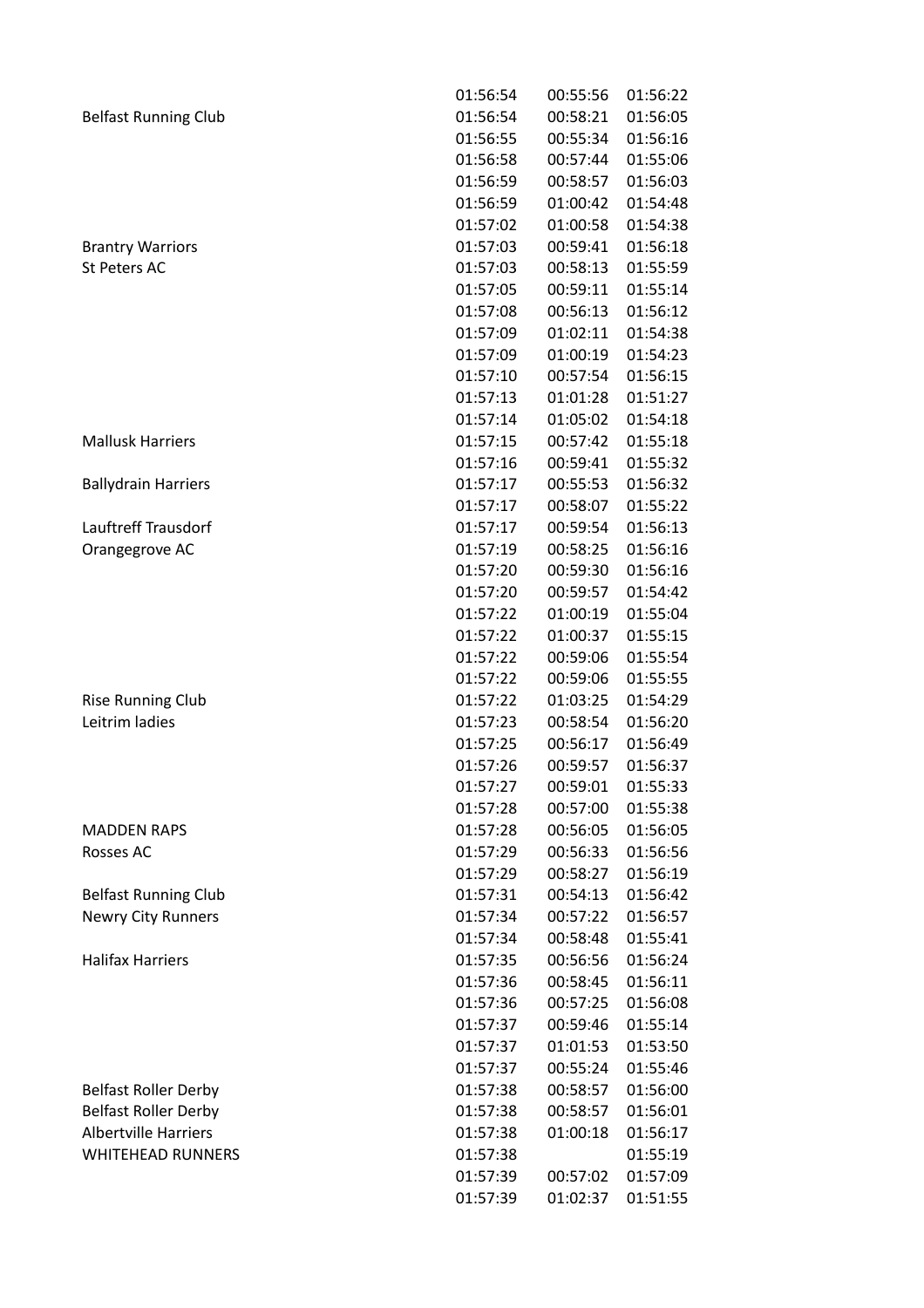| | | | |
|---|---|---|---|
| | 01:56:54 | 00:55:56 | 01:56:22 |
| Belfast Running Club | 01:56:54 | 00:58:21 | 01:56:05 |
| | 01:56:55 | 00:55:34 | 01:56:16 |
| | 01:56:58 | 00:57:44 | 01:55:06 |
| | 01:56:59 | 00:58:57 | 01:56:03 |
| | 01:56:59 | 01:00:42 | 01:54:48 |
| | 01:57:02 | 01:00:58 | 01:54:38 |
| Brantry Warriors | 01:57:03 | 00:59:41 | 01:56:18 |
| St Peters AC | 01:57:03 | 00:58:13 | 01:55:59 |
| | 01:57:05 | 00:59:11 | 01:55:14 |
| | 01:57:08 | 00:56:13 | 01:56:12 |
| | 01:57:09 | 01:02:11 | 01:54:38 |
| | 01:57:09 | 01:00:19 | 01:54:23 |
| | 01:57:10 | 00:57:54 | 01:56:15 |
| | 01:57:13 | 01:01:28 | 01:51:27 |
| | 01:57:14 | 01:05:02 | 01:54:18 |
| Mallusk Harriers | 01:57:15 | 00:57:42 | 01:55:18 |
| | 01:57:16 | 00:59:41 | 01:55:32 |
| Ballydrain Harriers | 01:57:17 | 00:55:53 | 01:56:32 |
| | 01:57:17 | 00:58:07 | 01:55:22 |
| Lauftreff Trausdorf | 01:57:17 | 00:59:54 | 01:56:13 |
| Orangegrove AC | 01:57:19 | 00:58:25 | 01:56:16 |
| | 01:57:20 | 00:59:30 | 01:56:16 |
| | 01:57:20 | 00:59:57 | 01:54:42 |
| | 01:57:22 | 01:00:19 | 01:55:04 |
| | 01:57:22 | 01:00:37 | 01:55:15 |
| | 01:57:22 | 00:59:06 | 01:55:54 |
| | 01:57:22 | 00:59:06 | 01:55:55 |
| Rise Running Club | 01:57:22 | 01:03:25 | 01:54:29 |
| Leitrim ladies | 01:57:23 | 00:58:54 | 01:56:20 |
| | 01:57:25 | 00:56:17 | 01:56:49 |
| | 01:57:26 | 00:59:57 | 01:56:37 |
| | 01:57:27 | 00:59:01 | 01:55:33 |
| | 01:57:28 | 00:57:00 | 01:55:38 |
| MADDEN RAPS | 01:57:28 | 00:56:05 | 01:56:05 |
| Rosses AC | 01:57:29 | 00:56:33 | 01:56:56 |
| | 01:57:29 | 00:58:27 | 01:56:19 |
| Belfast Running Club | 01:57:31 | 00:54:13 | 01:56:42 |
| Newry City Runners | 01:57:34 | 00:57:22 | 01:56:57 |
| | 01:57:34 | 00:58:48 | 01:55:41 |
| Halifax Harriers | 01:57:35 | 00:56:56 | 01:56:24 |
| | 01:57:36 | 00:58:45 | 01:56:11 |
| | 01:57:36 | 00:57:25 | 01:56:08 |
| | 01:57:37 | 00:59:46 | 01:55:14 |
| | 01:57:37 | 01:01:53 | 01:53:50 |
| | 01:57:37 | 00:55:24 | 01:55:46 |
| Belfast Roller Derby | 01:57:38 | 00:58:57 | 01:56:00 |
| Belfast Roller Derby | 01:57:38 | 00:58:57 | 01:56:01 |
| Albertville Harriers | 01:57:38 | 01:00:18 | 01:56:17 |
| WHITEHEAD RUNNERS | 01:57:38 | | 01:55:19 |
| | 01:57:39 | 00:57:02 | 01:57:09 |
| | 01:57:39 | 01:02:37 | 01:51:55 |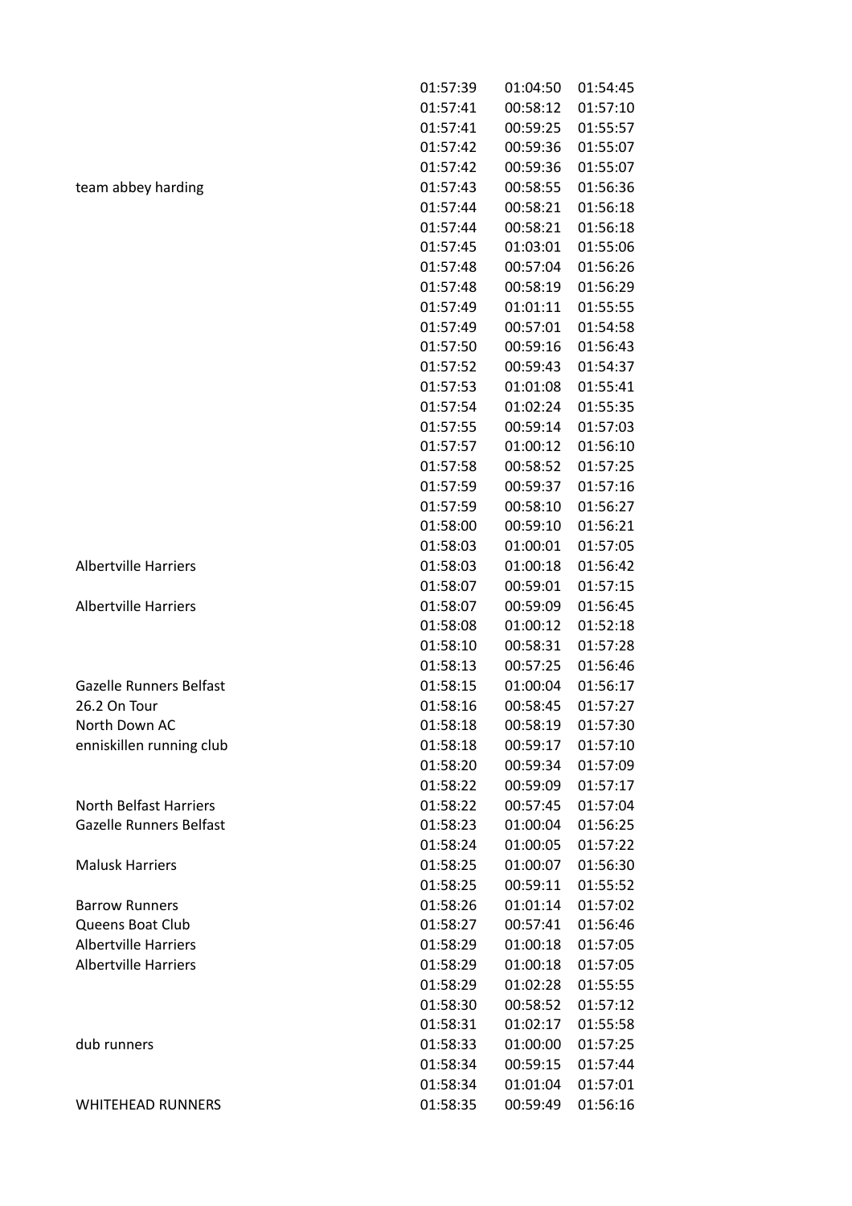| | | | |
|---|---|---|---|
| | 01:57:39 | 01:04:50 | 01:54:45 |
| | 01:57:41 | 00:58:12 | 01:57:10 |
| | 01:57:41 | 00:59:25 | 01:55:57 |
| | 01:57:42 | 00:59:36 | 01:55:07 |
| | 01:57:42 | 00:59:36 | 01:55:07 |
| team abbey harding | 01:57:43 | 00:58:55 | 01:56:36 |
| | 01:57:44 | 00:58:21 | 01:56:18 |
| | 01:57:44 | 00:58:21 | 01:56:18 |
| | 01:57:45 | 01:03:01 | 01:55:06 |
| | 01:57:48 | 00:57:04 | 01:56:26 |
| | 01:57:48 | 00:58:19 | 01:56:29 |
| | 01:57:49 | 01:01:11 | 01:55:55 |
| | 01:57:49 | 00:57:01 | 01:54:58 |
| | 01:57:50 | 00:59:16 | 01:56:43 |
| | 01:57:52 | 00:59:43 | 01:54:37 |
| | 01:57:53 | 01:01:08 | 01:55:41 |
| | 01:57:54 | 01:02:24 | 01:55:35 |
| | 01:57:55 | 00:59:14 | 01:57:03 |
| | 01:57:57 | 01:00:12 | 01:56:10 |
| | 01:57:58 | 00:58:52 | 01:57:25 |
| | 01:57:59 | 00:59:37 | 01:57:16 |
| | 01:57:59 | 00:58:10 | 01:56:27 |
| | 01:58:00 | 00:59:10 | 01:56:21 |
| | 01:58:03 | 01:00:01 | 01:57:05 |
| Albertville Harriers | 01:58:03 | 01:00:18 | 01:56:42 |
| | 01:58:07 | 00:59:01 | 01:57:15 |
| Albertville Harriers | 01:58:07 | 00:59:09 | 01:56:45 |
| | 01:58:08 | 01:00:12 | 01:52:18 |
| | 01:58:10 | 00:58:31 | 01:57:28 |
| | 01:58:13 | 00:57:25 | 01:56:46 |
| Gazelle Runners Belfast | 01:58:15 | 01:00:04 | 01:56:17 |
| 26.2 On Tour | 01:58:16 | 00:58:45 | 01:57:27 |
| North Down AC | 01:58:18 | 00:58:19 | 01:57:30 |
| enniskillen running club | 01:58:18 | 00:59:17 | 01:57:10 |
| | 01:58:20 | 00:59:34 | 01:57:09 |
| | 01:58:22 | 00:59:09 | 01:57:17 |
| North Belfast Harriers | 01:58:22 | 00:57:45 | 01:57:04 |
| Gazelle Runners Belfast | 01:58:23 | 01:00:04 | 01:56:25 |
| | 01:58:24 | 01:00:05 | 01:57:22 |
| Malusk Harriers | 01:58:25 | 01:00:07 | 01:56:30 |
| | 01:58:25 | 00:59:11 | 01:55:52 |
| Barrow Runners | 01:58:26 | 01:01:14 | 01:57:02 |
| Queens Boat Club | 01:58:27 | 00:57:41 | 01:56:46 |
| Albertville Harriers | 01:58:29 | 01:00:18 | 01:57:05 |
| Albertville Harriers | 01:58:29 | 01:00:18 | 01:57:05 |
| | 01:58:29 | 01:02:28 | 01:55:55 |
| | 01:58:30 | 00:58:52 | 01:57:12 |
| | 01:58:31 | 01:02:17 | 01:55:58 |
| dub runners | 01:58:33 | 01:00:00 | 01:57:25 |
| | 01:58:34 | 00:59:15 | 01:57:44 |
| | 01:58:34 | 01:01:04 | 01:57:01 |
| WHITEHEAD RUNNERS | 01:58:35 | 00:59:49 | 01:56:16 |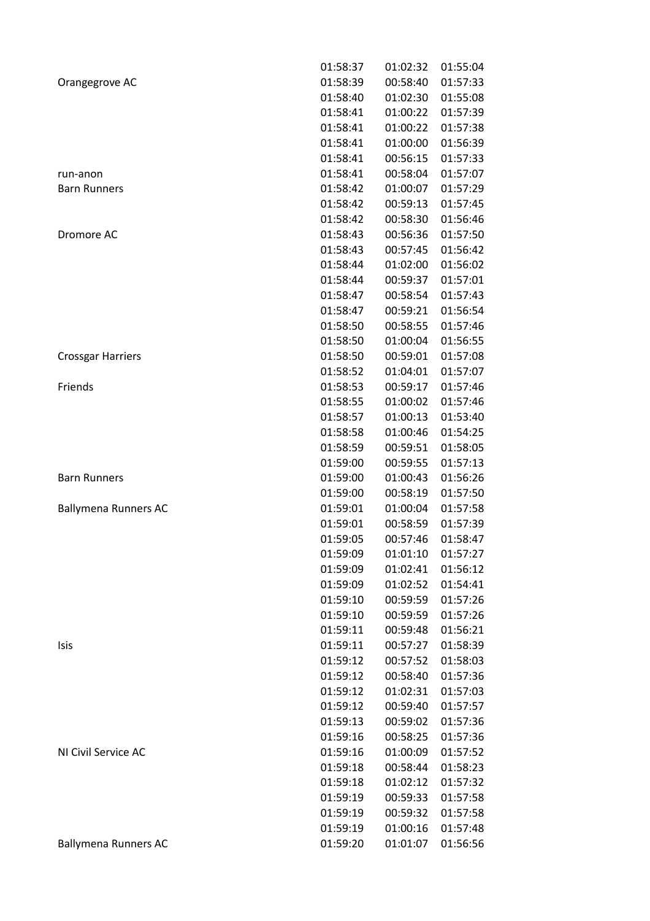| | | | |
|---|---|---|---|
| | 01:58:37 | 01:02:32 | 01:55:04 |
| Orangegrove AC | 01:58:39 | 00:58:40 | 01:57:33 |
| | 01:58:40 | 01:02:30 | 01:55:08 |
| | 01:58:41 | 01:00:22 | 01:57:39 |
| | 01:58:41 | 01:00:22 | 01:57:38 |
| | 01:58:41 | 01:00:00 | 01:56:39 |
| | 01:58:41 | 00:56:15 | 01:57:33 |
| run-anon | 01:58:41 | 00:58:04 | 01:57:07 |
| Barn Runners | 01:58:42 | 01:00:07 | 01:57:29 |
| | 01:58:42 | 00:59:13 | 01:57:45 |
| | 01:58:42 | 00:58:30 | 01:56:46 |
| Dromore AC | 01:58:43 | 00:56:36 | 01:57:50 |
| | 01:58:43 | 00:57:45 | 01:56:42 |
| | 01:58:44 | 01:02:00 | 01:56:02 |
| | 01:58:44 | 00:59:37 | 01:57:01 |
| | 01:58:47 | 00:58:54 | 01:57:43 |
| | 01:58:47 | 00:59:21 | 01:56:54 |
| | 01:58:50 | 00:58:55 | 01:57:46 |
| | 01:58:50 | 01:00:04 | 01:56:55 |
| Crossgar Harriers | 01:58:50 | 00:59:01 | 01:57:08 |
| | 01:58:52 | 01:04:01 | 01:57:07 |
| Friends | 01:58:53 | 00:59:17 | 01:57:46 |
| | 01:58:55 | 01:00:02 | 01:57:46 |
| | 01:58:57 | 01:00:13 | 01:53:40 |
| | 01:58:58 | 01:00:46 | 01:54:25 |
| | 01:58:59 | 00:59:51 | 01:58:05 |
| | 01:59:00 | 00:59:55 | 01:57:13 |
| Barn Runners | 01:59:00 | 01:00:43 | 01:56:26 |
| | 01:59:00 | 00:58:19 | 01:57:50 |
| Ballymena Runners AC | 01:59:01 | 01:00:04 | 01:57:58 |
| | 01:59:01 | 00:58:59 | 01:57:39 |
| | 01:59:05 | 00:57:46 | 01:58:47 |
| | 01:59:09 | 01:01:10 | 01:57:27 |
| | 01:59:09 | 01:02:41 | 01:56:12 |
| | 01:59:09 | 01:02:52 | 01:54:41 |
| | 01:59:10 | 00:59:59 | 01:57:26 |
| | 01:59:10 | 00:59:59 | 01:57:26 |
| | 01:59:11 | 00:59:48 | 01:56:21 |
| Isis | 01:59:11 | 00:57:27 | 01:58:39 |
| | 01:59:12 | 00:57:52 | 01:58:03 |
| | 01:59:12 | 00:58:40 | 01:57:36 |
| | 01:59:12 | 01:02:31 | 01:57:03 |
| | 01:59:12 | 00:59:40 | 01:57:57 |
| | 01:59:13 | 00:59:02 | 01:57:36 |
| | 01:59:16 | 00:58:25 | 01:57:36 |
| NI Civil Service AC | 01:59:16 | 01:00:09 | 01:57:52 |
| | 01:59:18 | 00:58:44 | 01:58:23 |
| | 01:59:18 | 01:02:12 | 01:57:32 |
| | 01:59:19 | 00:59:33 | 01:57:58 |
| | 01:59:19 | 00:59:32 | 01:57:58 |
| | 01:59:19 | 01:00:16 | 01:57:48 |
| Ballymena Runners AC | 01:59:20 | 01:01:07 | 01:56:56 |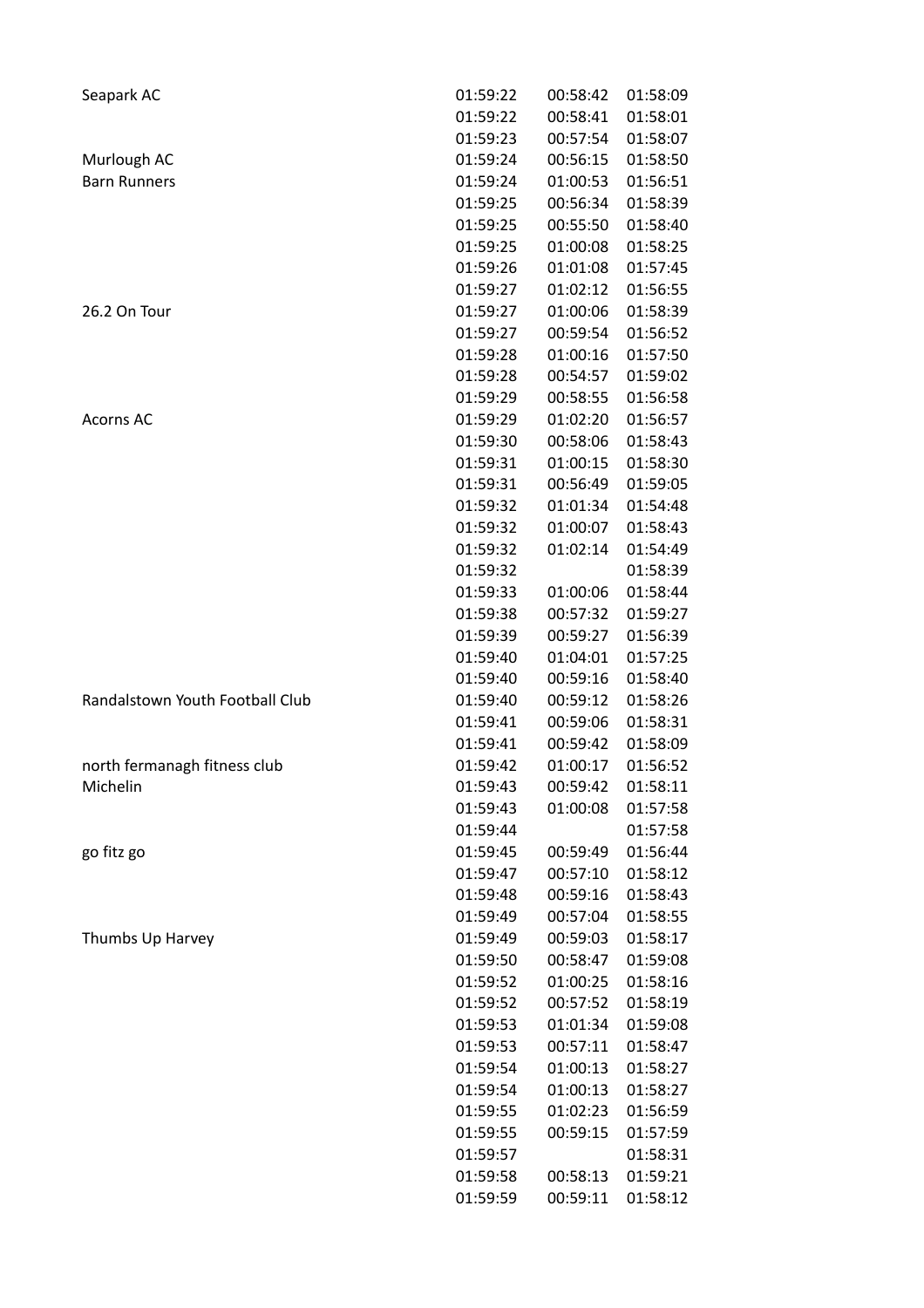| | | | |
|---|---|---|---|
| Seapark AC | 01:59:22 | 00:58:42 | 01:58:09 |
| | 01:59:22 | 00:58:41 | 01:58:01 |
| | 01:59:23 | 00:57:54 | 01:58:07 |
| Murlough AC | 01:59:24 | 00:56:15 | 01:58:50 |
| Barn Runners | 01:59:24 | 01:00:53 | 01:56:51 |
| | 01:59:25 | 00:56:34 | 01:58:39 |
| | 01:59:25 | 00:55:50 | 01:58:40 |
| | 01:59:25 | 01:00:08 | 01:58:25 |
| | 01:59:26 | 01:01:08 | 01:57:45 |
| | 01:59:27 | 01:02:12 | 01:56:55 |
| 26.2 On Tour | 01:59:27 | 01:00:06 | 01:58:39 |
| | 01:59:27 | 00:59:54 | 01:56:52 |
| | 01:59:28 | 01:00:16 | 01:57:50 |
| | 01:59:28 | 00:54:57 | 01:59:02 |
| | 01:59:29 | 00:58:55 | 01:56:58 |
| Acorns AC | 01:59:29 | 01:02:20 | 01:56:57 |
| | 01:59:30 | 00:58:06 | 01:58:43 |
| | 01:59:31 | 01:00:15 | 01:58:30 |
| | 01:59:31 | 00:56:49 | 01:59:05 |
| | 01:59:32 | 01:01:34 | 01:54:48 |
| | 01:59:32 | 01:00:07 | 01:58:43 |
| | 01:59:32 | 01:02:14 | 01:54:49 |
| | 01:59:32 | | 01:58:39 |
| | 01:59:33 | 01:00:06 | 01:58:44 |
| | 01:59:38 | 00:57:32 | 01:59:27 |
| | 01:59:39 | 00:59:27 | 01:56:39 |
| | 01:59:40 | 01:04:01 | 01:57:25 |
| | 01:59:40 | 00:59:16 | 01:58:40 |
| Randalstown Youth Football Club | 01:59:40 | 00:59:12 | 01:58:26 |
| | 01:59:41 | 00:59:06 | 01:58:31 |
| | 01:59:41 | 00:59:42 | 01:58:09 |
| north fermanagh fitness club | 01:59:42 | 01:00:17 | 01:56:52 |
| Michelin | 01:59:43 | 00:59:42 | 01:58:11 |
| | 01:59:43 | 01:00:08 | 01:57:58 |
| | 01:59:44 | | 01:57:58 |
| go fitz go | 01:59:45 | 00:59:49 | 01:56:44 |
| | 01:59:47 | 00:57:10 | 01:58:12 |
| | 01:59:48 | 00:59:16 | 01:58:43 |
| | 01:59:49 | 00:57:04 | 01:58:55 |
| Thumbs Up Harvey | 01:59:49 | 00:59:03 | 01:58:17 |
| | 01:59:50 | 00:58:47 | 01:59:08 |
| | 01:59:52 | 01:00:25 | 01:58:16 |
| | 01:59:52 | 00:57:52 | 01:58:19 |
| | 01:59:53 | 01:01:34 | 01:59:08 |
| | 01:59:53 | 00:57:11 | 01:58:47 |
| | 01:59:54 | 01:00:13 | 01:58:27 |
| | 01:59:54 | 01:00:13 | 01:58:27 |
| | 01:59:55 | 01:02:23 | 01:56:59 |
| | 01:59:55 | 00:59:15 | 01:57:59 |
| | 01:59:57 | | 01:58:31 |
| | 01:59:58 | 00:58:13 | 01:59:21 |
| | 01:59:59 | 00:59:11 | 01:58:12 |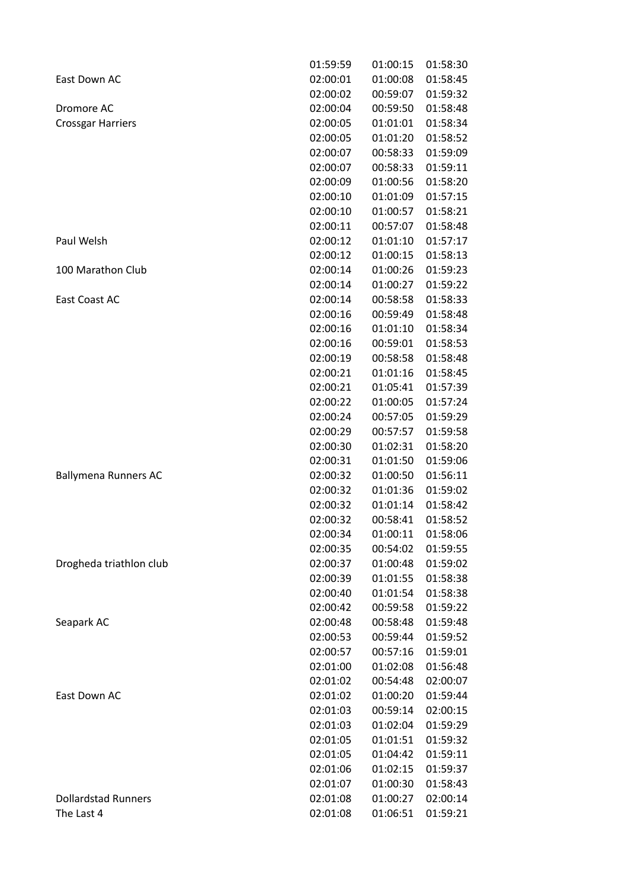| | | | |
|---|---|---|---|
| | 01:59:59 | 01:00:15 | 01:58:30 |
| East Down AC | 02:00:01 | 01:00:08 | 01:58:45 |
| | 02:00:02 | 00:59:07 | 01:59:32 |
| Dromore AC | 02:00:04 | 00:59:50 | 01:58:48 |
| Crossgar Harriers | 02:00:05 | 01:01:01 | 01:58:34 |
| | 02:00:05 | 01:01:20 | 01:58:52 |
| | 02:00:07 | 00:58:33 | 01:59:09 |
| | 02:00:07 | 00:58:33 | 01:59:11 |
| | 02:00:09 | 01:00:56 | 01:58:20 |
| | 02:00:10 | 01:01:09 | 01:57:15 |
| | 02:00:10 | 01:00:57 | 01:58:21 |
| | 02:00:11 | 00:57:07 | 01:58:48 |
| Paul Welsh | 02:00:12 | 01:01:10 | 01:57:17 |
| | 02:00:12 | 01:00:15 | 01:58:13 |
| 100 Marathon Club | 02:00:14 | 01:00:26 | 01:59:23 |
| | 02:00:14 | 01:00:27 | 01:59:22 |
| East Coast AC | 02:00:14 | 00:58:58 | 01:58:33 |
| | 02:00:16 | 00:59:49 | 01:58:48 |
| | 02:00:16 | 01:01:10 | 01:58:34 |
| | 02:00:16 | 00:59:01 | 01:58:53 |
| | 02:00:19 | 00:58:58 | 01:58:48 |
| | 02:00:21 | 01:01:16 | 01:58:45 |
| | 02:00:21 | 01:05:41 | 01:57:39 |
| | 02:00:22 | 01:00:05 | 01:57:24 |
| | 02:00:24 | 00:57:05 | 01:59:29 |
| | 02:00:29 | 00:57:57 | 01:59:58 |
| | 02:00:30 | 01:02:31 | 01:58:20 |
| | 02:00:31 | 01:01:50 | 01:59:06 |
| Ballymena Runners AC | 02:00:32 | 01:00:50 | 01:56:11 |
| | 02:00:32 | 01:01:36 | 01:59:02 |
| | 02:00:32 | 01:01:14 | 01:58:42 |
| | 02:00:32 | 00:58:41 | 01:58:52 |
| | 02:00:34 | 01:00:11 | 01:58:06 |
| | 02:00:35 | 00:54:02 | 01:59:55 |
| Drogheda triathlon club | 02:00:37 | 01:00:48 | 01:59:02 |
| | 02:00:39 | 01:01:55 | 01:58:38 |
| | 02:00:40 | 01:01:54 | 01:58:38 |
| | 02:00:42 | 00:59:58 | 01:59:22 |
| Seapark AC | 02:00:48 | 00:58:48 | 01:59:48 |
| | 02:00:53 | 00:59:44 | 01:59:52 |
| | 02:00:57 | 00:57:16 | 01:59:01 |
| | 02:01:00 | 01:02:08 | 01:56:48 |
| | 02:01:02 | 00:54:48 | 02:00:07 |
| East Down AC | 02:01:02 | 01:00:20 | 01:59:44 |
| | 02:01:03 | 00:59:14 | 02:00:15 |
| | 02:01:03 | 01:02:04 | 01:59:29 |
| | 02:01:05 | 01:01:51 | 01:59:32 |
| | 02:01:05 | 01:04:42 | 01:59:11 |
| | 02:01:06 | 01:02:15 | 01:59:37 |
| | 02:01:07 | 01:00:30 | 01:58:43 |
| Dollardstad Runners | 02:01:08 | 01:00:27 | 02:00:14 |
| The Last 4 | 02:01:08 | 01:06:51 | 01:59:21 |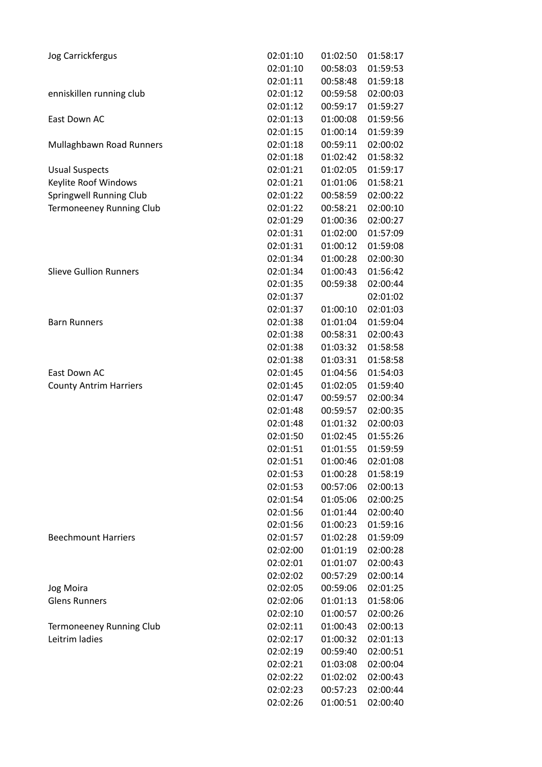| | | | |
|---|---|---|---|
| Jog Carrickfergus | 02:01:10 | 01:02:50 | 01:58:17 |
| | 02:01:10 | 00:58:03 | 01:59:53 |
| | 02:01:11 | 00:58:48 | 01:59:18 |
| enniskillen running club | 02:01:12 | 00:59:58 | 02:00:03 |
| | 02:01:12 | 00:59:17 | 01:59:27 |
| East Down AC | 02:01:13 | 01:00:08 | 01:59:56 |
| | 02:01:15 | 01:00:14 | 01:59:39 |
| Mullaghbawn Road Runners | 02:01:18 | 00:59:11 | 02:00:02 |
| | 02:01:18 | 01:02:42 | 01:58:32 |
| Usual Suspects | 02:01:21 | 01:02:05 | 01:59:17 |
| Keylite Roof Windows | 02:01:21 | 01:01:06 | 01:58:21 |
| Springwell Running Club | 02:01:22 | 00:58:59 | 02:00:22 |
| Termoneeney Running Club | 02:01:22 | 00:58:21 | 02:00:10 |
| | 02:01:29 | 01:00:36 | 02:00:27 |
| | 02:01:31 | 01:02:00 | 01:57:09 |
| | 02:01:31 | 01:00:12 | 01:59:08 |
| | 02:01:34 | 01:00:28 | 02:00:30 |
| Slieve Gullion Runners | 02:01:34 | 01:00:43 | 01:56:42 |
| | 02:01:35 | 00:59:38 | 02:00:44 |
| | 02:01:37 | | 02:01:02 |
| | 02:01:37 | 01:00:10 | 02:01:03 |
| Barn Runners | 02:01:38 | 01:01:04 | 01:59:04 |
| | 02:01:38 | 00:58:31 | 02:00:43 |
| | 02:01:38 | 01:03:32 | 01:58:58 |
| | 02:01:38 | 01:03:31 | 01:58:58 |
| East Down AC | 02:01:45 | 01:04:56 | 01:54:03 |
| County Antrim Harriers | 02:01:45 | 01:02:05 | 01:59:40 |
| | 02:01:47 | 00:59:57 | 02:00:34 |
| | 02:01:48 | 00:59:57 | 02:00:35 |
| | 02:01:48 | 01:01:32 | 02:00:03 |
| | 02:01:50 | 01:02:45 | 01:55:26 |
| | 02:01:51 | 01:01:55 | 01:59:59 |
| | 02:01:51 | 01:00:46 | 02:01:08 |
| | 02:01:53 | 01:00:28 | 01:58:19 |
| | 02:01:53 | 00:57:06 | 02:00:13 |
| | 02:01:54 | 01:05:06 | 02:00:25 |
| | 02:01:56 | 01:01:44 | 02:00:40 |
| | 02:01:56 | 01:00:23 | 01:59:16 |
| Beechmount Harriers | 02:01:57 | 01:02:28 | 01:59:09 |
| | 02:02:00 | 01:01:19 | 02:00:28 |
| | 02:02:01 | 01:01:07 | 02:00:43 |
| | 02:02:02 | 00:57:29 | 02:00:14 |
| Jog Moira | 02:02:05 | 00:59:06 | 02:01:25 |
| Glens Runners | 02:02:06 | 01:01:13 | 01:58:06 |
| | 02:02:10 | 01:00:57 | 02:00:26 |
| Termoneeney Running Club | 02:02:11 | 01:00:43 | 02:00:13 |
| Leitrim ladies | 02:02:17 | 01:00:32 | 02:01:13 |
| | 02:02:19 | 00:59:40 | 02:00:51 |
| | 02:02:21 | 01:03:08 | 02:00:04 |
| | 02:02:22 | 01:02:02 | 02:00:43 |
| | 02:02:23 | 00:57:23 | 02:00:44 |
| | 02:02:26 | 01:00:51 | 02:00:40 |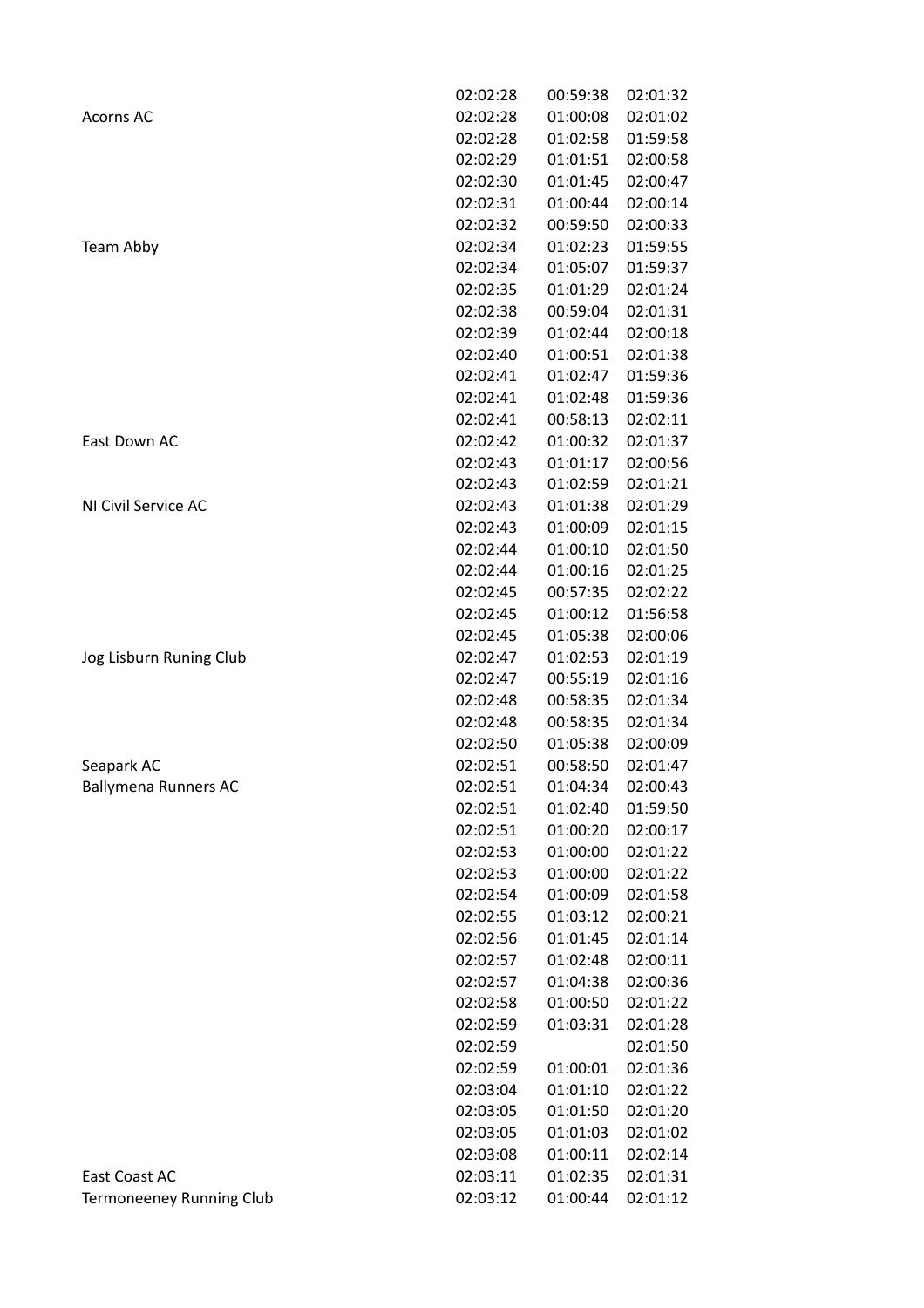| | | | |
|---|---|---|---|
| | 02:02:28 | 00:59:38 | 02:01:32 |
| Acorns AC | 02:02:28 | 01:00:08 | 02:01:02 |
| | 02:02:28 | 01:02:58 | 01:59:58 |
| | 02:02:29 | 01:01:51 | 02:00:58 |
| | 02:02:30 | 01:01:45 | 02:00:47 |
| | 02:02:31 | 01:00:44 | 02:00:14 |
| | 02:02:32 | 00:59:50 | 02:00:33 |
| Team Abby | 02:02:34 | 01:02:23 | 01:59:55 |
| | 02:02:34 | 01:05:07 | 01:59:37 |
| | 02:02:35 | 01:01:29 | 02:01:24 |
| | 02:02:38 | 00:59:04 | 02:01:31 |
| | 02:02:39 | 01:02:44 | 02:00:18 |
| | 02:02:40 | 01:00:51 | 02:01:38 |
| | 02:02:41 | 01:02:47 | 01:59:36 |
| | 02:02:41 | 01:02:48 | 01:59:36 |
| | 02:02:41 | 00:58:13 | 02:02:11 |
| East Down AC | 02:02:42 | 01:00:32 | 02:01:37 |
| | 02:02:43 | 01:01:17 | 02:00:56 |
| | 02:02:43 | 01:02:59 | 02:01:21 |
| NI Civil Service AC | 02:02:43 | 01:01:38 | 02:01:29 |
| | 02:02:43 | 01:00:09 | 02:01:15 |
| | 02:02:44 | 01:00:10 | 02:01:50 |
| | 02:02:44 | 01:00:16 | 02:01:25 |
| | 02:02:45 | 00:57:35 | 02:02:22 |
| | 02:02:45 | 01:00:12 | 01:56:58 |
| | 02:02:45 | 01:05:38 | 02:00:06 |
| Jog Lisburn Runing Club | 02:02:47 | 01:02:53 | 02:01:19 |
| | 02:02:47 | 00:55:19 | 02:01:16 |
| | 02:02:48 | 00:58:35 | 02:01:34 |
| | 02:02:48 | 00:58:35 | 02:01:34 |
| | 02:02:50 | 01:05:38 | 02:00:09 |
| Seapark AC | 02:02:51 | 00:58:50 | 02:01:47 |
| Ballymena Runners AC | 02:02:51 | 01:04:34 | 02:00:43 |
| | 02:02:51 | 01:02:40 | 01:59:50 |
| | 02:02:51 | 01:00:20 | 02:00:17 |
| | 02:02:53 | 01:00:00 | 02:01:22 |
| | 02:02:53 | 01:00:00 | 02:01:22 |
| | 02:02:54 | 01:00:09 | 02:01:58 |
| | 02:02:55 | 01:03:12 | 02:00:21 |
| | 02:02:56 | 01:01:45 | 02:01:14 |
| | 02:02:57 | 01:02:48 | 02:00:11 |
| | 02:02:57 | 01:04:38 | 02:00:36 |
| | 02:02:58 | 01:00:50 | 02:01:22 |
| | 02:02:59 | 01:03:31 | 02:01:28 |
| | 02:02:59 | | 02:01:50 |
| | 02:02:59 | 01:00:01 | 02:01:36 |
| | 02:03:04 | 01:01:10 | 02:01:22 |
| | 02:03:05 | 01:01:50 | 02:01:20 |
| | 02:03:05 | 01:01:03 | 02:01:02 |
| | 02:03:08 | 01:00:11 | 02:02:14 |
| East Coast AC | 02:03:11 | 01:02:35 | 02:01:31 |
| Termoneeney Running Club | 02:03:12 | 01:00:44 | 02:01:12 |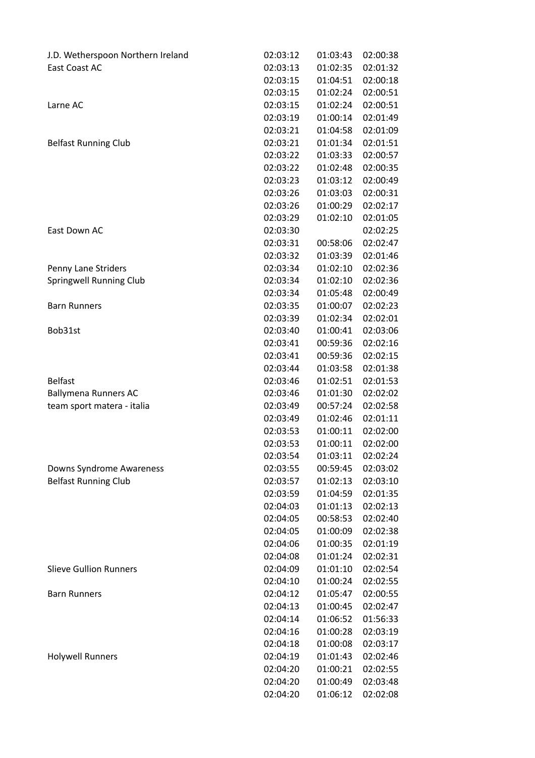| | | | |
|---|---|---|---|
| J.D. Wetherspoon Northern Ireland | 02:03:12 | 01:03:43 | 02:00:38 |
| East Coast AC | 02:03:13 | 01:02:35 | 02:01:32 |
| | 02:03:15 | 01:04:51 | 02:00:18 |
| | 02:03:15 | 01:02:24 | 02:00:51 |
| Larne AC | 02:03:15 | 01:02:24 | 02:00:51 |
| | 02:03:19 | 01:00:14 | 02:01:49 |
| | 02:03:21 | 01:04:58 | 02:01:09 |
| Belfast Running Club | 02:03:21 | 01:01:34 | 02:01:51 |
| | 02:03:22 | 01:03:33 | 02:00:57 |
| | 02:03:22 | 01:02:48 | 02:00:35 |
| | 02:03:23 | 01:03:12 | 02:00:49 |
| | 02:03:26 | 01:03:03 | 02:00:31 |
| | 02:03:26 | 01:00:29 | 02:02:17 |
| | 02:03:29 | 01:02:10 | 02:01:05 |
| East Down AC | 02:03:30 | | 02:02:25 |
| | 02:03:31 | 00:58:06 | 02:02:47 |
| | 02:03:32 | 01:03:39 | 02:01:46 |
| Penny Lane Striders | 02:03:34 | 01:02:10 | 02:02:36 |
| Springwell Running Club | 02:03:34 | 01:02:10 | 02:02:36 |
| | 02:03:34 | 01:05:48 | 02:00:49 |
| Barn Runners | 02:03:35 | 01:00:07 | 02:02:23 |
| | 02:03:39 | 01:02:34 | 02:02:01 |
| Bob31st | 02:03:40 | 01:00:41 | 02:03:06 |
| | 02:03:41 | 00:59:36 | 02:02:16 |
| | 02:03:41 | 00:59:36 | 02:02:15 |
| | 02:03:44 | 01:03:58 | 02:01:38 |
| Belfast | 02:03:46 | 01:02:51 | 02:01:53 |
| Ballymena Runners AC | 02:03:46 | 01:01:30 | 02:02:02 |
| team sport matera - italia | 02:03:49 | 00:57:24 | 02:02:58 |
| | 02:03:49 | 01:02:46 | 02:01:11 |
| | 02:03:53 | 01:00:11 | 02:02:00 |
| | 02:03:53 | 01:00:11 | 02:02:00 |
| | 02:03:54 | 01:03:11 | 02:02:24 |
| Downs Syndrome Awareness | 02:03:55 | 00:59:45 | 02:03:02 |
| Belfast Running Club | 02:03:57 | 01:02:13 | 02:03:10 |
| | 02:03:59 | 01:04:59 | 02:01:35 |
| | 02:04:03 | 01:01:13 | 02:02:13 |
| | 02:04:05 | 00:58:53 | 02:02:40 |
| | 02:04:05 | 01:00:09 | 02:02:38 |
| | 02:04:06 | 01:00:35 | 02:01:19 |
| | 02:04:08 | 01:01:24 | 02:02:31 |
| Slieve Gullion Runners | 02:04:09 | 01:01:10 | 02:02:54 |
| | 02:04:10 | 01:00:24 | 02:02:55 |
| Barn Runners | 02:04:12 | 01:05:47 | 02:00:55 |
| | 02:04:13 | 01:00:45 | 02:02:47 |
| | 02:04:14 | 01:06:52 | 01:56:33 |
| | 02:04:16 | 01:00:28 | 02:03:19 |
| | 02:04:18 | 01:00:08 | 02:03:17 |
| Holywell Runners | 02:04:19 | 01:01:43 | 02:02:46 |
| | 02:04:20 | 01:00:21 | 02:02:55 |
| | 02:04:20 | 01:00:49 | 02:03:48 |
| | 02:04:20 | 01:06:12 | 02:02:08 |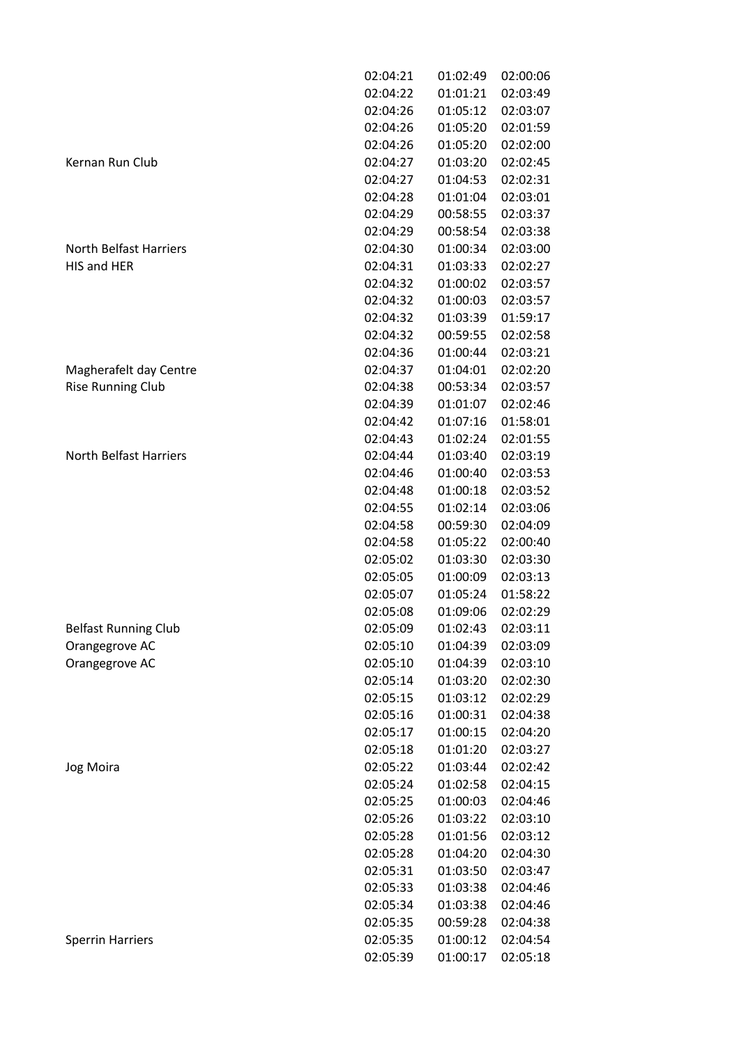| | | | |
|---|---|---|---|
| | 02:04:21 | 01:02:49 | 02:00:06 |
| | 02:04:22 | 01:01:21 | 02:03:49 |
| | 02:04:26 | 01:05:12 | 02:03:07 |
| | 02:04:26 | 01:05:20 | 02:01:59 |
| | 02:04:26 | 01:05:20 | 02:02:00 |
| Kernan Run Club | 02:04:27 | 01:03:20 | 02:02:45 |
| | 02:04:27 | 01:04:53 | 02:02:31 |
| | 02:04:28 | 01:01:04 | 02:03:01 |
| | 02:04:29 | 00:58:55 | 02:03:37 |
| | 02:04:29 | 00:58:54 | 02:03:38 |
| North Belfast Harriers | 02:04:30 | 01:00:34 | 02:03:00 |
| HIS and HER | 02:04:31 | 01:03:33 | 02:02:27 |
| | 02:04:32 | 01:00:02 | 02:03:57 |
| | 02:04:32 | 01:00:03 | 02:03:57 |
| | 02:04:32 | 01:03:39 | 01:59:17 |
| | 02:04:32 | 00:59:55 | 02:02:58 |
| | 02:04:36 | 01:00:44 | 02:03:21 |
| Magherafelt day Centre | 02:04:37 | 01:04:01 | 02:02:20 |
| Rise Running Club | 02:04:38 | 00:53:34 | 02:03:57 |
| | 02:04:39 | 01:01:07 | 02:02:46 |
| | 02:04:42 | 01:07:16 | 01:58:01 |
| | 02:04:43 | 01:02:24 | 02:01:55 |
| North Belfast Harriers | 02:04:44 | 01:03:40 | 02:03:19 |
| | 02:04:46 | 01:00:40 | 02:03:53 |
| | 02:04:48 | 01:00:18 | 02:03:52 |
| | 02:04:55 | 01:02:14 | 02:03:06 |
| | 02:04:58 | 00:59:30 | 02:04:09 |
| | 02:04:58 | 01:05:22 | 02:00:40 |
| | 02:05:02 | 01:03:30 | 02:03:30 |
| | 02:05:05 | 01:00:09 | 02:03:13 |
| | 02:05:07 | 01:05:24 | 01:58:22 |
| | 02:05:08 | 01:09:06 | 02:02:29 |
| Belfast Running Club | 02:05:09 | 01:02:43 | 02:03:11 |
| Orangegrove AC | 02:05:10 | 01:04:39 | 02:03:09 |
| Orangegrove AC | 02:05:10 | 01:04:39 | 02:03:10 |
| | 02:05:14 | 01:03:20 | 02:02:30 |
| | 02:05:15 | 01:03:12 | 02:02:29 |
| | 02:05:16 | 01:00:31 | 02:04:38 |
| | 02:05:17 | 01:00:15 | 02:04:20 |
| | 02:05:18 | 01:01:20 | 02:03:27 |
| Jog Moira | 02:05:22 | 01:03:44 | 02:02:42 |
| | 02:05:24 | 01:02:58 | 02:04:15 |
| | 02:05:25 | 01:00:03 | 02:04:46 |
| | 02:05:26 | 01:03:22 | 02:03:10 |
| | 02:05:28 | 01:01:56 | 02:03:12 |
| | 02:05:28 | 01:04:20 | 02:04:30 |
| | 02:05:31 | 01:03:50 | 02:03:47 |
| | 02:05:33 | 01:03:38 | 02:04:46 |
| | 02:05:34 | 01:03:38 | 02:04:46 |
| | 02:05:35 | 00:59:28 | 02:04:38 |
| Sperrin Harriers | 02:05:35 | 01:00:12 | 02:04:54 |
| | 02:05:39 | 01:00:17 | 02:05:18 |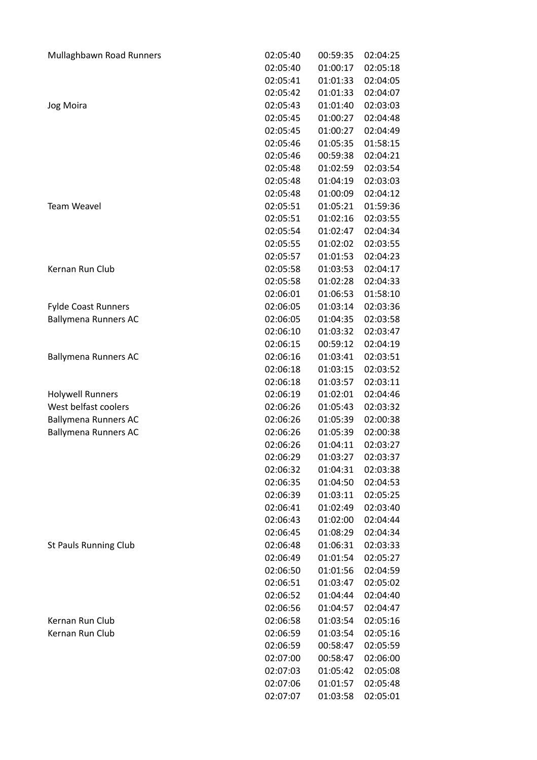| | | | |
|---|---|---|---|
| Mullaghbawn Road Runners | 02:05:40 | 00:59:35 | 02:04:25 |
| | 02:05:40 | 01:00:17 | 02:05:18 |
| | 02:05:41 | 01:01:33 | 02:04:05 |
| | 02:05:42 | 01:01:33 | 02:04:07 |
| Jog Moira | 02:05:43 | 01:01:40 | 02:03:03 |
| | 02:05:45 | 01:00:27 | 02:04:48 |
| | 02:05:45 | 01:00:27 | 02:04:49 |
| | 02:05:46 | 01:05:35 | 01:58:15 |
| | 02:05:46 | 00:59:38 | 02:04:21 |
| | 02:05:48 | 01:02:59 | 02:03:54 |
| | 02:05:48 | 01:04:19 | 02:03:03 |
| | 02:05:48 | 01:00:09 | 02:04:12 |
| Team Weavel | 02:05:51 | 01:05:21 | 01:59:36 |
| | 02:05:51 | 01:02:16 | 02:03:55 |
| | 02:05:54 | 01:02:47 | 02:04:34 |
| | 02:05:55 | 01:02:02 | 02:03:55 |
| | 02:05:57 | 01:01:53 | 02:04:23 |
| Kernan Run Club | 02:05:58 | 01:03:53 | 02:04:17 |
| | 02:05:58 | 01:02:28 | 02:04:33 |
| | 02:06:01 | 01:06:53 | 01:58:10 |
| Fylde Coast Runners | 02:06:05 | 01:03:14 | 02:03:36 |
| Ballymena Runners AC | 02:06:05 | 01:04:35 | 02:03:58 |
| | 02:06:10 | 01:03:32 | 02:03:47 |
| | 02:06:15 | 00:59:12 | 02:04:19 |
| Ballymena Runners AC | 02:06:16 | 01:03:41 | 02:03:51 |
| | 02:06:18 | 01:03:15 | 02:03:52 |
| | 02:06:18 | 01:03:57 | 02:03:11 |
| Holywell Runners | 02:06:19 | 01:02:01 | 02:04:46 |
| West belfast coolers | 02:06:26 | 01:05:43 | 02:03:32 |
| Ballymena Runners AC | 02:06:26 | 01:05:39 | 02:00:38 |
| Ballymena Runners AC | 02:06:26 | 01:05:39 | 02:00:38 |
| | 02:06:26 | 01:04:11 | 02:03:27 |
| | 02:06:29 | 01:03:27 | 02:03:37 |
| | 02:06:32 | 01:04:31 | 02:03:38 |
| | 02:06:35 | 01:04:50 | 02:04:53 |
| | 02:06:39 | 01:03:11 | 02:05:25 |
| | 02:06:41 | 01:02:49 | 02:03:40 |
| | 02:06:43 | 01:02:00 | 02:04:44 |
| | 02:06:45 | 01:08:29 | 02:04:34 |
| St Pauls Running Club | 02:06:48 | 01:06:31 | 02:03:33 |
| | 02:06:49 | 01:01:54 | 02:05:27 |
| | 02:06:50 | 01:01:56 | 02:04:59 |
| | 02:06:51 | 01:03:47 | 02:05:02 |
| | 02:06:52 | 01:04:44 | 02:04:40 |
| | 02:06:56 | 01:04:57 | 02:04:47 |
| Kernan Run Club | 02:06:58 | 01:03:54 | 02:05:16 |
| Kernan Run Club | 02:06:59 | 01:03:54 | 02:05:16 |
| | 02:06:59 | 00:58:47 | 02:05:59 |
| | 02:07:00 | 00:58:47 | 02:06:00 |
| | 02:07:03 | 01:05:42 | 02:05:08 |
| | 02:07:06 | 01:01:57 | 02:05:48 |
| | 02:07:07 | 01:03:58 | 02:05:01 |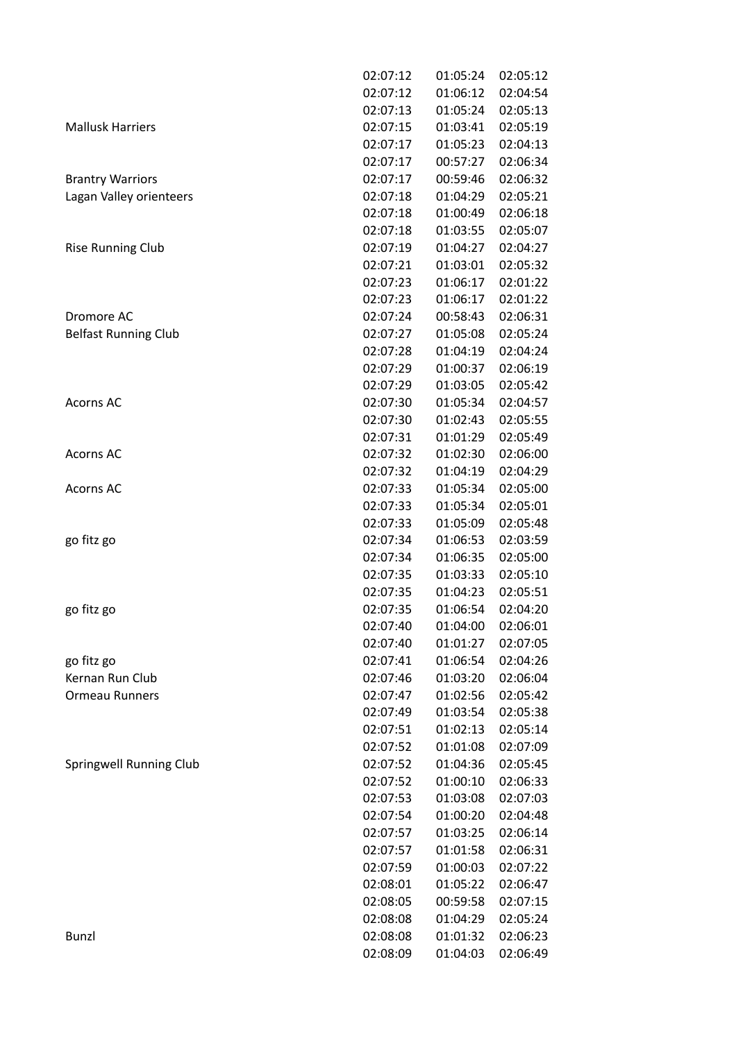| | | | |
|---|---|---|---|
| | 02:07:12 | 01:05:24 | 02:05:12 |
| | 02:07:12 | 01:06:12 | 02:04:54 |
| | 02:07:13 | 01:05:24 | 02:05:13 |
| Mallusk Harriers | 02:07:15 | 01:03:41 | 02:05:19 |
| | 02:07:17 | 01:05:23 | 02:04:13 |
| | 02:07:17 | 00:57:27 | 02:06:34 |
| Brantry Warriors | 02:07:17 | 00:59:46 | 02:06:32 |
| Lagan Valley orienteers | 02:07:18 | 01:04:29 | 02:05:21 |
| | 02:07:18 | 01:00:49 | 02:06:18 |
| | 02:07:18 | 01:03:55 | 02:05:07 |
| Rise Running Club | 02:07:19 | 01:04:27 | 02:04:27 |
| | 02:07:21 | 01:03:01 | 02:05:32 |
| | 02:07:23 | 01:06:17 | 02:01:22 |
| | 02:07:23 | 01:06:17 | 02:01:22 |
| Dromore AC | 02:07:24 | 00:58:43 | 02:06:31 |
| Belfast Running Club | 02:07:27 | 01:05:08 | 02:05:24 |
| | 02:07:28 | 01:04:19 | 02:04:24 |
| | 02:07:29 | 01:00:37 | 02:06:19 |
| | 02:07:29 | 01:03:05 | 02:05:42 |
| Acorns AC | 02:07:30 | 01:05:34 | 02:04:57 |
| | 02:07:30 | 01:02:43 | 02:05:55 |
| | 02:07:31 | 01:01:29 | 02:05:49 |
| Acorns AC | 02:07:32 | 01:02:30 | 02:06:00 |
| | 02:07:32 | 01:04:19 | 02:04:29 |
| Acorns AC | 02:07:33 | 01:05:34 | 02:05:00 |
| | 02:07:33 | 01:05:34 | 02:05:01 |
| | 02:07:33 | 01:05:09 | 02:05:48 |
| go fitz go | 02:07:34 | 01:06:53 | 02:03:59 |
| | 02:07:34 | 01:06:35 | 02:05:00 |
| | 02:07:35 | 01:03:33 | 02:05:10 |
| | 02:07:35 | 01:04:23 | 02:05:51 |
| go fitz go | 02:07:35 | 01:06:54 | 02:04:20 |
| | 02:07:40 | 01:04:00 | 02:06:01 |
| | 02:07:40 | 01:01:27 | 02:07:05 |
| go fitz go | 02:07:41 | 01:06:54 | 02:04:26 |
| Kernan Run Club | 02:07:46 | 01:03:20 | 02:06:04 |
| Ormeau Runners | 02:07:47 | 01:02:56 | 02:05:42 |
| | 02:07:49 | 01:03:54 | 02:05:38 |
| | 02:07:51 | 01:02:13 | 02:05:14 |
| | 02:07:52 | 01:01:08 | 02:07:09 |
| Springwell Running Club | 02:07:52 | 01:04:36 | 02:05:45 |
| | 02:07:52 | 01:00:10 | 02:06:33 |
| | 02:07:53 | 01:03:08 | 02:07:03 |
| | 02:07:54 | 01:00:20 | 02:04:48 |
| | 02:07:57 | 01:03:25 | 02:06:14 |
| | 02:07:57 | 01:01:58 | 02:06:31 |
| | 02:07:59 | 01:00:03 | 02:07:22 |
| | 02:08:01 | 01:05:22 | 02:06:47 |
| | 02:08:05 | 00:59:58 | 02:07:15 |
| | 02:08:08 | 01:04:29 | 02:05:24 |
| Bunzl | 02:08:08 | 01:01:32 | 02:06:23 |
| | 02:08:09 | 01:04:03 | 02:06:49 |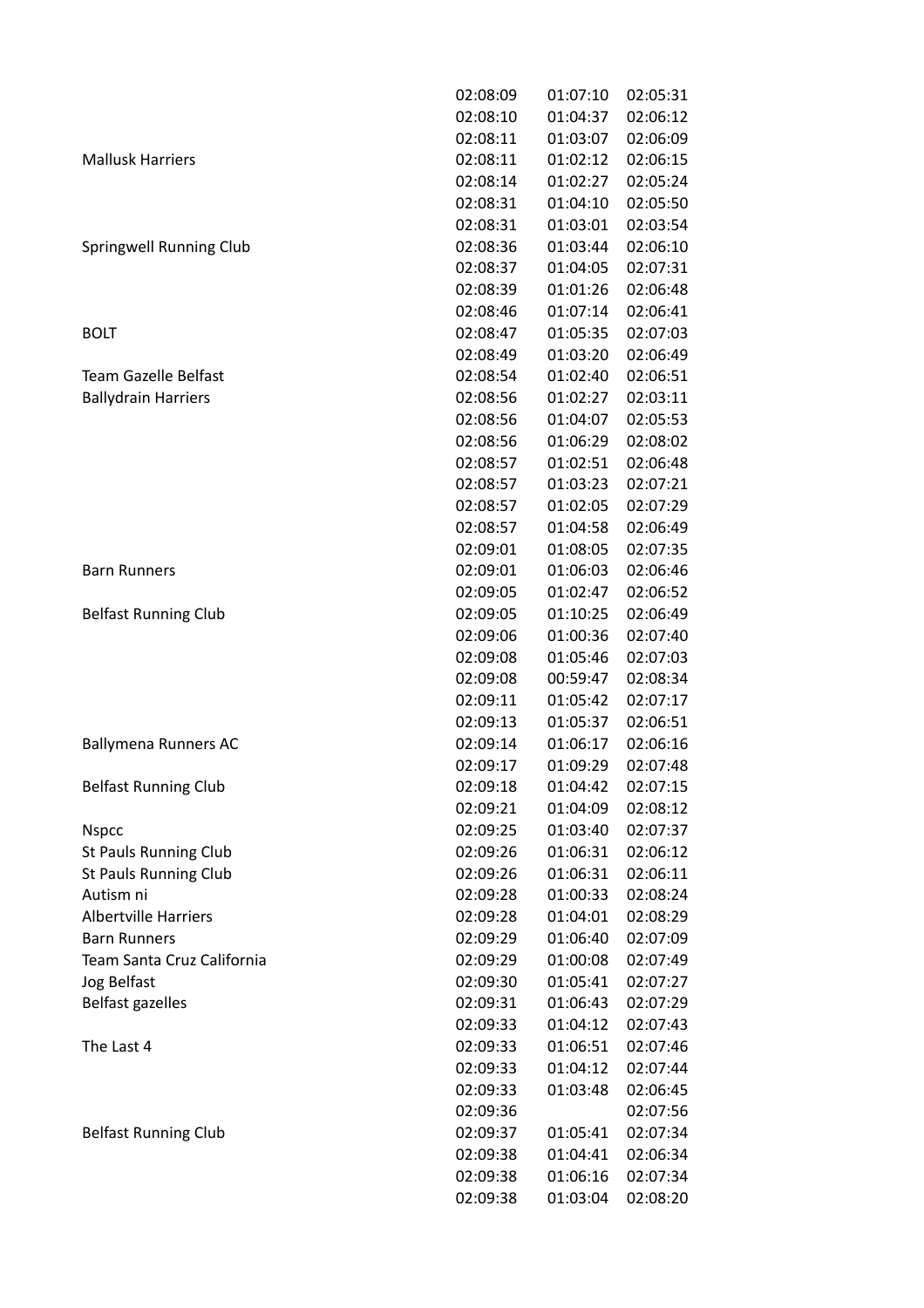| | | | |
|---|---|---|---|
| | 02:08:09 | 01:07:10 | 02:05:31 |
| | 02:08:10 | 01:04:37 | 02:06:12 |
| | 02:08:11 | 01:03:07 | 02:06:09 |
| Mallusk Harriers | 02:08:11 | 01:02:12 | 02:06:15 |
| | 02:08:14 | 01:02:27 | 02:05:24 |
| | 02:08:31 | 01:04:10 | 02:05:50 |
| | 02:08:31 | 01:03:01 | 02:03:54 |
| Springwell Running Club | 02:08:36 | 01:03:44 | 02:06:10 |
| | 02:08:37 | 01:04:05 | 02:07:31 |
| | 02:08:39 | 01:01:26 | 02:06:48 |
| | 02:08:46 | 01:07:14 | 02:06:41 |
| BOLT | 02:08:47 | 01:05:35 | 02:07:03 |
| | 02:08:49 | 01:03:20 | 02:06:49 |
| Team Gazelle Belfast | 02:08:54 | 01:02:40 | 02:06:51 |
| Ballydrain Harriers | 02:08:56 | 01:02:27 | 02:03:11 |
| | 02:08:56 | 01:04:07 | 02:05:53 |
| | 02:08:56 | 01:06:29 | 02:08:02 |
| | 02:08:57 | 01:02:51 | 02:06:48 |
| | 02:08:57 | 01:03:23 | 02:07:21 |
| | 02:08:57 | 01:02:05 | 02:07:29 |
| | 02:08:57 | 01:04:58 | 02:06:49 |
| | 02:09:01 | 01:08:05 | 02:07:35 |
| Barn Runners | 02:09:01 | 01:06:03 | 02:06:46 |
| | 02:09:05 | 01:02:47 | 02:06:52 |
| Belfast Running Club | 02:09:05 | 01:10:25 | 02:06:49 |
| | 02:09:06 | 01:00:36 | 02:07:40 |
| | 02:09:08 | 01:05:46 | 02:07:03 |
| | 02:09:08 | 00:59:47 | 02:08:34 |
| | 02:09:11 | 01:05:42 | 02:07:17 |
| | 02:09:13 | 01:05:37 | 02:06:51 |
| Ballymena Runners AC | 02:09:14 | 01:06:17 | 02:06:16 |
| | 02:09:17 | 01:09:29 | 02:07:48 |
| Belfast Running Club | 02:09:18 | 01:04:42 | 02:07:15 |
| | 02:09:21 | 01:04:09 | 02:08:12 |
| Nspcc | 02:09:25 | 01:03:40 | 02:07:37 |
| St Pauls Running Club | 02:09:26 | 01:06:31 | 02:06:12 |
| St Pauls Running Club | 02:09:26 | 01:06:31 | 02:06:11 |
| Autism ni | 02:09:28 | 01:00:33 | 02:08:24 |
| Albertville Harriers | 02:09:28 | 01:04:01 | 02:08:29 |
| Barn Runners | 02:09:29 | 01:06:40 | 02:07:09 |
| Team Santa Cruz California | 02:09:29 | 01:00:08 | 02:07:49 |
| Jog Belfast | 02:09:30 | 01:05:41 | 02:07:27 |
| Belfast gazelles | 02:09:31 | 01:06:43 | 02:07:29 |
| | 02:09:33 | 01:04:12 | 02:07:43 |
| The Last 4 | 02:09:33 | 01:06:51 | 02:07:46 |
| | 02:09:33 | 01:04:12 | 02:07:44 |
| | 02:09:33 | 01:03:48 | 02:06:45 |
| | 02:09:36 | | 02:07:56 |
| Belfast Running Club | 02:09:37 | 01:05:41 | 02:07:34 |
| | 02:09:38 | 01:04:41 | 02:06:34 |
| | 02:09:38 | 01:06:16 | 02:07:34 |
| | 02:09:38 | 01:03:04 | 02:08:20 |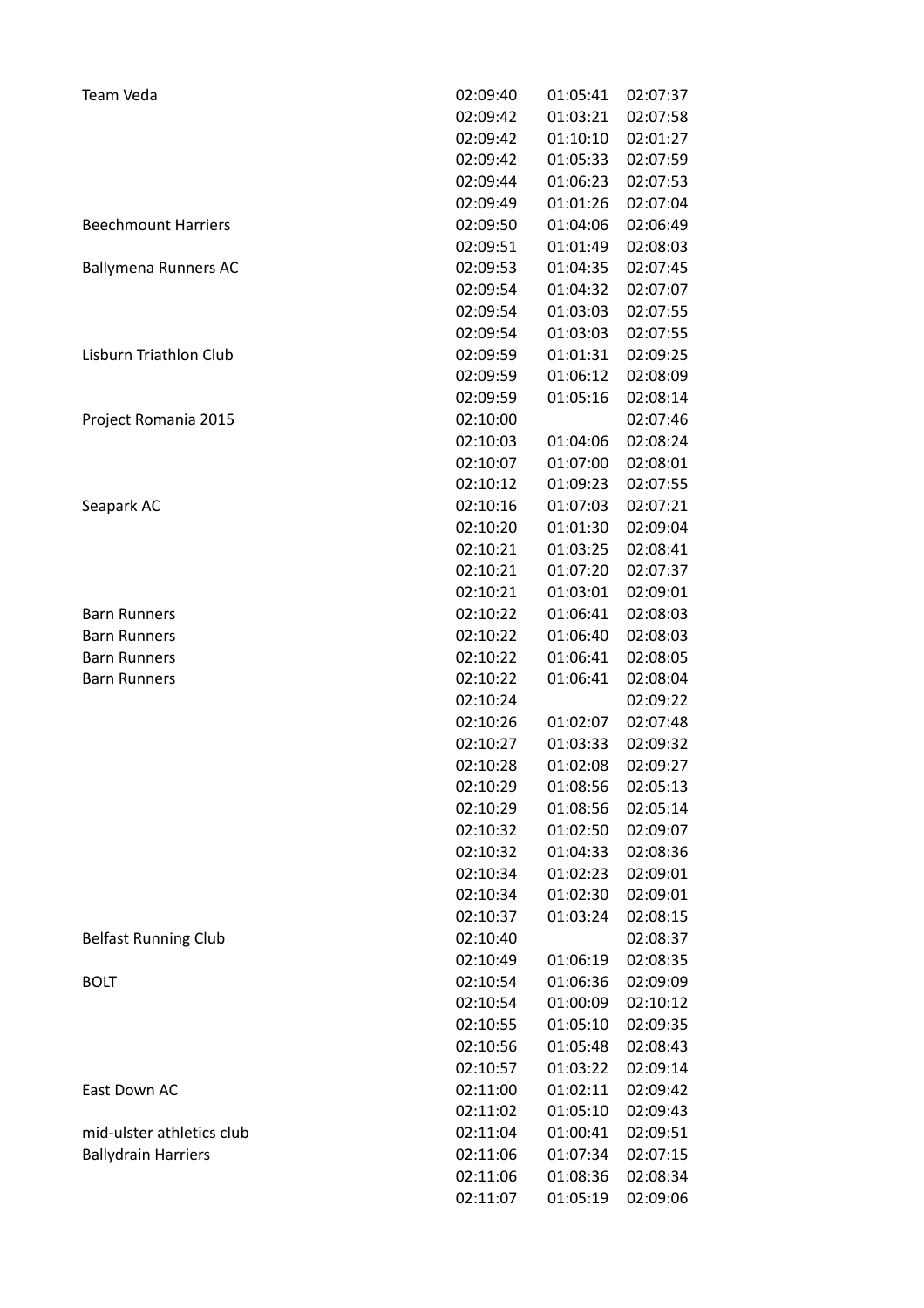| | | | |
|---|---|---|---|
| Team Veda | 02:09:40 | 01:05:41 | 02:07:37 |
| | 02:09:42 | 01:03:21 | 02:07:58 |
| | 02:09:42 | 01:10:10 | 02:01:27 |
| | 02:09:42 | 01:05:33 | 02:07:59 |
| | 02:09:44 | 01:06:23 | 02:07:53 |
| | 02:09:49 | 01:01:26 | 02:07:04 |
| Beechmount Harriers | 02:09:50 | 01:04:06 | 02:06:49 |
| | 02:09:51 | 01:01:49 | 02:08:03 |
| Ballymena Runners AC | 02:09:53 | 01:04:35 | 02:07:45 |
| | 02:09:54 | 01:04:32 | 02:07:07 |
| | 02:09:54 | 01:03:03 | 02:07:55 |
| | 02:09:54 | 01:03:03 | 02:07:55 |
| Lisburn Triathlon Club | 02:09:59 | 01:01:31 | 02:09:25 |
| | 02:09:59 | 01:06:12 | 02:08:09 |
| | 02:09:59 | 01:05:16 | 02:08:14 |
| Project Romania 2015 | 02:10:00 | | 02:07:46 |
| | 02:10:03 | 01:04:06 | 02:08:24 |
| | 02:10:07 | 01:07:00 | 02:08:01 |
| | 02:10:12 | 01:09:23 | 02:07:55 |
| Seapark AC | 02:10:16 | 01:07:03 | 02:07:21 |
| | 02:10:20 | 01:01:30 | 02:09:04 |
| | 02:10:21 | 01:03:25 | 02:08:41 |
| | 02:10:21 | 01:07:20 | 02:07:37 |
| | 02:10:21 | 01:03:01 | 02:09:01 |
| Barn Runners | 02:10:22 | 01:06:41 | 02:08:03 |
| Barn Runners | 02:10:22 | 01:06:40 | 02:08:03 |
| Barn Runners | 02:10:22 | 01:06:41 | 02:08:05 |
| Barn Runners | 02:10:22 | 01:06:41 | 02:08:04 |
| | 02:10:24 | | 02:09:22 |
| | 02:10:26 | 01:02:07 | 02:07:48 |
| | 02:10:27 | 01:03:33 | 02:09:32 |
| | 02:10:28 | 01:02:08 | 02:09:27 |
| | 02:10:29 | 01:08:56 | 02:05:13 |
| | 02:10:29 | 01:08:56 | 02:05:14 |
| | 02:10:32 | 01:02:50 | 02:09:07 |
| | 02:10:32 | 01:04:33 | 02:08:36 |
| | 02:10:34 | 01:02:23 | 02:09:01 |
| | 02:10:34 | 01:02:30 | 02:09:01 |
| | 02:10:37 | 01:03:24 | 02:08:15 |
| Belfast Running Club | 02:10:40 | | 02:08:37 |
| | 02:10:49 | 01:06:19 | 02:08:35 |
| BOLT | 02:10:54 | 01:06:36 | 02:09:09 |
| | 02:10:54 | 01:00:09 | 02:10:12 |
| | 02:10:55 | 01:05:10 | 02:09:35 |
| | 02:10:56 | 01:05:48 | 02:08:43 |
| | 02:10:57 | 01:03:22 | 02:09:14 |
| East Down AC | 02:11:00 | 01:02:11 | 02:09:42 |
| | 02:11:02 | 01:05:10 | 02:09:43 |
| mid-ulster athletics club | 02:11:04 | 01:00:41 | 02:09:51 |
| Ballydrain Harriers | 02:11:06 | 01:07:34 | 02:07:15 |
| | 02:11:06 | 01:08:36 | 02:08:34 |
| | 02:11:07 | 01:05:19 | 02:09:06 |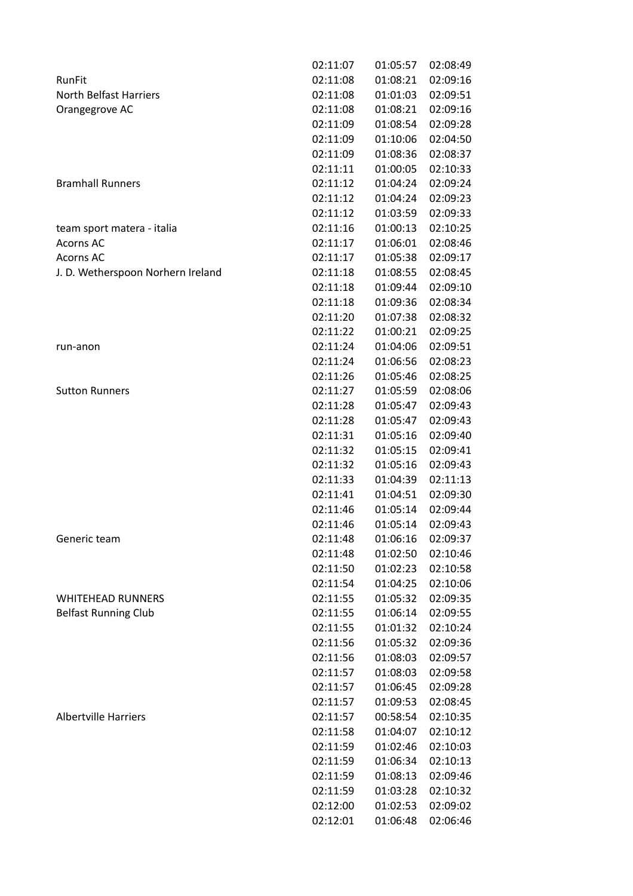| | | | |
|---|---|---|---|
| | 02:11:07 | 01:05:57 | 02:08:49 |
| RunFit | 02:11:08 | 01:08:21 | 02:09:16 |
| North Belfast Harriers | 02:11:08 | 01:01:03 | 02:09:51 |
| Orangegrove AC | 02:11:08 | 01:08:21 | 02:09:16 |
| | 02:11:09 | 01:08:54 | 02:09:28 |
| | 02:11:09 | 01:10:06 | 02:04:50 |
| | 02:11:09 | 01:08:36 | 02:08:37 |
| | 02:11:11 | 01:00:05 | 02:10:33 |
| Bramhall Runners | 02:11:12 | 01:04:24 | 02:09:24 |
| | 02:11:12 | 01:04:24 | 02:09:23 |
| | 02:11:12 | 01:03:59 | 02:09:33 |
| team sport matera - italia | 02:11:16 | 01:00:13 | 02:10:25 |
| Acorns AC | 02:11:17 | 01:06:01 | 02:08:46 |
| Acorns AC | 02:11:17 | 01:05:38 | 02:09:17 |
| J. D. Wetherspoon Norhern Ireland | 02:11:18 | 01:08:55 | 02:08:45 |
| | 02:11:18 | 01:09:44 | 02:09:10 |
| | 02:11:18 | 01:09:36 | 02:08:34 |
| | 02:11:20 | 01:07:38 | 02:08:32 |
| | 02:11:22 | 01:00:21 | 02:09:25 |
| run-anon | 02:11:24 | 01:04:06 | 02:09:51 |
| | 02:11:24 | 01:06:56 | 02:08:23 |
| | 02:11:26 | 01:05:46 | 02:08:25 |
| Sutton Runners | 02:11:27 | 01:05:59 | 02:08:06 |
| | 02:11:28 | 01:05:47 | 02:09:43 |
| | 02:11:28 | 01:05:47 | 02:09:43 |
| | 02:11:31 | 01:05:16 | 02:09:40 |
| | 02:11:32 | 01:05:15 | 02:09:41 |
| | 02:11:32 | 01:05:16 | 02:09:43 |
| | 02:11:33 | 01:04:39 | 02:11:13 |
| | 02:11:41 | 01:04:51 | 02:09:30 |
| | 02:11:46 | 01:05:14 | 02:09:44 |
| | 02:11:46 | 01:05:14 | 02:09:43 |
| Generic team | 02:11:48 | 01:06:16 | 02:09:37 |
| | 02:11:48 | 01:02:50 | 02:10:46 |
| | 02:11:50 | 01:02:23 | 02:10:58 |
| | 02:11:54 | 01:04:25 | 02:10:06 |
| WHITEHEAD RUNNERS | 02:11:55 | 01:05:32 | 02:09:35 |
| Belfast Running Club | 02:11:55 | 01:06:14 | 02:09:55 |
| | 02:11:55 | 01:01:32 | 02:10:24 |
| | 02:11:56 | 01:05:32 | 02:09:36 |
| | 02:11:56 | 01:08:03 | 02:09:57 |
| | 02:11:57 | 01:08:03 | 02:09:58 |
| | 02:11:57 | 01:06:45 | 02:09:28 |
| | 02:11:57 | 01:09:53 | 02:08:45 |
| Albertville Harriers | 02:11:57 | 00:58:54 | 02:10:35 |
| | 02:11:58 | 01:04:07 | 02:10:12 |
| | 02:11:59 | 01:02:46 | 02:10:03 |
| | 02:11:59 | 01:06:34 | 02:10:13 |
| | 02:11:59 | 01:08:13 | 02:09:46 |
| | 02:11:59 | 01:03:28 | 02:10:32 |
| | 02:12:00 | 01:02:53 | 02:09:02 |
| | 02:12:01 | 01:06:48 | 02:06:46 |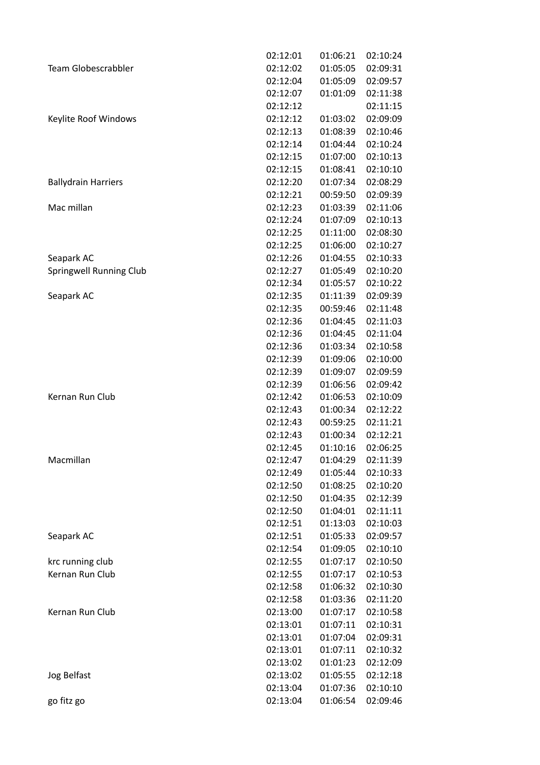| | | | |
|---|---|---|---|
| | 02:12:01 | 01:06:21 | 02:10:24 |
| Team Globescrabbler | 02:12:02 | 01:05:05 | 02:09:31 |
| | 02:12:04 | 01:05:09 | 02:09:57 |
| | 02:12:07 | 01:01:09 | 02:11:38 |
| | 02:12:12 | | 02:11:15 |
| Keylite Roof Windows | 02:12:12 | 01:03:02 | 02:09:09 |
| | 02:12:13 | 01:08:39 | 02:10:46 |
| | 02:12:14 | 01:04:44 | 02:10:24 |
| | 02:12:15 | 01:07:00 | 02:10:13 |
| | 02:12:15 | 01:08:41 | 02:10:10 |
| Ballydrain Harriers | 02:12:20 | 01:07:34 | 02:08:29 |
| | 02:12:21 | 00:59:50 | 02:09:39 |
| Mac millan | 02:12:23 | 01:03:39 | 02:11:06 |
| | 02:12:24 | 01:07:09 | 02:10:13 |
| | 02:12:25 | 01:11:00 | 02:08:30 |
| | 02:12:25 | 01:06:00 | 02:10:27 |
| Seapark AC | 02:12:26 | 01:04:55 | 02:10:33 |
| Springwell Running Club | 02:12:27 | 01:05:49 | 02:10:20 |
| | 02:12:34 | 01:05:57 | 02:10:22 |
| Seapark AC | 02:12:35 | 01:11:39 | 02:09:39 |
| | 02:12:35 | 00:59:46 | 02:11:48 |
| | 02:12:36 | 01:04:45 | 02:11:03 |
| | 02:12:36 | 01:04:45 | 02:11:04 |
| | 02:12:36 | 01:03:34 | 02:10:58 |
| | 02:12:39 | 01:09:06 | 02:10:00 |
| | 02:12:39 | 01:09:07 | 02:09:59 |
| | 02:12:39 | 01:06:56 | 02:09:42 |
| Kernan Run Club | 02:12:42 | 01:06:53 | 02:10:09 |
| | 02:12:43 | 01:00:34 | 02:12:22 |
| | 02:12:43 | 00:59:25 | 02:11:21 |
| | 02:12:43 | 01:00:34 | 02:12:21 |
| | 02:12:45 | 01:10:16 | 02:06:25 |
| Macmillan | 02:12:47 | 01:04:29 | 02:11:39 |
| | 02:12:49 | 01:05:44 | 02:10:33 |
| | 02:12:50 | 01:08:25 | 02:10:20 |
| | 02:12:50 | 01:04:35 | 02:12:39 |
| | 02:12:50 | 01:04:01 | 02:11:11 |
| | 02:12:51 | 01:13:03 | 02:10:03 |
| Seapark AC | 02:12:51 | 01:05:33 | 02:09:57 |
| | 02:12:54 | 01:09:05 | 02:10:10 |
| krc running club | 02:12:55 | 01:07:17 | 02:10:50 |
| Kernan Run Club | 02:12:55 | 01:07:17 | 02:10:53 |
| | 02:12:58 | 01:06:32 | 02:10:30 |
| | 02:12:58 | 01:03:36 | 02:11:20 |
| Kernan Run Club | 02:13:00 | 01:07:17 | 02:10:58 |
| | 02:13:01 | 01:07:11 | 02:10:31 |
| | 02:13:01 | 01:07:04 | 02:09:31 |
| | 02:13:01 | 01:07:11 | 02:10:32 |
| | 02:13:02 | 01:01:23 | 02:12:09 |
| Jog Belfast | 02:13:02 | 01:05:55 | 02:12:18 |
| | 02:13:04 | 01:07:36 | 02:10:10 |
| go fitz go | 02:13:04 | 01:06:54 | 02:09:46 |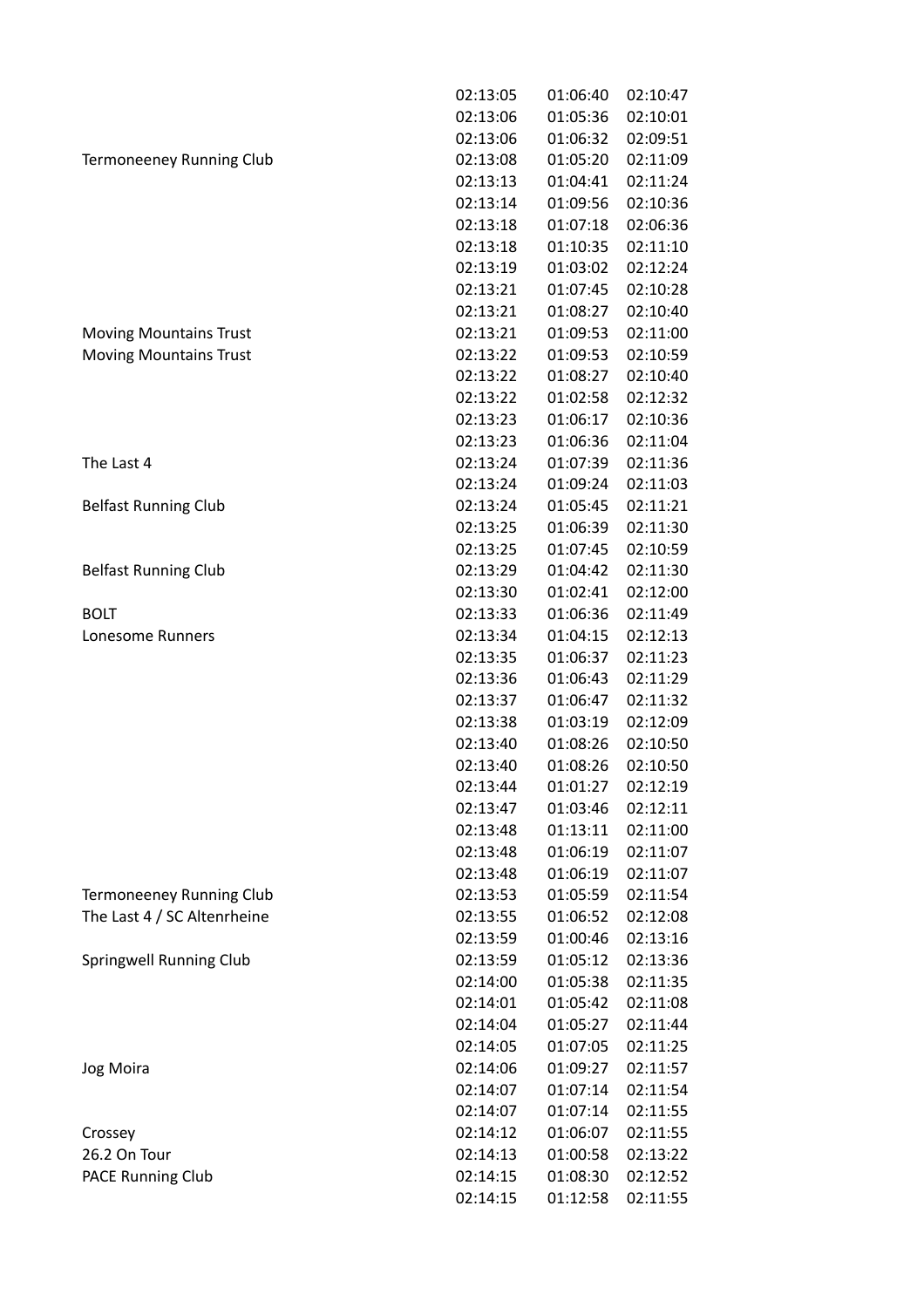| | | | |
|---|---|---|---|
| | 02:13:05 | 01:06:40 | 02:10:47 |
| | 02:13:06 | 01:05:36 | 02:10:01 |
| | 02:13:06 | 01:06:32 | 02:09:51 |
| Termoneeney Running Club | 02:13:08 | 01:05:20 | 02:11:09 |
| | 02:13:13 | 01:04:41 | 02:11:24 |
| | 02:13:14 | 01:09:56 | 02:10:36 |
| | 02:13:18 | 01:07:18 | 02:06:36 |
| | 02:13:18 | 01:10:35 | 02:11:10 |
| | 02:13:19 | 01:03:02 | 02:12:24 |
| | 02:13:21 | 01:07:45 | 02:10:28 |
| | 02:13:21 | 01:08:27 | 02:10:40 |
| Moving Mountains Trust | 02:13:21 | 01:09:53 | 02:11:00 |
| Moving Mountains Trust | 02:13:22 | 01:09:53 | 02:10:59 |
| | 02:13:22 | 01:08:27 | 02:10:40 |
| | 02:13:22 | 01:02:58 | 02:12:32 |
| | 02:13:23 | 01:06:17 | 02:10:36 |
| | 02:13:23 | 01:06:36 | 02:11:04 |
| The Last 4 | 02:13:24 | 01:07:39 | 02:11:36 |
| | 02:13:24 | 01:09:24 | 02:11:03 |
| Belfast Running Club | 02:13:24 | 01:05:45 | 02:11:21 |
| | 02:13:25 | 01:06:39 | 02:11:30 |
| | 02:13:25 | 01:07:45 | 02:10:59 |
| Belfast Running Club | 02:13:29 | 01:04:42 | 02:11:30 |
| | 02:13:30 | 01:02:41 | 02:12:00 |
| BOLT | 02:13:33 | 01:06:36 | 02:11:49 |
| Lonesome Runners | 02:13:34 | 01:04:15 | 02:12:13 |
| | 02:13:35 | 01:06:37 | 02:11:23 |
| | 02:13:36 | 01:06:43 | 02:11:29 |
| | 02:13:37 | 01:06:47 | 02:11:32 |
| | 02:13:38 | 01:03:19 | 02:12:09 |
| | 02:13:40 | 01:08:26 | 02:10:50 |
| | 02:13:40 | 01:08:26 | 02:10:50 |
| | 02:13:44 | 01:01:27 | 02:12:19 |
| | 02:13:47 | 01:03:46 | 02:12:11 |
| | 02:13:48 | 01:13:11 | 02:11:00 |
| | 02:13:48 | 01:06:19 | 02:11:07 |
| | 02:13:48 | 01:06:19 | 02:11:07 |
| Termoneeney Running Club | 02:13:53 | 01:05:59 | 02:11:54 |
| The Last 4 / SC Altenrheine | 02:13:55 | 01:06:52 | 02:12:08 |
| | 02:13:59 | 01:00:46 | 02:13:16 |
| Springwell Running Club | 02:13:59 | 01:05:12 | 02:13:36 |
| | 02:14:00 | 01:05:38 | 02:11:35 |
| | 02:14:01 | 01:05:42 | 02:11:08 |
| | 02:14:04 | 01:05:27 | 02:11:44 |
| | 02:14:05 | 01:07:05 | 02:11:25 |
| Jog Moira | 02:14:06 | 01:09:27 | 02:11:57 |
| | 02:14:07 | 01:07:14 | 02:11:54 |
| | 02:14:07 | 01:07:14 | 02:11:55 |
| Crossey | 02:14:12 | 01:06:07 | 02:11:55 |
| 26.2 On Tour | 02:14:13 | 01:00:58 | 02:13:22 |
| PACE Running Club | 02:14:15 | 01:08:30 | 02:12:52 |
| | 02:14:15 | 01:12:58 | 02:11:55 |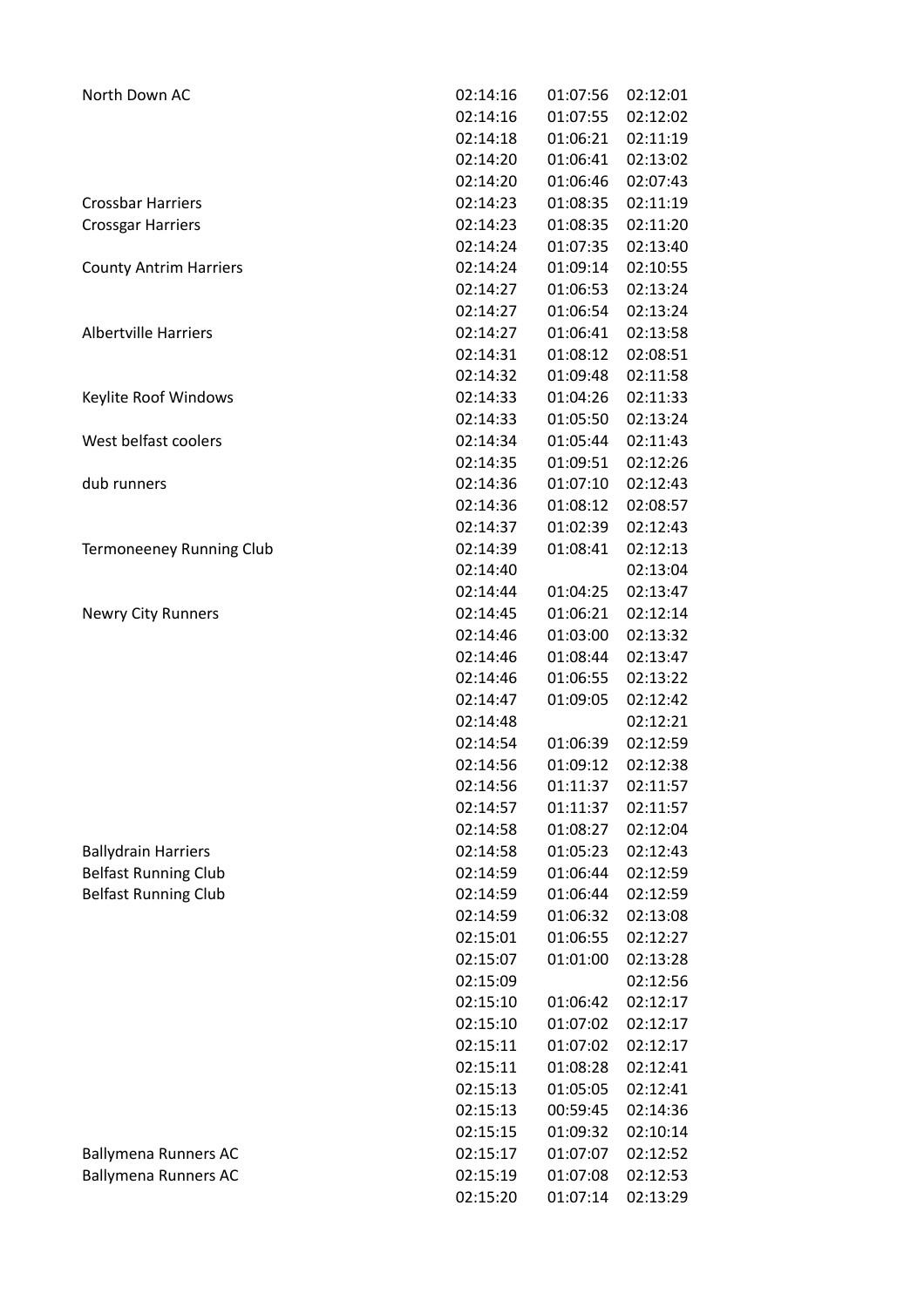| | | | |
|---|---|---|---|
| North Down AC | 02:14:16 | 01:07:56 | 02:12:01 |
| | 02:14:16 | 01:07:55 | 02:12:02 |
| | 02:14:18 | 01:06:21 | 02:11:19 |
| | 02:14:20 | 01:06:41 | 02:13:02 |
| | 02:14:20 | 01:06:46 | 02:07:43 |
| Crossbar Harriers | 02:14:23 | 01:08:35 | 02:11:19 |
| Crossgar Harriers | 02:14:23 | 01:08:35 | 02:11:20 |
| | 02:14:24 | 01:07:35 | 02:13:40 |
| County Antrim Harriers | 02:14:24 | 01:09:14 | 02:10:55 |
| | 02:14:27 | 01:06:53 | 02:13:24 |
| | 02:14:27 | 01:06:54 | 02:13:24 |
| Albertville Harriers | 02:14:27 | 01:06:41 | 02:13:58 |
| | 02:14:31 | 01:08:12 | 02:08:51 |
| | 02:14:32 | 01:09:48 | 02:11:58 |
| Keylite Roof Windows | 02:14:33 | 01:04:26 | 02:11:33 |
| | 02:14:33 | 01:05:50 | 02:13:24 |
| West belfast coolers | 02:14:34 | 01:05:44 | 02:11:43 |
| | 02:14:35 | 01:09:51 | 02:12:26 |
| dub runners | 02:14:36 | 01:07:10 | 02:12:43 |
| | 02:14:36 | 01:08:12 | 02:08:57 |
| | 02:14:37 | 01:02:39 | 02:12:43 |
| Termoneeney Running Club | 02:14:39 | 01:08:41 | 02:12:13 |
| | 02:14:40 | | 02:13:04 |
| | 02:14:44 | 01:04:25 | 02:13:47 |
| Newry City Runners | 02:14:45 | 01:06:21 | 02:12:14 |
| | 02:14:46 | 01:03:00 | 02:13:32 |
| | 02:14:46 | 01:08:44 | 02:13:47 |
| | 02:14:46 | 01:06:55 | 02:13:22 |
| | 02:14:47 | 01:09:05 | 02:12:42 |
| | 02:14:48 | | 02:12:21 |
| | 02:14:54 | 01:06:39 | 02:12:59 |
| | 02:14:56 | 01:09:12 | 02:12:38 |
| | 02:14:56 | 01:11:37 | 02:11:57 |
| | 02:14:57 | 01:11:37 | 02:11:57 |
| | 02:14:58 | 01:08:27 | 02:12:04 |
| Ballydrain Harriers | 02:14:58 | 01:05:23 | 02:12:43 |
| Belfast Running Club | 02:14:59 | 01:06:44 | 02:12:59 |
| Belfast Running Club | 02:14:59 | 01:06:44 | 02:12:59 |
| | 02:14:59 | 01:06:32 | 02:13:08 |
| | 02:15:01 | 01:06:55 | 02:12:27 |
| | 02:15:07 | 01:01:00 | 02:13:28 |
| | 02:15:09 | | 02:12:56 |
| | 02:15:10 | 01:06:42 | 02:12:17 |
| | 02:15:10 | 01:07:02 | 02:12:17 |
| | 02:15:11 | 01:07:02 | 02:12:17 |
| | 02:15:11 | 01:08:28 | 02:12:41 |
| | 02:15:13 | 01:05:05 | 02:12:41 |
| | 02:15:13 | 00:59:45 | 02:14:36 |
| | 02:15:15 | 01:09:32 | 02:10:14 |
| Ballymena Runners AC | 02:15:17 | 01:07:07 | 02:12:52 |
| Ballymena Runners AC | 02:15:19 | 01:07:08 | 02:12:53 |
| | 02:15:20 | 01:07:14 | 02:13:29 |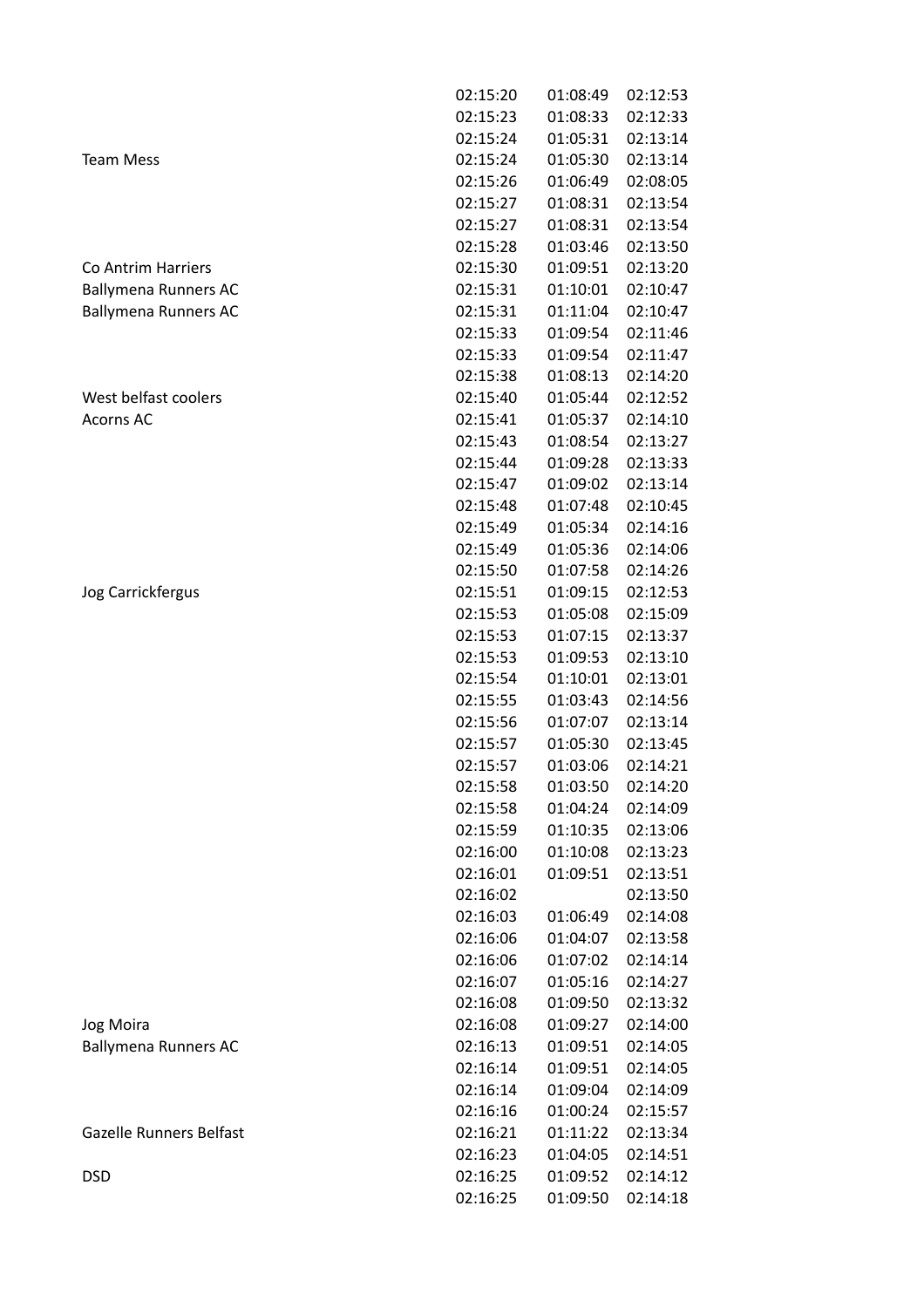| | | | |
|---|---|---|---|
| | 02:15:20 | 01:08:49 | 02:12:53 |
| | 02:15:23 | 01:08:33 | 02:12:33 |
| | 02:15:24 | 01:05:31 | 02:13:14 |
| Team Mess | 02:15:24 | 01:05:30 | 02:13:14 |
| | 02:15:26 | 01:06:49 | 02:08:05 |
| | 02:15:27 | 01:08:31 | 02:13:54 |
| | 02:15:27 | 01:08:31 | 02:13:54 |
| | 02:15:28 | 01:03:46 | 02:13:50 |
| Co Antrim Harriers | 02:15:30 | 01:09:51 | 02:13:20 |
| Ballymena Runners AC | 02:15:31 | 01:10:01 | 02:10:47 |
| Ballymena Runners AC | 02:15:31 | 01:11:04 | 02:10:47 |
| | 02:15:33 | 01:09:54 | 02:11:46 |
| | 02:15:33 | 01:09:54 | 02:11:47 |
| | 02:15:38 | 01:08:13 | 02:14:20 |
| West belfast coolers | 02:15:40 | 01:05:44 | 02:12:52 |
| Acorns AC | 02:15:41 | 01:05:37 | 02:14:10 |
| | 02:15:43 | 01:08:54 | 02:13:27 |
| | 02:15:44 | 01:09:28 | 02:13:33 |
| | 02:15:47 | 01:09:02 | 02:13:14 |
| | 02:15:48 | 01:07:48 | 02:10:45 |
| | 02:15:49 | 01:05:34 | 02:14:16 |
| | 02:15:49 | 01:05:36 | 02:14:06 |
| | 02:15:50 | 01:07:58 | 02:14:26 |
| Jog Carrickfergus | 02:15:51 | 01:09:15 | 02:12:53 |
| | 02:15:53 | 01:05:08 | 02:15:09 |
| | 02:15:53 | 01:07:15 | 02:13:37 |
| | 02:15:53 | 01:09:53 | 02:13:10 |
| | 02:15:54 | 01:10:01 | 02:13:01 |
| | 02:15:55 | 01:03:43 | 02:14:56 |
| | 02:15:56 | 01:07:07 | 02:13:14 |
| | 02:15:57 | 01:05:30 | 02:13:45 |
| | 02:15:57 | 01:03:06 | 02:14:21 |
| | 02:15:58 | 01:03:50 | 02:14:20 |
| | 02:15:58 | 01:04:24 | 02:14:09 |
| | 02:15:59 | 01:10:35 | 02:13:06 |
| | 02:16:00 | 01:10:08 | 02:13:23 |
| | 02:16:01 | 01:09:51 | 02:13:51 |
| | 02:16:02 | | 02:13:50 |
| | 02:16:03 | 01:06:49 | 02:14:08 |
| | 02:16:06 | 01:04:07 | 02:13:58 |
| | 02:16:06 | 01:07:02 | 02:14:14 |
| | 02:16:07 | 01:05:16 | 02:14:27 |
| | 02:16:08 | 01:09:50 | 02:13:32 |
| Jog Moira | 02:16:08 | 01:09:27 | 02:14:00 |
| Ballymena Runners AC | 02:16:13 | 01:09:51 | 02:14:05 |
| | 02:16:14 | 01:09:51 | 02:14:05 |
| | 02:16:14 | 01:09:04 | 02:14:09 |
| | 02:16:16 | 01:00:24 | 02:15:57 |
| Gazelle Runners Belfast | 02:16:21 | 01:11:22 | 02:13:34 |
| | 02:16:23 | 01:04:05 | 02:14:51 |
| DSD | 02:16:25 | 01:09:52 | 02:14:12 |
| | 02:16:25 | 01:09:50 | 02:14:18 |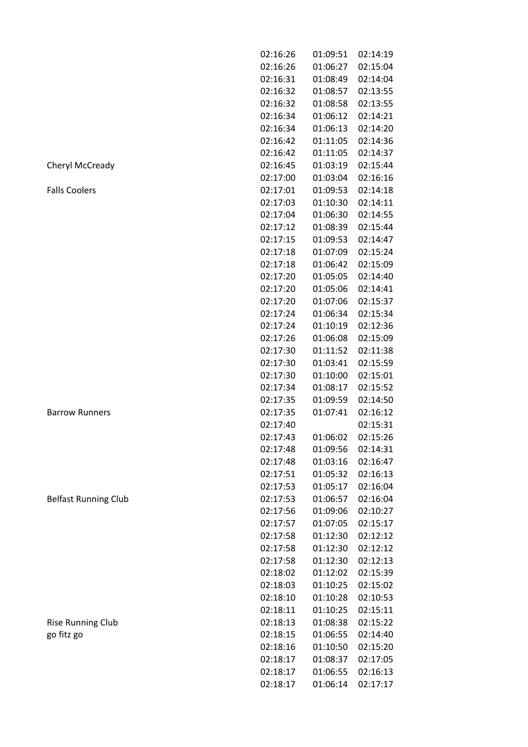| | | | |
|---|---|---|---|
| | 02:16:26 | 01:09:51 | 02:14:19 |
| | 02:16:26 | 01:06:27 | 02:15:04 |
| | 02:16:31 | 01:08:49 | 02:14:04 |
| | 02:16:32 | 01:08:57 | 02:13:55 |
| | 02:16:32 | 01:08:58 | 02:13:55 |
| | 02:16:34 | 01:06:12 | 02:14:21 |
| | 02:16:34 | 01:06:13 | 02:14:20 |
| | 02:16:42 | 01:11:05 | 02:14:36 |
| | 02:16:42 | 01:11:05 | 02:14:37 |
| Cheryl McCready | 02:16:45 | 01:03:19 | 02:15:44 |
| | 02:17:00 | 01:03:04 | 02:16:16 |
| Falls Coolers | 02:17:01 | 01:09:53 | 02:14:18 |
| | 02:17:03 | 01:10:30 | 02:14:11 |
| | 02:17:04 | 01:06:30 | 02:14:55 |
| | 02:17:12 | 01:08:39 | 02:15:44 |
| | 02:17:15 | 01:09:53 | 02:14:47 |
| | 02:17:18 | 01:07:09 | 02:15:24 |
| | 02:17:18 | 01:06:42 | 02:15:09 |
| | 02:17:20 | 01:05:05 | 02:14:40 |
| | 02:17:20 | 01:05:06 | 02:14:41 |
| | 02:17:20 | 01:07:06 | 02:15:37 |
| | 02:17:24 | 01:06:34 | 02:15:34 |
| | 02:17:24 | 01:10:19 | 02:12:36 |
| | 02:17:26 | 01:06:08 | 02:15:09 |
| | 02:17:30 | 01:11:52 | 02:11:38 |
| | 02:17:30 | 01:03:41 | 02:15:59 |
| | 02:17:30 | 01:10:00 | 02:15:01 |
| | 02:17:34 | 01:08:17 | 02:15:52 |
| | 02:17:35 | 01:09:59 | 02:14:50 |
| Barrow Runners | 02:17:35 | 01:07:41 | 02:16:12 |
| | 02:17:40 | | 02:15:31 |
| | 02:17:43 | 01:06:02 | 02:15:26 |
| | 02:17:48 | 01:09:56 | 02:14:31 |
| | 02:17:48 | 01:03:16 | 02:16:47 |
| | 02:17:51 | 01:05:32 | 02:16:13 |
| | 02:17:53 | 01:05:17 | 02:16:04 |
| Belfast Running Club | 02:17:53 | 01:06:57 | 02:16:04 |
| | 02:17:56 | 01:09:06 | 02:10:27 |
| | 02:17:57 | 01:07:05 | 02:15:17 |
| | 02:17:58 | 01:12:30 | 02:12:12 |
| | 02:17:58 | 01:12:30 | 02:12:12 |
| | 02:17:58 | 01:12:30 | 02:12:13 |
| | 02:18:02 | 01:12:02 | 02:15:39 |
| | 02:18:03 | 01:10:25 | 02:15:02 |
| | 02:18:10 | 01:10:28 | 02:10:53 |
| | 02:18:11 | 01:10:25 | 02:15:11 |
| Rise Running Club | 02:18:13 | 01:08:38 | 02:15:22 |
| go fitz go | 02:18:15 | 01:06:55 | 02:14:40 |
| | 02:18:16 | 01:10:50 | 02:15:20 |
| | 02:18:17 | 01:08:37 | 02:17:05 |
| | 02:18:17 | 01:06:55 | 02:16:13 |
| | 02:18:17 | 01:06:14 | 02:17:17 |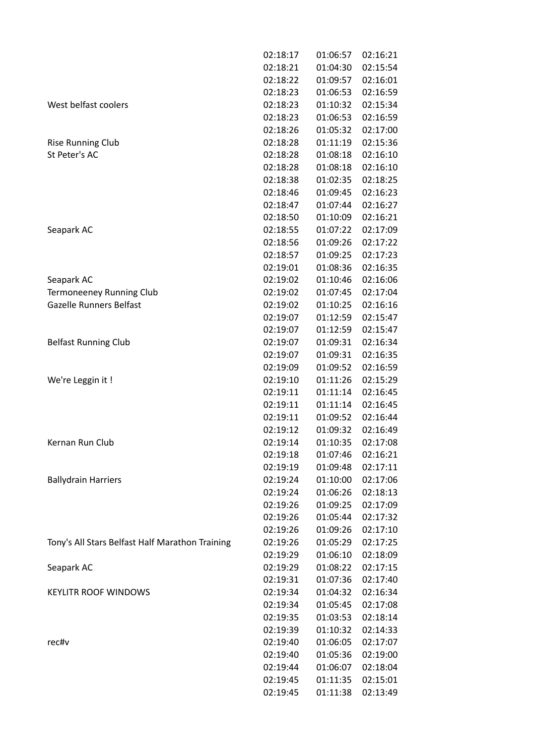| | | | |
|---|---|---|---|
| | 02:18:17 | 01:06:57 | 02:16:21 |
| | 02:18:21 | 01:04:30 | 02:15:54 |
| | 02:18:22 | 01:09:57 | 02:16:01 |
| | 02:18:23 | 01:06:53 | 02:16:59 |
| West belfast coolers | 02:18:23 | 01:10:32 | 02:15:34 |
| | 02:18:23 | 01:06:53 | 02:16:59 |
| | 02:18:26 | 01:05:32 | 02:17:00 |
| Rise Running Club | 02:18:28 | 01:11:19 | 02:15:36 |
| St Peter's AC | 02:18:28 | 01:08:18 | 02:16:10 |
| | 02:18:28 | 01:08:18 | 02:16:10 |
| | 02:18:38 | 01:02:35 | 02:18:25 |
| | 02:18:46 | 01:09:45 | 02:16:23 |
| | 02:18:47 | 01:07:44 | 02:16:27 |
| | 02:18:50 | 01:10:09 | 02:16:21 |
| Seapark AC | 02:18:55 | 01:07:22 | 02:17:09 |
| | 02:18:56 | 01:09:26 | 02:17:22 |
| | 02:18:57 | 01:09:25 | 02:17:23 |
| | 02:19:01 | 01:08:36 | 02:16:35 |
| Seapark AC | 02:19:02 | 01:10:46 | 02:16:06 |
| Termoneeney Running Club | 02:19:02 | 01:07:45 | 02:17:04 |
| Gazelle Runners Belfast | 02:19:02 | 01:10:25 | 02:16:16 |
| | 02:19:07 | 01:12:59 | 02:15:47 |
| | 02:19:07 | 01:12:59 | 02:15:47 |
| Belfast Running Club | 02:19:07 | 01:09:31 | 02:16:34 |
| | 02:19:07 | 01:09:31 | 02:16:35 |
| | 02:19:09 | 01:09:52 | 02:16:59 |
| We're Leggin it ! | 02:19:10 | 01:11:26 | 02:15:29 |
| | 02:19:11 | 01:11:14 | 02:16:45 |
| | 02:19:11 | 01:11:14 | 02:16:45 |
| | 02:19:11 | 01:09:52 | 02:16:44 |
| | 02:19:12 | 01:09:32 | 02:16:49 |
| Kernan Run Club | 02:19:14 | 01:10:35 | 02:17:08 |
| | 02:19:18 | 01:07:46 | 02:16:21 |
| | 02:19:19 | 01:09:48 | 02:17:11 |
| Ballydrain Harriers | 02:19:24 | 01:10:00 | 02:17:06 |
| | 02:19:24 | 01:06:26 | 02:18:13 |
| | 02:19:26 | 01:09:25 | 02:17:09 |
| | 02:19:26 | 01:05:44 | 02:17:32 |
| | 02:19:26 | 01:09:26 | 02:17:10 |
| Tony's All Stars Belfast Half Marathon Training | 02:19:26 | 01:05:29 | 02:17:25 |
| | 02:19:29 | 01:06:10 | 02:18:09 |
| Seapark AC | 02:19:29 | 01:08:22 | 02:17:15 |
| | 02:19:31 | 01:07:36 | 02:17:40 |
| KEYLITR ROOF WINDOWS | 02:19:34 | 01:04:32 | 02:16:34 |
| | 02:19:34 | 01:05:45 | 02:17:08 |
| | 02:19:35 | 01:03:53 | 02:18:14 |
| | 02:19:39 | 01:10:32 | 02:14:33 |
| rec#v | 02:19:40 | 01:06:05 | 02:17:07 |
| | 02:19:40 | 01:05:36 | 02:19:00 |
| | 02:19:44 | 01:06:07 | 02:18:04 |
| | 02:19:45 | 01:11:35 | 02:15:01 |
| | 02:19:45 | 01:11:38 | 02:13:49 |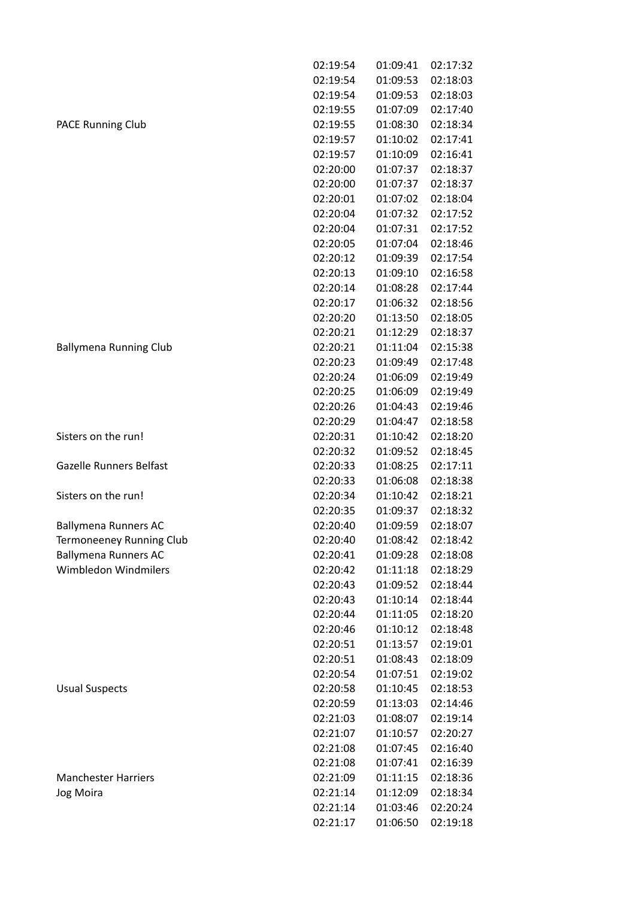| | | | |
|---|---|---|---|
| | 02:19:54 | 01:09:41 | 02:17:32 |
| | 02:19:54 | 01:09:53 | 02:18:03 |
| | 02:19:54 | 01:09:53 | 02:18:03 |
| | 02:19:55 | 01:07:09 | 02:17:40 |
| PACE Running Club | 02:19:55 | 01:08:30 | 02:18:34 |
| | 02:19:57 | 01:10:02 | 02:17:41 |
| | 02:19:57 | 01:10:09 | 02:16:41 |
| | 02:20:00 | 01:07:37 | 02:18:37 |
| | 02:20:00 | 01:07:37 | 02:18:37 |
| | 02:20:01 | 01:07:02 | 02:18:04 |
| | 02:20:04 | 01:07:32 | 02:17:52 |
| | 02:20:04 | 01:07:31 | 02:17:52 |
| | 02:20:05 | 01:07:04 | 02:18:46 |
| | 02:20:12 | 01:09:39 | 02:17:54 |
| | 02:20:13 | 01:09:10 | 02:16:58 |
| | 02:20:14 | 01:08:28 | 02:17:44 |
| | 02:20:17 | 01:06:32 | 02:18:56 |
| | 02:20:20 | 01:13:50 | 02:18:05 |
| | 02:20:21 | 01:12:29 | 02:18:37 |
| Ballymena Running Club | 02:20:21 | 01:11:04 | 02:15:38 |
| | 02:20:23 | 01:09:49 | 02:17:48 |
| | 02:20:24 | 01:06:09 | 02:19:49 |
| | 02:20:25 | 01:06:09 | 02:19:49 |
| | 02:20:26 | 01:04:43 | 02:19:46 |
| | 02:20:29 | 01:04:47 | 02:18:58 |
| Sisters on the run! | 02:20:31 | 01:10:42 | 02:18:20 |
| | 02:20:32 | 01:09:52 | 02:18:45 |
| Gazelle Runners Belfast | 02:20:33 | 01:08:25 | 02:17:11 |
| | 02:20:33 | 01:06:08 | 02:18:38 |
| Sisters on the run! | 02:20:34 | 01:10:42 | 02:18:21 |
| | 02:20:35 | 01:09:37 | 02:18:32 |
| Ballymena Runners AC | 02:20:40 | 01:09:59 | 02:18:07 |
| Termoneeney Running Club | 02:20:40 | 01:08:42 | 02:18:42 |
| Ballymena Runners AC | 02:20:41 | 01:09:28 | 02:18:08 |
| Wimbledon Windmilers | 02:20:42 | 01:11:18 | 02:18:29 |
| | 02:20:43 | 01:09:52 | 02:18:44 |
| | 02:20:43 | 01:10:14 | 02:18:44 |
| | 02:20:44 | 01:11:05 | 02:18:20 |
| | 02:20:46 | 01:10:12 | 02:18:48 |
| | 02:20:51 | 01:13:57 | 02:19:01 |
| | 02:20:51 | 01:08:43 | 02:18:09 |
| | 02:20:54 | 01:07:51 | 02:19:02 |
| Usual Suspects | 02:20:58 | 01:10:45 | 02:18:53 |
| | 02:20:59 | 01:13:03 | 02:14:46 |
| | 02:21:03 | 01:08:07 | 02:19:14 |
| | 02:21:07 | 01:10:57 | 02:20:27 |
| | 02:21:08 | 01:07:45 | 02:16:40 |
| | 02:21:08 | 01:07:41 | 02:16:39 |
| Manchester Harriers | 02:21:09 | 01:11:15 | 02:18:36 |
| Jog Moira | 02:21:14 | 01:12:09 | 02:18:34 |
| | 02:21:14 | 01:03:46 | 02:20:24 |
| | 02:21:17 | 01:06:50 | 02:19:18 |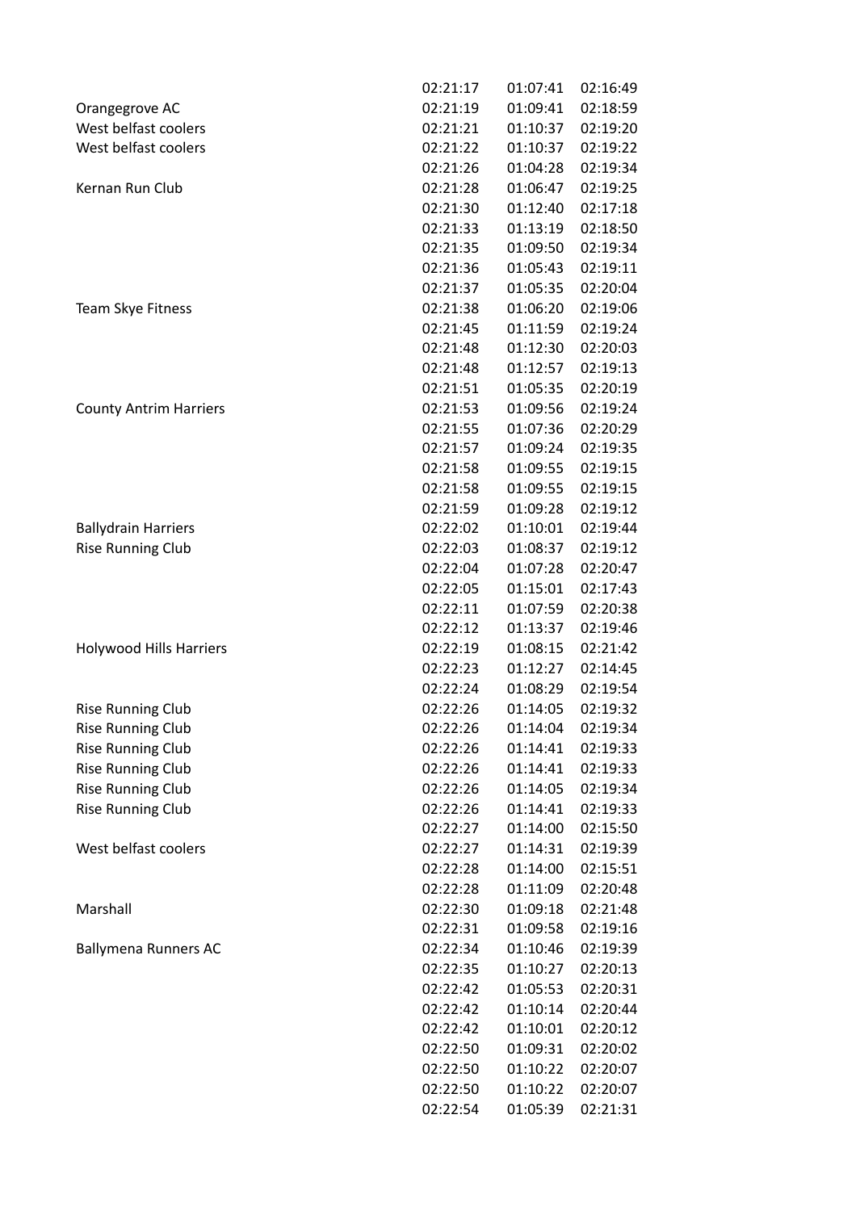| | | | |
|---|---|---|---|
| | 02:21:17 | 01:07:41 | 02:16:49 |
| Orangegrove AC | 02:21:19 | 01:09:41 | 02:18:59 |
| West belfast coolers | 02:21:21 | 01:10:37 | 02:19:20 |
| West belfast coolers | 02:21:22 | 01:10:37 | 02:19:22 |
| | 02:21:26 | 01:04:28 | 02:19:34 |
| Kernan Run Club | 02:21:28 | 01:06:47 | 02:19:25 |
| | 02:21:30 | 01:12:40 | 02:17:18 |
| | 02:21:33 | 01:13:19 | 02:18:50 |
| | 02:21:35 | 01:09:50 | 02:19:34 |
| | 02:21:36 | 01:05:43 | 02:19:11 |
| | 02:21:37 | 01:05:35 | 02:20:04 |
| Team Skye Fitness | 02:21:38 | 01:06:20 | 02:19:06 |
| | 02:21:45 | 01:11:59 | 02:19:24 |
| | 02:21:48 | 01:12:30 | 02:20:03 |
| | 02:21:48 | 01:12:57 | 02:19:13 |
| | 02:21:51 | 01:05:35 | 02:20:19 |
| County Antrim Harriers | 02:21:53 | 01:09:56 | 02:19:24 |
| | 02:21:55 | 01:07:36 | 02:20:29 |
| | 02:21:57 | 01:09:24 | 02:19:35 |
| | 02:21:58 | 01:09:55 | 02:19:15 |
| | 02:21:58 | 01:09:55 | 02:19:15 |
| | 02:21:59 | 01:09:28 | 02:19:12 |
| Ballydrain Harriers | 02:22:02 | 01:10:01 | 02:19:44 |
| Rise Running Club | 02:22:03 | 01:08:37 | 02:19:12 |
| | 02:22:04 | 01:07:28 | 02:20:47 |
| | 02:22:05 | 01:15:01 | 02:17:43 |
| | 02:22:11 | 01:07:59 | 02:20:38 |
| | 02:22:12 | 01:13:37 | 02:19:46 |
| Holywood Hills Harriers | 02:22:19 | 01:08:15 | 02:21:42 |
| | 02:22:23 | 01:12:27 | 02:14:45 |
| | 02:22:24 | 01:08:29 | 02:19:54 |
| Rise Running Club | 02:22:26 | 01:14:05 | 02:19:32 |
| Rise Running Club | 02:22:26 | 01:14:04 | 02:19:34 |
| Rise Running Club | 02:22:26 | 01:14:41 | 02:19:33 |
| Rise Running Club | 02:22:26 | 01:14:41 | 02:19:33 |
| Rise Running Club | 02:22:26 | 01:14:05 | 02:19:34 |
| Rise Running Club | 02:22:26 | 01:14:41 | 02:19:33 |
| | 02:22:27 | 01:14:00 | 02:15:50 |
| West belfast coolers | 02:22:27 | 01:14:31 | 02:19:39 |
| | 02:22:28 | 01:14:00 | 02:15:51 |
| | 02:22:28 | 01:11:09 | 02:20:48 |
| Marshall | 02:22:30 | 01:09:18 | 02:21:48 |
| | 02:22:31 | 01:09:58 | 02:19:16 |
| Ballymena Runners AC | 02:22:34 | 01:10:46 | 02:19:39 |
| | 02:22:35 | 01:10:27 | 02:20:13 |
| | 02:22:42 | 01:05:53 | 02:20:31 |
| | 02:22:42 | 01:10:14 | 02:20:44 |
| | 02:22:42 | 01:10:01 | 02:20:12 |
| | 02:22:50 | 01:09:31 | 02:20:02 |
| | 02:22:50 | 01:10:22 | 02:20:07 |
| | 02:22:50 | 01:10:22 | 02:20:07 |
| | 02:22:54 | 01:05:39 | 02:21:31 |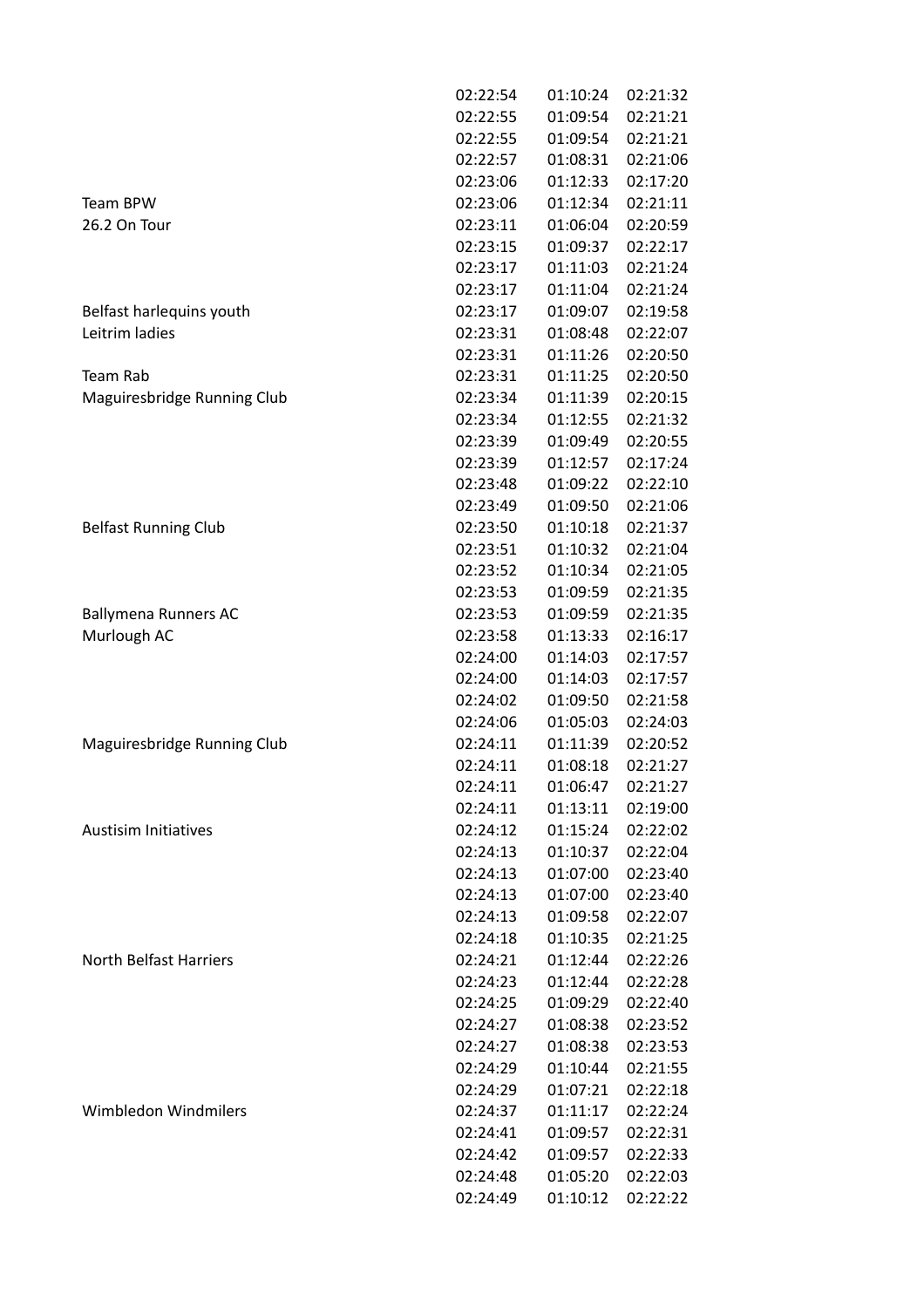| | | | |
|---|---|---|---|
| | 02:22:54 | 01:10:24 | 02:21:32 |
| | 02:22:55 | 01:09:54 | 02:21:21 |
| | 02:22:55 | 01:09:54 | 02:21:21 |
| | 02:22:57 | 01:08:31 | 02:21:06 |
| | 02:23:06 | 01:12:33 | 02:17:20 |
| Team BPW | 02:23:06 | 01:12:34 | 02:21:11 |
| 26.2 On Tour | 02:23:11 | 01:06:04 | 02:20:59 |
| | 02:23:15 | 01:09:37 | 02:22:17 |
| | 02:23:17 | 01:11:03 | 02:21:24 |
| | 02:23:17 | 01:11:04 | 02:21:24 |
| Belfast harlequins youth | 02:23:17 | 01:09:07 | 02:19:58 |
| Leitrim ladies | 02:23:31 | 01:08:48 | 02:22:07 |
| | 02:23:31 | 01:11:26 | 02:20:50 |
| Team Rab | 02:23:31 | 01:11:25 | 02:20:50 |
| Maguiresbridge Running Club | 02:23:34 | 01:11:39 | 02:20:15 |
| | 02:23:34 | 01:12:55 | 02:21:32 |
| | 02:23:39 | 01:09:49 | 02:20:55 |
| | 02:23:39 | 01:12:57 | 02:17:24 |
| | 02:23:48 | 01:09:22 | 02:22:10 |
| | 02:23:49 | 01:09:50 | 02:21:06 |
| Belfast Running Club | 02:23:50 | 01:10:18 | 02:21:37 |
| | 02:23:51 | 01:10:32 | 02:21:04 |
| | 02:23:52 | 01:10:34 | 02:21:05 |
| | 02:23:53 | 01:09:59 | 02:21:35 |
| Ballymena Runners AC | 02:23:53 | 01:09:59 | 02:21:35 |
| Murlough AC | 02:23:58 | 01:13:33 | 02:16:17 |
| | 02:24:00 | 01:14:03 | 02:17:57 |
| | 02:24:00 | 01:14:03 | 02:17:57 |
| | 02:24:02 | 01:09:50 | 02:21:58 |
| | 02:24:06 | 01:05:03 | 02:24:03 |
| Maguiresbridge Running Club | 02:24:11 | 01:11:39 | 02:20:52 |
| | 02:24:11 | 01:08:18 | 02:21:27 |
| | 02:24:11 | 01:06:47 | 02:21:27 |
| | 02:24:11 | 01:13:11 | 02:19:00 |
| Austisim Initiatives | 02:24:12 | 01:15:24 | 02:22:02 |
| | 02:24:13 | 01:10:37 | 02:22:04 |
| | 02:24:13 | 01:07:00 | 02:23:40 |
| | 02:24:13 | 01:07:00 | 02:23:40 |
| | 02:24:13 | 01:09:58 | 02:22:07 |
| | 02:24:18 | 01:10:35 | 02:21:25 |
| North Belfast Harriers | 02:24:21 | 01:12:44 | 02:22:26 |
| | 02:24:23 | 01:12:44 | 02:22:28 |
| | 02:24:25 | 01:09:29 | 02:22:40 |
| | 02:24:27 | 01:08:38 | 02:23:52 |
| | 02:24:27 | 01:08:38 | 02:23:53 |
| | 02:24:29 | 01:10:44 | 02:21:55 |
| | 02:24:29 | 01:07:21 | 02:22:18 |
| Wimbledon Windmilers | 02:24:37 | 01:11:17 | 02:22:24 |
| | 02:24:41 | 01:09:57 | 02:22:31 |
| | 02:24:42 | 01:09:57 | 02:22:33 |
| | 02:24:48 | 01:05:20 | 02:22:03 |
| | 02:24:49 | 01:10:12 | 02:22:22 |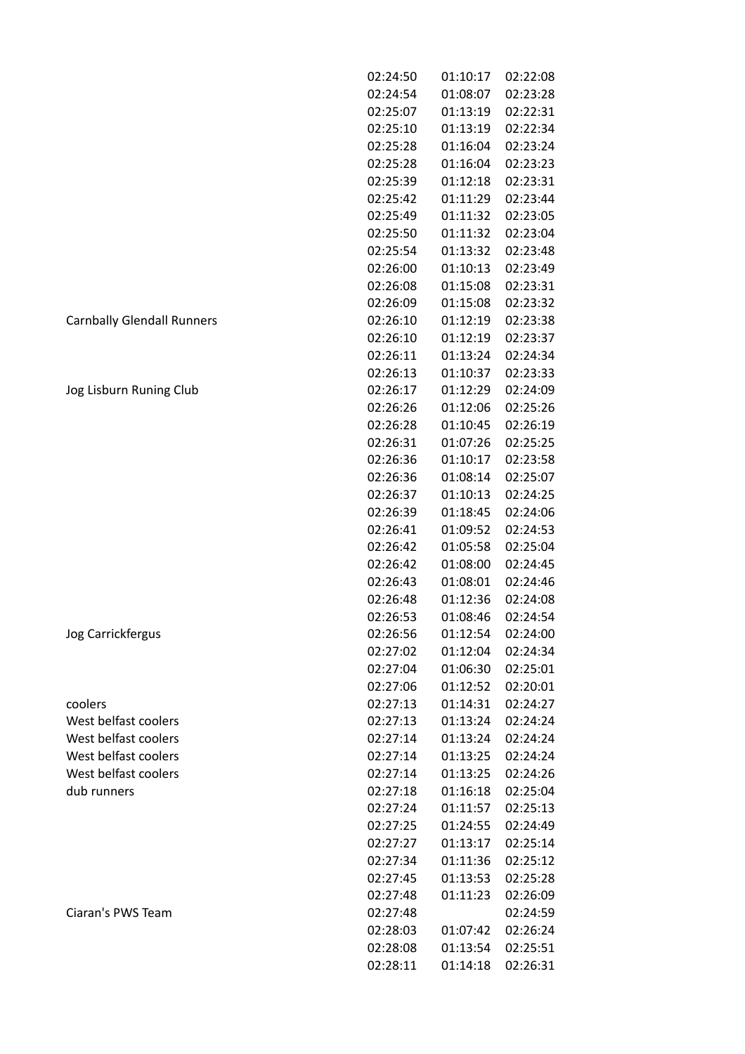| | | | |
|---|---|---|---|
| | 02:24:50 | 01:10:17 | 02:22:08 |
| | 02:24:54 | 01:08:07 | 02:23:28 |
| | 02:25:07 | 01:13:19 | 02:22:31 |
| | 02:25:10 | 01:13:19 | 02:22:34 |
| | 02:25:28 | 01:16:04 | 02:23:24 |
| | 02:25:28 | 01:16:04 | 02:23:23 |
| | 02:25:39 | 01:12:18 | 02:23:31 |
| | 02:25:42 | 01:11:29 | 02:23:44 |
| | 02:25:49 | 01:11:32 | 02:23:05 |
| | 02:25:50 | 01:11:32 | 02:23:04 |
| | 02:25:54 | 01:13:32 | 02:23:48 |
| | 02:26:00 | 01:10:13 | 02:23:49 |
| | 02:26:08 | 01:15:08 | 02:23:31 |
| | 02:26:09 | 01:15:08 | 02:23:32 |
| Carnbally Glendall Runners | 02:26:10 | 01:12:19 | 02:23:38 |
| | 02:26:10 | 01:12:19 | 02:23:37 |
| | 02:26:11 | 01:13:24 | 02:24:34 |
| | 02:26:13 | 01:10:37 | 02:23:33 |
| Jog Lisburn Runing Club | 02:26:17 | 01:12:29 | 02:24:09 |
| | 02:26:26 | 01:12:06 | 02:25:26 |
| | 02:26:28 | 01:10:45 | 02:26:19 |
| | 02:26:31 | 01:07:26 | 02:25:25 |
| | 02:26:36 | 01:10:17 | 02:23:58 |
| | 02:26:36 | 01:08:14 | 02:25:07 |
| | 02:26:37 | 01:10:13 | 02:24:25 |
| | 02:26:39 | 01:18:45 | 02:24:06 |
| | 02:26:41 | 01:09:52 | 02:24:53 |
| | 02:26:42 | 01:05:58 | 02:25:04 |
| | 02:26:42 | 01:08:00 | 02:24:45 |
| | 02:26:43 | 01:08:01 | 02:24:46 |
| | 02:26:48 | 01:12:36 | 02:24:08 |
| | 02:26:53 | 01:08:46 | 02:24:54 |
| Jog Carrickfergus | 02:26:56 | 01:12:54 | 02:24:00 |
| | 02:27:02 | 01:12:04 | 02:24:34 |
| | 02:27:04 | 01:06:30 | 02:25:01 |
| | 02:27:06 | 01:12:52 | 02:20:01 |
| coolers | 02:27:13 | 01:14:31 | 02:24:27 |
| West belfast coolers | 02:27:13 | 01:13:24 | 02:24:24 |
| West belfast coolers | 02:27:14 | 01:13:24 | 02:24:24 |
| West belfast coolers | 02:27:14 | 01:13:25 | 02:24:24 |
| West belfast coolers | 02:27:14 | 01:13:25 | 02:24:26 |
| dub runners | 02:27:18 | 01:16:18 | 02:25:04 |
| | 02:27:24 | 01:11:57 | 02:25:13 |
| | 02:27:25 | 01:24:55 | 02:24:49 |
| | 02:27:27 | 01:13:17 | 02:25:14 |
| | 02:27:34 | 01:11:36 | 02:25:12 |
| | 02:27:45 | 01:13:53 | 02:25:28 |
| | 02:27:48 | 01:11:23 | 02:26:09 |
| Ciaran's PWS Team | 02:27:48 | | 02:24:59 |
| | 02:28:03 | 01:07:42 | 02:26:24 |
| | 02:28:08 | 01:13:54 | 02:25:51 |
| | 02:28:11 | 01:14:18 | 02:26:31 |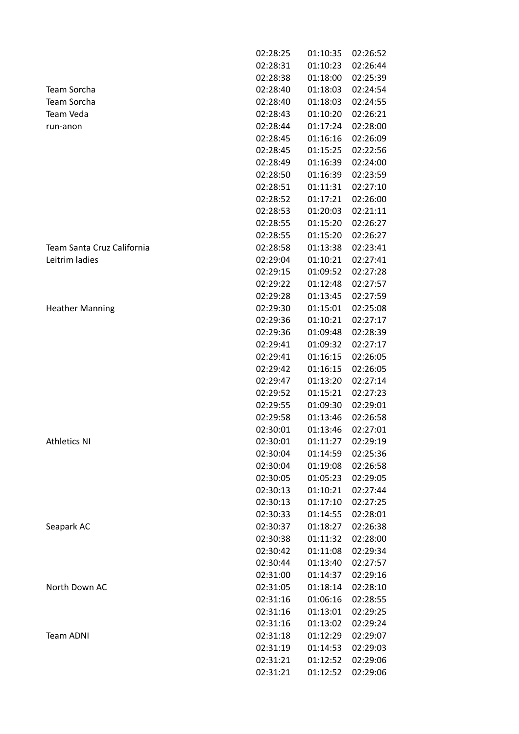| | | | |
|---|---|---|---|
| | 02:28:25 | 01:10:35 | 02:26:52 |
| | 02:28:31 | 01:10:23 | 02:26:44 |
| | 02:28:38 | 01:18:00 | 02:25:39 |
| Team Sorcha | 02:28:40 | 01:18:03 | 02:24:54 |
| Team Sorcha | 02:28:40 | 01:18:03 | 02:24:55 |
| Team Veda | 02:28:43 | 01:10:20 | 02:26:21 |
| run-anon | 02:28:44 | 01:17:24 | 02:28:00 |
| | 02:28:45 | 01:16:16 | 02:26:09 |
| | 02:28:45 | 01:15:25 | 02:22:56 |
| | 02:28:49 | 01:16:39 | 02:24:00 |
| | 02:28:50 | 01:16:39 | 02:23:59 |
| | 02:28:51 | 01:11:31 | 02:27:10 |
| | 02:28:52 | 01:17:21 | 02:26:00 |
| | 02:28:53 | 01:20:03 | 02:21:11 |
| | 02:28:55 | 01:15:20 | 02:26:27 |
| | 02:28:55 | 01:15:20 | 02:26:27 |
| Team Santa Cruz California | 02:28:58 | 01:13:38 | 02:23:41 |
| Leitrim ladies | 02:29:04 | 01:10:21 | 02:27:41 |
| | 02:29:15 | 01:09:52 | 02:27:28 |
| | 02:29:22 | 01:12:48 | 02:27:57 |
| | 02:29:28 | 01:13:45 | 02:27:59 |
| Heather Manning | 02:29:30 | 01:15:01 | 02:25:08 |
| | 02:29:36 | 01:10:21 | 02:27:17 |
| | 02:29:36 | 01:09:48 | 02:28:39 |
| | 02:29:41 | 01:09:32 | 02:27:17 |
| | 02:29:41 | 01:16:15 | 02:26:05 |
| | 02:29:42 | 01:16:15 | 02:26:05 |
| | 02:29:47 | 01:13:20 | 02:27:14 |
| | 02:29:52 | 01:15:21 | 02:27:23 |
| | 02:29:55 | 01:09:30 | 02:29:01 |
| | 02:29:58 | 01:13:46 | 02:26:58 |
| | 02:30:01 | 01:13:46 | 02:27:01 |
| Athletics NI | 02:30:01 | 01:11:27 | 02:29:19 |
| | 02:30:04 | 01:14:59 | 02:25:36 |
| | 02:30:04 | 01:19:08 | 02:26:58 |
| | 02:30:05 | 01:05:23 | 02:29:05 |
| | 02:30:13 | 01:10:21 | 02:27:44 |
| | 02:30:13 | 01:17:10 | 02:27:25 |
| | 02:30:33 | 01:14:55 | 02:28:01 |
| Seapark AC | 02:30:37 | 01:18:27 | 02:26:38 |
| | 02:30:38 | 01:11:32 | 02:28:00 |
| | 02:30:42 | 01:11:08 | 02:29:34 |
| | 02:30:44 | 01:13:40 | 02:27:57 |
| | 02:31:00 | 01:14:37 | 02:29:16 |
| North Down AC | 02:31:05 | 01:18:14 | 02:28:10 |
| | 02:31:16 | 01:06:16 | 02:28:55 |
| | 02:31:16 | 01:13:01 | 02:29:25 |
| | 02:31:16 | 01:13:02 | 02:29:24 |
| Team ADNI | 02:31:18 | 01:12:29 | 02:29:07 |
| | 02:31:19 | 01:14:53 | 02:29:03 |
| | 02:31:21 | 01:12:52 | 02:29:06 |
| | 02:31:21 | 01:12:52 | 02:29:06 |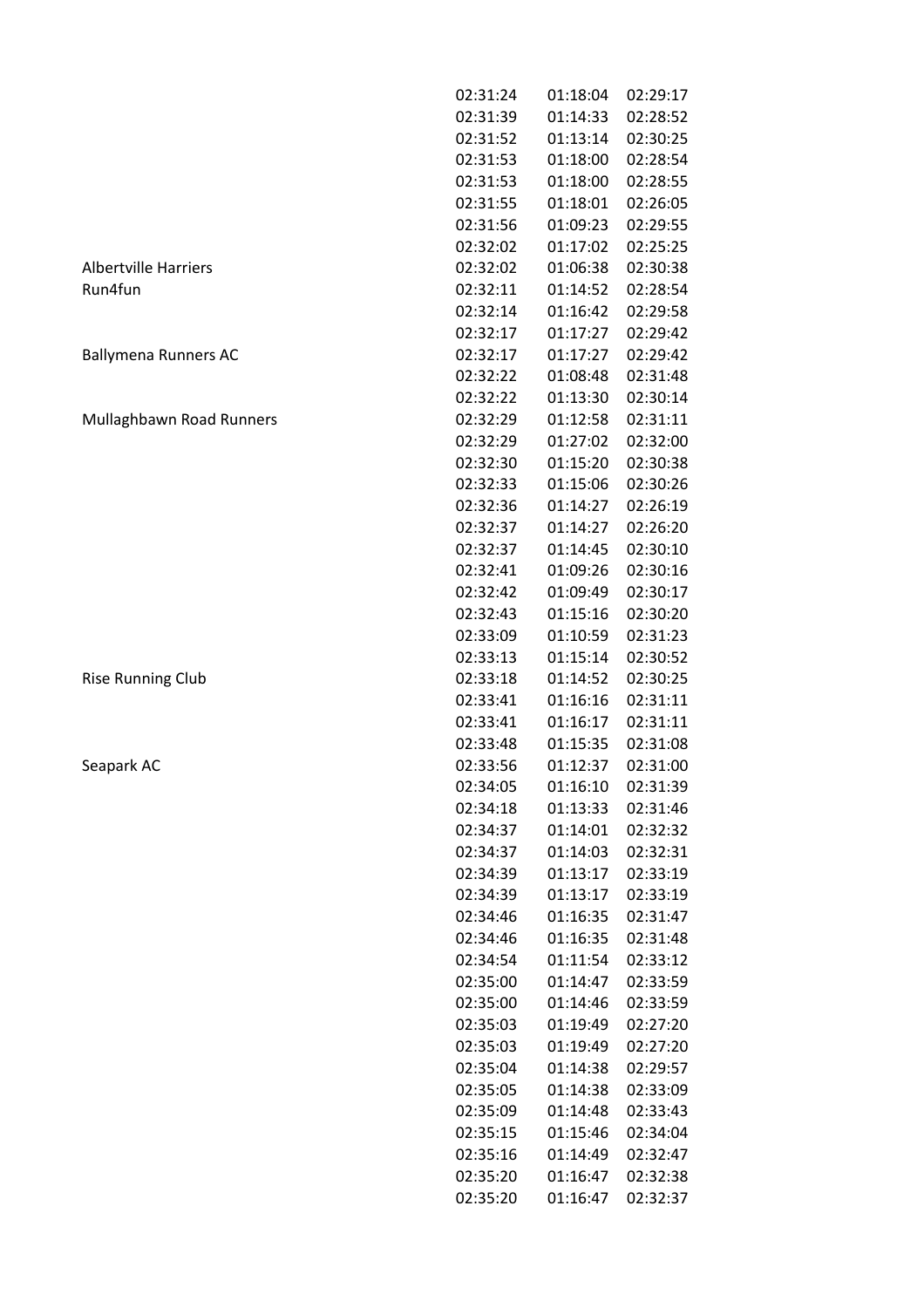| | | | |
|---|---|---|---|
| | 02:31:24 | 01:18:04 | 02:29:17 |
| | 02:31:39 | 01:14:33 | 02:28:52 |
| | 02:31:52 | 01:13:14 | 02:30:25 |
| | 02:31:53 | 01:18:00 | 02:28:54 |
| | 02:31:53 | 01:18:00 | 02:28:55 |
| | 02:31:55 | 01:18:01 | 02:26:05 |
| | 02:31:56 | 01:09:23 | 02:29:55 |
| | 02:32:02 | 01:17:02 | 02:25:25 |
| Albertville Harriers | 02:32:02 | 01:06:38 | 02:30:38 |
| Run4fun | 02:32:11 | 01:14:52 | 02:28:54 |
| | 02:32:14 | 01:16:42 | 02:29:58 |
| | 02:32:17 | 01:17:27 | 02:29:42 |
| Ballymena Runners AC | 02:32:17 | 01:17:27 | 02:29:42 |
| | 02:32:22 | 01:08:48 | 02:31:48 |
| | 02:32:22 | 01:13:30 | 02:30:14 |
| Mullaghbawn Road Runners | 02:32:29 | 01:12:58 | 02:31:11 |
| | 02:32:29 | 01:27:02 | 02:32:00 |
| | 02:32:30 | 01:15:20 | 02:30:38 |
| | 02:32:33 | 01:15:06 | 02:30:26 |
| | 02:32:36 | 01:14:27 | 02:26:19 |
| | 02:32:37 | 01:14:27 | 02:26:20 |
| | 02:32:37 | 01:14:45 | 02:30:10 |
| | 02:32:41 | 01:09:26 | 02:30:16 |
| | 02:32:42 | 01:09:49 | 02:30:17 |
| | 02:32:43 | 01:15:16 | 02:30:20 |
| | 02:33:09 | 01:10:59 | 02:31:23 |
| | 02:33:13 | 01:15:14 | 02:30:52 |
| Rise Running Club | 02:33:18 | 01:14:52 | 02:30:25 |
| | 02:33:41 | 01:16:16 | 02:31:11 |
| | 02:33:41 | 01:16:17 | 02:31:11 |
| | 02:33:48 | 01:15:35 | 02:31:08 |
| Seapark AC | 02:33:56 | 01:12:37 | 02:31:00 |
| | 02:34:05 | 01:16:10 | 02:31:39 |
| | 02:34:18 | 01:13:33 | 02:31:46 |
| | 02:34:37 | 01:14:01 | 02:32:32 |
| | 02:34:37 | 01:14:03 | 02:32:31 |
| | 02:34:39 | 01:13:17 | 02:33:19 |
| | 02:34:39 | 01:13:17 | 02:33:19 |
| | 02:34:46 | 01:16:35 | 02:31:47 |
| | 02:34:46 | 01:16:35 | 02:31:48 |
| | 02:34:54 | 01:11:54 | 02:33:12 |
| | 02:35:00 | 01:14:47 | 02:33:59 |
| | 02:35:00 | 01:14:46 | 02:33:59 |
| | 02:35:03 | 01:19:49 | 02:27:20 |
| | 02:35:03 | 01:19:49 | 02:27:20 |
| | 02:35:04 | 01:14:38 | 02:29:57 |
| | 02:35:05 | 01:14:38 | 02:33:09 |
| | 02:35:09 | 01:14:48 | 02:33:43 |
| | 02:35:15 | 01:15:46 | 02:34:04 |
| | 02:35:16 | 01:14:49 | 02:32:47 |
| | 02:35:20 | 01:16:47 | 02:32:38 |
| | 02:35:20 | 01:16:47 | 02:32:37 |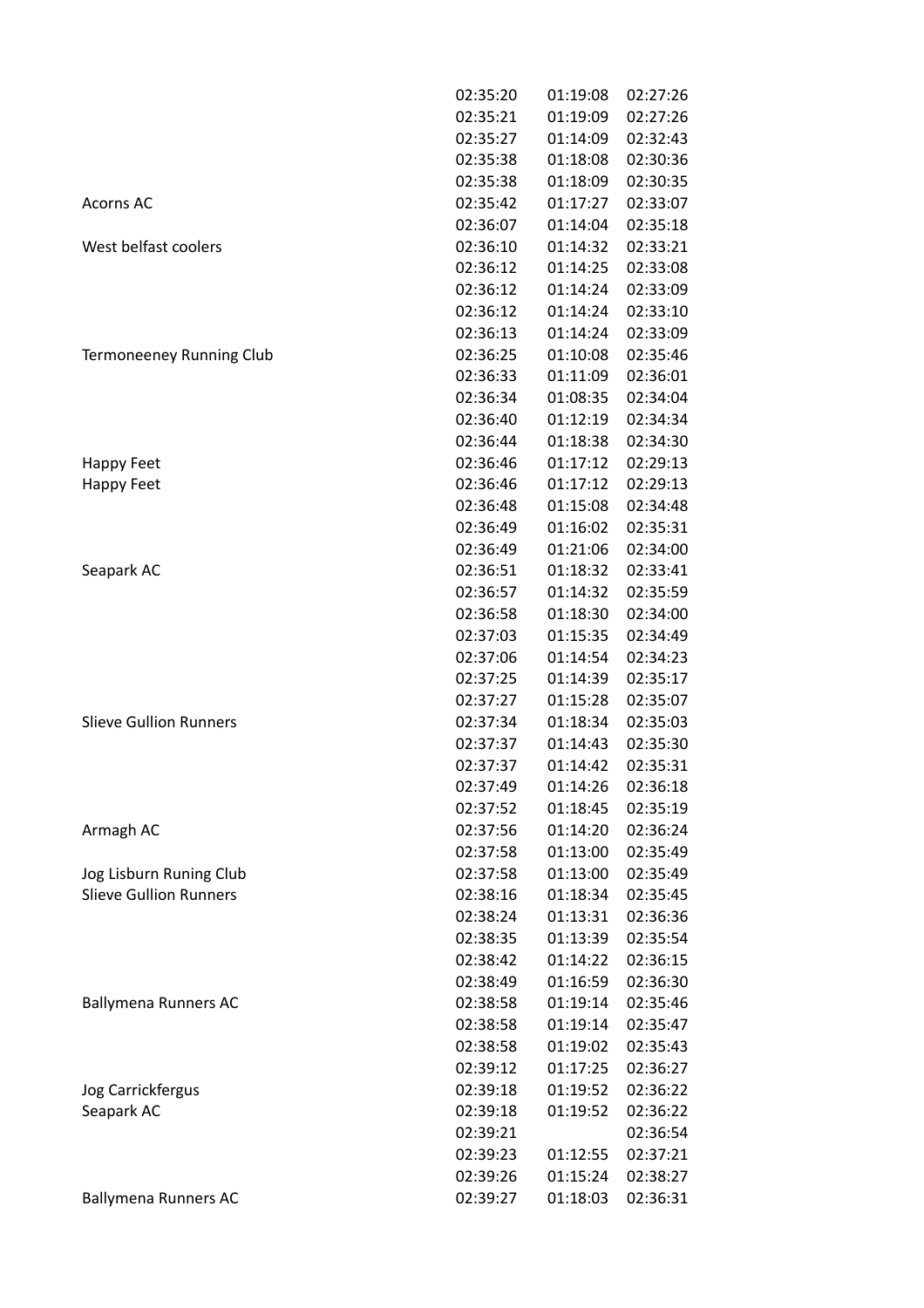| | | | |
|---|---|---|---|
| | 02:35:20 | 01:19:08 | 02:27:26 |
| | 02:35:21 | 01:19:09 | 02:27:26 |
| | 02:35:27 | 01:14:09 | 02:32:43 |
| | 02:35:38 | 01:18:08 | 02:30:36 |
| | 02:35:38 | 01:18:09 | 02:30:35 |
| Acorns AC | 02:35:42 | 01:17:27 | 02:33:07 |
| | 02:36:07 | 01:14:04 | 02:35:18 |
| West belfast coolers | 02:36:10 | 01:14:32 | 02:33:21 |
| | 02:36:12 | 01:14:25 | 02:33:08 |
| | 02:36:12 | 01:14:24 | 02:33:09 |
| | 02:36:12 | 01:14:24 | 02:33:10 |
| | 02:36:13 | 01:14:24 | 02:33:09 |
| Termoneeney Running Club | 02:36:25 | 01:10:08 | 02:35:46 |
| | 02:36:33 | 01:11:09 | 02:36:01 |
| | 02:36:34 | 01:08:35 | 02:34:04 |
| | 02:36:40 | 01:12:19 | 02:34:34 |
| | 02:36:44 | 01:18:38 | 02:34:30 |
| Happy Feet | 02:36:46 | 01:17:12 | 02:29:13 |
| Happy Feet | 02:36:46 | 01:17:12 | 02:29:13 |
| | 02:36:48 | 01:15:08 | 02:34:48 |
| | 02:36:49 | 01:16:02 | 02:35:31 |
| | 02:36:49 | 01:21:06 | 02:34:00 |
| Seapark AC | 02:36:51 | 01:18:32 | 02:33:41 |
| | 02:36:57 | 01:14:32 | 02:35:59 |
| | 02:36:58 | 01:18:30 | 02:34:00 |
| | 02:37:03 | 01:15:35 | 02:34:49 |
| | 02:37:06 | 01:14:54 | 02:34:23 |
| | 02:37:25 | 01:14:39 | 02:35:17 |
| | 02:37:27 | 01:15:28 | 02:35:07 |
| Slieve Gullion Runners | 02:37:34 | 01:18:34 | 02:35:03 |
| | 02:37:37 | 01:14:43 | 02:35:30 |
| | 02:37:37 | 01:14:42 | 02:35:31 |
| | 02:37:49 | 01:14:26 | 02:36:18 |
| | 02:37:52 | 01:18:45 | 02:35:19 |
| Armagh AC | 02:37:56 | 01:14:20 | 02:36:24 |
| | 02:37:58 | 01:13:00 | 02:35:49 |
| Jog Lisburn Runing Club | 02:37:58 | 01:13:00 | 02:35:49 |
| Slieve Gullion Runners | 02:38:16 | 01:18:34 | 02:35:45 |
| | 02:38:24 | 01:13:31 | 02:36:36 |
| | 02:38:35 | 01:13:39 | 02:35:54 |
| | 02:38:42 | 01:14:22 | 02:36:15 |
| | 02:38:49 | 01:16:59 | 02:36:30 |
| Ballymena Runners AC | 02:38:58 | 01:19:14 | 02:35:46 |
| | 02:38:58 | 01:19:14 | 02:35:47 |
| | 02:38:58 | 01:19:02 | 02:35:43 |
| | 02:39:12 | 01:17:25 | 02:36:27 |
| Jog Carrickfergus | 02:39:18 | 01:19:52 | 02:36:22 |
| Seapark AC | 02:39:18 | 01:19:52 | 02:36:22 |
| | 02:39:21 | | 02:36:54 |
| | 02:39:23 | 01:12:55 | 02:37:21 |
| | 02:39:26 | 01:15:24 | 02:38:27 |
| Ballymena Runners AC | 02:39:27 | 01:18:03 | 02:36:31 |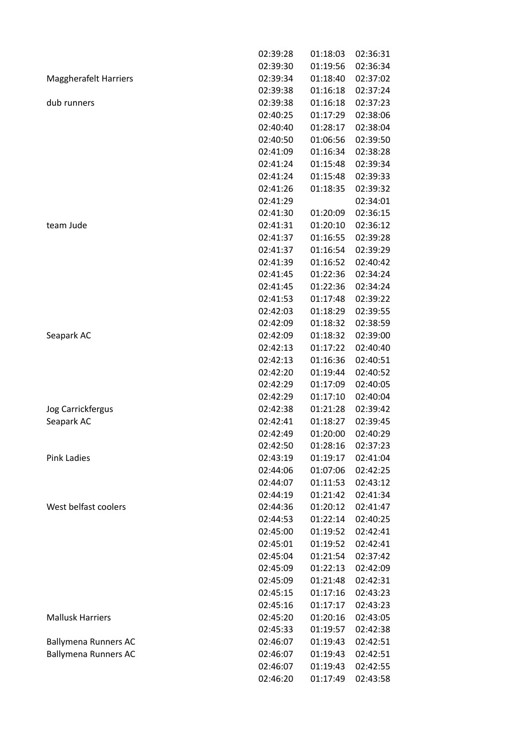| | | | |
|---|---|---|---|
| | 02:39:28 | 01:18:03 | 02:36:31 |
| | 02:39:30 | 01:19:56 | 02:36:34 |
| Maggherafelt Harriers | 02:39:34 | 01:18:40 | 02:37:02 |
| | 02:39:38 | 01:16:18 | 02:37:24 |
| dub runners | 02:39:38 | 01:16:18 | 02:37:23 |
| | 02:40:25 | 01:17:29 | 02:38:06 |
| | 02:40:40 | 01:28:17 | 02:38:04 |
| | 02:40:50 | 01:06:56 | 02:39:50 |
| | 02:41:09 | 01:16:34 | 02:38:28 |
| | 02:41:24 | 01:15:48 | 02:39:34 |
| | 02:41:24 | 01:15:48 | 02:39:33 |
| | 02:41:26 | 01:18:35 | 02:39:32 |
| | 02:41:29 | | 02:34:01 |
| | 02:41:30 | 01:20:09 | 02:36:15 |
| team Jude | 02:41:31 | 01:20:10 | 02:36:12 |
| | 02:41:37 | 01:16:55 | 02:39:28 |
| | 02:41:37 | 01:16:54 | 02:39:29 |
| | 02:41:39 | 01:16:52 | 02:40:42 |
| | 02:41:45 | 01:22:36 | 02:34:24 |
| | 02:41:45 | 01:22:36 | 02:34:24 |
| | 02:41:53 | 01:17:48 | 02:39:22 |
| | 02:42:03 | 01:18:29 | 02:39:55 |
| | 02:42:09 | 01:18:32 | 02:38:59 |
| Seapark AC | 02:42:09 | 01:18:32 | 02:39:00 |
| | 02:42:13 | 01:17:22 | 02:40:40 |
| | 02:42:13 | 01:16:36 | 02:40:51 |
| | 02:42:20 | 01:19:44 | 02:40:52 |
| | 02:42:29 | 01:17:09 | 02:40:05 |
| | 02:42:29 | 01:17:10 | 02:40:04 |
| Jog Carrickfergus | 02:42:38 | 01:21:28 | 02:39:42 |
| Seapark AC | 02:42:41 | 01:18:27 | 02:39:45 |
| | 02:42:49 | 01:20:00 | 02:40:29 |
| | 02:42:50 | 01:28:16 | 02:37:23 |
| Pink Ladies | 02:43:19 | 01:19:17 | 02:41:04 |
| | 02:44:06 | 01:07:06 | 02:42:25 |
| | 02:44:07 | 01:11:53 | 02:43:12 |
| | 02:44:19 | 01:21:42 | 02:41:34 |
| West belfast coolers | 02:44:36 | 01:20:12 | 02:41:47 |
| | 02:44:53 | 01:22:14 | 02:40:25 |
| | 02:45:00 | 01:19:52 | 02:42:41 |
| | 02:45:01 | 01:19:52 | 02:42:41 |
| | 02:45:04 | 01:21:54 | 02:37:42 |
| | 02:45:09 | 01:22:13 | 02:42:09 |
| | 02:45:09 | 01:21:48 | 02:42:31 |
| | 02:45:15 | 01:17:16 | 02:43:23 |
| | 02:45:16 | 01:17:17 | 02:43:23 |
| Mallusk Harriers | 02:45:20 | 01:20:16 | 02:43:05 |
| | 02:45:33 | 01:19:57 | 02:42:38 |
| Ballymena Runners AC | 02:46:07 | 01:19:43 | 02:42:51 |
| Ballymena Runners AC | 02:46:07 | 01:19:43 | 02:42:51 |
| | 02:46:07 | 01:19:43 | 02:42:55 |
| | 02:46:20 | 01:17:49 | 02:43:58 |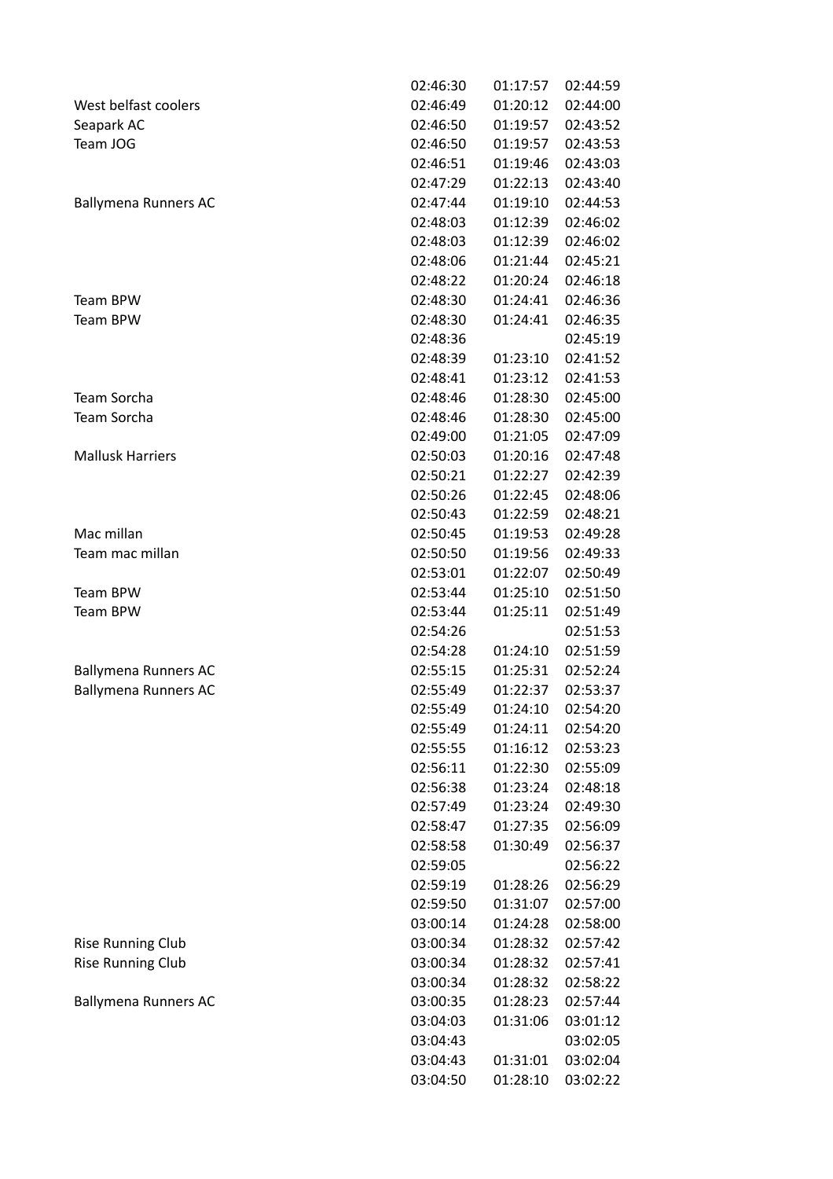| | | | |
|---|---|---|---|
| | 02:46:30 | 01:17:57 | 02:44:59 |
| West belfast coolers | 02:46:49 | 01:20:12 | 02:44:00 |
| Seapark AC | 02:46:50 | 01:19:57 | 02:43:52 |
| Team JOG | 02:46:50 | 01:19:57 | 02:43:53 |
| | 02:46:51 | 01:19:46 | 02:43:03 |
| | 02:47:29 | 01:22:13 | 02:43:40 |
| Ballymena Runners AC | 02:47:44 | 01:19:10 | 02:44:53 |
| | 02:48:03 | 01:12:39 | 02:46:02 |
| | 02:48:03 | 01:12:39 | 02:46:02 |
| | 02:48:06 | 01:21:44 | 02:45:21 |
| | 02:48:22 | 01:20:24 | 02:46:18 |
| Team BPW | 02:48:30 | 01:24:41 | 02:46:36 |
| Team BPW | 02:48:30 | 01:24:41 | 02:46:35 |
| | 02:48:36 | | 02:45:19 |
| | 02:48:39 | 01:23:10 | 02:41:52 |
| | 02:48:41 | 01:23:12 | 02:41:53 |
| Team Sorcha | 02:48:46 | 01:28:30 | 02:45:00 |
| Team Sorcha | 02:48:46 | 01:28:30 | 02:45:00 |
| | 02:49:00 | 01:21:05 | 02:47:09 |
| Mallusk Harriers | 02:50:03 | 01:20:16 | 02:47:48 |
| | 02:50:21 | 01:22:27 | 02:42:39 |
| | 02:50:26 | 01:22:45 | 02:48:06 |
| | 02:50:43 | 01:22:59 | 02:48:21 |
| Mac millan | 02:50:45 | 01:19:53 | 02:49:28 |
| Team mac millan | 02:50:50 | 01:19:56 | 02:49:33 |
| | 02:53:01 | 01:22:07 | 02:50:49 |
| Team BPW | 02:53:44 | 01:25:10 | 02:51:50 |
| Team BPW | 02:53:44 | 01:25:11 | 02:51:49 |
| | 02:54:26 | | 02:51:53 |
| | 02:54:28 | 01:24:10 | 02:51:59 |
| Ballymena Runners AC | 02:55:15 | 01:25:31 | 02:52:24 |
| Ballymena Runners AC | 02:55:49 | 01:22:37 | 02:53:37 |
| | 02:55:49 | 01:24:10 | 02:54:20 |
| | 02:55:49 | 01:24:11 | 02:54:20 |
| | 02:55:55 | 01:16:12 | 02:53:23 |
| | 02:56:11 | 01:22:30 | 02:55:09 |
| | 02:56:38 | 01:23:24 | 02:48:18 |
| | 02:57:49 | 01:23:24 | 02:49:30 |
| | 02:58:47 | 01:27:35 | 02:56:09 |
| | 02:58:58 | 01:30:49 | 02:56:37 |
| | 02:59:05 | | 02:56:22 |
| | 02:59:19 | 01:28:26 | 02:56:29 |
| | 02:59:50 | 01:31:07 | 02:57:00 |
| | 03:00:14 | 01:24:28 | 02:58:00 |
| Rise Running Club | 03:00:34 | 01:28:32 | 02:57:42 |
| Rise Running Club | 03:00:34 | 01:28:32 | 02:57:41 |
| | 03:00:34 | 01:28:32 | 02:58:22 |
| Ballymena Runners AC | 03:00:35 | 01:28:23 | 02:57:44 |
| | 03:04:03 | 01:31:06 | 03:01:12 |
| | 03:04:43 | | 03:02:05 |
| | 03:04:43 | 01:31:01 | 03:02:04 |
| | 03:04:50 | 01:28:10 | 03:02:22 |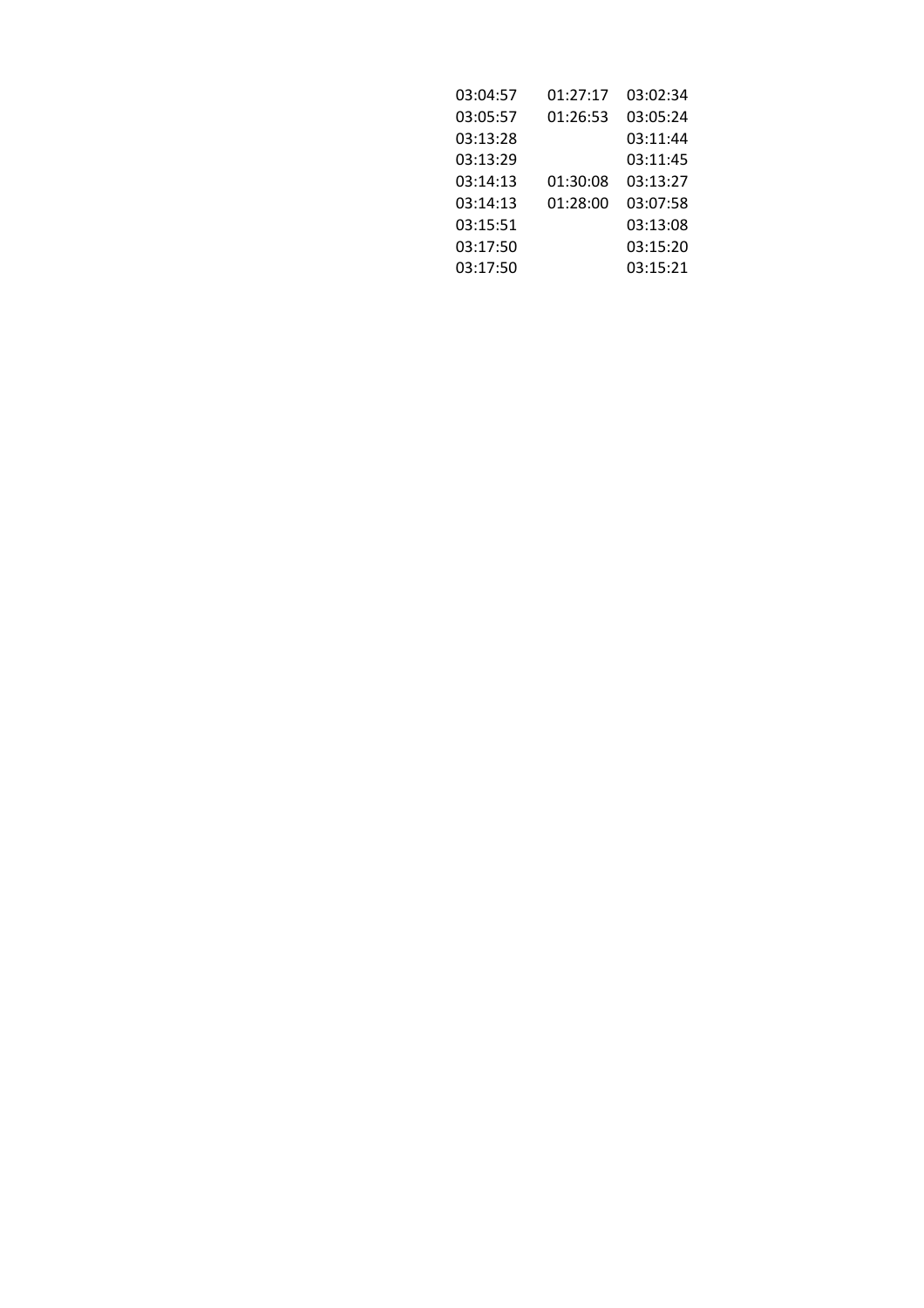| | | |
|---|---|---|
| 03:04:57 | 01:27:17 | 03:02:34 |
| 03:05:57 | 01:26:53 | 03:05:24 |
| 03:13:28 | | 03:11:44 |
| 03:13:29 | | 03:11:45 |
| 03:14:13 | 01:30:08 | 03:13:27 |
| 03:14:13 | 01:28:00 | 03:07:58 |
| 03:15:51 | | 03:13:08 |
| 03:17:50 | | 03:15:20 |
| 03:17:50 | | 03:15:21 |